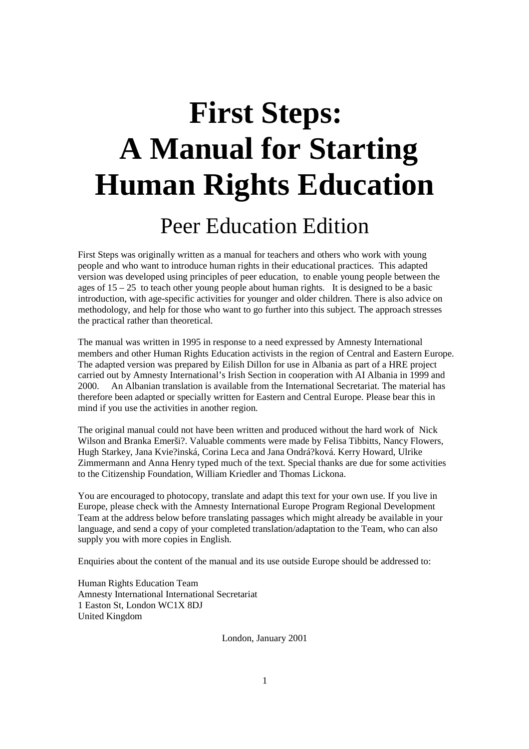# First Steps: A Manual for Starting Human Rights Education

## Peer Education Edition

First Steps was originally written as a manual for teachers and others who work with young people and who want to introduce human rights in their educational practices. This adapted version was developed using principles of peer education, to enable young people between the ages of 15 – 25 to teach other young people about human rights. It is designed to be a basic introduction, with age-specific activities for younger and older children. There is also advice on methodology, and help for those who want to go further into this subject. The approach stresses the practical rather than theoretical.

The manual was written in 1995 in response to a need expressed by Amnesty International members and other Human Rights Education activists in the region of Central and Eastern Europe. The adapted version was prepared by Eilish Dillon for use in Albania as part of a HRE project carried out by Amnesty International's Irish Section in cooperation with AI Albania in 1999 and 2000. An Albanian translation is available from the International Secretariat. The material has therefore been adapted or specially written for Eastern and Central Europe. Please bear this in mind if you use the activities in another region.

The original manual could not have been written and produced without the hard work of Nick Wilson and Branka Emerši?. Valuable comments were made by Felisa Tibbitts, Nancy Flowers, Hugh Starkey, Jana Kvie?inská, Corina Leca and Jana Ondrá?ková. Kerry Howard, Ulrike Zimmermann and Anna Henry typed much of the text. Special thanks are due for some activities to the Citizenship Foundation, William Kriedler and Thomas Lickona.

You are encouraged to photocopy, translate and adapt this text for your own use. If you live in Europe, please check with the Amnesty International Europe Program Regional Development Team at the address below before translating passages which might already be available in your language, and send a copy of your completed translation/adaptation to the Team, who can also supply you with more copies in English.

Enquiries about the content of the manual and its use outside Europe should be addressed to:

Human Rights Education Team
Amnesty International International Secretariat
1 Easton St, London WC1X 8DJ
United Kingdom

London, January 2001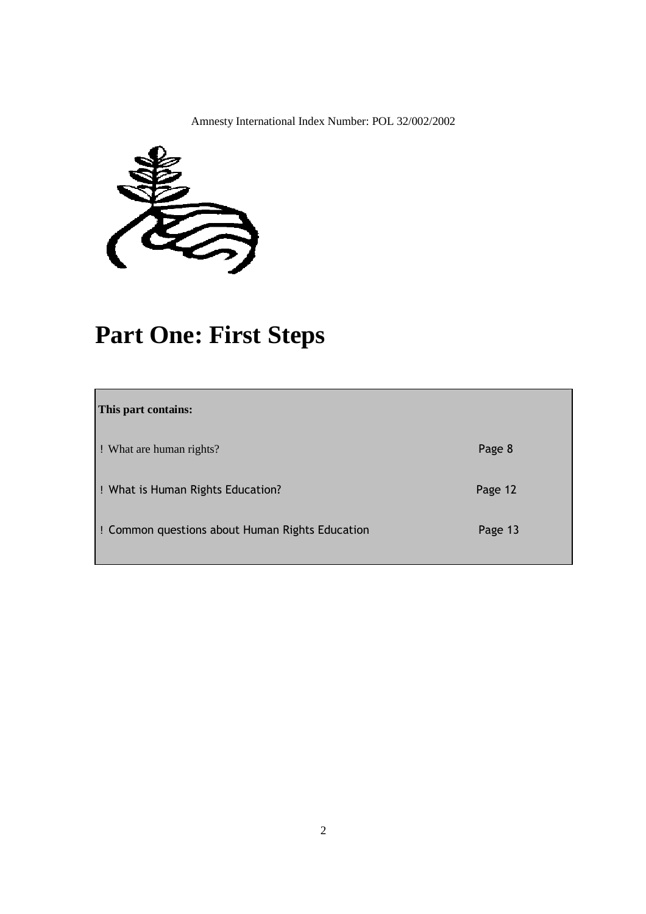Amnesty International Index Number: POL 32/002/2002

# Part One: First Steps

**This part contains:**

- What are human rights? Page 8
- What is Human Rights Education? Page 12
- Common questions about Human Rights Education Page 13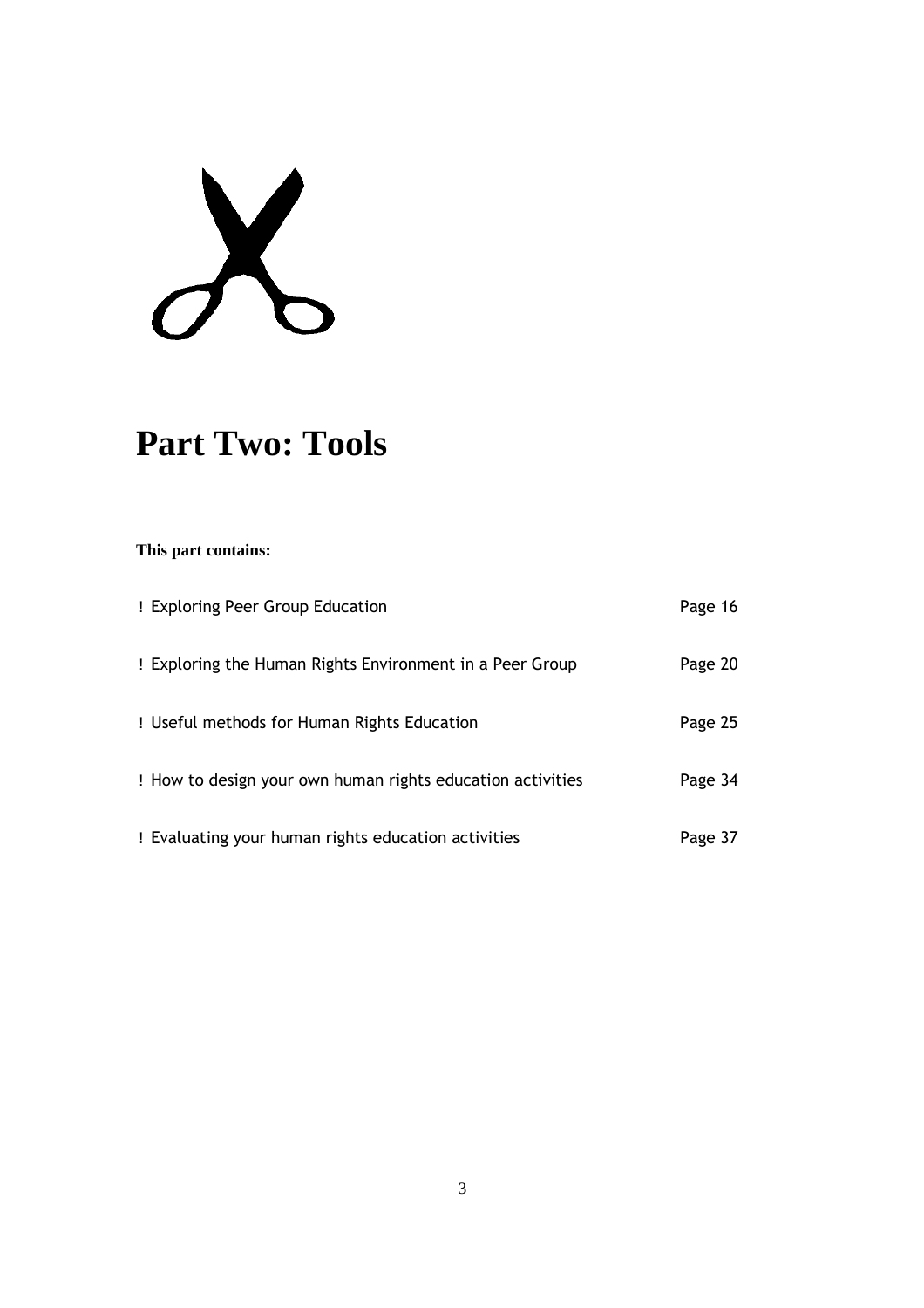# Part Two: Tools

**This part contains:**

| | |
|---|---|
| ! Exploring Peer Group Education | Page 16 |
| ! Exploring the Human Rights Environment in a Peer Group | Page 20 |
| ! Useful methods for Human Rights Education | Page 25 |
| ! How to design your own human rights education activities | Page 34 |
| ! Evaluating your human rights education activities | Page 37 |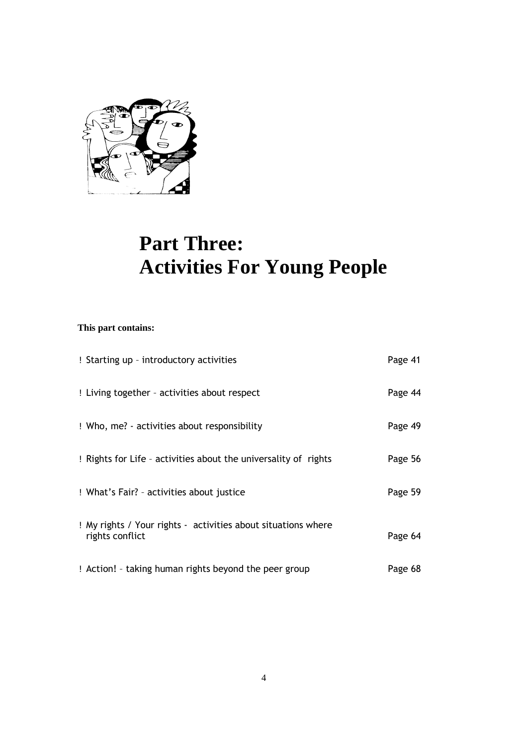# Part Three: Activities For Young People

**This part contains:**

| | |
|---|---|
| ! Starting up – introductory activities | Page 41 |
| ! Living together – activities about respect | Page 44 |
| ! Who, me? - activities about responsibility | Page 49 |
| ! Rights for Life – activities about the universality of rights | Page 56 |
| ! What's Fair? – activities about justice | Page 59 |
| ! My rights / Your rights - activities about situations where rights conflict | Page 64 |
| ! Action! – taking human rights beyond the peer group | Page 68 |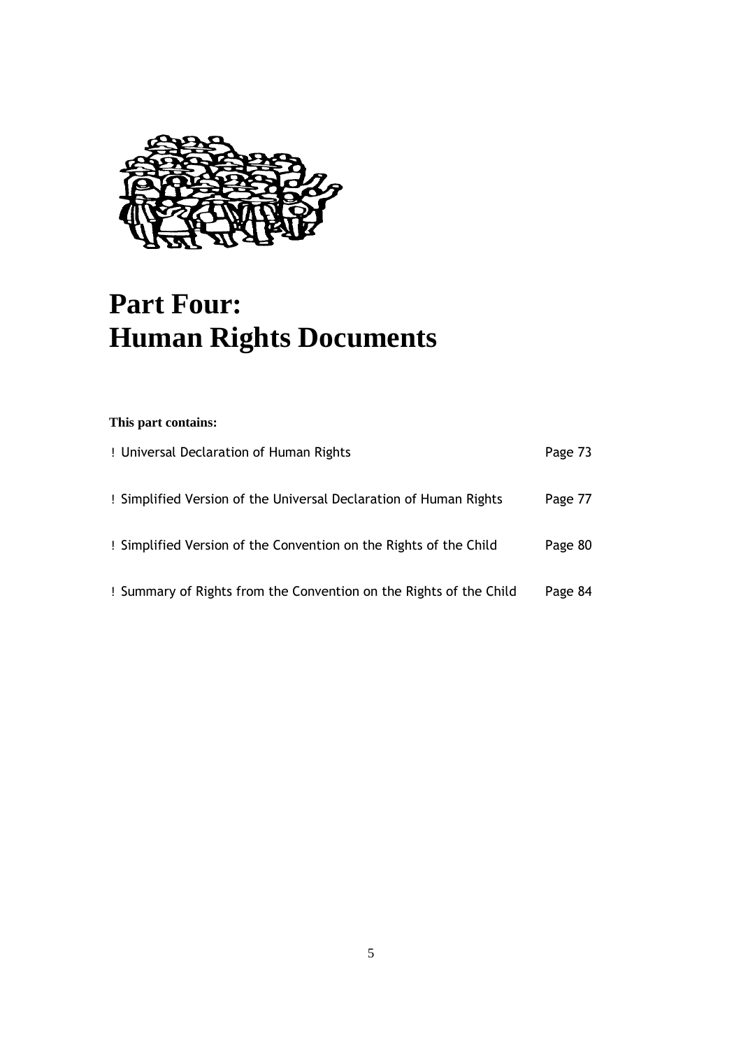# Part Four:
# Human Rights Documents

**This part contains:**

| | |
|---|---|
| ! Universal Declaration of Human Rights | Page 73 |
| ! Simplified Version of the Universal Declaration of Human Rights | Page 77 |
| ! Simplified Version of the Convention on the Rights of the Child | Page 80 |
| ! Summary of Rights from the Convention on the Rights of the Child | Page 84 |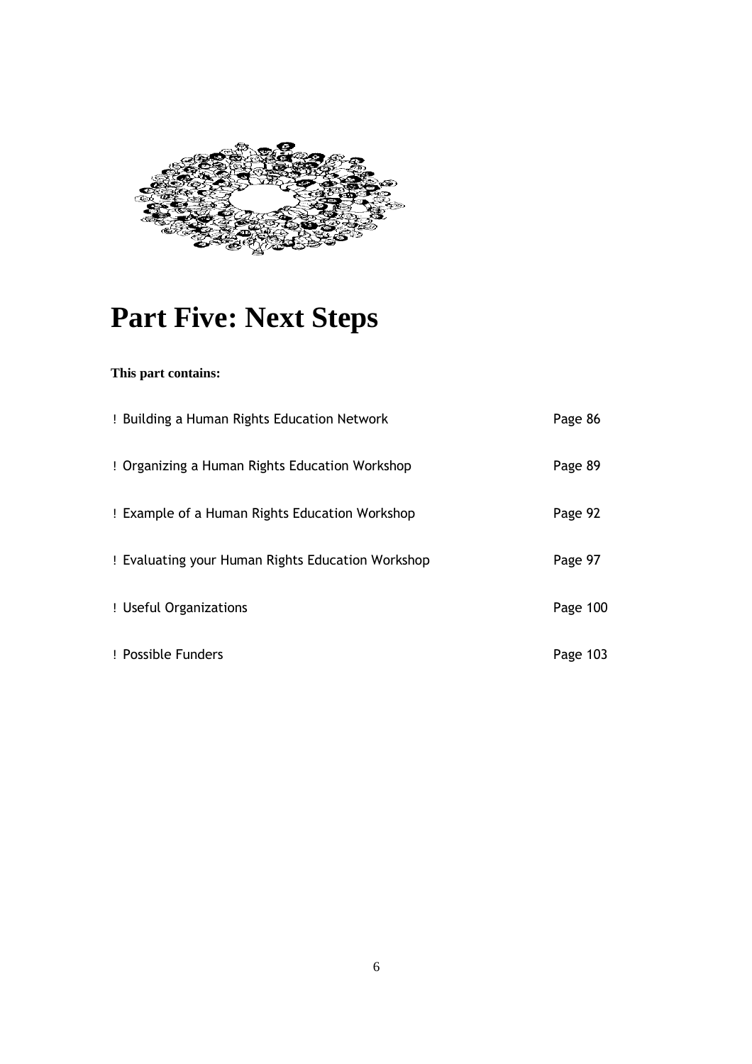# Part Five: Next Steps

**This part contains:**

| | |
|---|---|
| ! Building a Human Rights Education Network | Page 86 |
| ! Organizing a Human Rights Education Workshop | Page 89 |
| ! Example of a Human Rights Education Workshop | Page 92 |
| ! Evaluating your Human Rights Education Workshop | Page 97 |
| ! Useful Organizations | Page 100 |
| ! Possible Funders | Page 103 |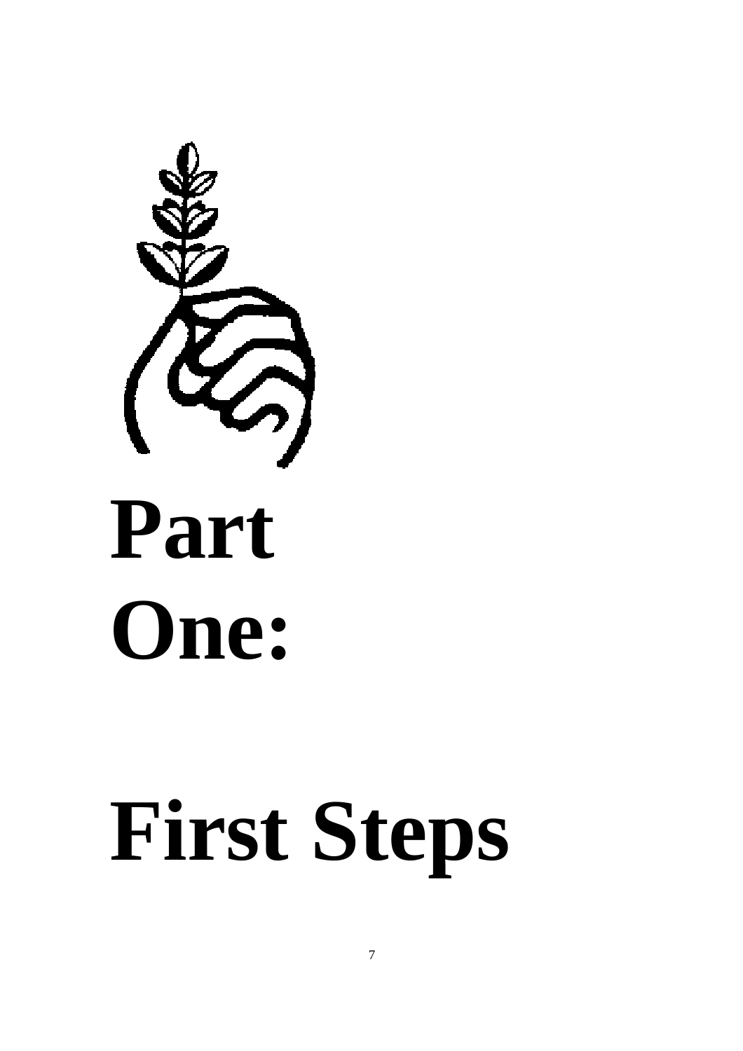# Part One:

# First Steps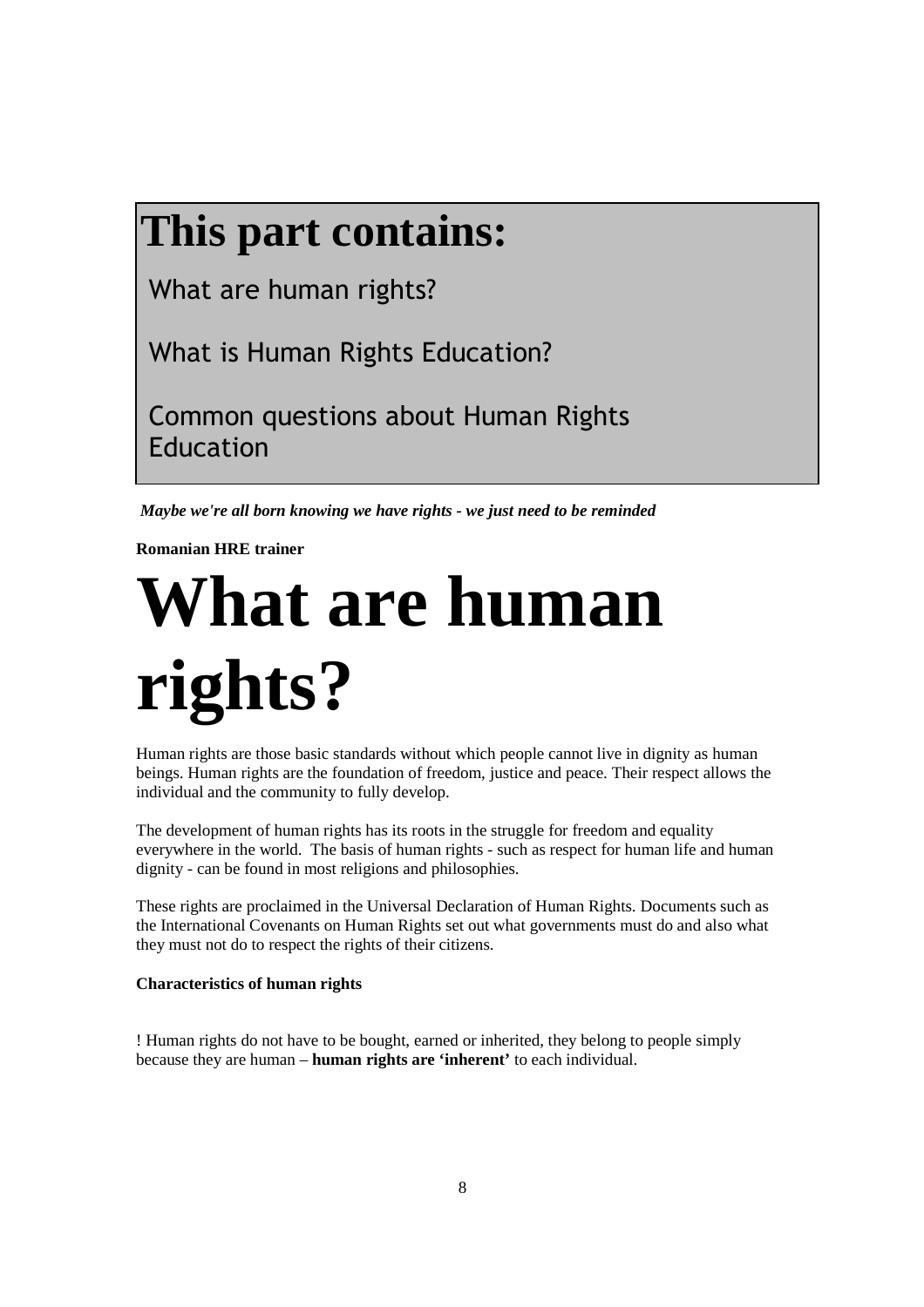## This part contains:

What are human rights?

What is Human Rights Education?

Common questions about Human Rights Education

***Maybe we're all born knowing we have rights - we just need to be reminded***

**Romanian HRE trainer**

# What are human rights?

Human rights are those basic standards without which people cannot live in dignity as human beings. Human rights are the foundation of freedom, justice and peace. Their respect allows the individual and the community to fully develop.

The development of human rights has its roots in the struggle for freedom and equality everywhere in the world. The basis of human rights - such as respect for human life and human dignity - can be found in most religions and philosophies.

These rights are proclaimed in the Universal Declaration of Human Rights. Documents such as the International Covenants on Human Rights set out what governments must do and also what they must not do to respect the rights of their citizens.

**Characteristics of human rights**

! Human rights do not have to be bought, earned or inherited, they belong to people simply because they are human – **human rights are 'inherent'** to each individual.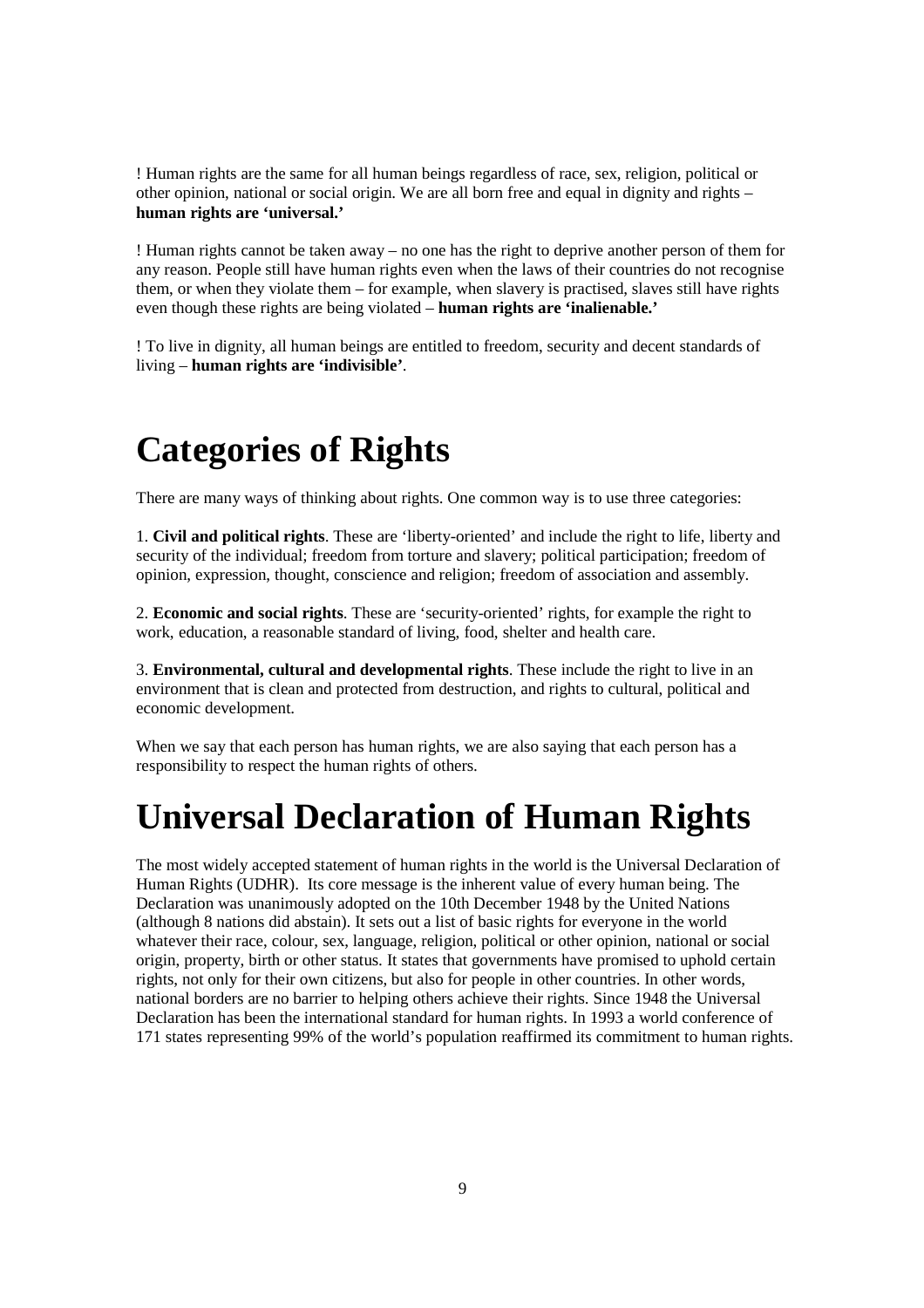! Human rights are the same for all human beings regardless of race, sex, religion, political or other opinion, national or social origin. We are all born free and equal in dignity and rights – **human rights are 'universal.'**

! Human rights cannot be taken away – no one has the right to deprive another person of them for any reason. People still have human rights even when the laws of their countries do not recognise them, or when they violate them – for example, when slavery is practised, slaves still have rights even though these rights are being violated – **human rights are 'inalienable.'**

! To live in dignity, all human beings are entitled to freedom, security and decent standards of living – **human rights are 'indivisible'**.

# Categories of Rights

There are many ways of thinking about rights. One common way is to use three categories:

1. **Civil and political rights**. These are 'liberty-oriented' and include the right to life, liberty and security of the individual; freedom from torture and slavery; political participation; freedom of opinion, expression, thought, conscience and religion; freedom of association and assembly.

2. **Economic and social rights**. These are 'security-oriented' rights, for example the right to work, education, a reasonable standard of living, food, shelter and health care.

3. **Environmental, cultural and developmental rights**. These include the right to live in an environment that is clean and protected from destruction, and rights to cultural, political and economic development.

When we say that each person has human rights, we are also saying that each person has a responsibility to respect the human rights of others.

# Universal Declaration of Human Rights

The most widely accepted statement of human rights in the world is the Universal Declaration of Human Rights (UDHR). Its core message is the inherent value of every human being. The Declaration was unanimously adopted on the 10th December 1948 by the United Nations (although 8 nations did abstain). It sets out a list of basic rights for everyone in the world whatever their race, colour, sex, language, religion, political or other opinion, national or social origin, property, birth or other status. It states that governments have promised to uphold certain rights, not only for their own citizens, but also for people in other countries. In other words, national borders are no barrier to helping others achieve their rights. Since 1948 the Universal Declaration has been the international standard for human rights. In 1993 a world conference of 171 states representing 99% of the world's population reaffirmed its commitment to human rights.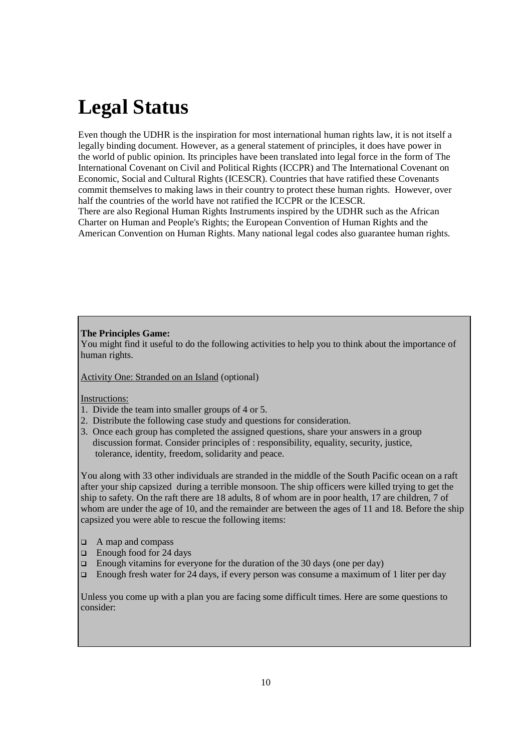# Legal Status

Even though the UDHR is the inspiration for most international human rights law, it is not itself a legally binding document. However, as a general statement of principles, it does have power in the world of public opinion. Its principles have been translated into legal force in the form of The International Covenant on Civil and Political Rights (ICCPR) and The International Covenant on Economic, Social and Cultural Rights (ICESCR). Countries that have ratified these Covenants commit themselves to making laws in their country to protect these human rights. However, over half the countries of the world have not ratified the ICCPR or the ICESCR.
There are also Regional Human Rights Instruments inspired by the UDHR such as the African Charter on Human and People's Rights; the European Convention of Human Rights and the American Convention on Human Rights. Many national legal codes also guarantee human rights.

**The Principles Game:**
You might find it useful to do the following activities to help you to think about the importance of human rights.

Activity One: Stranded on an Island (optional)

Instructions:

1. Divide the team into smaller groups of 4 or 5.
2. Distribute the following case study and questions for consideration.
3. Once each group has completed the assigned questions, share your answers in a group discussion format. Consider principles of : responsibility, equality, security, justice, tolerance, identity, freedom, solidarity and peace.

You along with 33 other individuals are stranded in the middle of the South Pacific ocean on a raft after your ship capsized during a terrible monsoon. The ship officers were killed trying to get the ship to safety. On the raft there are 18 adults, 8 of whom are in poor health, 17 are children, 7 of whom are under the age of 10, and the remainder are between the ages of 11 and 18. Before the ship capsized you were able to rescue the following items:

- A map and compass
- Enough food for 24 days
- Enough vitamins for everyone for the duration of the 30 days (one per day)
- Enough fresh water for 24 days, if every person was consume a maximum of 1 liter per day

Unless you come up with a plan you are facing some difficult times. Here are some questions to consider: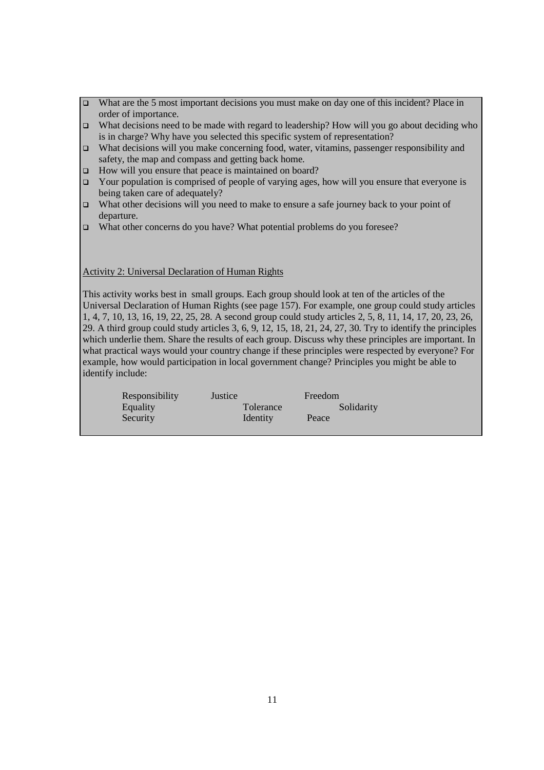- What are the 5 most important decisions you must make on day one of this incident? Place in order of importance.
- What decisions need to be made with regard to leadership? How will you go about deciding who is in charge? Why have you selected this specific system of representation?
- What decisions will you make concerning food, water, vitamins, passenger responsibility and safety, the map and compass and getting back home.
- How will you ensure that peace is maintained on board?
- Your population is comprised of people of varying ages, how will you ensure that everyone is being taken care of adequately?
- What other decisions will you need to make to ensure a safe journey back to your point of departure.
- What other concerns do you have? What potential problems do you foresee?

<u>Activity 2: Universal Declaration of Human Rights</u>

This activity works best in small groups. Each group should look at ten of the articles of the Universal Declaration of Human Rights (see page 157). For example, one group could study articles 1, 4, 7, 10, 13, 16, 19, 22, 25, 28. A second group could study articles 2, 5, 8, 11, 14, 17, 20, 23, 26, 29. A third group could study articles 3, 6, 9, 12, 15, 18, 21, 24, 27, 30. Try to identify the principles which underlie them. Share the results of each group. Discuss why these principles are important. In what practical ways would your country change if these principles were respected by everyone? For example, how would participation in local government change? Principles you might be able to identify include:

Responsibility    Justice    Freedom
Equality    Tolerance    Solidarity
Security    Identity    Peace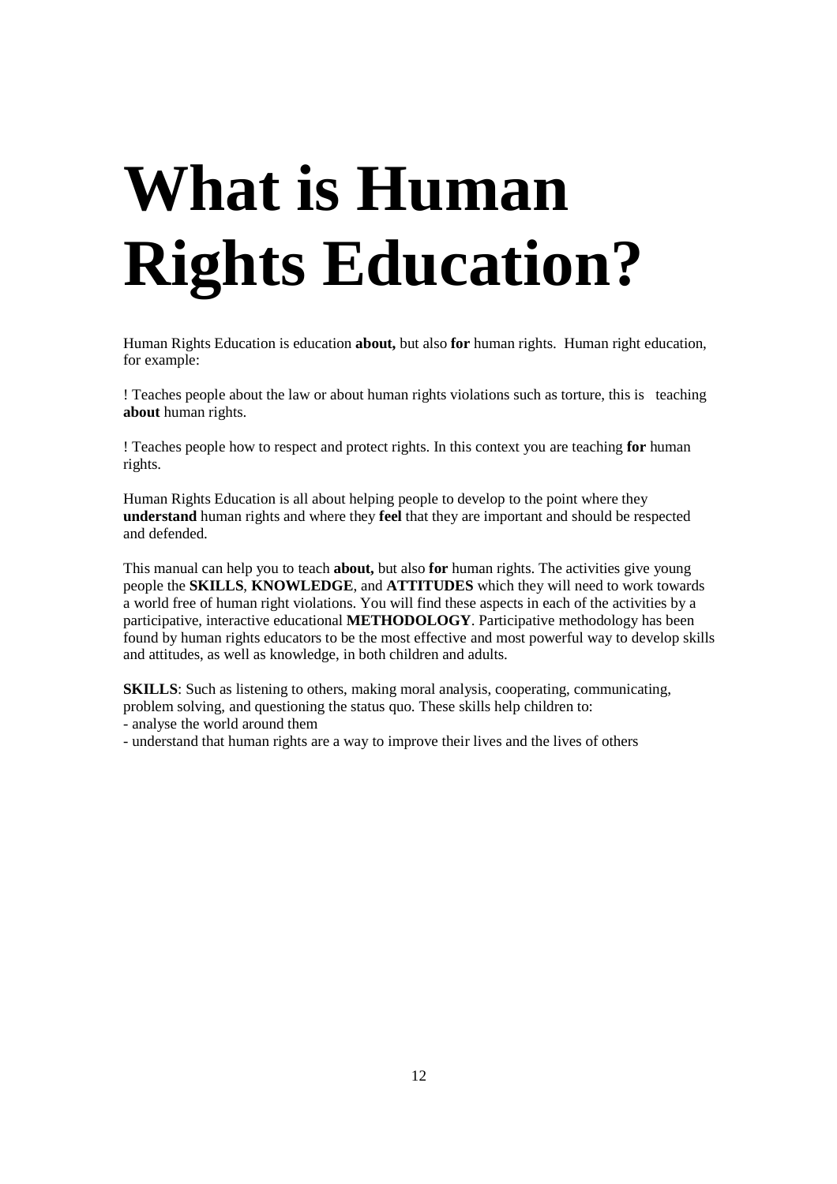# What is Human Rights Education?

Human Rights Education is education **about,** but also **for** human rights. Human right education, for example:

! Teaches people about the law or about human rights violations such as torture, this is teaching **about** human rights.

! Teaches people how to respect and protect rights. In this context you are teaching **for** human rights.

Human Rights Education is all about helping people to develop to the point where they **understand** human rights and where they **feel** that they are important and should be respected and defended.

This manual can help you to teach **about,** but also **for** human rights. The activities give young people the **SKILLS**, **KNOWLEDGE**, and **ATTITUDES** which they will need to work towards a world free of human right violations. You will find these aspects in each of the activities by a participative, interactive educational **METHODOLOGY**. Participative methodology has been found by human rights educators to be the most effective and most powerful way to develop skills and attitudes, as well as knowledge, in both children and adults.

**SKILLS**: Such as listening to others, making moral analysis, cooperating, communicating, problem solving, and questioning the status quo. These skills help children to:
- analyse the world around them
- understand that human rights are a way to improve their lives and the lives of others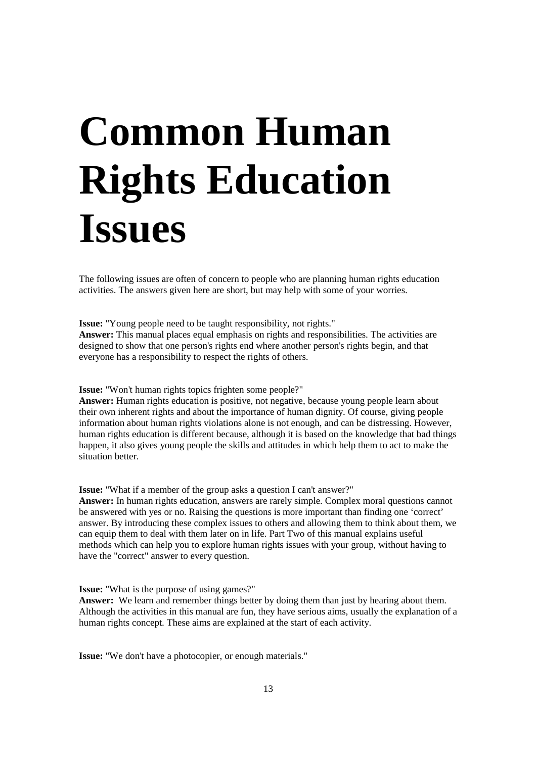# Common Human Rights Education Issues

The following issues are often of concern to people who are planning human rights education activities. The answers given here are short, but may help with some of your worries.

**Issue:** "Young people need to be taught responsibility, not rights."
**Answer:** This manual places equal emphasis on rights and responsibilities. The activities are designed to show that one person's rights end where another person's rights begin, and that everyone has a responsibility to respect the rights of others.

**Issue:** "Won't human rights topics frighten some people?"
**Answer:** Human rights education is positive, not negative, because young people learn about their own inherent rights and about the importance of human dignity. Of course, giving people information about human rights violations alone is not enough, and can be distressing. However, human rights education is different because, although it is based on the knowledge that bad things happen, it also gives young people the skills and attitudes in which help them to act to make the situation better.

**Issue:** "What if a member of the group asks a question I can't answer?"
**Answer:** In human rights education, answers are rarely simple. Complex moral questions cannot be answered with yes or no. Raising the questions is more important than finding one 'correct' answer. By introducing these complex issues to others and allowing them to think about them, we can equip them to deal with them later on in life. Part Two of this manual explains useful methods which can help you to explore human rights issues with your group, without having to have the "correct" answer to every question.

**Issue:** "What is the purpose of using games?"
**Answer:** We learn and remember things better by doing them than just by hearing about them. Although the activities in this manual are fun, they have serious aims, usually the explanation of a human rights concept. These aims are explained at the start of each activity.

**Issue:** "We don't have a photocopier, or enough materials."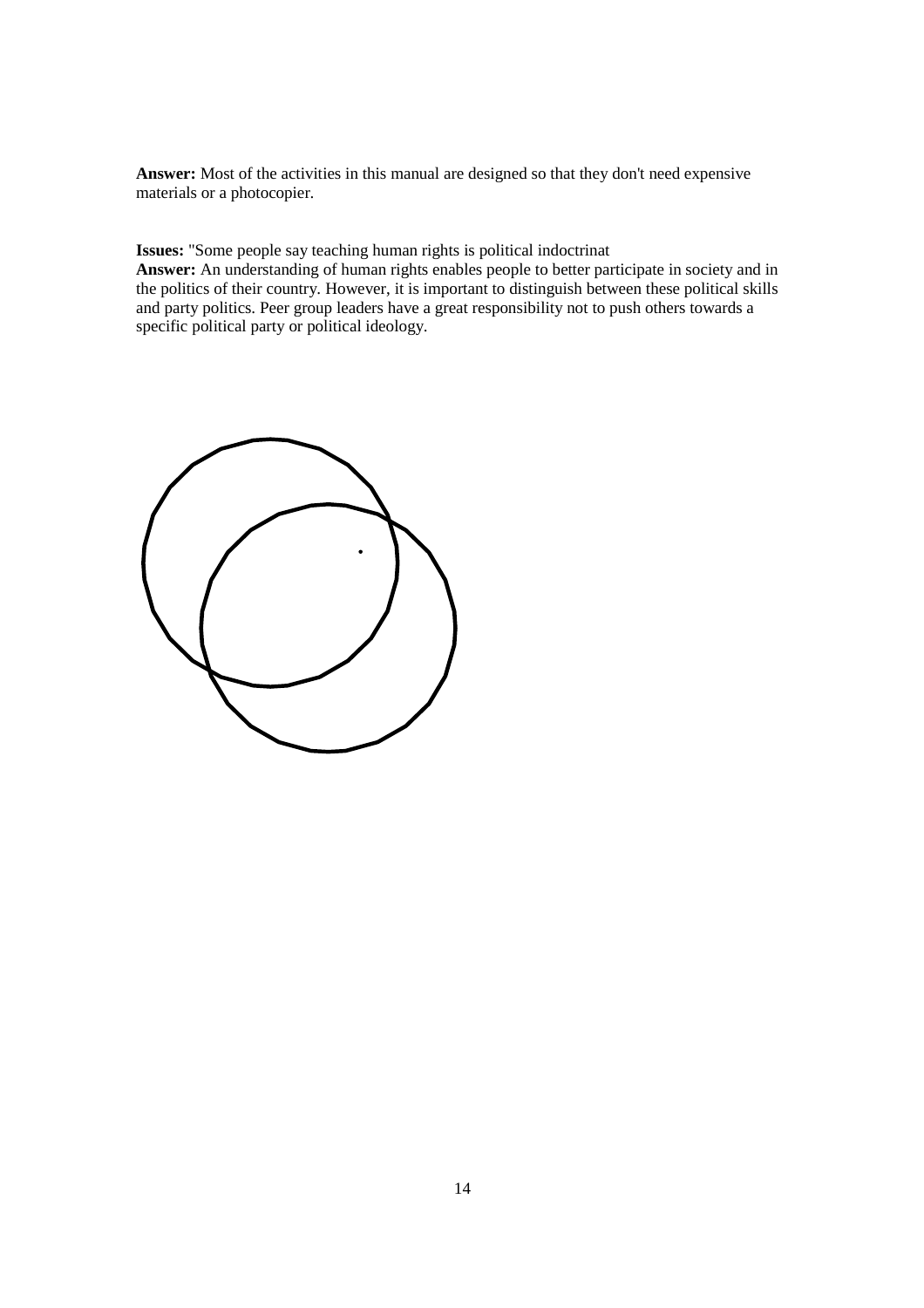**Answer:** Most of the activities in this manual are designed so that they don't need expensive materials or a photocopier.

**Issues:** "Some people say teaching human rights is political indoctrinat

**Answer:** An understanding of human rights enables people to better participate in society and in the politics of their country. However, it is important to distinguish between these political skills and party politics. Peer group leaders have a great responsibility not to push others towards a specific political party or political ideology.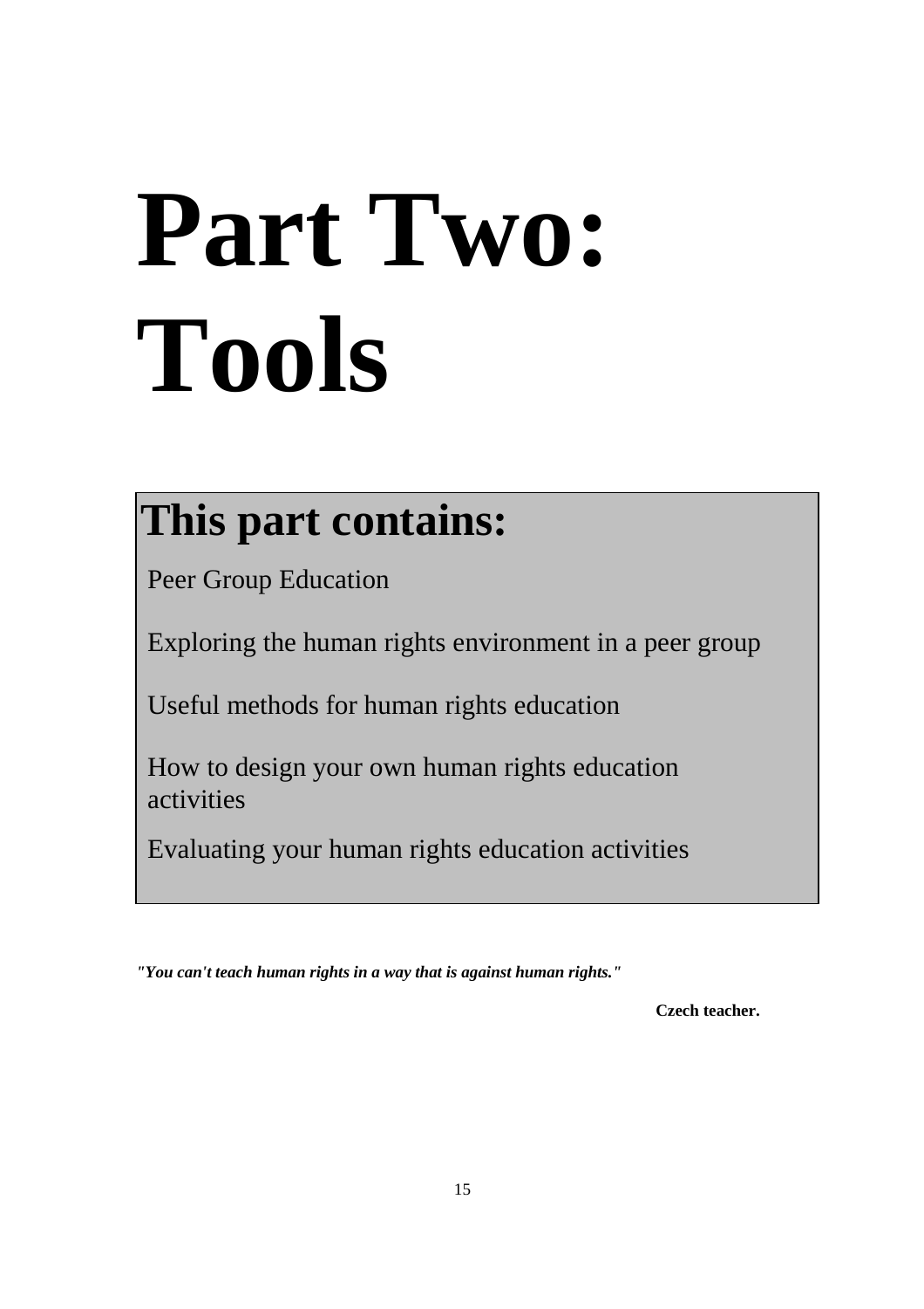# Part Two: Tools

## This part contains:

Peer Group Education

Exploring the human rights environment in a peer group

Useful methods for human rights education

How to design your own human rights education activities

Evaluating your human rights education activities

***"You can't teach human rights in a way that is against human rights."***

**Czech teacher.**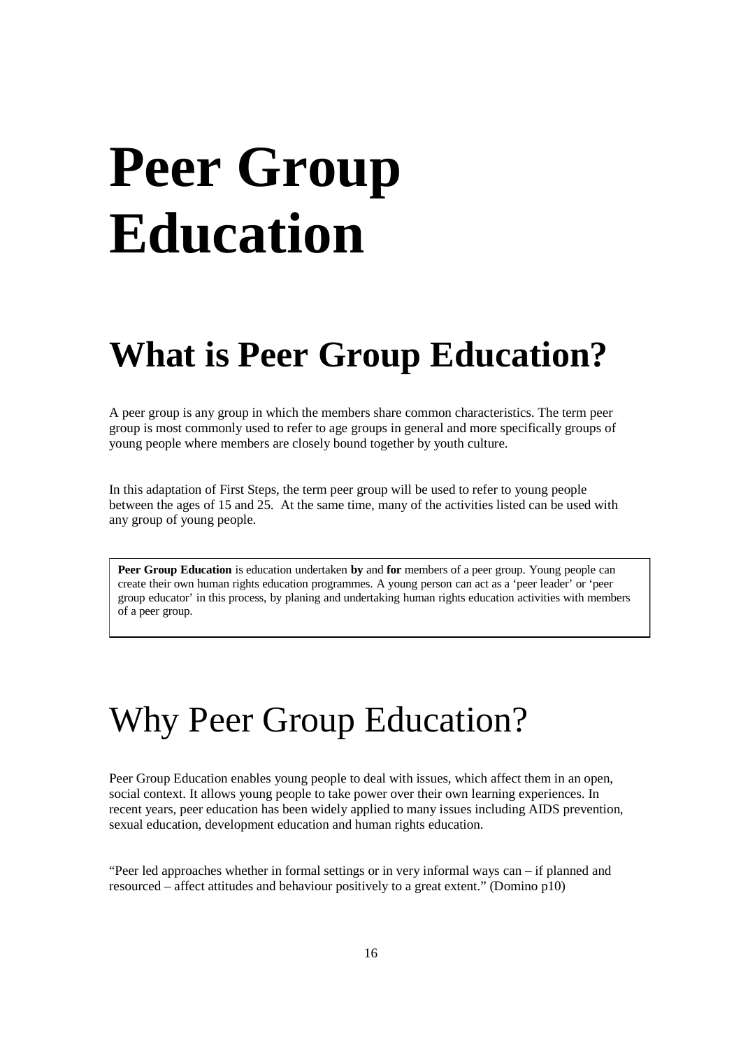# Peer Group Education

## What is Peer Group Education?

A peer group is any group in which the members share common characteristics. The term peer group is most commonly used to refer to age groups in general and more specifically groups of young people where members are closely bound together by youth culture.

In this adaptation of First Steps, the term peer group will be used to refer to young people between the ages of 15 and 25. At the same time, many of the activities listed can be used with any group of young people.

> **Peer Group Education** is education undertaken **by** and **for** members of a peer group. Young people can create their own human rights education programmes. A young person can act as a 'peer leader' or 'peer group educator' in this process, by planing and undertaking human rights education activities with members of a peer group.

## Why Peer Group Education?

Peer Group Education enables young people to deal with issues, which affect them in an open, social context. It allows young people to take power over their own learning experiences. In recent years, peer education has been widely applied to many issues including AIDS prevention, sexual education, development education and human rights education.

"Peer led approaches whether in formal settings or in very informal ways can – if planned and resourced – affect attitudes and behaviour positively to a great extent." (Domino p10)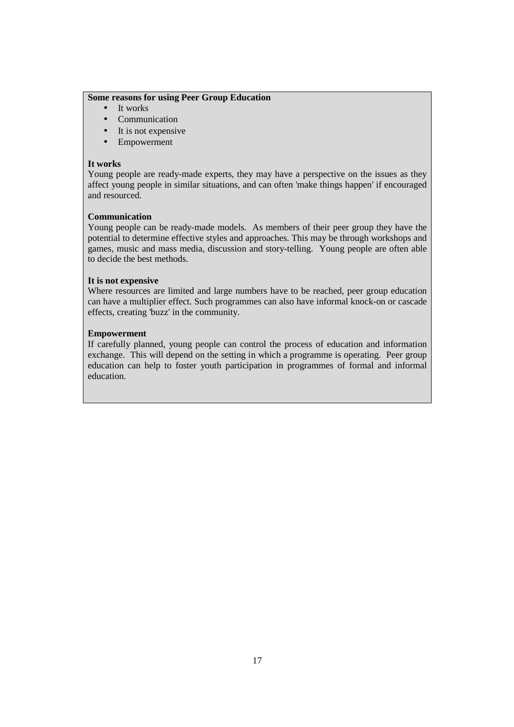**Some reasons for using Peer Group Education**

- It works
- Communication
- It is not expensive
- Empowerment

**It works**

Young people are ready-made experts, they may have a perspective on the issues as they affect young people in similar situations, and can often 'make things happen' if encouraged and resourced.

**Communication**

Young people can be ready-made models. As members of their peer group they have the potential to determine effective styles and approaches. This may be through workshops and games, music and mass media, discussion and story-telling. Young people are often able to decide the best methods.

**It is not expensive**

Where resources are limited and large numbers have to be reached, peer group education can have a multiplier effect. Such programmes can also have informal knock-on or cascade effects, creating 'buzz' in the community.

**Empowerment**

If carefully planned, young people can control the process of education and information exchange. This will depend on the setting in which a programme is operating. Peer group education can help to foster youth participation in programmes of formal and informal education.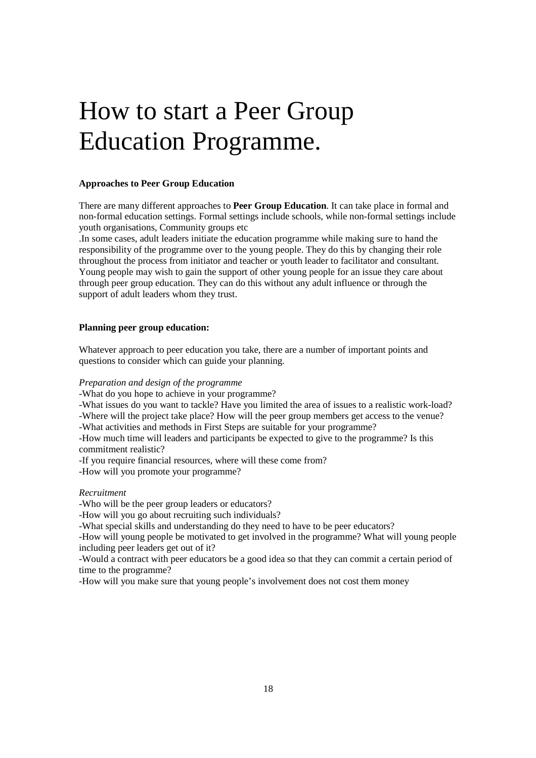# How to start a Peer Group Education Programme.

**Approaches to Peer Group Education**

There are many different approaches to **Peer Group Education**. It can take place in formal and non-formal education settings. Formal settings include schools, while non-formal settings include youth organisations, Community groups etc

.In some cases, adult leaders initiate the education programme while making sure to hand the responsibility of the programme over to the young people. They do this by changing their role throughout the process from initiator and teacher or youth leader to facilitator and consultant. Young people may wish to gain the support of other young people for an issue they care about through peer group education. They can do this without any adult influence or through the support of adult leaders whom they trust.

**Planning peer group education:**

Whatever approach to peer education you take, there are a number of important points and questions to consider which can guide your planning.

*Preparation and design of the programme*

-What do you hope to achieve in your programme?
-What issues do you want to tackle? Have you limited the area of issues to a realistic work-load?
-Where will the project take place? How will the peer group members get access to the venue?
-What activities and methods in First Steps are suitable for your programme?
-How much time will leaders and participants be expected to give to the programme? Is this commitment realistic?
-If you require financial resources, where will these come from?
-How will you promote your programme?

*Recruitment*

-Who will be the peer group leaders or educators?
-How will you go about recruiting such individuals?
-What special skills and understanding do they need to have to be peer educators?
-How will young people be motivated to get involved in the programme? What will young people including peer leaders get out of it?
-Would a contract with peer educators be a good idea so that they can commit a certain period of time to the programme?
-How will you make sure that young people's involvement does not cost them money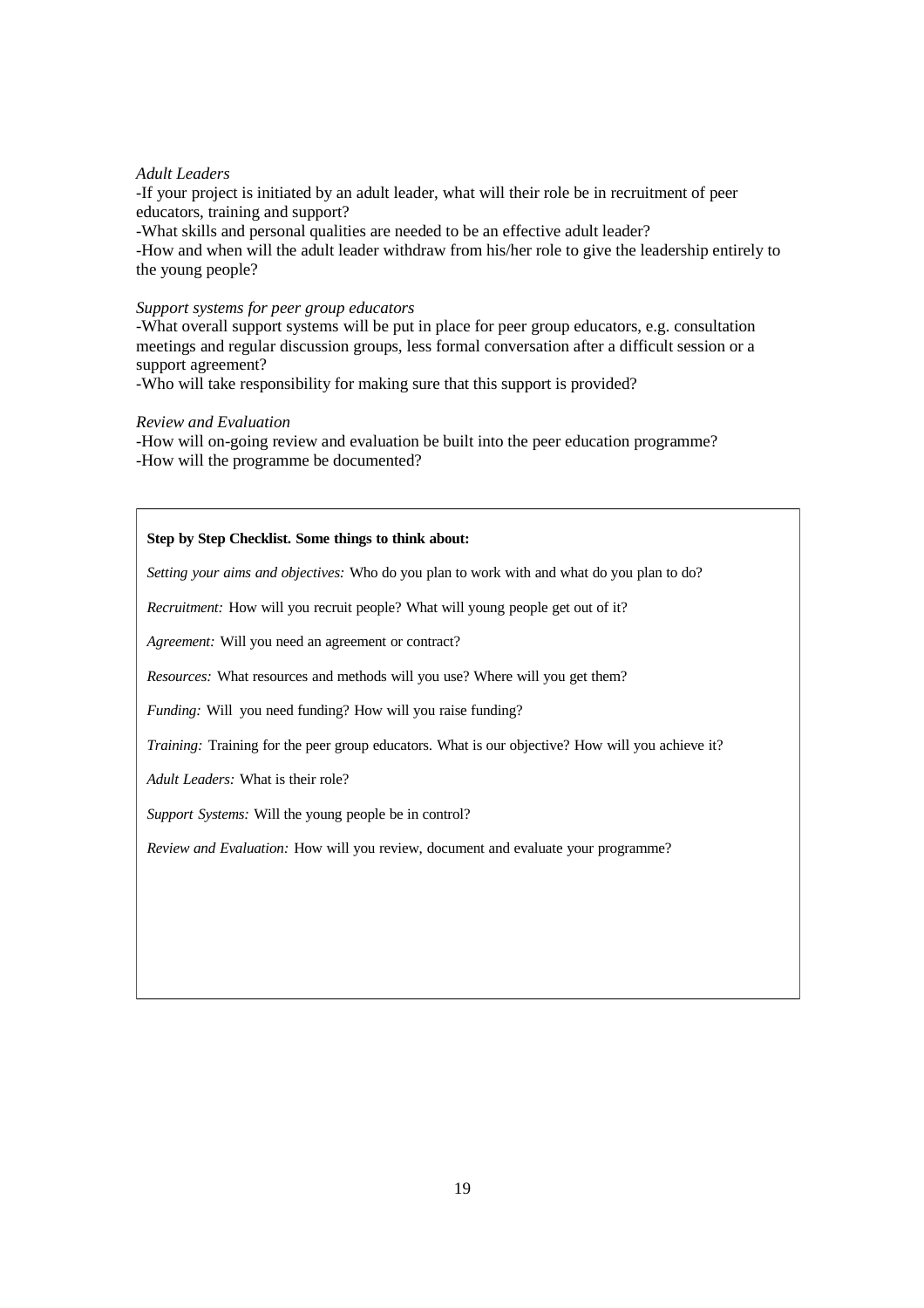*Adult Leaders*

-If your project is initiated by an adult leader, what will their role be in recruitment of peer educators, training and support?

-What skills and personal qualities are needed to be an effective adult leader?

-How and when will the adult leader withdraw from his/her role to give the leadership entirely to the young people?

*Support systems for peer group educators*

-What overall support systems will be put in place for peer group educators, e.g. consultation meetings and regular discussion groups, less formal conversation after a difficult session or a support agreement?

-Who will take responsibility for making sure that this support is provided?

*Review and Evaluation*

-How will on-going review and evaluation be built into the peer education programme?

-How will the programme be documented?

**Step by Step Checklist. Some things to think about:**

*Setting your aims and objectives:* Who do you plan to work with and what do you plan to do?

*Recruitment:* How will you recruit people? What will young people get out of it?

*Agreement:* Will you need an agreement or contract?

*Resources:* What resources and methods will you use? Where will you get them?

*Funding:* Will you need funding? How will you raise funding?

*Training:* Training for the peer group educators. What is our objective? How will you achieve it?

*Adult Leaders:* What is their role?

*Support Systems:* Will the young people be in control?

*Review and Evaluation:* How will you review, document and evaluate your programme?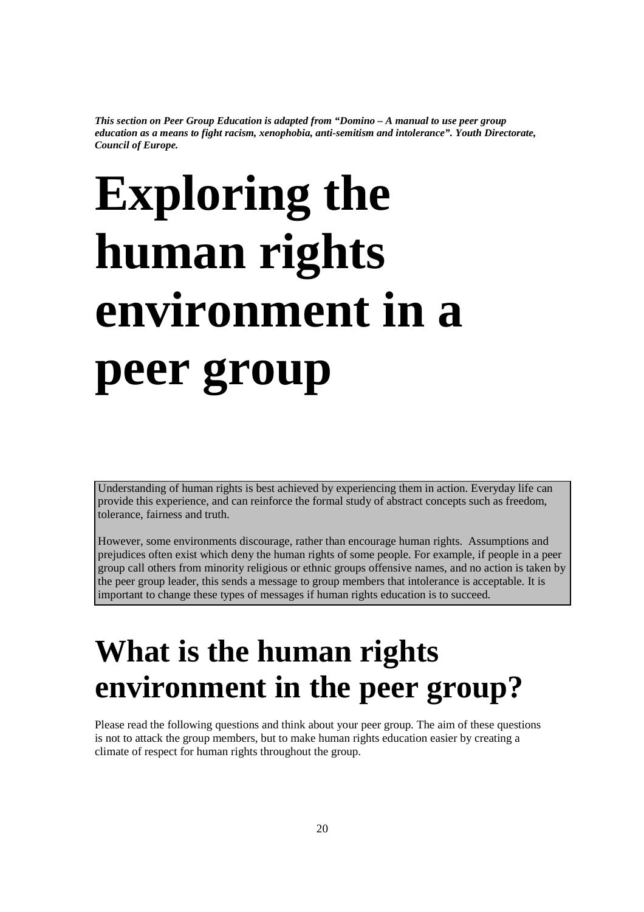***This section on Peer Group Education is adapted from "Domino – A manual to use peer group education as a means to fight racism, xenophobia, anti-semitism and intolerance". Youth Directorate, Council of Europe.***

# Exploring the human rights environment in a peer group

Understanding of human rights is best achieved by experiencing them in action. Everyday life can provide this experience, and can reinforce the formal study of abstract concepts such as freedom, tolerance, fairness and truth.

However, some environments discourage, rather than encourage human rights. Assumptions and prejudices often exist which deny the human rights of some people. For example, if people in a peer group call others from minority religious or ethnic groups offensive names, and no action is taken by the peer group leader, this sends a message to group members that intolerance is acceptable. It is important to change these types of messages if human rights education is to succeed.

## What is the human rights environment in the peer group?

Please read the following questions and think about your peer group. The aim of these questions is not to attack the group members, but to make human rights education easier by creating a climate of respect for human rights throughout the group.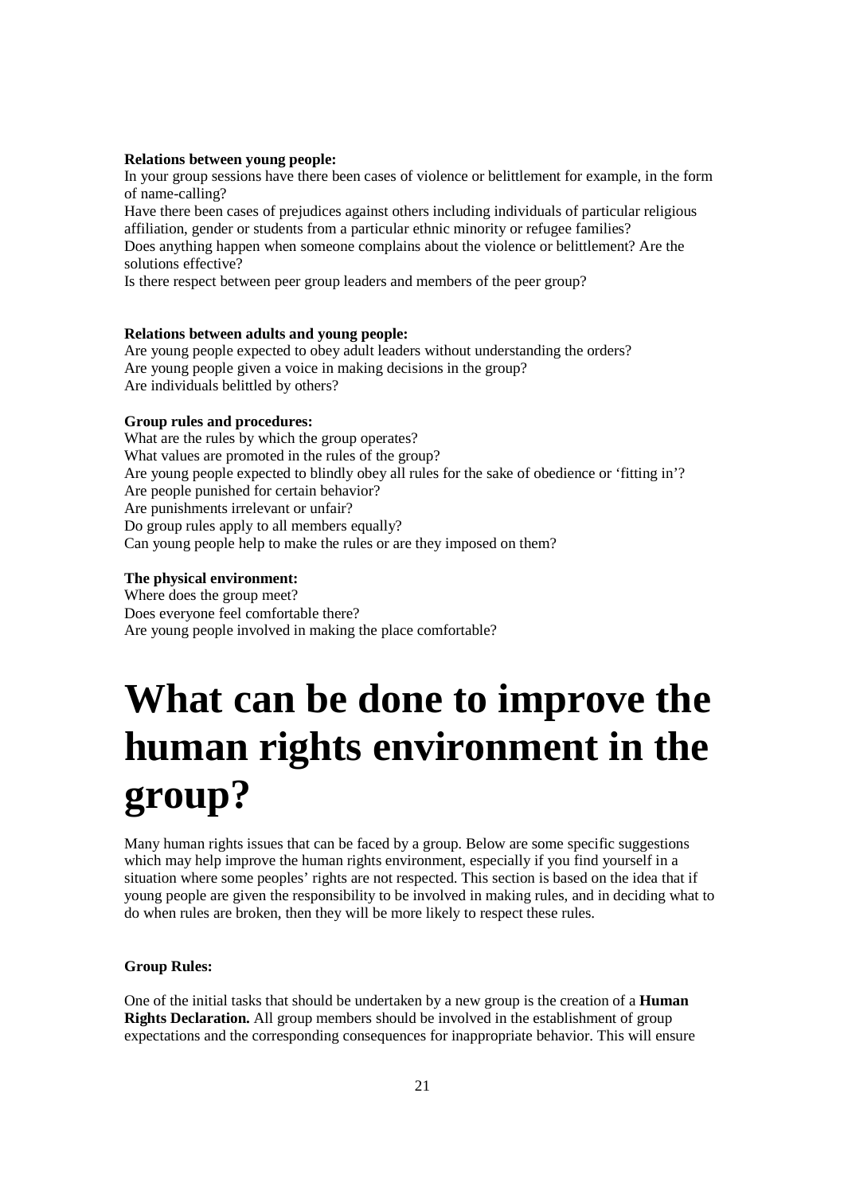**Relations between young people:**

In your group sessions have there been cases of violence or belittlement for example, in the form of name-calling?

Have there been cases of prejudices against others including individuals of particular religious affiliation, gender or students from a particular ethnic minority or refugee families?

Does anything happen when someone complains about the violence or belittlement? Are the solutions effective?

Is there respect between peer group leaders and members of the peer group?

**Relations between adults and young people:**

Are young people expected to obey adult leaders without understanding the orders?

Are young people given a voice in making decisions in the group?

Are individuals belittled by others?

**Group rules and procedures:**

What are the rules by which the group operates?

What values are promoted in the rules of the group?

Are young people expected to blindly obey all rules for the sake of obedience or 'fitting in'?

Are people punished for certain behavior?

Are punishments irrelevant or unfair?

Do group rules apply to all members equally?

Can young people help to make the rules or are they imposed on them?

**The physical environment:**

Where does the group meet?

Does everyone feel comfortable there?

Are young people involved in making the place comfortable?

# What can be done to improve the human rights environment in the group?

Many human rights issues that can be faced by a group. Below are some specific suggestions which may help improve the human rights environment, especially if you find yourself in a situation where some peoples' rights are not respected. This section is based on the idea that if young people are given the responsibility to be involved in making rules, and in deciding what to do when rules are broken, then they will be more likely to respect these rules.

**Group Rules:**

One of the initial tasks that should be undertaken by a new group is the creation of a **Human Rights Declaration.** All group members should be involved in the establishment of group expectations and the corresponding consequences for inappropriate behavior. This will ensure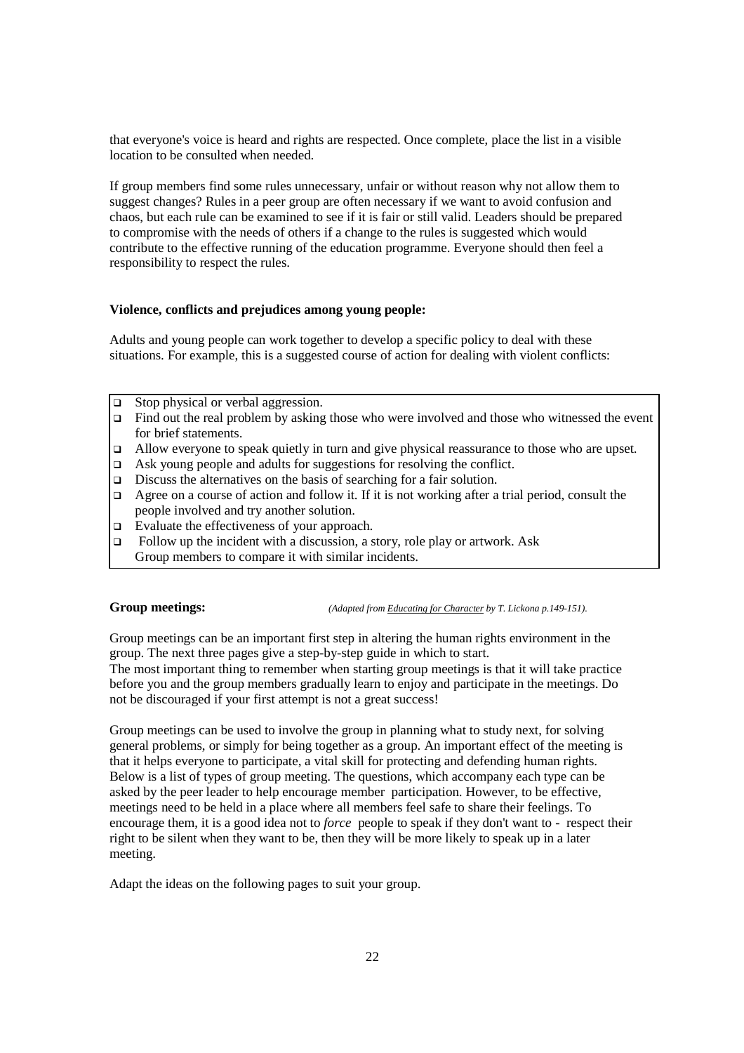that everyone's voice is heard and rights are respected. Once complete, place the list in a visible location to be consulted when needed.

If group members find some rules unnecessary, unfair or without reason why not allow them to suggest changes? Rules in a peer group are often necessary if we want to avoid confusion and chaos, but each rule can be examined to see if it is fair or still valid. Leaders should be prepared to compromise with the needs of others if a change to the rules is suggested which would contribute to the effective running of the education programme. Everyone should then feel a responsibility to respect the rules.

**Violence, conflicts and prejudices among young people:**

Adults and young people can work together to develop a specific policy to deal with these situations. For example, this is a suggested course of action for dealing with violent conflicts:

- Stop physical or verbal aggression.
- Find out the real problem by asking those who were involved and those who witnessed the event for brief statements.
- Allow everyone to speak quietly in turn and give physical reassurance to those who are upset.
- Ask young people and adults for suggestions for resolving the conflict.
- Discuss the alternatives on the basis of searching for a fair solution.
- Agree on a course of action and follow it. If it is not working after a trial period, consult the people involved and try another solution.
- Evaluate the effectiveness of your approach.
- Follow up the incident with a discussion, a story, role play or artwork. Ask Group members to compare it with similar incidents.

**Group meetings:** *(Adapted from Educating for Character by T. Lickona p.149-151).*

Group meetings can be an important first step in altering the human rights environment in the group. The next three pages give a step-by-step guide in which to start.
The most important thing to remember when starting group meetings is that it will take practice before you and the group members gradually learn to enjoy and participate in the meetings. Do not be discouraged if your first attempt is not a great success!

Group meetings can be used to involve the group in planning what to study next, for solving general problems, or simply for being together as a group. An important effect of the meeting is that it helps everyone to participate, a vital skill for protecting and defending human rights. Below is a list of types of group meeting. The questions, which accompany each type can be asked by the peer leader to help encourage member participation. However, to be effective, meetings need to be held in a place where all members feel safe to share their feelings. To encourage them, it is a good idea not to *force* people to speak if they don't want to - respect their right to be silent when they want to be, then they will be more likely to speak up in a later meeting.

Adapt the ideas on the following pages to suit your group.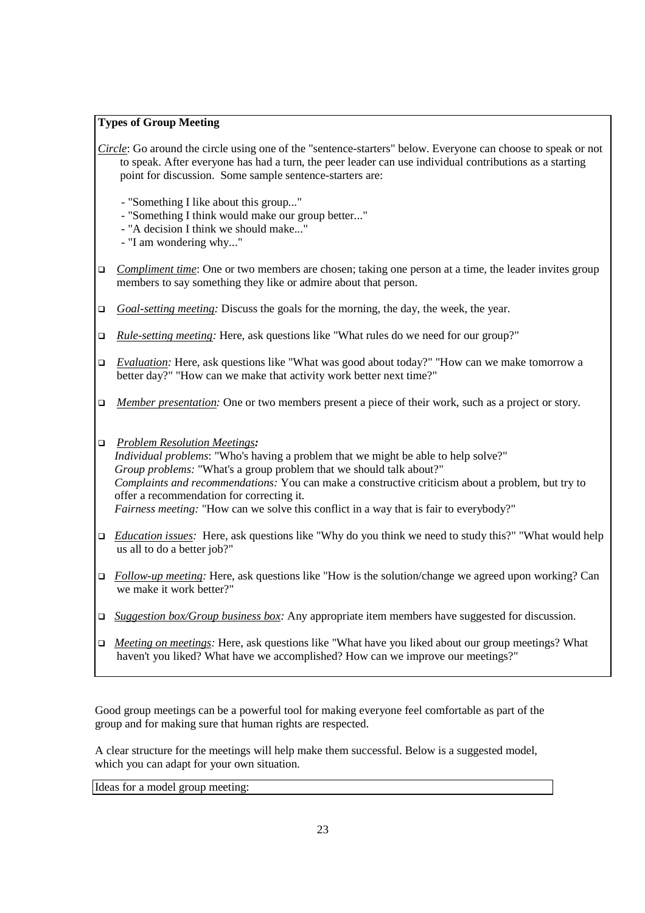**Types of Group Meeting**

*Circle*: Go around the circle using one of the "sentence-starters" below. Everyone can choose to speak or not to speak. After everyone has had a turn, the peer leader can use individual contributions as a starting point for discussion. Some sample sentence-starters are:

- "Something I like about this group..."
- "Something I think would make our group better..."
- "A decision I think we should make..."
- "I am wondering why..."

- *Compliment time*: One or two members are chosen; taking one person at a time, the leader invites group members to say something they like or admire about that person.
- *Goal-setting meeting:* Discuss the goals for the morning, the day, the week, the year.
- *Rule-setting meeting:* Here, ask questions like "What rules do we need for our group?"
- *Evaluation:* Here, ask questions like "What was good about today?" "How can we make tomorrow a better day?" "How can we make that activity work better next time?"
- *Member presentation:* One or two members present a piece of their work, such as a project or story.
- ***Problem Resolution Meetings:***
  *Individual problems*: "Who's having a problem that we might be able to help solve?"
  *Group problems:* "What's a group problem that we should talk about?"
  *Complaints and recommendations:* You can make a constructive criticism about a problem, but try to offer a recommendation for correcting it.
  *Fairness meeting:* "How can we solve this conflict in a way that is fair to everybody?"
- *Education issues:* Here, ask questions like "Why do you think we need to study this?" "What would help us all to do a better job?"
- *Follow-up meeting:* Here, ask questions like "How is the solution/change we agreed upon working? Can we make it work better?"
- *Suggestion box/Group business box:* Any appropriate item members have suggested for discussion.
- *Meeting on meetings:* Here, ask questions like "What have you liked about our group meetings? What haven't you liked? What have we accomplished? How can we improve our meetings?"

Good group meetings can be a powerful tool for making everyone feel comfortable as part of the group and for making sure that human rights are respected.

A clear structure for the meetings will help make them successful. Below is a suggested model, which you can adapt for your own situation.

Ideas for a model group meeting: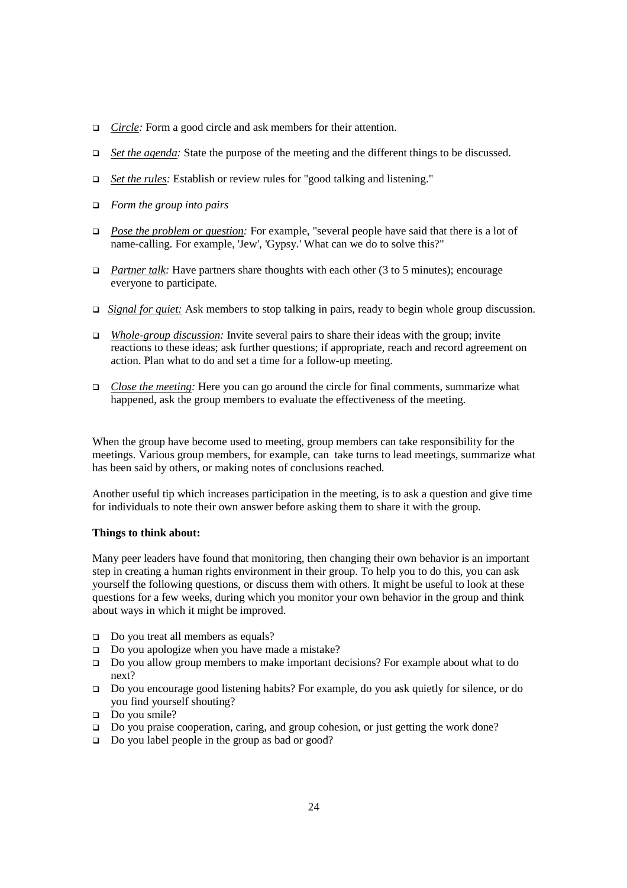- *Circle:* Form a good circle and ask members for their attention.
- *Set the agenda:* State the purpose of the meeting and the different things to be discussed.
- *Set the rules:* Establish or review rules for "good talking and listening."
- *Form the group into pairs*
- *Pose the problem or question:* For example, "several people have said that there is a lot of name-calling. For example, 'Jew', 'Gypsy.' What can we do to solve this?"
- *Partner talk:* Have partners share thoughts with each other (3 to 5 minutes); encourage everyone to participate.
- *Signal for quiet:* Ask members to stop talking in pairs, ready to begin whole group discussion.
- *Whole-group discussion:* Invite several pairs to share their ideas with the group; invite reactions to these ideas; ask further questions; if appropriate, reach and record agreement on action. Plan what to do and set a time for a follow-up meeting.
- *Close the meeting:* Here you can go around the circle for final comments, summarize what happened, ask the group members to evaluate the effectiveness of the meeting.

When the group have become used to meeting, group members can take responsibility for the meetings. Various group members, for example, can take turns to lead meetings, summarize what has been said by others, or making notes of conclusions reached.

Another useful tip which increases participation in the meeting, is to ask a question and give time for individuals to note their own answer before asking them to share it with the group.

**Things to think about:**

Many peer leaders have found that monitoring, then changing their own behavior is an important step in creating a human rights environment in their group. To help you to do this, you can ask yourself the following questions, or discuss them with others. It might be useful to look at these questions for a few weeks, during which you monitor your own behavior in the group and think about ways in which it might be improved.

- Do you treat all members as equals?
- Do you apologize when you have made a mistake?
- Do you allow group members to make important decisions? For example about what to do next?
- Do you encourage good listening habits? For example, do you ask quietly for silence, or do you find yourself shouting?
- Do you smile?
- Do you praise cooperation, caring, and group cohesion, or just getting the work done?
- Do you label people in the group as bad or good?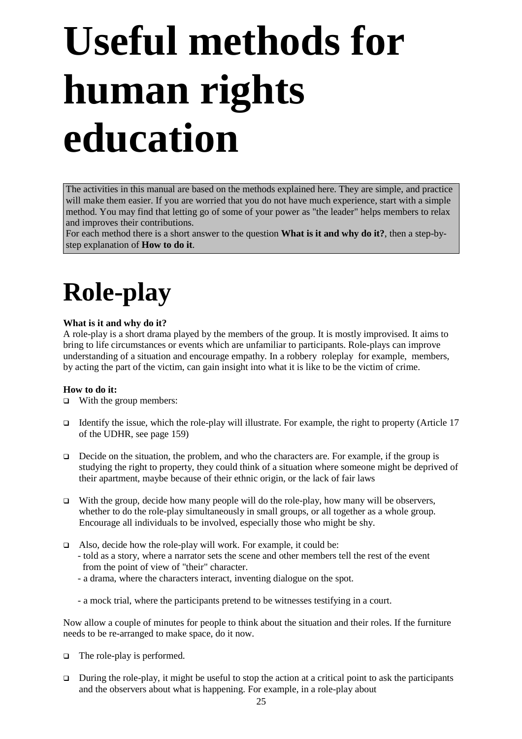# Useful methods for human rights education

The activities in this manual are based on the methods explained here. They are simple, and practice will make them easier. If you are worried that you do not have much experience, start with a simple method. You may find that letting go of some of your power as "the leader" helps members to relax and improves their contributions.
For each method there is a short answer to the question **What is it and why do it?**, then a step-by-step explanation of **How to do it**.

# Role-play

**What is it and why do it?**
A role-play is a short drama played by the members of the group. It is mostly improvised. It aims to bring to life circumstances or events which are unfamiliar to participants. Role-plays can improve understanding of a situation and encourage empathy. In a robbery roleplay for example, members, by acting the part of the victim, can gain insight into what it is like to be the victim of crime.

**How to do it:**

- With the group members:
- Identify the issue, which the role-play will illustrate. For example, the right to property (Article 17 of the UDHR, see page 159)
- Decide on the situation, the problem, and who the characters are. For example, if the group is studying the right to property, they could think of a situation where someone might be deprived of their apartment, maybe because of their ethnic origin, or the lack of fair laws
- With the group, decide how many people will do the role-play, how many will be observers, whether to do the role-play simultaneously in small groups, or all together as a whole group. Encourage all individuals to be involved, especially those who might be shy.
- Also, decide how the role-play will work. For example, it could be:
  - told as a story, where a narrator sets the scene and other members tell the rest of the event from the point of view of "their" character.
  - a drama, where the characters interact, inventing dialogue on the spot.
  - a mock trial, where the participants pretend to be witnesses testifying in a court.

Now allow a couple of minutes for people to think about the situation and their roles. If the furniture needs to be re-arranged to make space, do it now.

- The role-play is performed.
- During the role-play, it might be useful to stop the action at a critical point to ask the participants and the observers about what is happening. For example, in a role-play about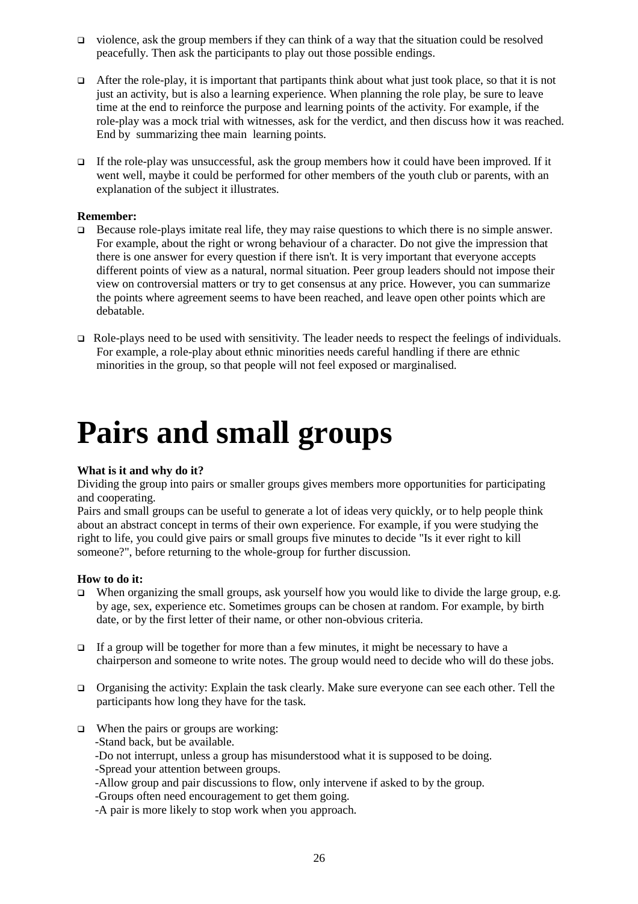- violence, ask the group members if they can think of a way that the situation could be resolved peacefully. Then ask the participants to play out those possible endings.

- After the role-play, it is important that partipants think about what just took place, so that it is not just an activity, but is also a learning experience. When planning the role play, be sure to leave time at the end to reinforce the purpose and learning points of the activity. For example, if the role-play was a mock trial with witnesses, ask for the verdict, and then discuss how it was reached. End by summarizing thee main learning points.

- If the role-play was unsuccessful, ask the group members how it could have been improved. If it went well, maybe it could be performed for other members of the youth club or parents, with an explanation of the subject it illustrates.

**Remember:**

- Because role-plays imitate real life, they may raise questions to which there is no simple answer. For example, about the right or wrong behaviour of a character. Do not give the impression that there is one answer for every question if there isn't. It is very important that everyone accepts different points of view as a natural, normal situation. Peer group leaders should not impose their view on controversial matters or try to get consensus at any price. However, you can summarize the points where agreement seems to have been reached, and leave open other points which are debatable.

- Role-plays need to be used with sensitivity. The leader needs to respect the feelings of individuals. For example, a role-play about ethnic minorities needs careful handling if there are ethnic minorities in the group, so that people will not feel exposed or marginalised.

# Pairs and small groups

**What is it and why do it?**

Dividing the group into pairs or smaller groups gives members more opportunities for participating and cooperating.

Pairs and small groups can be useful to generate a lot of ideas very quickly, or to help people think about an abstract concept in terms of their own experience. For example, if you were studying the right to life, you could give pairs or small groups five minutes to decide "Is it ever right to kill someone?", before returning to the whole-group for further discussion.

**How to do it:**

- When organizing the small groups, ask yourself how you would like to divide the large group, e.g. by age, sex, experience etc. Sometimes groups can be chosen at random. For example, by birth date, or by the first letter of their name, or other non-obvious criteria.

- If a group will be together for more than a few minutes, it might be necessary to have a chairperson and someone to write notes. The group would need to decide who will do these jobs.

- Organising the activity: Explain the task clearly. Make sure everyone can see each other. Tell the participants how long they have for the task.

- When the pairs or groups are working:
  - -Stand back, but be available.
  - -Do not interrupt, unless a group has misunderstood what it is supposed to be doing.
  - -Spread your attention between groups.
  - -Allow group and pair discussions to flow, only intervene if asked to by the group.
  - -Groups often need encouragement to get them going.
  - -A pair is more likely to stop work when you approach.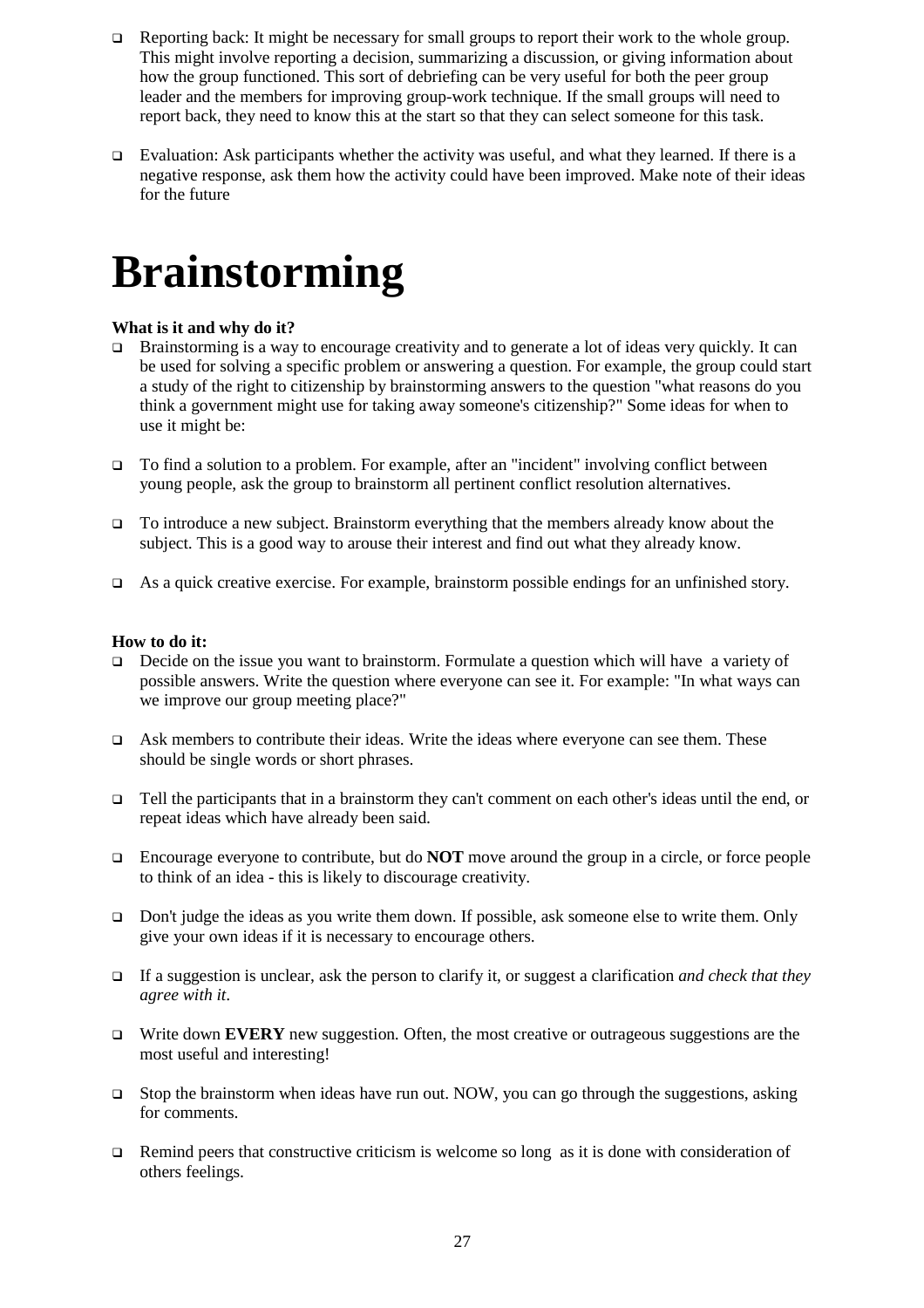- Reporting back: It might be necessary for small groups to report their work to the whole group. This might involve reporting a decision, summarizing a discussion, or giving information about how the group functioned. This sort of debriefing can be very useful for both the peer group leader and the members for improving group-work technique. If the small groups will need to report back, they need to know this at the start so that they can select someone for this task.

- Evaluation: Ask participants whether the activity was useful, and what they learned. If there is a negative response, ask them how the activity could have been improved. Make note of their ideas for the future

# Brainstorming

**What is it and why do it?**

- Brainstorming is a way to encourage creativity and to generate a lot of ideas very quickly. It can be used for solving a specific problem or answering a question. For example, the group could start a study of the right to citizenship by brainstorming answers to the question "what reasons do you think a government might use for taking away someone's citizenship?" Some ideas for when to use it might be:

- To find a solution to a problem. For example, after an "incident" involving conflict between young people, ask the group to brainstorm all pertinent conflict resolution alternatives.

- To introduce a new subject. Brainstorm everything that the members already know about the subject. This is a good way to arouse their interest and find out what they already know.

- As a quick creative exercise. For example, brainstorm possible endings for an unfinished story.

**How to do it:**

- Decide on the issue you want to brainstorm. Formulate a question which will have a variety of possible answers. Write the question where everyone can see it. For example: "In what ways can we improve our group meeting place?"

- Ask members to contribute their ideas. Write the ideas where everyone can see them. These should be single words or short phrases.

- Tell the participants that in a brainstorm they can't comment on each other's ideas until the end, or repeat ideas which have already been said.

- Encourage everyone to contribute, but do **NOT** move around the group in a circle, or force people to think of an idea - this is likely to discourage creativity.

- Don't judge the ideas as you write them down. If possible, ask someone else to write them. Only give your own ideas if it is necessary to encourage others.

- If a suggestion is unclear, ask the person to clarify it, or suggest a clarification *and check that they agree with it*.

- Write down **EVERY** new suggestion. Often, the most creative or outrageous suggestions are the most useful and interesting!

- Stop the brainstorm when ideas have run out. NOW, you can go through the suggestions, asking for comments.

- Remind peers that constructive criticism is welcome so long as it is done with consideration of others feelings.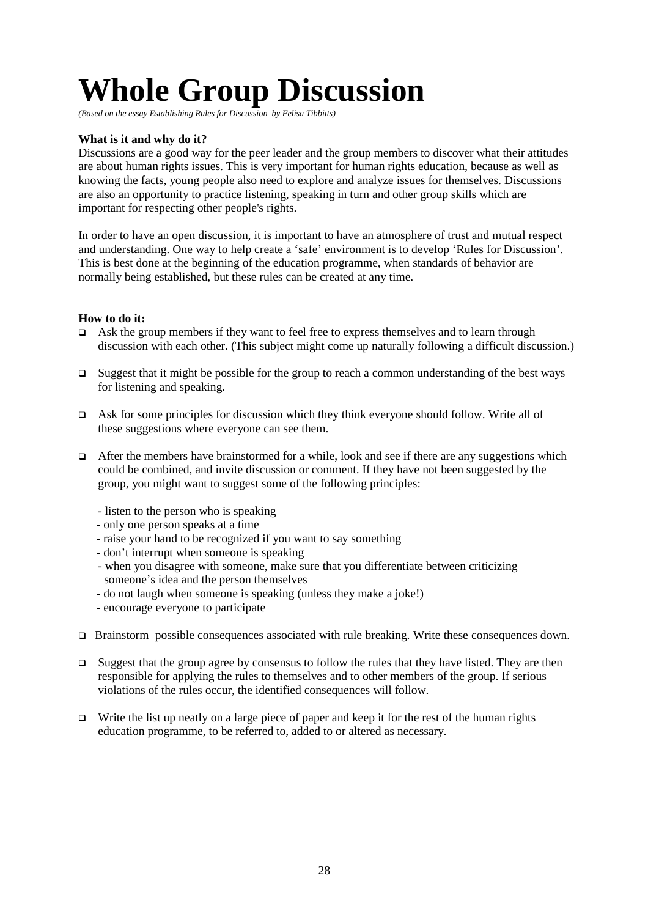# Whole Group Discussion

*(Based on the essay Establishing Rules for Discussion by Felisa Tibbitts)*

**What is it and why do it?**

Discussions are a good way for the peer leader and the group members to discover what their attitudes are about human rights issues. This is very important for human rights education, because as well as knowing the facts, young people also need to explore and analyze issues for themselves. Discussions are also an opportunity to practice listening, speaking in turn and other group skills which are important for respecting other people's rights.

In order to have an open discussion, it is important to have an atmosphere of trust and mutual respect and understanding. One way to help create a 'safe' environment is to develop 'Rules for Discussion'. This is best done at the beginning of the education programme, when standards of behavior are normally being established, but these rules can be created at any time.

**How to do it:**

- Ask the group members if they want to feel free to express themselves and to learn through discussion with each other. (This subject might come up naturally following a difficult discussion.)
- Suggest that it might be possible for the group to reach a common understanding of the best ways for listening and speaking.
- Ask for some principles for discussion which they think everyone should follow. Write all of these suggestions where everyone can see them.
- After the members have brainstormed for a while, look and see if there are any suggestions which could be combined, and invite discussion or comment. If they have not been suggested by the group, you might want to suggest some of the following principles:

  - listen to the person who is speaking
  - only one person speaks at a time
  - raise your hand to be recognized if you want to say something
  - don't interrupt when someone is speaking
  - when you disagree with someone, make sure that you differentiate between criticizing someone's idea and the person themselves
  - do not laugh when someone is speaking (unless they make a joke!)
  - encourage everyone to participate

- Brainstorm possible consequences associated with rule breaking. Write these consequences down.
- Suggest that the group agree by consensus to follow the rules that they have listed. They are then responsible for applying the rules to themselves and to other members of the group. If serious violations of the rules occur, the identified consequences will follow.
- Write the list up neatly on a large piece of paper and keep it for the rest of the human rights education programme, to be referred to, added to or altered as necessary.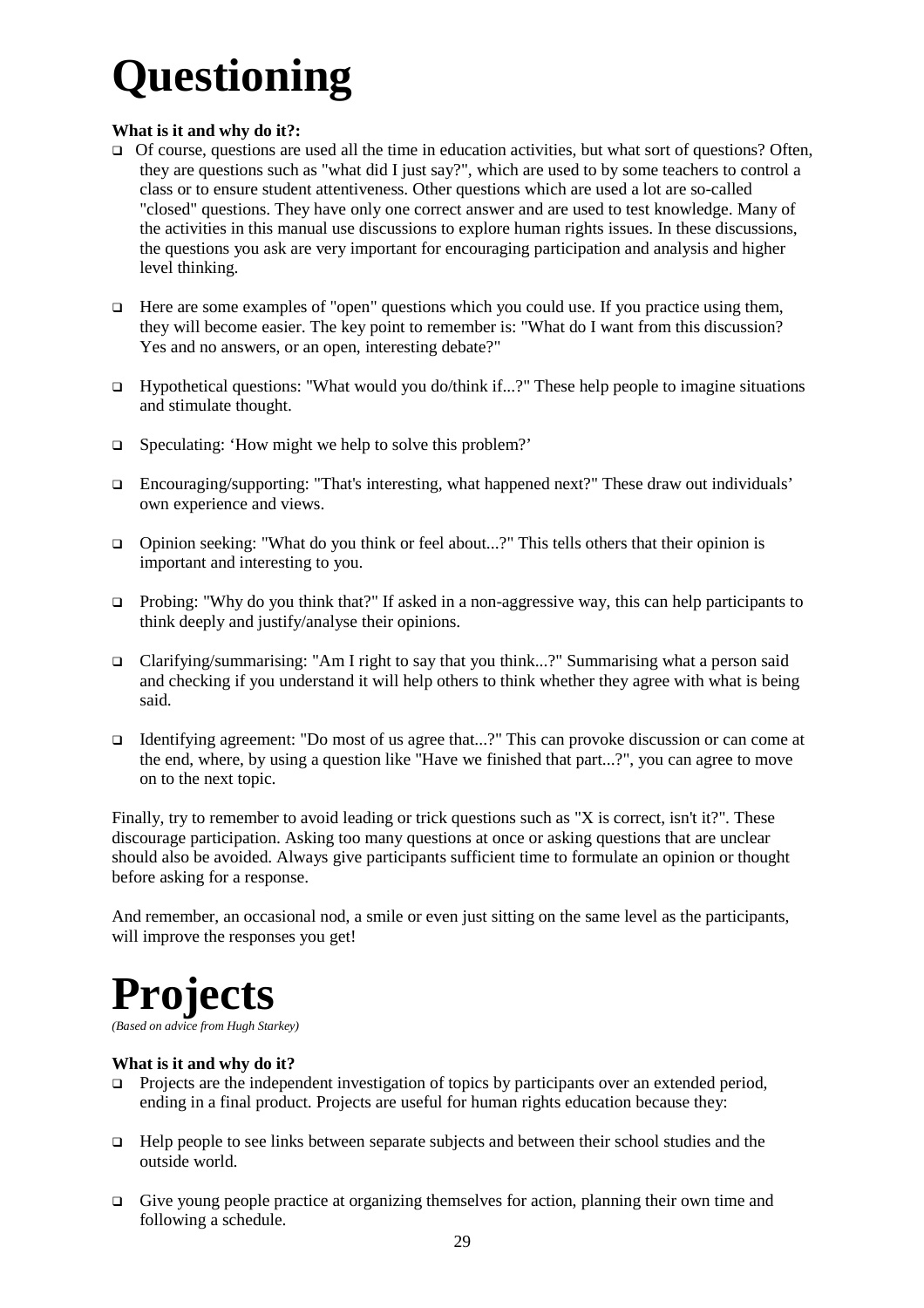# Questioning

**What is it and why do it?:**

- Of course, questions are used all the time in education activities, but what sort of questions? Often, they are questions such as "what did I just say?", which are used to by some teachers to control a class or to ensure student attentiveness. Other questions which are used a lot are so-called "closed" questions. They have only one correct answer and are used to test knowledge. Many of the activities in this manual use discussions to explore human rights issues. In these discussions, the questions you ask are very important for encouraging participation and analysis and higher level thinking.

- Here are some examples of "open" questions which you could use. If you practice using them, they will become easier. The key point to remember is: "What do I want from this discussion? Yes and no answers, or an open, interesting debate?"

- Hypothetical questions: "What would you do/think if...?" These help people to imagine situations and stimulate thought.

- Speculating: 'How might we help to solve this problem?'

- Encouraging/supporting: "That's interesting, what happened next?" These draw out individuals' own experience and views.

- Opinion seeking: "What do you think or feel about...?" This tells others that their opinion is important and interesting to you.

- Probing: "Why do you think that?" If asked in a non-aggressive way, this can help participants to think deeply and justify/analyse their opinions.

- Clarifying/summarising: "Am I right to say that you think...?" Summarising what a person said and checking if you understand it will help others to think whether they agree with what is being said.

- Identifying agreement: "Do most of us agree that...?" This can provoke discussion or can come at the end, where, by using a question like "Have we finished that part...?", you can agree to move on to the next topic.

Finally, try to remember to avoid leading or trick questions such as "X is correct, isn't it?". These discourage participation. Asking too many questions at once or asking questions that are unclear should also be avoided. Always give participants sufficient time to formulate an opinion or thought before asking for a response.

And remember, an occasional nod, a smile or even just sitting on the same level as the participants, will improve the responses you get!

# Projects

*(Based on advice from Hugh Starkey)*

**What is it and why do it?**

- Projects are the independent investigation of topics by participants over an extended period, ending in a final product. Projects are useful for human rights education because they:

- Help people to see links between separate subjects and between their school studies and the outside world.

- Give young people practice at organizing themselves for action, planning their own time and following a schedule.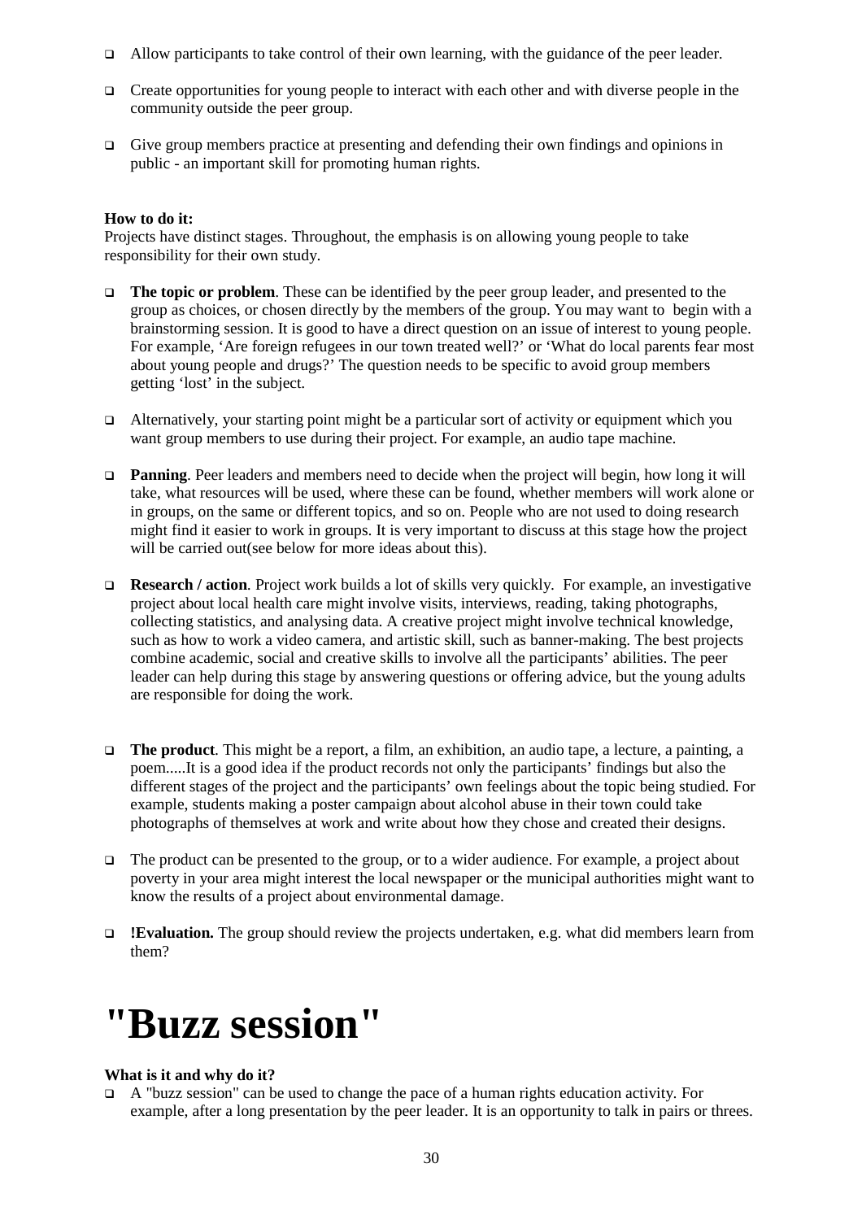- Allow participants to take control of their own learning, with the guidance of the peer leader.
- Create opportunities for young people to interact with each other and with diverse people in the community outside the peer group.
- Give group members practice at presenting and defending their own findings and opinions in public - an important skill for promoting human rights.

**How to do it:**
Projects have distinct stages. Throughout, the emphasis is on allowing young people to take responsibility for their own study.

- **The topic or problem**. These can be identified by the peer group leader, and presented to the group as choices, or chosen directly by the members of the group. You may want to begin with a brainstorming session. It is good to have a direct question on an issue of interest to young people. For example, 'Are foreign refugees in our town treated well?' or 'What do local parents fear most about young people and drugs?' The question needs to be specific to avoid group members getting 'lost' in the subject.
- Alternatively, your starting point might be a particular sort of activity or equipment which you want group members to use during their project. For example, an audio tape machine.
- **Panning**. Peer leaders and members need to decide when the project will begin, how long it will take, what resources will be used, where these can be found, whether members will work alone or in groups, on the same or different topics, and so on. People who are not used to doing research might find it easier to work in groups. It is very important to discuss at this stage how the project will be carried out(see below for more ideas about this).
- **Research / action**. Project work builds a lot of skills very quickly. For example, an investigative project about local health care might involve visits, interviews, reading, taking photographs, collecting statistics, and analysing data. A creative project might involve technical knowledge, such as how to work a video camera, and artistic skill, such as banner-making. The best projects combine academic, social and creative skills to involve all the participants' abilities. The peer leader can help during this stage by answering questions or offering advice, but the young adults are responsible for doing the work.
- **The product**. This might be a report, a film, an exhibition, an audio tape, a lecture, a painting, a poem.....It is a good idea if the product records not only the participants' findings but also the different stages of the project and the participants' own feelings about the topic being studied. For example, students making a poster campaign about alcohol abuse in their town could take photographs of themselves at work and write about how they chose and created their designs.
- The product can be presented to the group, or to a wider audience. For example, a project about poverty in your area might interest the local newspaper or the municipal authorities might want to know the results of a project about environmental damage.
- **!Evaluation.** The group should review the projects undertaken, e.g. what did members learn from them?

# "Buzz session"

**What is it and why do it?**

- A "buzz session" can be used to change the pace of a human rights education activity. For example, after a long presentation by the peer leader. It is an opportunity to talk in pairs or threes.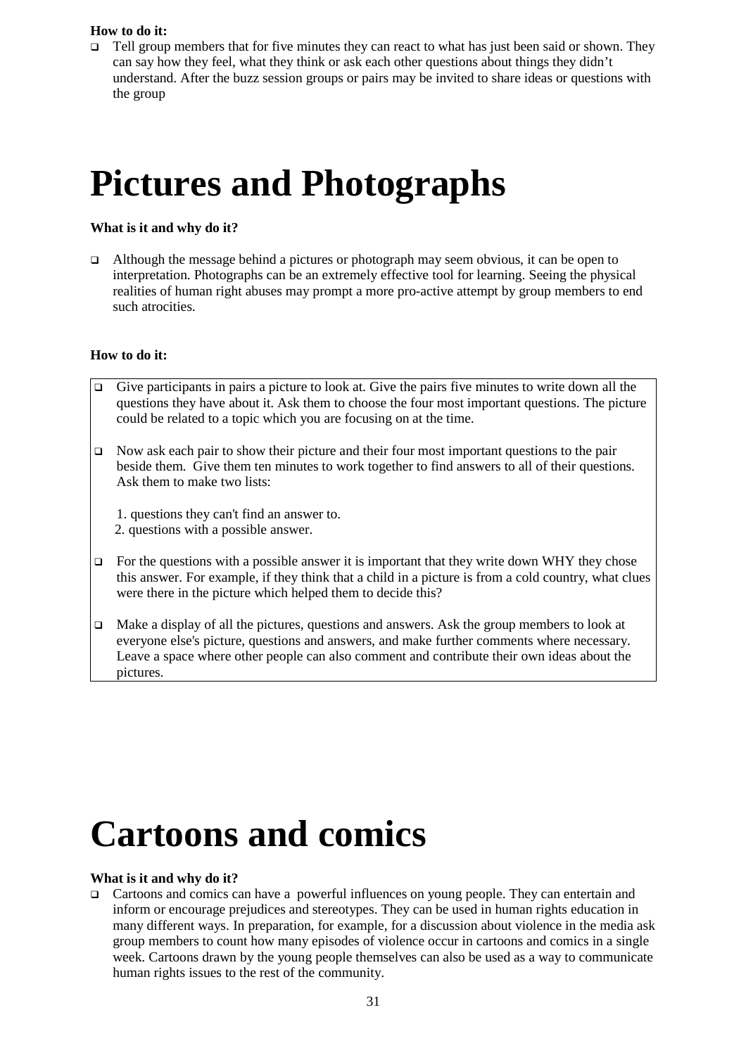**How to do it:**

- Tell group members that for five minutes they can react to what has just been said or shown. They can say how they feel, what they think or ask each other questions about things they didn't understand. After the buzz session groups or pairs may be invited to share ideas or questions with the group

# Pictures and Photographs

**What is it and why do it?**

- Although the message behind a pictures or photograph may seem obvious, it can be open to interpretation. Photographs can be an extremely effective tool for learning. Seeing the physical realities of human right abuses may prompt a more pro-active attempt by group members to end such atrocities.

**How to do it:**

- Give participants in pairs a picture to look at. Give the pairs five minutes to write down all the questions they have about it. Ask them to choose the four most important questions. The picture could be related to a topic which you are focusing on at the time.

- Now ask each pair to show their picture and their four most important questions to the pair beside them. Give them ten minutes to work together to find answers to all of their questions. Ask them to make two lists:

  1. questions they can't find an answer to.
  2. questions with a possible answer.

- For the questions with a possible answer it is important that they write down WHY they chose this answer. For example, if they think that a child in a picture is from a cold country, what clues were there in the picture which helped them to decide this?

- Make a display of all the pictures, questions and answers. Ask the group members to look at everyone else's picture, questions and answers, and make further comments where necessary. Leave a space where other people can also comment and contribute their own ideas about the pictures.

# Cartoons and comics

**What is it and why do it?**

- Cartoons and comics can have a powerful influences on young people. They can entertain and inform or encourage prejudices and stereotypes. They can be used in human rights education in many different ways. In preparation, for example, for a discussion about violence in the media ask group members to count how many episodes of violence occur in cartoons and comics in a single week. Cartoons drawn by the young people themselves can also be used as a way to communicate human rights issues to the rest of the community.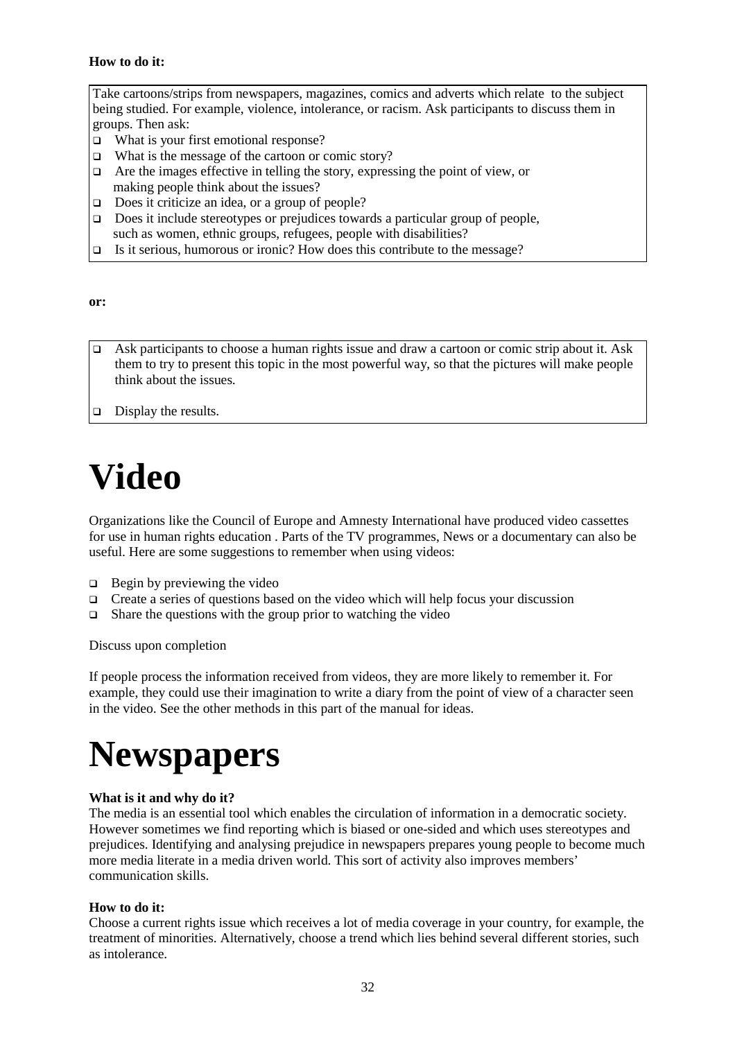**How to do it:**

Take cartoons/strips from newspapers, magazines, comics and adverts which relate to the subject being studied. For example, violence, intolerance, or racism. Ask participants to discuss them in groups. Then ask:

- What is your first emotional response?
- What is the message of the cartoon or comic story?
- Are the images effective in telling the story, expressing the point of view, or making people think about the issues?
- Does it criticize an idea, or a group of people?
- Does it include stereotypes or prejudices towards a particular group of people, such as women, ethnic groups, refugees, people with disabilities?
- Is it serious, humorous or ironic? How does this contribute to the message?

**or:**

- Ask participants to choose a human rights issue and draw a cartoon or comic strip about it. Ask them to try to present this topic in the most powerful way, so that the pictures will make people think about the issues.
- Display the results.

# Video

Organizations like the Council of Europe and Amnesty International have produced video cassettes for use in human rights education . Parts of the TV programmes, News or a documentary can also be useful. Here are some suggestions to remember when using videos:

- Begin by previewing the video
- Create a series of questions based on the video which will help focus your discussion
- Share the questions with the group prior to watching the video

Discuss upon completion

If people process the information received from videos, they are more likely to remember it. For example, they could use their imagination to write a diary from the point of view of a character seen in the video. See the other methods in this part of the manual for ideas.

# Newspapers

**What is it and why do it?**

The media is an essential tool which enables the circulation of information in a democratic society. However sometimes we find reporting which is biased or one-sided and which uses stereotypes and prejudices. Identifying and analysing prejudice in newspapers prepares young people to become much more media literate in a media driven world. This sort of activity also improves members' communication skills.

**How to do it:**

Choose a current rights issue which receives a lot of media coverage in your country, for example, the treatment of minorities. Alternatively, choose a trend which lies behind several different stories, such as intolerance.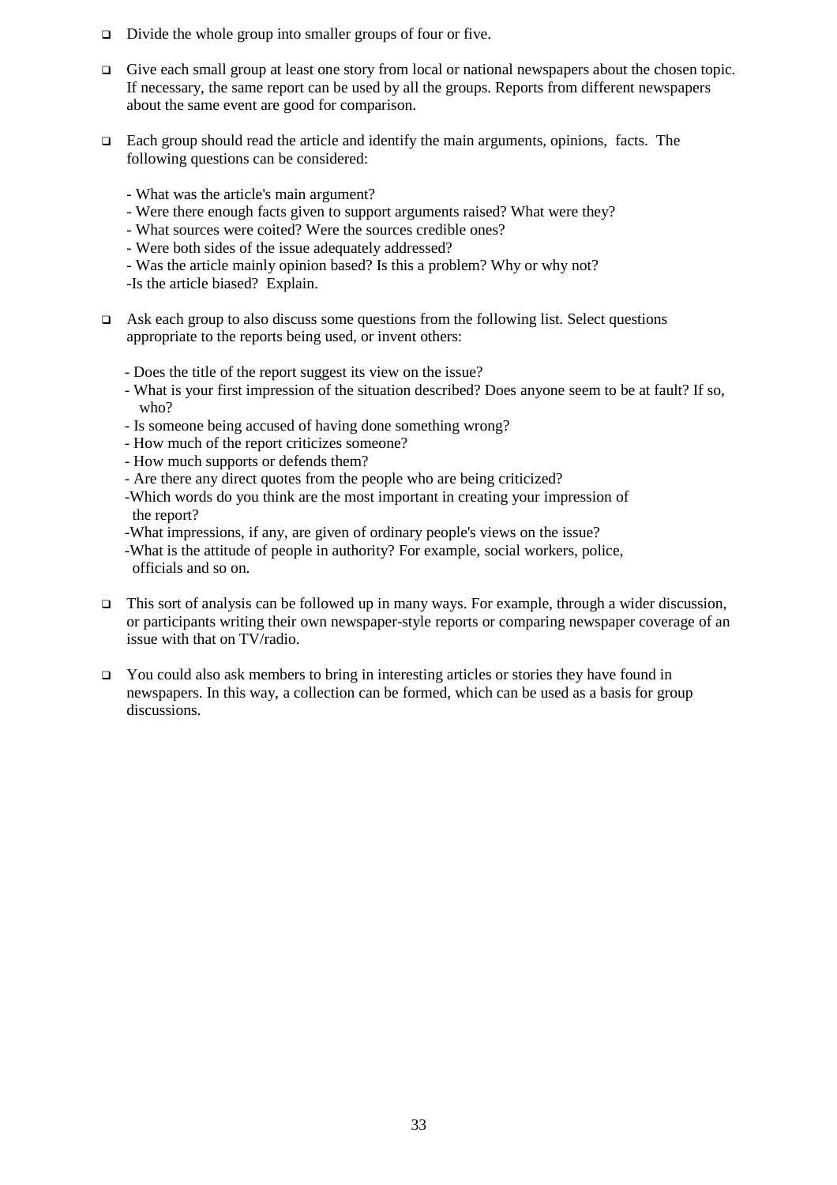- Divide the whole group into smaller groups of four or five.

- Give each small group at least one story from local or national newspapers about the chosen topic. If necessary, the same report can be used by all the groups. Reports from different newspapers about the same event are good for comparison.

- Each group should read the article and identify the main arguments, opinions, facts. The following questions can be considered:

  - What was the article's main argument?
  - Were there enough facts given to support arguments raised? What were they?
  - What sources were coited? Were the sources credible ones?
  - Were both sides of the issue adequately addressed?
  - Was the article mainly opinion based? Is this a problem? Why or why not?
  - Is the article biased? Explain.

- Ask each group to also discuss some questions from the following list. Select questions appropriate to the reports being used, or invent others:

  - Does the title of the report suggest its view on the issue?
  - What is your first impression of the situation described? Does anyone seem to be at fault? If so, who?
  - Is someone being accused of having done something wrong?
  - How much of the report criticizes someone?
  - How much supports or defends them?
  - Are there any direct quotes from the people who are being criticized?
  - Which words do you think are the most important in creating your impression of the report?
  - What impressions, if any, are given of ordinary people's views on the issue?
  - What is the attitude of people in authority? For example, social workers, police, officials and so on.

- This sort of analysis can be followed up in many ways. For example, through a wider discussion, or participants writing their own newspaper-style reports or comparing newspaper coverage of an issue with that on TV/radio.

- You could also ask members to bring in interesting articles or stories they have found in newspapers. In this way, a collection can be formed, which can be used as a basis for group discussions.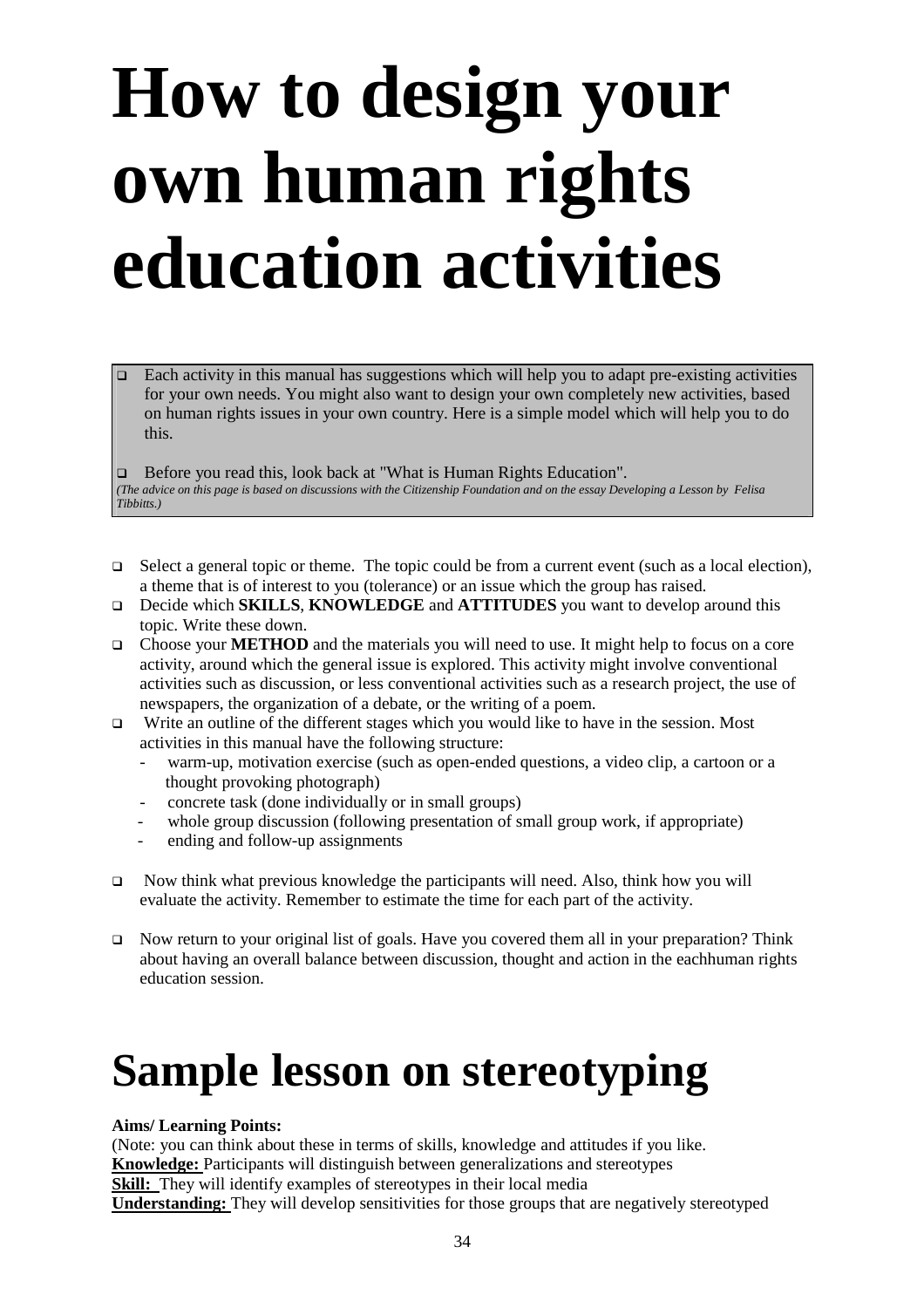# How to design your own human rights education activities

- Each activity in this manual has suggestions which will help you to adapt pre-existing activities for your own needs. You might also want to design your own completely new activities, based on human rights issues in your own country. Here is a simple model which will help you to do this.

- Before you read this, look back at "What is Human Rights Education".

*(The advice on this page is based on discussions with the Citizenship Foundation and on the essay Developing a Lesson by Felisa Tibbitts.)*

- Select a general topic or theme. The topic could be from a current event (such as a local election), a theme that is of interest to you (tolerance) or an issue which the group has raised.
- Decide which **SKILLS**, **KNOWLEDGE** and **ATTITUDES** you want to develop around this topic. Write these down.
- Choose your **METHOD** and the materials you will need to use. It might help to focus on a core activity, around which the general issue is explored. This activity might involve conventional activities such as discussion, or less conventional activities such as a research project, the use of newspapers, the organization of a debate, or the writing of a poem.
- Write an outline of the different stages which you would like to have in the session. Most activities in this manual have the following structure:
  - warm-up, motivation exercise (such as open-ended questions, a video clip, a cartoon or a thought provoking photograph)
  - concrete task (done individually or in small groups)
  - whole group discussion (following presentation of small group work, if appropriate)
  - ending and follow-up assignments

- Now think what previous knowledge the participants will need. Also, think how you will evaluate the activity. Remember to estimate the time for each part of the activity.

- Now return to your original list of goals. Have you covered them all in your preparation? Think about having an overall balance between discussion, thought and action in the eachhuman rights education session.

# Sample lesson on stereotyping

**Aims/ Learning Points:**

(Note: you can think about these in terms of skills, knowledge and attitudes if you like.

**Knowledge:** Participants will distinguish between generalizations and stereotypes

**Skill:** They will identify examples of stereotypes in their local media

**Understanding:** They will develop sensitivities for those groups that are negatively stereotyped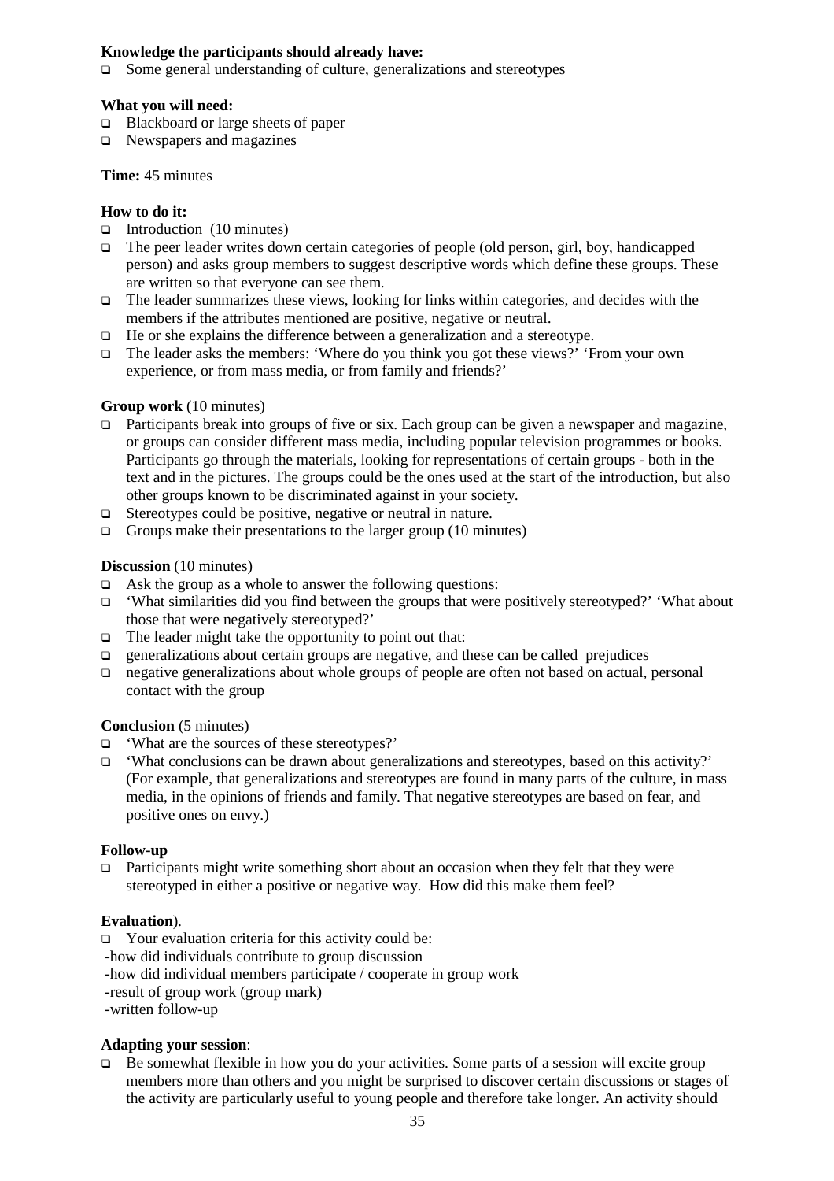**Knowledge the participants should already have:**

- Some general understanding of culture, generalizations and stereotypes

**What you will need:**

- Blackboard or large sheets of paper
- Newspapers and magazines

**Time:** 45 minutes

**How to do it:**

- Introduction (10 minutes)
- The peer leader writes down certain categories of people (old person, girl, boy, handicapped person) and asks group members to suggest descriptive words which define these groups. These are written so that everyone can see them.
- The leader summarizes these views, looking for links within categories, and decides with the members if the attributes mentioned are positive, negative or neutral.
- He or she explains the difference between a generalization and a stereotype.
- The leader asks the members: 'Where do you think you got these views?' 'From your own experience, or from mass media, or from family and friends?'

**Group work** (10 minutes)

- Participants break into groups of five or six. Each group can be given a newspaper and magazine, or groups can consider different mass media, including popular television programmes or books. Participants go through the materials, looking for representations of certain groups - both in the text and in the pictures. The groups could be the ones used at the start of the introduction, but also other groups known to be discriminated against in your society.
- Stereotypes could be positive, negative or neutral in nature.
- Groups make their presentations to the larger group (10 minutes)

**Discussion** (10 minutes)

- Ask the group as a whole to answer the following questions:
- 'What similarities did you find between the groups that were positively stereotyped?' 'What about those that were negatively stereotyped?'
- The leader might take the opportunity to point out that:
- generalizations about certain groups are negative, and these can be called prejudices
- negative generalizations about whole groups of people are often not based on actual, personal contact with the group

**Conclusion** (5 minutes)

- 'What are the sources of these stereotypes?'
- 'What conclusions can be drawn about generalizations and stereotypes, based on this activity?' (For example, that generalizations and stereotypes are found in many parts of the culture, in mass media, in the opinions of friends and family. That negative stereotypes are based on fear, and positive ones on envy.)

**Follow-up**

- Participants might write something short about an occasion when they felt that they were stereotyped in either a positive or negative way. How did this make them feel?

**Evaluation**).

- Your evaluation criteria for this activity could be:

-how did individuals contribute to group discussion
-how did individual members participate / cooperate in group work
-result of group work (group mark)
-written follow-up

**Adapting your session**:

- Be somewhat flexible in how you do your activities. Some parts of a session will excite group members more than others and you might be surprised to discover certain discussions or stages of the activity are particularly useful to young people and therefore take longer. An activity should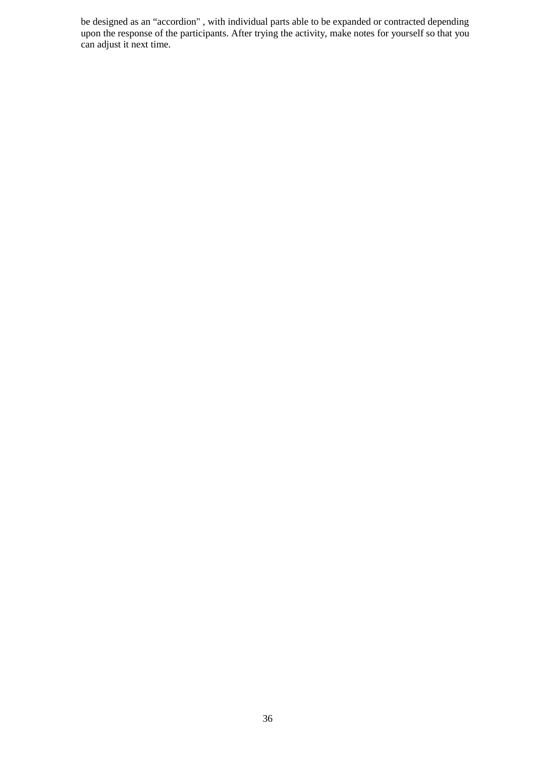be designed as an “accordion" , with individual parts able to be expanded or contracted depending upon the response of the participants. After trying the activity, make notes for yourself so that you can adjust it next time.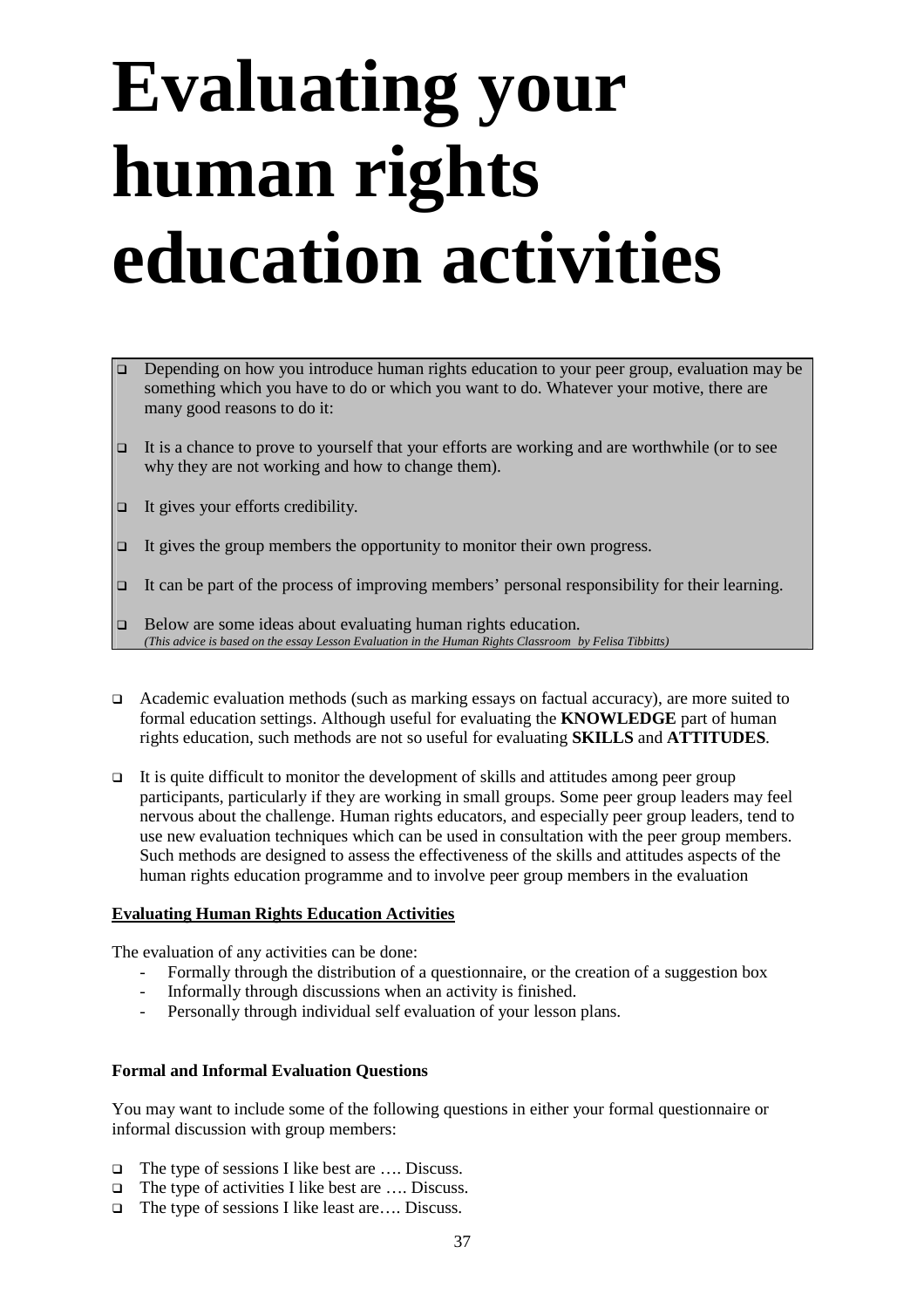# Evaluating your human rights education activities

- Depending on how you introduce human rights education to your peer group, evaluation may be something which you have to do or which you want to do. Whatever your motive, there are many good reasons to do it:
- It is a chance to prove to yourself that your efforts are working and are worthwhile (or to see why they are not working and how to change them).
- It gives your efforts credibility.
- It gives the group members the opportunity to monitor their own progress.
- It can be part of the process of improving members' personal responsibility for their learning.
- Below are some ideas about evaluating human rights education.
  *(This advice is based on the essay Lesson Evaluation in the Human Rights Classroom by Felisa Tibbitts)*

- Academic evaluation methods (such as marking essays on factual accuracy), are more suited to formal education settings. Although useful for evaluating the **KNOWLEDGE** part of human rights education, such methods are not so useful for evaluating **SKILLS** and **ATTITUDES**.
- It is quite difficult to monitor the development of skills and attitudes among peer group participants, particularly if they are working in small groups. Some peer group leaders may feel nervous about the challenge. Human rights educators, and especially peer group leaders, tend to use new evaluation techniques which can be used in consultation with the peer group members. Such methods are designed to assess the effectiveness of the skills and attitudes aspects of the human rights education programme and to involve peer group members in the evaluation

**<u>Evaluating Human Rights Education Activities</u>**

The evaluation of any activities can be done:

- Formally through the distribution of a questionnaire, or the creation of a suggestion box
- Informally through discussions when an activity is finished.
- Personally through individual self evaluation of your lesson plans.

**Formal and Informal Evaluation Questions**

You may want to include some of the following questions in either your formal questionnaire or informal discussion with group members:

- The type of sessions I like best are …. Discuss.
- The type of activities I like best are …. Discuss.
- The type of sessions I like least are…. Discuss.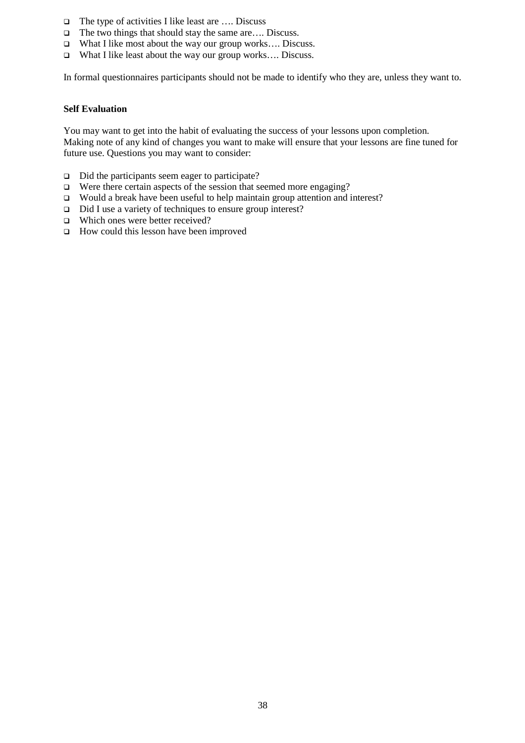- The type of activities I like least are …. Discuss
- The two things that should stay the same are…. Discuss.
- What I like most about the way our group works…. Discuss.
- What I like least about the way our group works…. Discuss.

In formal questionnaires participants should not be made to identify who they are, unless they want to.

**Self Evaluation**

You may want to get into the habit of evaluating the success of your lessons upon completion. Making note of any kind of changes you want to make will ensure that your lessons are fine tuned for future use. Questions you may want to consider:

- Did the participants seem eager to participate?
- Were there certain aspects of the session that seemed more engaging?
- Would a break have been useful to help maintain group attention and interest?
- Did I use a variety of techniques to ensure group interest?
- Which ones were better received?
- How could this lesson have been improved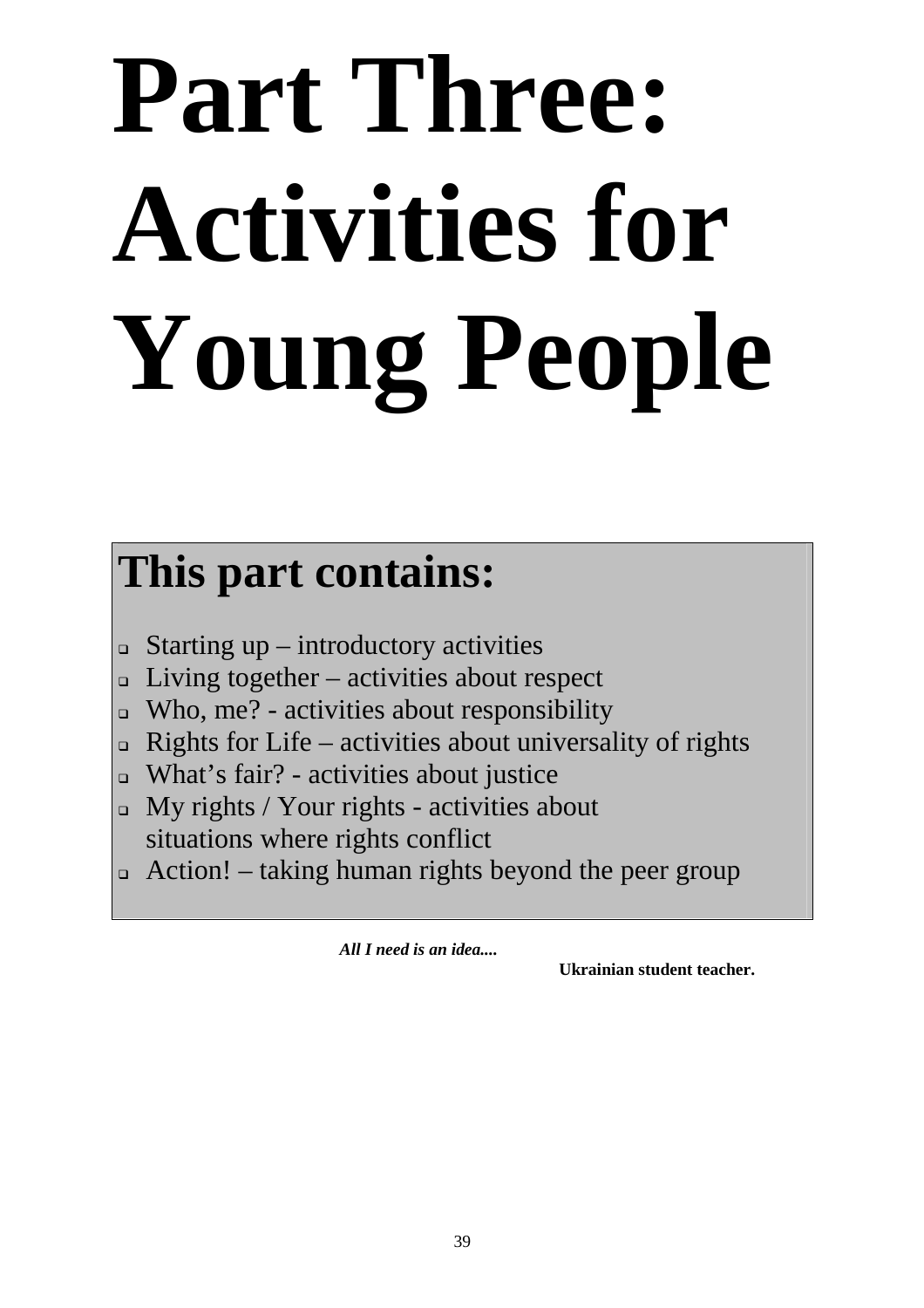# Part Three: Activities for Young People

## This part contains:

- Starting up – introductory activities
- Living together – activities about respect
- Who, me? - activities about responsibility
- Rights for Life – activities about universality of rights
- What's fair? - activities about justice
- My rights / Your rights - activities about situations where rights conflict
- Action! – taking human rights beyond the peer group

***All I need is an idea....***

**Ukrainian student teacher.**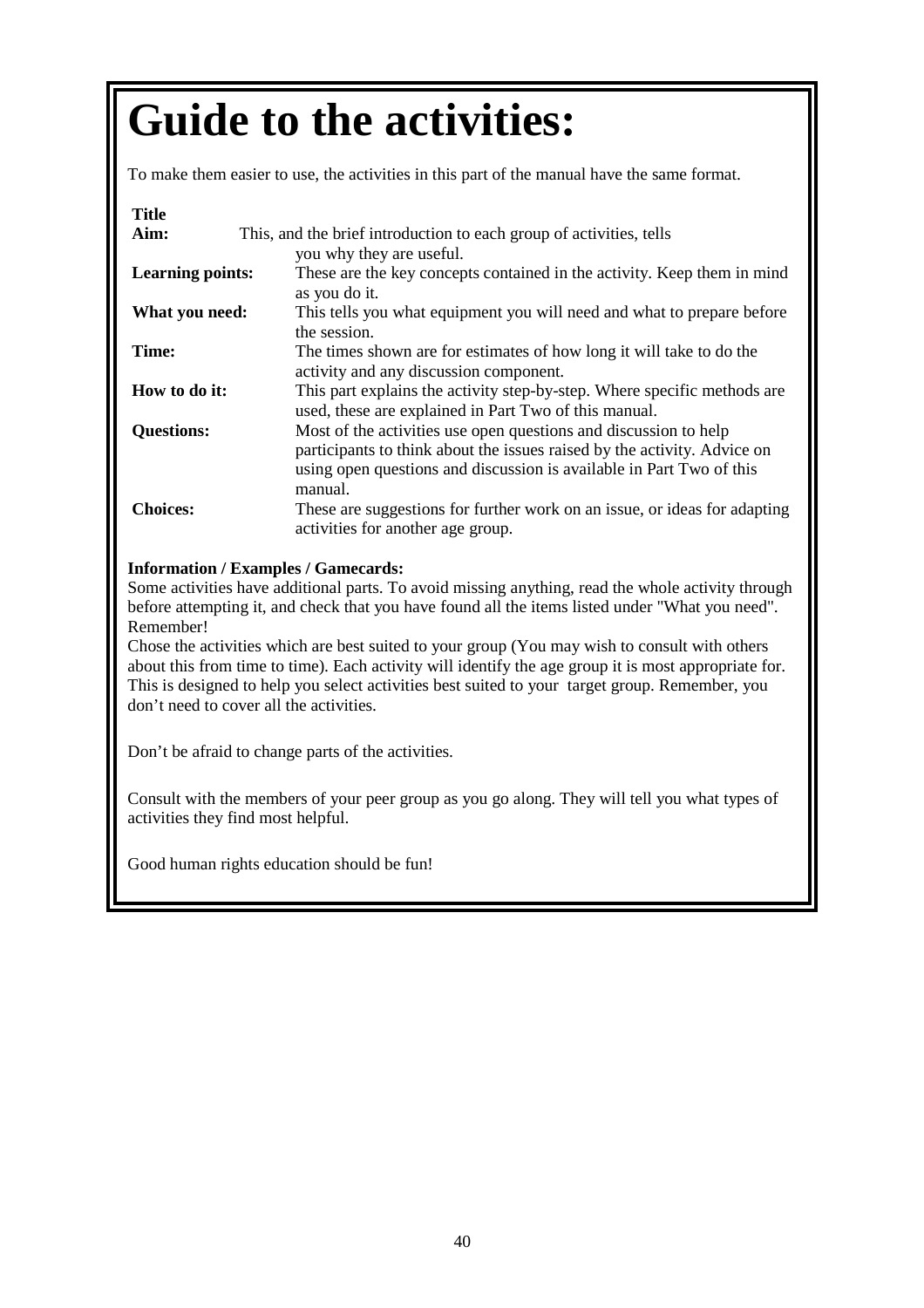# Guide to the activities:

To make them easier to use, the activities in this part of the manual have the same format.

**Title**

| | |
|---|---|
| **Aim:** | This, and the brief introduction to each group of activities, tells you why they are useful. |
| **Learning points:** | These are the key concepts contained in the activity. Keep them in mind as you do it. |
| **What you need:** | This tells you what equipment you will need and what to prepare before the session. |
| **Time:** | The times shown are for estimates of how long it will take to do the activity and any discussion component. |
| **How to do it:** | This part explains the activity step-by-step. Where specific methods are used, these are explained in Part Two of this manual. |
| **Questions:** | Most of the activities use open questions and discussion to help participants to think about the issues raised by the activity. Advice on using open questions and discussion is available in Part Two of this manual. |
| **Choices:** | These are suggestions for further work on an issue, or ideas for adapting activities for another age group. |

**Information / Examples / Gamecards:**
Some activities have additional parts. To avoid missing anything, read the whole activity through before attempting it, and check that you have found all the items listed under "What you need".
Remember!
Chose the activities which are best suited to your group (You may wish to consult with others about this from time to time). Each activity will identify the age group it is most appropriate for. This is designed to help you select activities best suited to your target group. Remember, you don't need to cover all the activities.

Don't be afraid to change parts of the activities.

Consult with the members of your peer group as you go along. They will tell you what types of activities they find most helpful.

Good human rights education should be fun!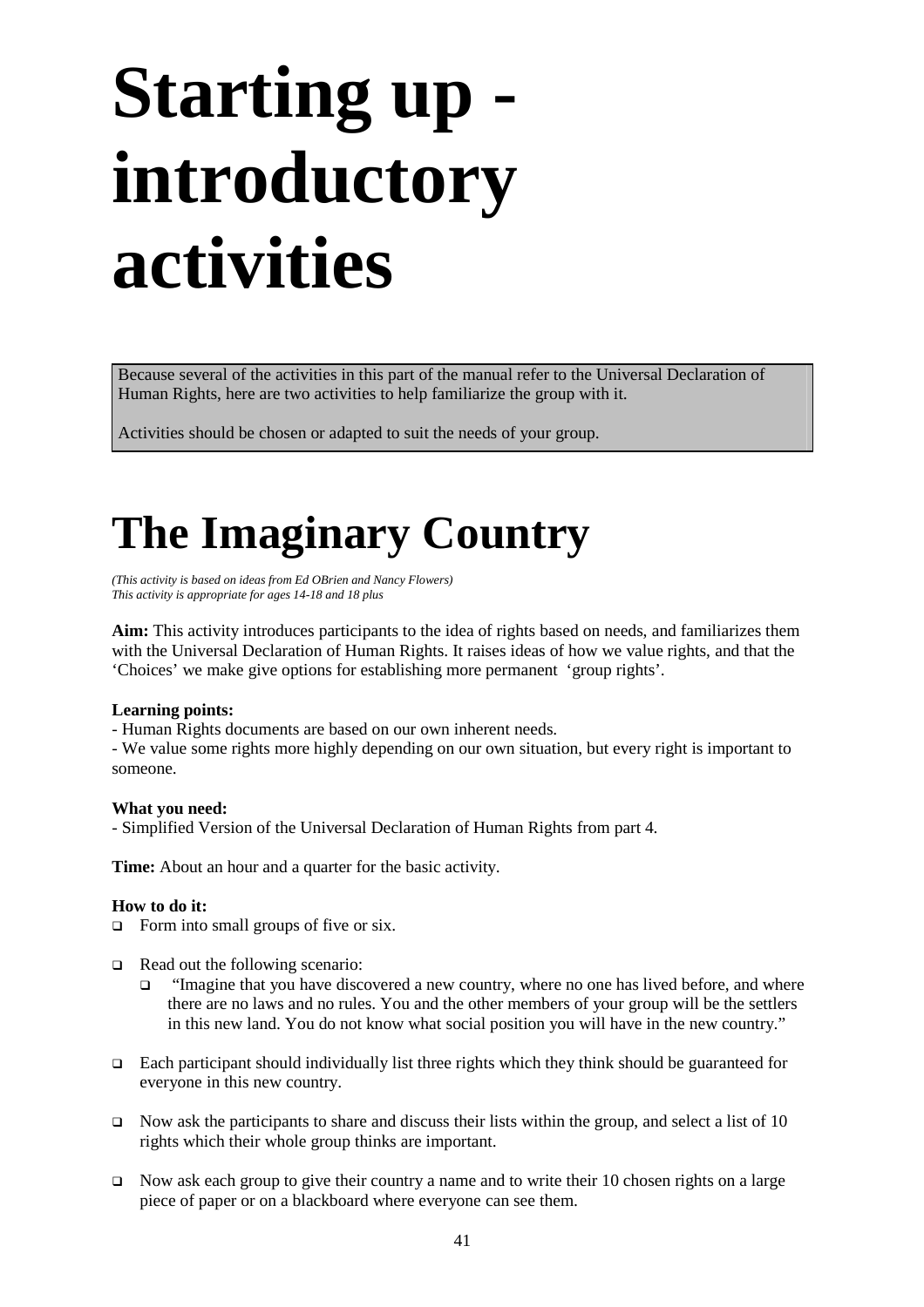# Starting up - introductory activities

Because several of the activities in this part of the manual refer to the Universal Declaration of Human Rights, here are two activities to help familiarize the group with it.

Activities should be chosen or adapted to suit the needs of your group.

# The Imaginary Country

*(This activity is based on ideas from Ed OBrien and Nancy Flowers)*
*This activity is appropriate for ages 14-18 and 18 plus*

**Aim:** This activity introduces participants to the idea of rights based on needs, and familiarizes them with the Universal Declaration of Human Rights. It raises ideas of how we value rights, and that the 'Choices' we make give options for establishing more permanent 'group rights'.

**Learning points:**

- Human Rights documents are based on our own inherent needs.
- We value some rights more highly depending on our own situation, but every right is important to someone.

**What you need:**

- Simplified Version of the Universal Declaration of Human Rights from part 4.

**Time:** About an hour and a quarter for the basic activity.

**How to do it:**

- Form into small groups of five or six.
- Read out the following scenario:
  - "Imagine that you have discovered a new country, where no one has lived before, and where there are no laws and no rules. You and the other members of your group will be the settlers in this new land. You do not know what social position you will have in the new country."
- Each participant should individually list three rights which they think should be guaranteed for everyone in this new country.
- Now ask the participants to share and discuss their lists within the group, and select a list of 10 rights which their whole group thinks are important.
- Now ask each group to give their country a name and to write their 10 chosen rights on a large piece of paper or on a blackboard where everyone can see them.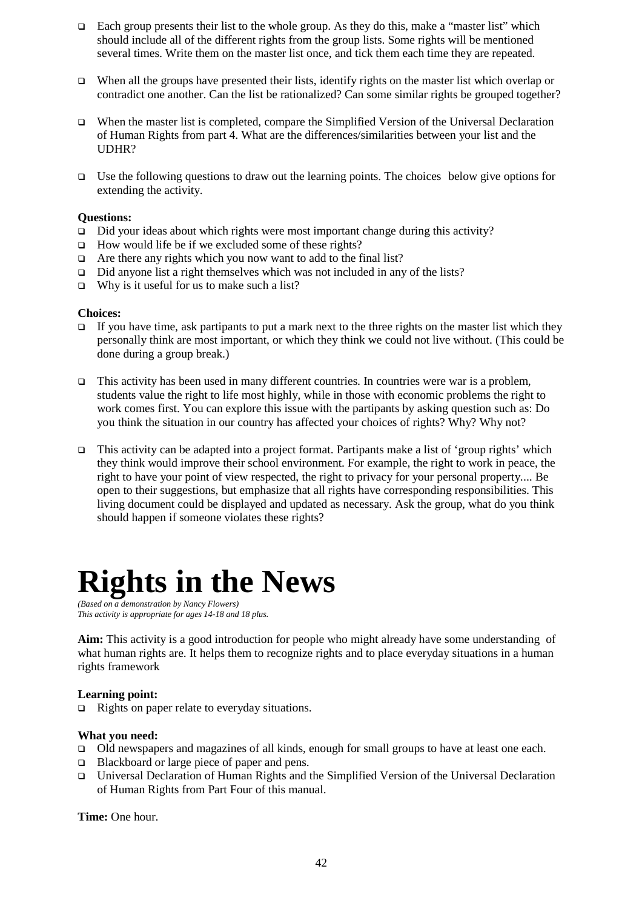- Each group presents their list to the whole group. As they do this, make a "master list" which should include all of the different rights from the group lists. Some rights will be mentioned several times. Write them on the master list once, and tick them each time they are repeated.

- When all the groups have presented their lists, identify rights on the master list which overlap or contradict one another. Can the list be rationalized? Can some similar rights be grouped together?

- When the master list is completed, compare the Simplified Version of the Universal Declaration of Human Rights from part 4. What are the differences/similarities between your list and the UDHR?

- Use the following questions to draw out the learning points. The choices below give options for extending the activity.

**Questions:**

- Did your ideas about which rights were most important change during this activity?
- How would life be if we excluded some of these rights?
- Are there any rights which you now want to add to the final list?
- Did anyone list a right themselves which was not included in any of the lists?
- Why is it useful for us to make such a list?

**Choices:**

- If you have time, ask partipants to put a mark next to the three rights on the master list which they personally think are most important, or which they think we could not live without. (This could be done during a group break.)

- This activity has been used in many different countries. In countries were war is a problem, students value the right to life most highly, while in those with economic problems the right to work comes first. You can explore this issue with the partipants by asking question such as: Do you think the situation in our country has affected your choices of rights? Why? Why not?

- This activity can be adapted into a project format. Partipants make a list of 'group rights' which they think would improve their school environment. For example, the right to work in peace, the right to have your point of view respected, the right to privacy for your personal property.... Be open to their suggestions, but emphasize that all rights have corresponding responsibilities. This living document could be displayed and updated as necessary. Ask the group, what do you think should happen if someone violates these rights?

# Rights in the News

*(Based on a demonstration by Nancy Flowers)*
*This activity is appropriate for ages 14-18 and 18 plus.*

**Aim:** This activity is a good introduction for people who might already have some understanding of what human rights are. It helps them to recognize rights and to place everyday situations in a human rights framework

**Learning point:**

- Rights on paper relate to everyday situations.

**What you need:**

- Old newspapers and magazines of all kinds, enough for small groups to have at least one each.
- Blackboard or large piece of paper and pens.
- Universal Declaration of Human Rights and the Simplified Version of the Universal Declaration of Human Rights from Part Four of this manual.

**Time:** One hour.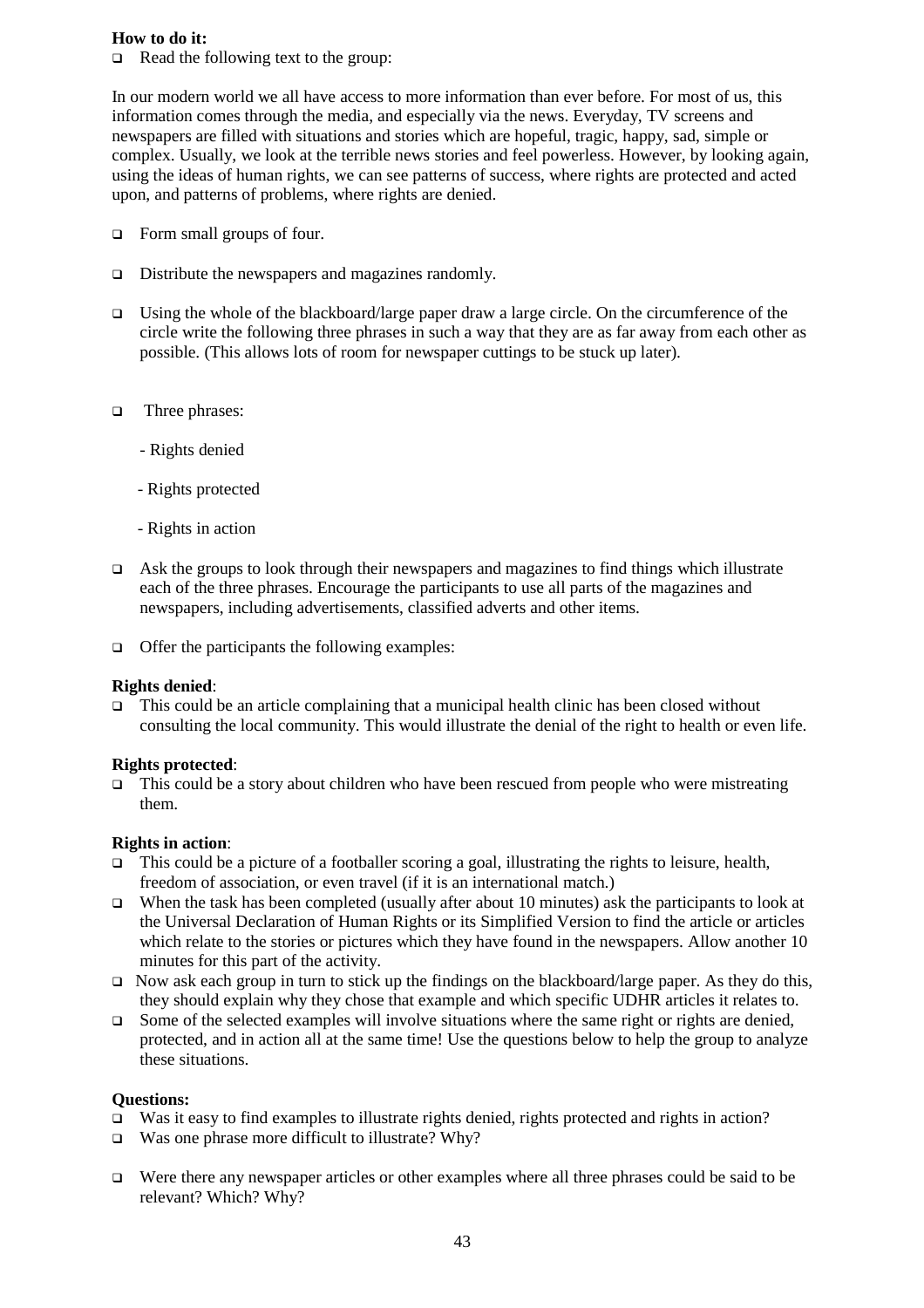**How to do it:**

- Read the following text to the group:

In our modern world we all have access to more information than ever before. For most of us, this information comes through the media, and especially via the news. Everyday, TV screens and newspapers are filled with situations and stories which are hopeful, tragic, happy, sad, simple or complex. Usually, we look at the terrible news stories and feel powerless. However, by looking again, using the ideas of human rights, we can see patterns of success, where rights are protected and acted upon, and patterns of problems, where rights are denied.

- Form small groups of four.
- Distribute the newspapers and magazines randomly.
- Using the whole of the blackboard/large paper draw a large circle. On the circumference of the circle write the following three phrases in such a way that they are as far away from each other as possible. (This allows lots of room for newspaper cuttings to be stuck up later).
- Three phrases:
  - Rights denied
  - Rights protected
  - Rights in action
- Ask the groups to look through their newspapers and magazines to find things which illustrate each of the three phrases. Encourage the participants to use all parts of the magazines and newspapers, including advertisements, classified adverts and other items.
- Offer the participants the following examples:

**Rights denied**:

- This could be an article complaining that a municipal health clinic has been closed without consulting the local community. This would illustrate the denial of the right to health or even life.

**Rights protected**:

- This could be a story about children who have been rescued from people who were mistreating them.

**Rights in action**:

- This could be a picture of a footballer scoring a goal, illustrating the rights to leisure, health, freedom of association, or even travel (if it is an international match.)
- When the task has been completed (usually after about 10 minutes) ask the participants to look at the Universal Declaration of Human Rights or its Simplified Version to find the article or articles which relate to the stories or pictures which they have found in the newspapers. Allow another 10 minutes for this part of the activity.
- Now ask each group in turn to stick up the findings on the blackboard/large paper. As they do this, they should explain why they chose that example and which specific UDHR articles it relates to.
- Some of the selected examples will involve situations where the same right or rights are denied, protected, and in action all at the same time! Use the questions below to help the group to analyze these situations.

**Questions:**

- Was it easy to find examples to illustrate rights denied, rights protected and rights in action?
- Was one phrase more difficult to illustrate? Why?
- Were there any newspaper articles or other examples where all three phrases could be said to be relevant? Which? Why?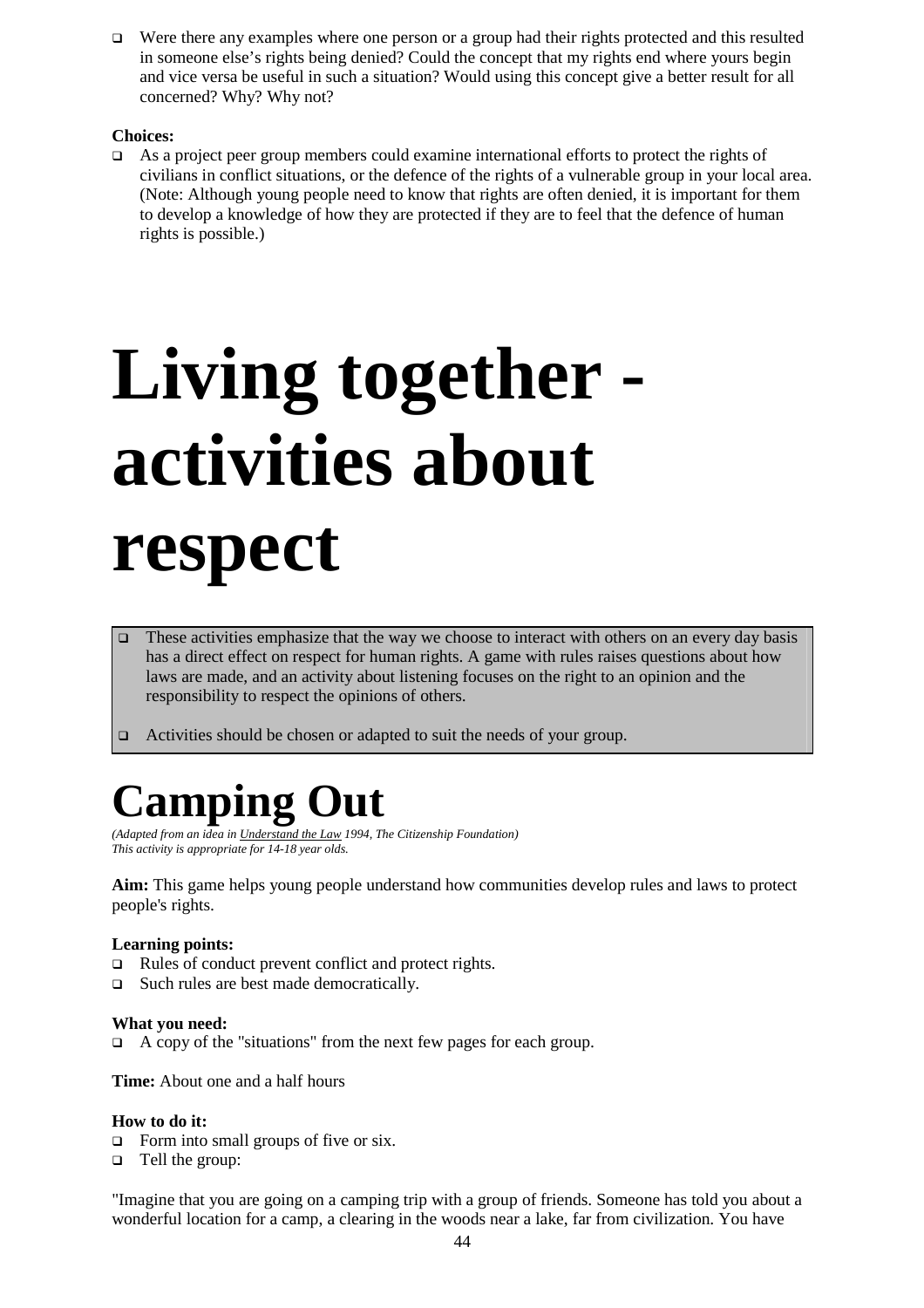- Were there any examples where one person or a group had their rights protected and this resulted in someone else's rights being denied? Could the concept that my rights end where yours begin and vice versa be useful in such a situation? Would using this concept give a better result for all concerned? Why? Why not?

**Choices:**

- As a project peer group members could examine international efforts to protect the rights of civilians in conflict situations, or the defence of the rights of a vulnerable group in your local area. (Note: Although young people need to know that rights are often denied, it is important for them to develop a knowledge of how they are protected if they are to feel that the defence of human rights is possible.)

# Living together - activities about respect

- These activities emphasize that the way we choose to interact with others on an every day basis has a direct effect on respect for human rights. A game with rules raises questions about how laws are made, and an activity about listening focuses on the right to an opinion and the responsibility to respect the opinions of others.
- Activities should be chosen or adapted to suit the needs of your group.

## Camping Out

*(Adapted from an idea in Understand the Law 1994, The Citizenship Foundation)*
*This activity is appropriate for 14-18 year olds.*

**Aim:** This game helps young people understand how communities develop rules and laws to protect people's rights.

**Learning points:**

- Rules of conduct prevent conflict and protect rights.
- Such rules are best made democratically.

**What you need:**

- A copy of the "situations" from the next few pages for each group.

**Time:** About one and a half hours

**How to do it:**

- Form into small groups of five or six.
- Tell the group:

"Imagine that you are going on a camping trip with a group of friends. Someone has told you about a wonderful location for a camp, a clearing in the woods near a lake, far from civilization. You have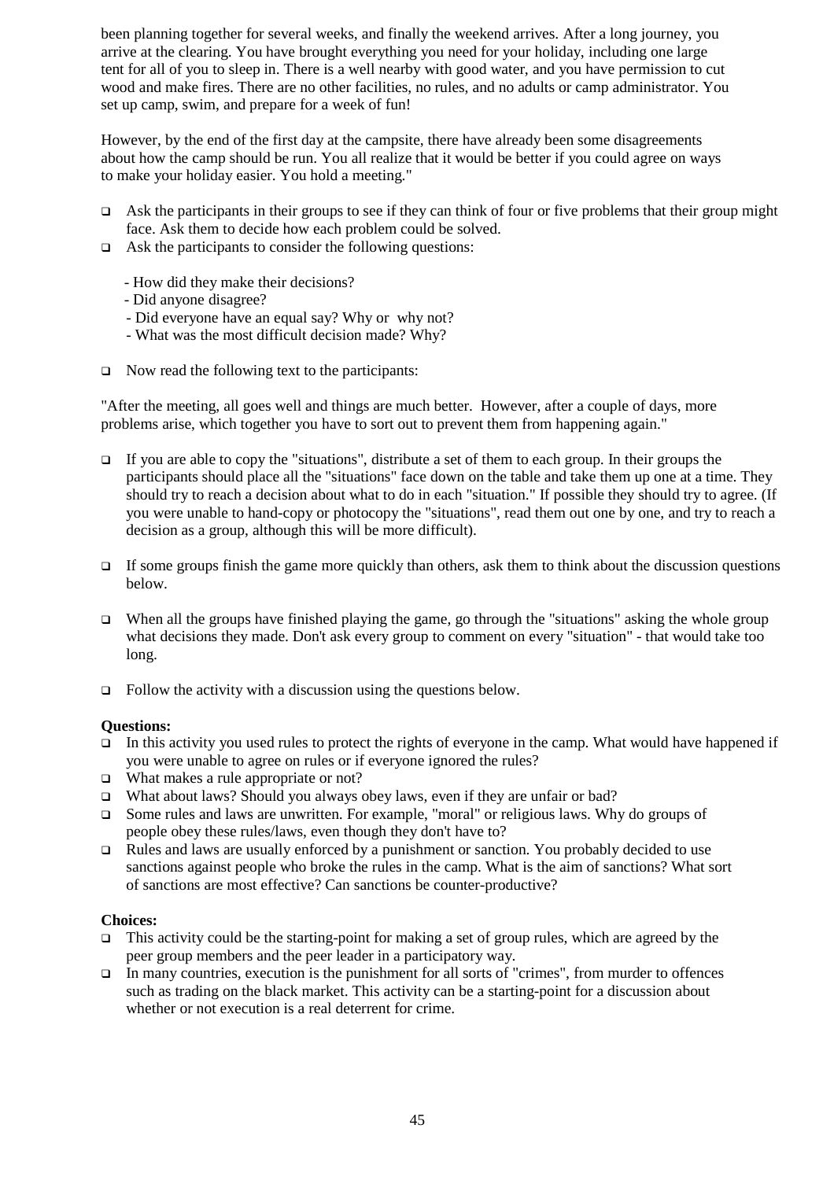been planning together for several weeks, and finally the weekend arrives. After a long journey, you arrive at the clearing. You have brought everything you need for your holiday, including one large tent for all of you to sleep in. There is a well nearby with good water, and you have permission to cut wood and make fires. There are no other facilities, no rules, and no adults or camp administrator. You set up camp, swim, and prepare for a week of fun!

However, by the end of the first day at the campsite, there have already been some disagreements about how the camp should be run. You all realize that it would be better if you could agree on ways to make your holiday easier. You hold a meeting."

- Ask the participants in their groups to see if they can think of four or five problems that their group might face. Ask them to decide how each problem could be solved.
- Ask the participants to consider the following questions:

  - How did they make their decisions?
  - Did anyone disagree?
  - Did everyone have an equal say? Why or why not?
  - What was the most difficult decision made? Why?

- Now read the following text to the participants:

"After the meeting, all goes well and things are much better. However, after a couple of days, more problems arise, which together you have to sort out to prevent them from happening again."

- If you are able to copy the "situations", distribute a set of them to each group. In their groups the participants should place all the "situations" face down on the table and take them up one at a time. They should try to reach a decision about what to do in each "situation." If possible they should try to agree. (If you were unable to hand-copy or photocopy the "situations", read them out one by one, and try to reach a decision as a group, although this will be more difficult).

- If some groups finish the game more quickly than others, ask them to think about the discussion questions below.

- When all the groups have finished playing the game, go through the "situations" asking the whole group what decisions they made. Don't ask every group to comment on every "situation" - that would take too long.

- Follow the activity with a discussion using the questions below.

**Questions:**

- In this activity you used rules to protect the rights of everyone in the camp. What would have happened if you were unable to agree on rules or if everyone ignored the rules?
- What makes a rule appropriate or not?
- What about laws? Should you always obey laws, even if they are unfair or bad?
- Some rules and laws are unwritten. For example, "moral" or religious laws. Why do groups of people obey these rules/laws, even though they don't have to?
- Rules and laws are usually enforced by a punishment or sanction. You probably decided to use sanctions against people who broke the rules in the camp. What is the aim of sanctions? What sort of sanctions are most effective? Can sanctions be counter-productive?

**Choices:**

- This activity could be the starting-point for making a set of group rules, which are agreed by the peer group members and the peer leader in a participatory way.
- In many countries, execution is the punishment for all sorts of "crimes", from murder to offences such as trading on the black market. This activity can be a starting-point for a discussion about whether or not execution is a real deterrent for crime.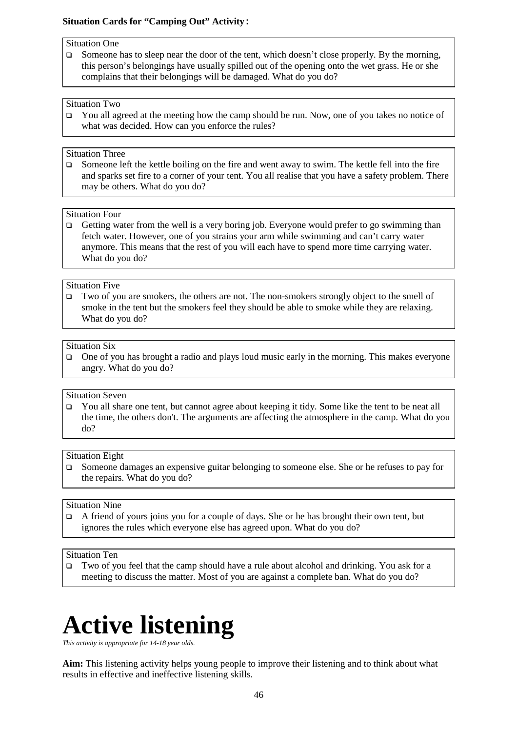**Situation Cards for "Camping Out" Activity:**

Situation One

- Someone has to sleep near the door of the tent, which doesn't close properly. By the morning, this person's belongings have usually spilled out of the opening onto the wet grass. He or she complains that their belongings will be damaged. What do you do?

Situation Two

- You all agreed at the meeting how the camp should be run. Now, one of you takes no notice of what was decided. How can you enforce the rules?

Situation Three

- Someone left the kettle boiling on the fire and went away to swim. The kettle fell into the fire and sparks set fire to a corner of your tent. You all realise that you have a safety problem. There may be others. What do you do?

Situation Four

- Getting water from the well is a very boring job. Everyone would prefer to go swimming than fetch water. However, one of you strains your arm while swimming and can't carry water anymore. This means that the rest of you will each have to spend more time carrying water. What do you do?

Situation Five

- Two of you are smokers, the others are not. The non-smokers strongly object to the smell of smoke in the tent but the smokers feel they should be able to smoke while they are relaxing. What do you do?

Situation Six

- One of you has brought a radio and plays loud music early in the morning. This makes everyone angry. What do you do?

Situation Seven

- You all share one tent, but cannot agree about keeping it tidy. Some like the tent to be neat all the time, the others don't. The arguments are affecting the atmosphere in the camp. What do you do?

Situation Eight

- Someone damages an expensive guitar belonging to someone else. She or he refuses to pay for the repairs. What do you do?

Situation Nine

- A friend of yours joins you for a couple of days. She or he has brought their own tent, but ignores the rules which everyone else has agreed upon. What do you do?

Situation Ten

- Two of you feel that the camp should have a rule about alcohol and drinking. You ask for a meeting to discuss the matter. Most of you are against a complete ban. What do you do?

# Active listening

*This activity is appropriate for 14-18 year olds.*

**Aim:** This listening activity helps young people to improve their listening and to think about what results in effective and ineffective listening skills.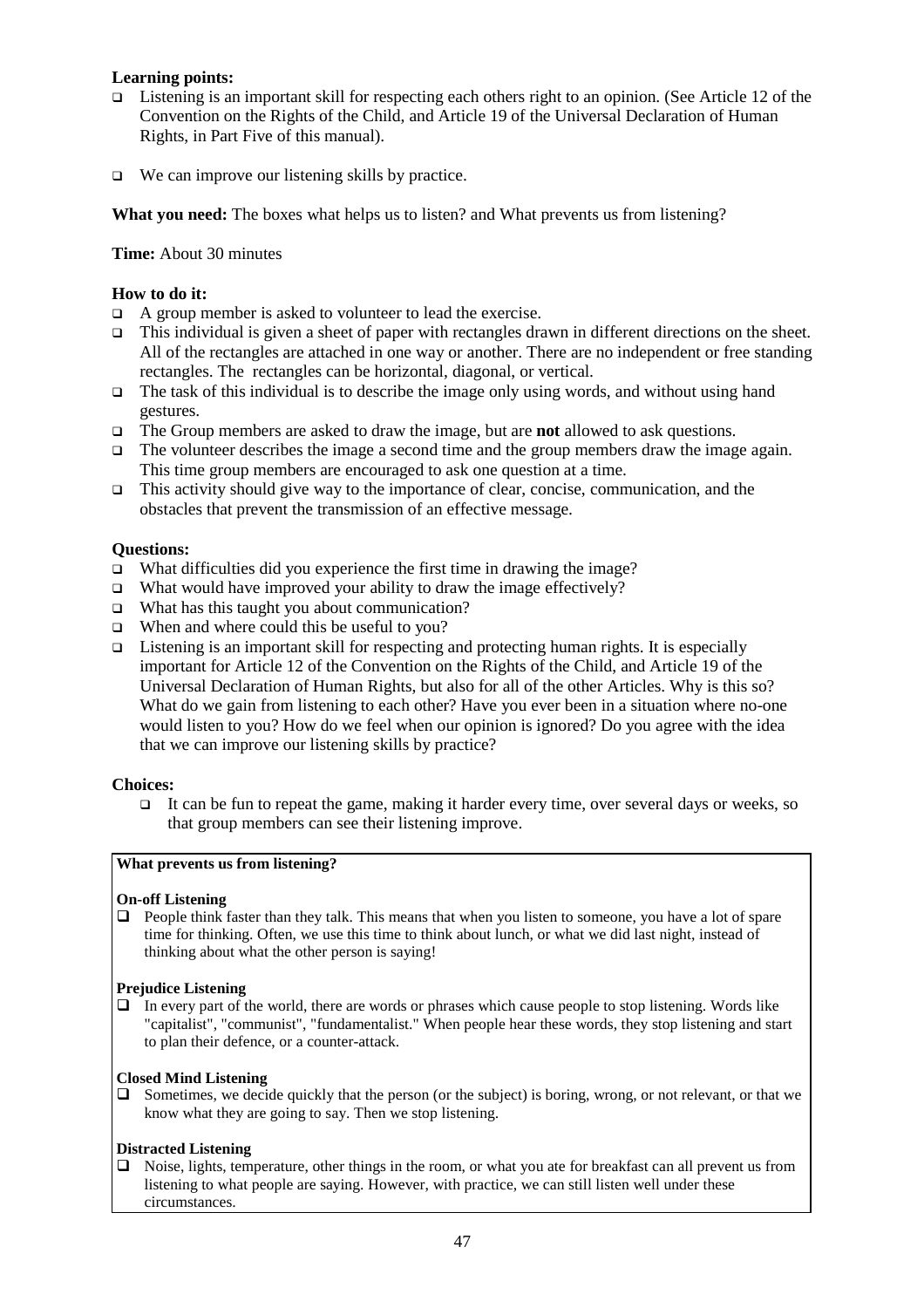**Learning points:**

- Listening is an important skill for respecting each others right to an opinion. (See Article 12 of the Convention on the Rights of the Child, and Article 19 of the Universal Declaration of Human Rights, in Part Five of this manual).
- We can improve our listening skills by practice.

**What you need:** The boxes what helps us to listen? and What prevents us from listening?

**Time:** About 30 minutes

**How to do it:**

- A group member is asked to volunteer to lead the exercise.
- This individual is given a sheet of paper with rectangles drawn in different directions on the sheet. All of the rectangles are attached in one way or another. There are no independent or free standing rectangles. The rectangles can be horizontal, diagonal, or vertical.
- The task of this individual is to describe the image only using words, and without using hand gestures.
- The Group members are asked to draw the image, but are **not** allowed to ask questions.
- The volunteer describes the image a second time and the group members draw the image again. This time group members are encouraged to ask one question at a time.
- This activity should give way to the importance of clear, concise, communication, and the obstacles that prevent the transmission of an effective message.

**Questions:**

- What difficulties did you experience the first time in drawing the image?
- What would have improved your ability to draw the image effectively?
- What has this taught you about communication?
- When and where could this be useful to you?
- Listening is an important skill for respecting and protecting human rights. It is especially important for Article 12 of the Convention on the Rights of the Child, and Article 19 of the Universal Declaration of Human Rights, but also for all of the other Articles. Why is this so? What do we gain from listening to each other? Have you ever been in a situation where no-one would listen to you? How do we feel when our opinion is ignored? Do you agree with the idea that we can improve our listening skills by practice?

**Choices:**

- It can be fun to repeat the game, making it harder every time, over several days or weeks, so that group members can see their listening improve.

**What prevents us from listening?**

**On-off Listening**

- People think faster than they talk. This means that when you listen to someone, you have a lot of spare time for thinking. Often, we use this time to think about lunch, or what we did last night, instead of thinking about what the other person is saying!

**Prejudice Listening**

- In every part of the world, there are words or phrases which cause people to stop listening. Words like "capitalist", "communist", "fundamentalist." When people hear these words, they stop listening and start to plan their defence, or a counter-attack.

**Closed Mind Listening**

- Sometimes, we decide quickly that the person (or the subject) is boring, wrong, or not relevant, or that we know what they are going to say. Then we stop listening.

**Distracted Listening**

- Noise, lights, temperature, other things in the room, or what you ate for breakfast can all prevent us from listening to what people are saying. However, with practice, we can still listen well under these circumstances.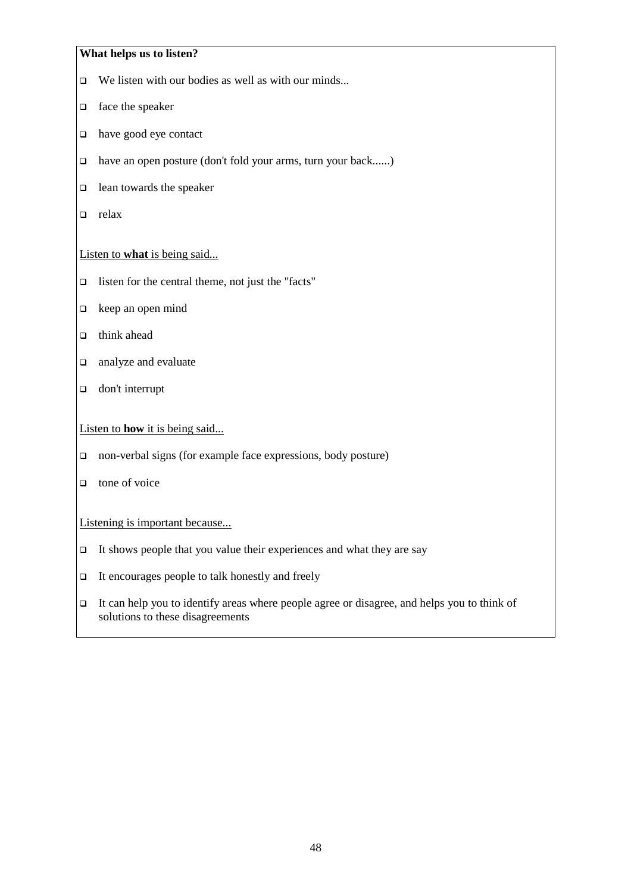**What helps us to listen?**

- We listen with our bodies as well as with our minds...
- face the speaker
- have good eye contact
- have an open posture (don't fold your arms, turn your back......)
- lean towards the speaker
- relax

<u>Listen to **what** is being said...</u>

- listen for the central theme, not just the "facts"
- keep an open mind
- think ahead
- analyze and evaluate
- don't interrupt

<u>Listen to **how** it is being said...</u>

- non-verbal signs (for example face expressions, body posture)
- tone of voice

<u>Listening is important because...</u>

- It shows people that you value their experiences and what they are say
- It encourages people to talk honestly and freely
- It can help you to identify areas where people agree or disagree, and helps you to think of solutions to these disagreements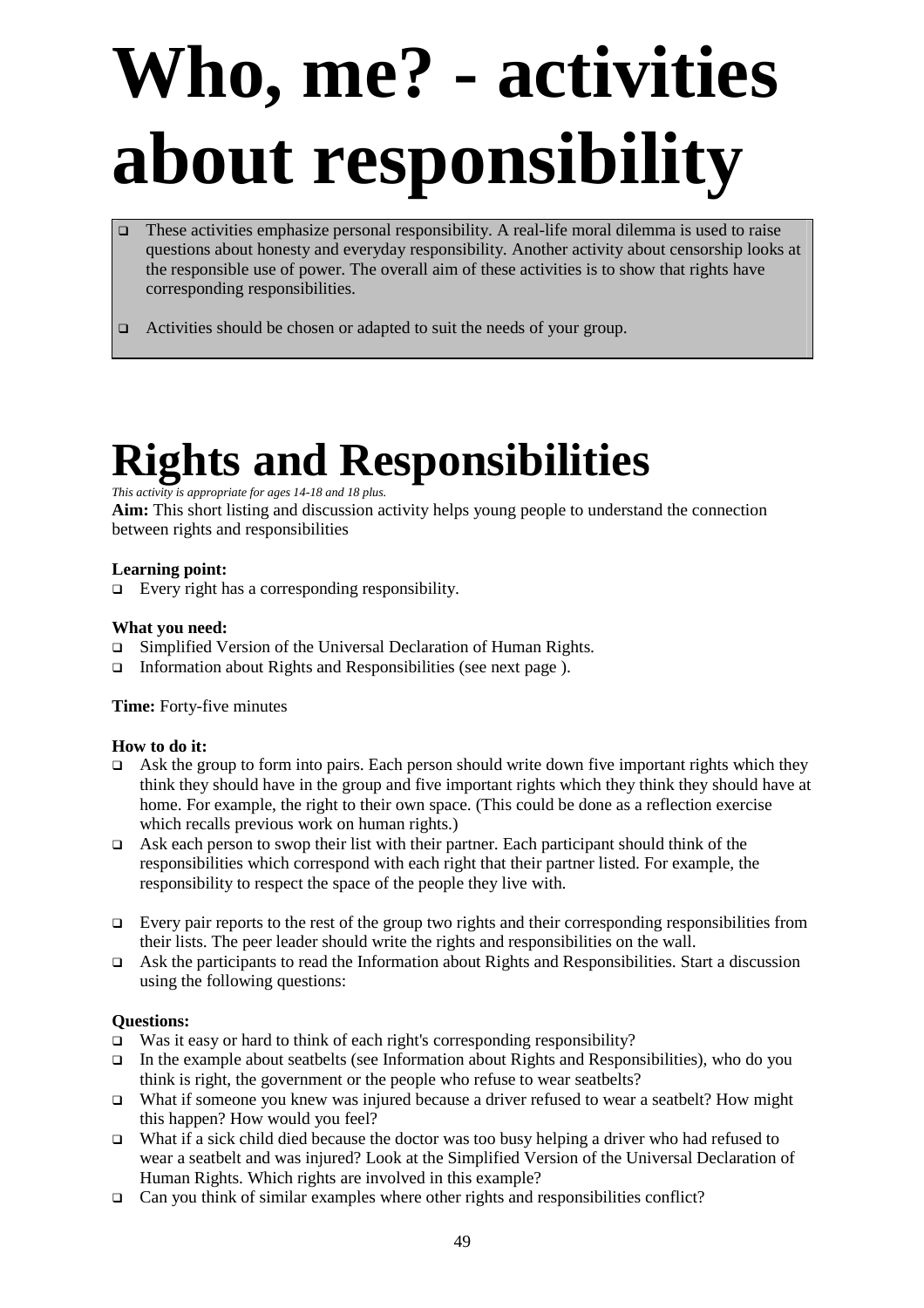# Who, me? - activities about responsibility

- These activities emphasize personal responsibility. A real-life moral dilemma is used to raise questions about honesty and everyday responsibility. Another activity about censorship looks at the responsible use of power. The overall aim of these activities is to show that rights have corresponding responsibilities.
- Activities should be chosen or adapted to suit the needs of your group.

# Rights and Responsibilities

*This activity is appropriate for ages 14-18 and 18 plus.*

**Aim:** This short listing and discussion activity helps young people to understand the connection between rights and responsibilities

**Learning point:**

- Every right has a corresponding responsibility.

**What you need:**

- Simplified Version of the Universal Declaration of Human Rights.
- Information about Rights and Responsibilities (see next page ).

**Time:** Forty-five minutes

**How to do it:**

- Ask the group to form into pairs. Each person should write down five important rights which they think they should have in the group and five important rights which they think they should have at home. For example, the right to their own space. (This could be done as a reflection exercise which recalls previous work on human rights.)
- Ask each person to swop their list with their partner. Each participant should think of the responsibilities which correspond with each right that their partner listed. For example, the responsibility to respect the space of the people they live with.
- Every pair reports to the rest of the group two rights and their corresponding responsibilities from their lists. The peer leader should write the rights and responsibilities on the wall.
- Ask the participants to read the Information about Rights and Responsibilities. Start a discussion using the following questions:

**Questions:**

- Was it easy or hard to think of each right's corresponding responsibility?
- In the example about seatbelts (see Information about Rights and Responsibilities), who do you think is right, the government or the people who refuse to wear seatbelts?
- What if someone you knew was injured because a driver refused to wear a seatbelt? How might this happen? How would you feel?
- What if a sick child died because the doctor was too busy helping a driver who had refused to wear a seatbelt and was injured? Look at the Simplified Version of the Universal Declaration of Human Rights. Which rights are involved in this example?
- Can you think of similar examples where other rights and responsibilities conflict?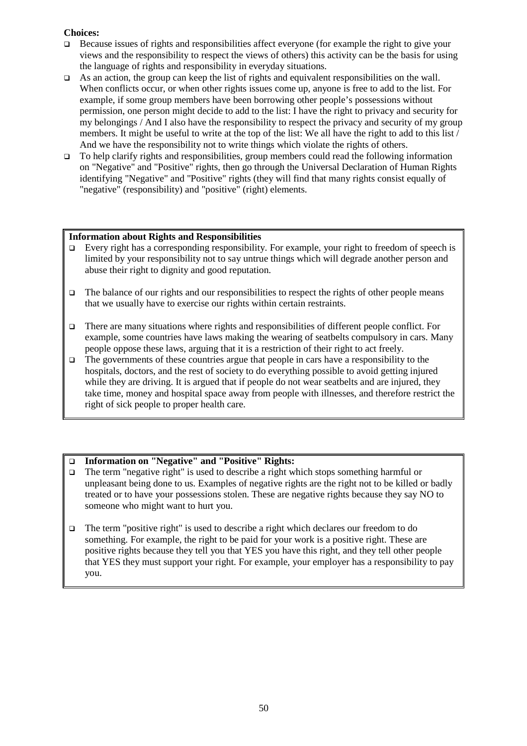**Choices:**

- Because issues of rights and responsibilities affect everyone (for example the right to give your views and the responsibility to respect the views of others) this activity can be the basis for using the language of rights and responsibility in everyday situations.
- As an action, the group can keep the list of rights and equivalent responsibilities on the wall. When conflicts occur, or when other rights issues come up, anyone is free to add to the list. For example, if some group members have been borrowing other people's possessions without permission, one person might decide to add to the list: I have the right to privacy and security for my belongings / And I also have the responsibility to respect the privacy and security of my group members. It might be useful to write at the top of the list: We all have the right to add to this list / And we have the responsibility not to write things which violate the rights of others.
- To help clarify rights and responsibilities, group members could read the following information on "Negative" and "Positive" rights, then go through the Universal Declaration of Human Rights identifying "Negative" and "Positive" rights (they will find that many rights consist equally of "negative" (responsibility) and "positive" (right) elements.

**Information about Rights and Responsibilities**

- Every right has a corresponding responsibility. For example, your right to freedom of speech is limited by your responsibility not to say untrue things which will degrade another person and abuse their right to dignity and good reputation.
- The balance of our rights and our responsibilities to respect the rights of other people means that we usually have to exercise our rights within certain restraints.
- There are many situations where rights and responsibilities of different people conflict. For example, some countries have laws making the wearing of seatbelts compulsory in cars. Many people oppose these laws, arguing that it is a restriction of their right to act freely.
- The governments of these countries argue that people in cars have a responsibility to the hospitals, doctors, and the rest of society to do everything possible to avoid getting injured while they are driving. It is argued that if people do not wear seatbelts and are injured, they take time, money and hospital space away from people with illnesses, and therefore restrict the right of sick people to proper health care.

- **Information on "Negative" and "Positive" Rights:**
- The term "negative right" is used to describe a right which stops something harmful or unpleasant being done to us. Examples of negative rights are the right not to be killed or badly treated or to have your possessions stolen. These are negative rights because they say NO to someone who might want to hurt you.
- The term "positive right" is used to describe a right which declares our freedom to do something. For example, the right to be paid for your work is a positive right. These are positive rights because they tell you that YES you have this right, and they tell other people that YES they must support your right. For example, your employer has a responsibility to pay you.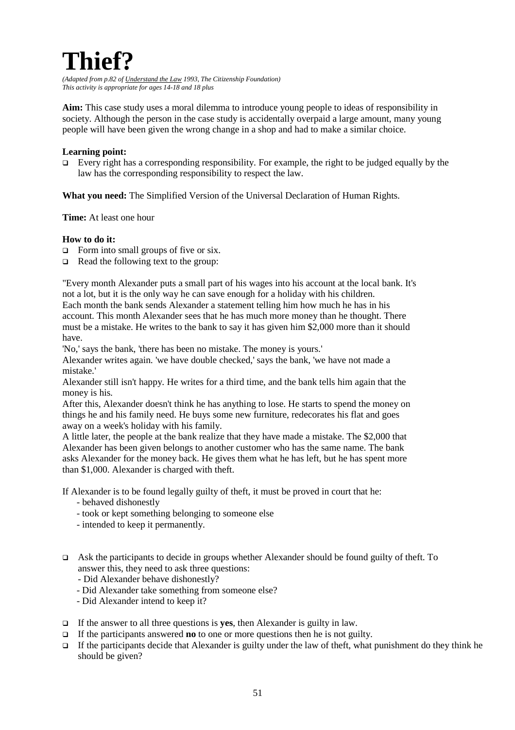# Thief?

*(Adapted from p.82 of Understand the Law 1993, The Citizenship Foundation)*
*This activity is appropriate for ages 14-18 and 18 plus*

**Aim:** This case study uses a moral dilemma to introduce young people to ideas of responsibility in society. Although the person in the case study is accidentally overpaid a large amount, many young people will have been given the wrong change in a shop and had to make a similar choice.

**Learning point:**

- Every right has a corresponding responsibility. For example, the right to be judged equally by the law has the corresponding responsibility to respect the law.

**What you need:** The Simplified Version of the Universal Declaration of Human Rights.

**Time:** At least one hour

**How to do it:**

- Form into small groups of five or six.
- Read the following text to the group:

"Every month Alexander puts a small part of his wages into his account at the local bank. It's not a lot, but it is the only way he can save enough for a holiday with his children.
Each month the bank sends Alexander a statement telling him how much he has in his account. This month Alexander sees that he has much more money than he thought. There must be a mistake. He writes to the bank to say it has given him $2,000 more than it should have.
'No,' says the bank, 'there has been no mistake. The money is yours.'
Alexander writes again. 'we have double checked,' says the bank, 'we have not made a mistake.'
Alexander still isn't happy. He writes for a third time, and the bank tells him again that the money is his.
After this, Alexander doesn't think he has anything to lose. He starts to spend the money on things he and his family need. He buys some new furniture, redecorates his flat and goes away on a week's holiday with his family.
A little later, the people at the bank realize that they have made a mistake. The $2,000 that Alexander has been given belongs to another customer who has the same name. The bank asks Alexander for the money back. He gives them what he has left, but he has spent more than $1,000. Alexander is charged with theft.

If Alexander is to be found legally guilty of theft, it must be proved in court that he:

- behaved dishonestly
- took or kept something belonging to someone else
- intended to keep it permanently.

- Ask the participants to decide in groups whether Alexander should be found guilty of theft. To answer this, they need to ask three questions:
  - Did Alexander behave dishonestly?
  - Did Alexander take something from someone else?
  - Did Alexander intend to keep it?
- If the answer to all three questions is **yes**, then Alexander is guilty in law.
- If the participants answered **no** to one or more questions then he is not guilty.
- If the participants decide that Alexander is guilty under the law of theft, what punishment do they think he should be given?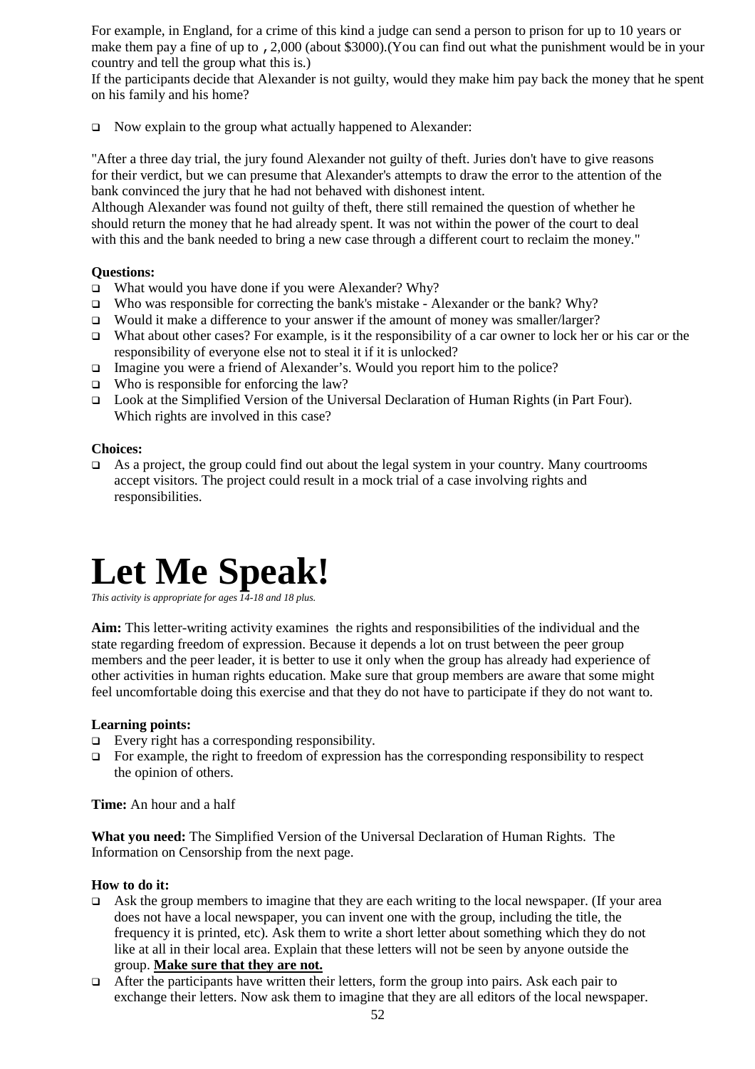For example, in England, for a crime of this kind a judge can send a person to prison for up to 10 years or make them pay a fine of up to , 2,000 (about $3000).(You can find out what the punishment would be in your country and tell the group what this is.)

If the participants decide that Alexander is not guilty, would they make him pay back the money that he spent on his family and his home?

- Now explain to the group what actually happened to Alexander:

"After a three day trial, the jury found Alexander not guilty of theft. Juries don't have to give reasons for their verdict, but we can presume that Alexander's attempts to draw the error to the attention of the bank convinced the jury that he had not behaved with dishonest intent.

Although Alexander was found not guilty of theft, there still remained the question of whether he should return the money that he had already spent. It was not within the power of the court to deal with this and the bank needed to bring a new case through a different court to reclaim the money."

**Questions:**

- What would you have done if you were Alexander? Why?
- Who was responsible for correcting the bank's mistake - Alexander or the bank? Why?
- Would it make a difference to your answer if the amount of money was smaller/larger?
- What about other cases? For example, is it the responsibility of a car owner to lock her or his car or the responsibility of everyone else not to steal it if it is unlocked?
- Imagine you were a friend of Alexander's. Would you report him to the police?
- Who is responsible for enforcing the law?
- Look at the Simplified Version of the Universal Declaration of Human Rights (in Part Four). Which rights are involved in this case?

**Choices:**

- As a project, the group could find out about the legal system in your country. Many courtrooms accept visitors. The project could result in a mock trial of a case involving rights and responsibilities.

# Let Me Speak!

*This activity is appropriate for ages 14-18 and 18 plus.*

**Aim:** This letter-writing activity examines the rights and responsibilities of the individual and the state regarding freedom of expression. Because it depends a lot on trust between the peer group members and the peer leader, it is better to use it only when the group has already had experience of other activities in human rights education. Make sure that group members are aware that some might feel uncomfortable doing this exercise and that they do not have to participate if they do not want to.

**Learning points:**

- Every right has a corresponding responsibility.
- For example, the right to freedom of expression has the corresponding responsibility to respect the opinion of others.

**Time:** An hour and a half

**What you need:** The Simplified Version of the Universal Declaration of Human Rights. The Information on Censorship from the next page.

**How to do it:**

- Ask the group members to imagine that they are each writing to the local newspaper. (If your area does not have a local newspaper, you can invent one with the group, including the title, the frequency it is printed, etc). Ask them to write a short letter about something which they do not like at all in their local area. Explain that these letters will not be seen by anyone outside the group. **<u>Make sure that they are not.</u>**
- After the participants have written their letters, form the group into pairs. Ask each pair to exchange their letters. Now ask them to imagine that they are all editors of the local newspaper.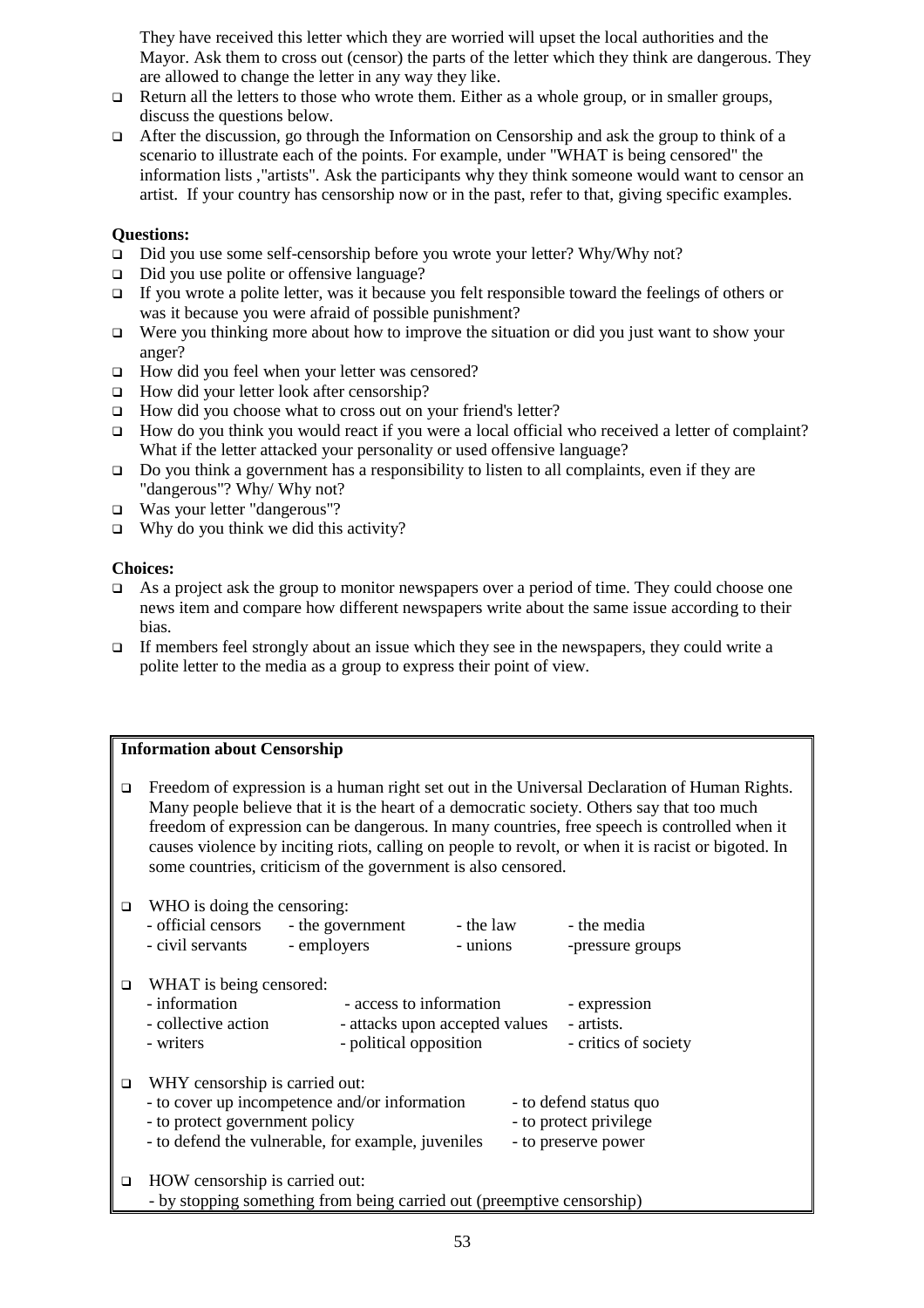They have received this letter which they are worried will upset the local authorities and the Mayor. Ask them to cross out (censor) the parts of the letter which they think are dangerous. They are allowed to change the letter in any way they like.

- Return all the letters to those who wrote them. Either as a whole group, or in smaller groups, discuss the questions below.
- After the discussion, go through the Information on Censorship and ask the group to think of a scenario to illustrate each of the points. For example, under "WHAT is being censored" the information lists ,"artists". Ask the participants why they think someone would want to censor an artist. If your country has censorship now or in the past, refer to that, giving specific examples.

**Questions:**

- Did you use some self-censorship before you wrote your letter? Why/Why not?
- Did you use polite or offensive language?
- If you wrote a polite letter, was it because you felt responsible toward the feelings of others or was it because you were afraid of possible punishment?
- Were you thinking more about how to improve the situation or did you just want to show your anger?
- How did you feel when your letter was censored?
- How did your letter look after censorship?
- How did you choose what to cross out on your friend's letter?
- How do you think you would react if you were a local official who received a letter of complaint? What if the letter attacked your personality or used offensive language?
- Do you think a government has a responsibility to listen to all complaints, even if they are "dangerous"? Why/ Why not?
- Was your letter "dangerous"?
- Why do you think we did this activity?

**Choices:**

- As a project ask the group to monitor newspapers over a period of time. They could choose one news item and compare how different newspapers write about the same issue according to their bias.
- If members feel strongly about an issue which they see in the newspapers, they could write a polite letter to the media as a group to express their point of view.

**Information about Censorship**

- Freedom of expression is a human right set out in the Universal Declaration of Human Rights. Many people believe that it is the heart of a democratic society. Others say that too much freedom of expression can be dangerous. In many countries, free speech is controlled when it causes violence by inciting riots, calling on people to revolt, or when it is racist or bigoted. In some countries, criticism of the government is also censored.

- WHO is doing the censoring:
  - official censors
  - the government
  - the law
  - the media
  - civil servants
  - employers
  - unions
  - pressure groups

- WHAT is being censored:
  - information
  - access to information
  - expression
  - collective action
  - attacks upon accepted values
  - artists.
  - writers
  - political opposition
  - critics of society

- WHY censorship is carried out:
  - to cover up incompetence and/or information
  - to defend status quo
  - to protect government policy
  - to protect privilege
  - to defend the vulnerable, for example, juveniles
  - to preserve power

- HOW censorship is carried out:
  - by stopping something from being carried out (preemptive censorship)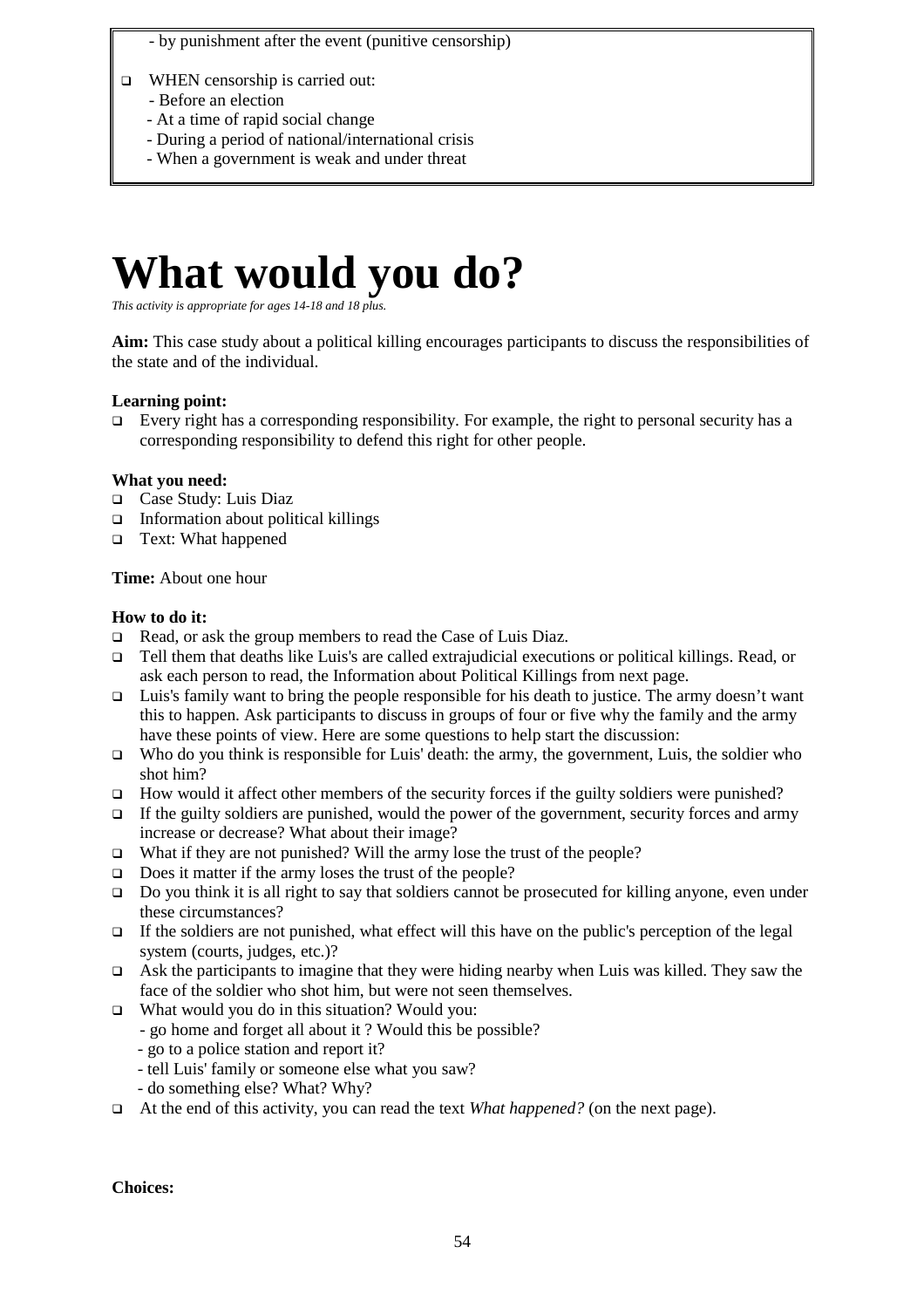- by punishment after the event (punitive censorship)

- WHEN censorship is carried out:
  - Before an election
  - At a time of rapid social change
  - During a period of national/international crisis
  - When a government is weak and under threat

# What would you do?

*This activity is appropriate for ages 14-18 and 18 plus.*

**Aim:** This case study about a political killing encourages participants to discuss the responsibilities of the state and of the individual.

**Learning point:**

- Every right has a corresponding responsibility. For example, the right to personal security has a corresponding responsibility to defend this right for other people.

**What you need:**

- Case Study: Luis Diaz
- Information about political killings
- Text: What happened

**Time:** About one hour

**How to do it:**

- Read, or ask the group members to read the Case of Luis Diaz.
- Tell them that deaths like Luis's are called extrajudicial executions or political killings. Read, or ask each person to read, the Information about Political Killings from next page.
- Luis's family want to bring the people responsible for his death to justice. The army doesn't want this to happen. Ask participants to discuss in groups of four or five why the family and the army have these points of view. Here are some questions to help start the discussion:
- Who do you think is responsible for Luis' death: the army, the government, Luis, the soldier who shot him?
- How would it affect other members of the security forces if the guilty soldiers were punished?
- If the guilty soldiers are punished, would the power of the government, security forces and army increase or decrease? What about their image?
- What if they are not punished? Will the army lose the trust of the people?
- Does it matter if the army loses the trust of the people?
- Do you think it is all right to say that soldiers cannot be prosecuted for killing anyone, even under these circumstances?
- If the soldiers are not punished, what effect will this have on the public's perception of the legal system (courts, judges, etc.)?
- Ask the participants to imagine that they were hiding nearby when Luis was killed. They saw the face of the soldier who shot him, but were not seen themselves.
- What would you do in this situation? Would you:
  - go home and forget all about it ? Would this be possible?
  - go to a police station and report it?
  - tell Luis' family or someone else what you saw?
  - do something else? What? Why?
- At the end of this activity, you can read the text *What happened?* (on the next page).

**Choices:**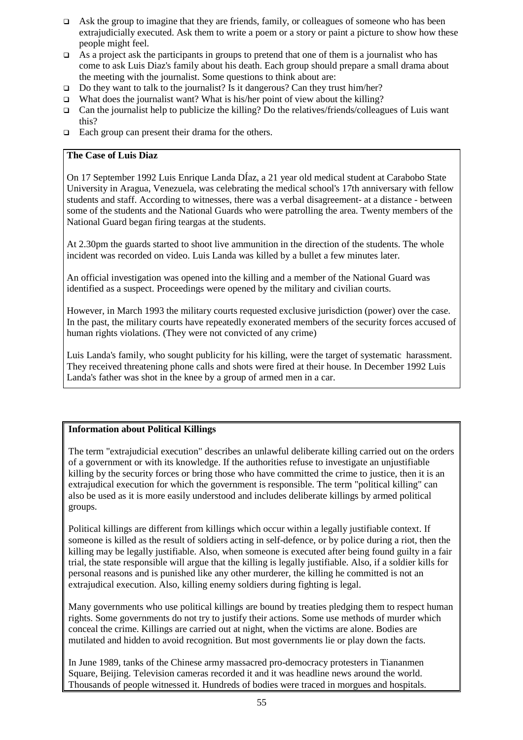- Ask the group to imagine that they are friends, family, or colleagues of someone who has been extrajudicially executed. Ask them to write a poem or a story or paint a picture to show how these people might feel.
- As a project ask the participants in groups to pretend that one of them is a journalist who has come to ask Luis Diaz's family about his death. Each group should prepare a small drama about the meeting with the journalist. Some questions to think about are:
- Do they want to talk to the journalist? Is it dangerous? Can they trust him/her?
- What does the journalist want? What is his/her point of view about the killing?
- Can the journalist help to publicize the killing? Do the relatives/friends/colleagues of Luis want this?
- Each group can present their drama for the others.

**The Case of Luis Diaz**

On 17 September 1992 Luis Enrique Landa DÍaz, a 21 year old medical student at Carabobo State University in Aragua, Venezuela, was celebrating the medical school's 17th anniversary with fellow students and staff. According to witnesses, there was a verbal disagreement- at a distance - between some of the students and the National Guards who were patrolling the area. Twenty members of the National Guard began firing teargas at the students.

At 2.30pm the guards started to shoot live ammunition in the direction of the students. The whole incident was recorded on video. Luis Landa was killed by a bullet a few minutes later.

An official investigation was opened into the killing and a member of the National Guard was identified as a suspect. Proceedings were opened by the military and civilian courts.

However, in March 1993 the military courts requested exclusive jurisdiction (power) over the case. In the past, the military courts have repeatedly exonerated members of the security forces accused of human rights violations. (They were not convicted of any crime)

Luis Landa's family, who sought publicity for his killing, were the target of systematic harassment. They received threatening phone calls and shots were fired at their house. In December 1992 Luis Landa's father was shot in the knee by a group of armed men in a car.

**Information about Political Killings**

The term "extrajudicial execution" describes an unlawful deliberate killing carried out on the orders of a government or with its knowledge. If the authorities refuse to investigate an unjustifiable killing by the security forces or bring those who have committed the crime to justice, then it is an extrajudical execution for which the government is responsible. The term "political killing" can also be used as it is more easily understood and includes deliberate killings by armed political groups.

Political killings are different from killings which occur within a legally justifiable context. If someone is killed as the result of soldiers acting in self-defence, or by police during a riot, then the killing may be legally justifiable. Also, when someone is executed after being found guilty in a fair trial, the state responsible will argue that the killing is legally justifiable. Also, if a soldier kills for personal reasons and is punished like any other murderer, the killing he committed is not an extrajudicial execution. Also, killing enemy soldiers during fighting is legal.

Many governments who use political killings are bound by treaties pledging them to respect human rights. Some governments do not try to justify their actions. Some use methods of murder which conceal the crime. Killings are carried out at night, when the victims are alone. Bodies are mutilated and hidden to avoid recognition. But most governments lie or play down the facts.

In June 1989, tanks of the Chinese army massacred pro-democracy protesters in Tiananmen Square, Beijing. Television cameras recorded it and it was headline news around the world. Thousands of people witnessed it. Hundreds of bodies were traced in morgues and hospitals.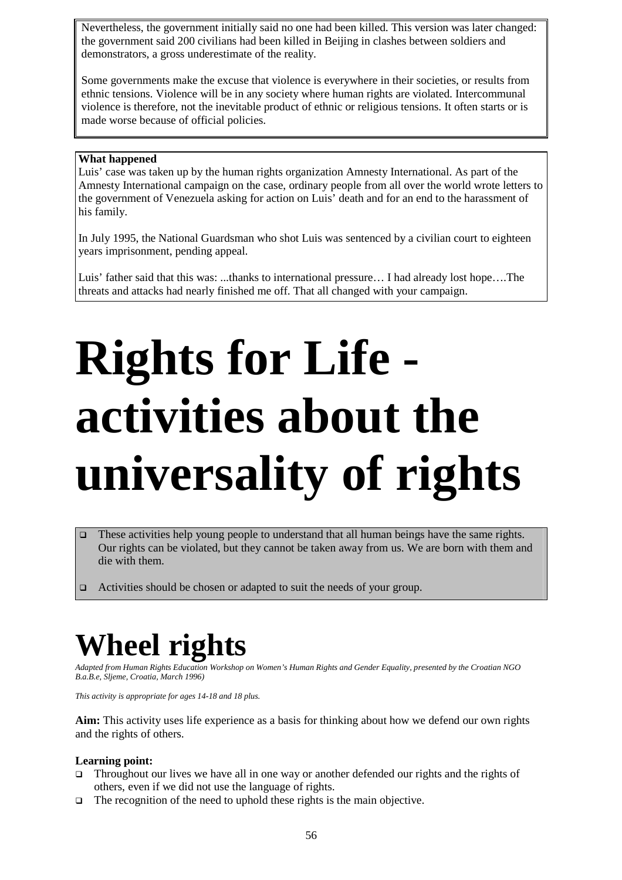Nevertheless, the government initially said no one had been killed. This version was later changed: the government said 200 civilians had been killed in Beijing in clashes between soldiers and demonstrators, a gross underestimate of the reality.

Some governments make the excuse that violence is everywhere in their societies, or results from ethnic tensions. Violence will be in any society where human rights are violated. Intercommunal violence is therefore, not the inevitable product of ethnic or religious tensions. It often starts or is made worse because of official policies.

**What happened**

Luis' case was taken up by the human rights organization Amnesty International. As part of the Amnesty International campaign on the case, ordinary people from all over the world wrote letters to the government of Venezuela asking for action on Luis' death and for an end to the harassment of his family.

In July 1995, the National Guardsman who shot Luis was sentenced by a civilian court to eighteen years imprisonment, pending appeal.

Luis' father said that this was: ...thanks to international pressure… I had already lost hope….The threats and attacks had nearly finished me off. That all changed with your campaign.

# Rights for Life - activities about the universality of rights

- These activities help young people to understand that all human beings have the same rights. Our rights can be violated, but they cannot be taken away from us. We are born with them and die with them.
- Activities should be chosen or adapted to suit the needs of your group.

# Wheel rights

*Adapted from Human Rights Education Workshop on Women's Human Rights and Gender Equality, presented by the Croatian NGO B.a.B.e, Sljeme, Croatia, March 1996)*

*This activity is appropriate for ages 14-18 and 18 plus.*

**Aim:** This activity uses life experience as a basis for thinking about how we defend our own rights and the rights of others.

**Learning point:**

- Throughout our lives we have all in one way or another defended our rights and the rights of others, even if we did not use the language of rights.
- The recognition of the need to uphold these rights is the main objective.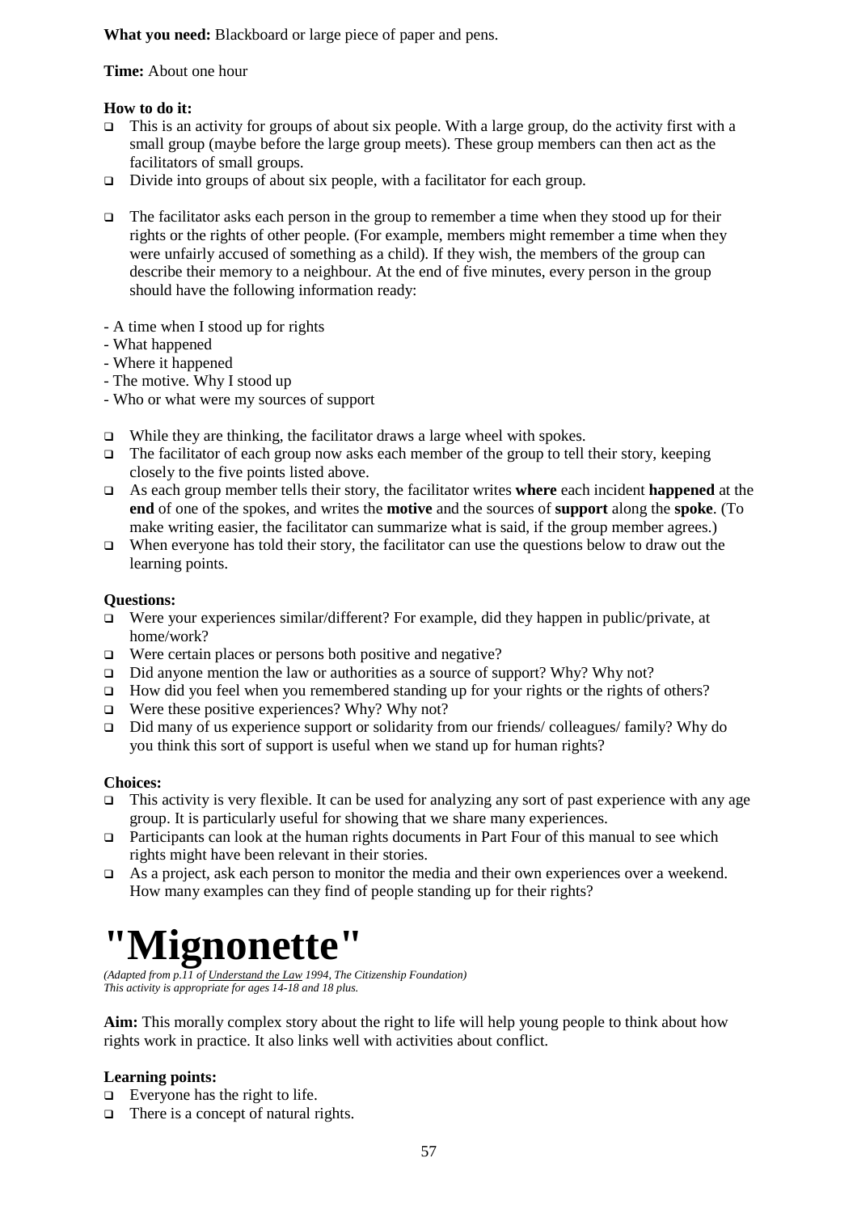**What you need:** Blackboard or large piece of paper and pens.

**Time:** About one hour

**How to do it:**

- This is an activity for groups of about six people. With a large group, do the activity first with a small group (maybe before the large group meets). These group members can then act as the facilitators of small groups.
- Divide into groups of about six people, with a facilitator for each group.
- The facilitator asks each person in the group to remember a time when they stood up for their rights or the rights of other people. (For example, members might remember a time when they were unfairly accused of something as a child). If they wish, the members of the group can describe their memory to a neighbour. At the end of five minutes, every person in the group should have the following information ready:

- A time when I stood up for rights
- What happened
- Where it happened
- The motive. Why I stood up
- Who or what were my sources of support

- While they are thinking, the facilitator draws a large wheel with spokes.
- The facilitator of each group now asks each member of the group to tell their story, keeping closely to the five points listed above.
- As each group member tells their story, the facilitator writes **where** each incident **happened** at the **end** of one of the spokes, and writes the **motive** and the sources of **support** along the **spoke**. (To make writing easier, the facilitator can summarize what is said, if the group member agrees.)
- When everyone has told their story, the facilitator can use the questions below to draw out the learning points.

**Questions:**

- Were your experiences similar/different? For example, did they happen in public/private, at home/work?
- Were certain places or persons both positive and negative?
- Did anyone mention the law or authorities as a source of support? Why? Why not?
- How did you feel when you remembered standing up for your rights or the rights of others?
- Were these positive experiences? Why? Why not?
- Did many of us experience support or solidarity from our friends/ colleagues/ family? Why do you think this sort of support is useful when we stand up for human rights?

**Choices:**

- This activity is very flexible. It can be used for analyzing any sort of past experience with any age group. It is particularly useful for showing that we share many experiences.
- Participants can look at the human rights documents in Part Four of this manual to see which rights might have been relevant in their stories.
- As a project, ask each person to monitor the media and their own experiences over a weekend. How many examples can they find of people standing up for their rights?

# "Mignonette"

*(Adapted from p.11 of Understand the Law 1994, The Citizenship Foundation)*
*This activity is appropriate for ages 14-18 and 18 plus.*

**Aim:** This morally complex story about the right to life will help young people to think about how rights work in practice. It also links well with activities about conflict.

**Learning points:**

- Everyone has the right to life.
- There is a concept of natural rights.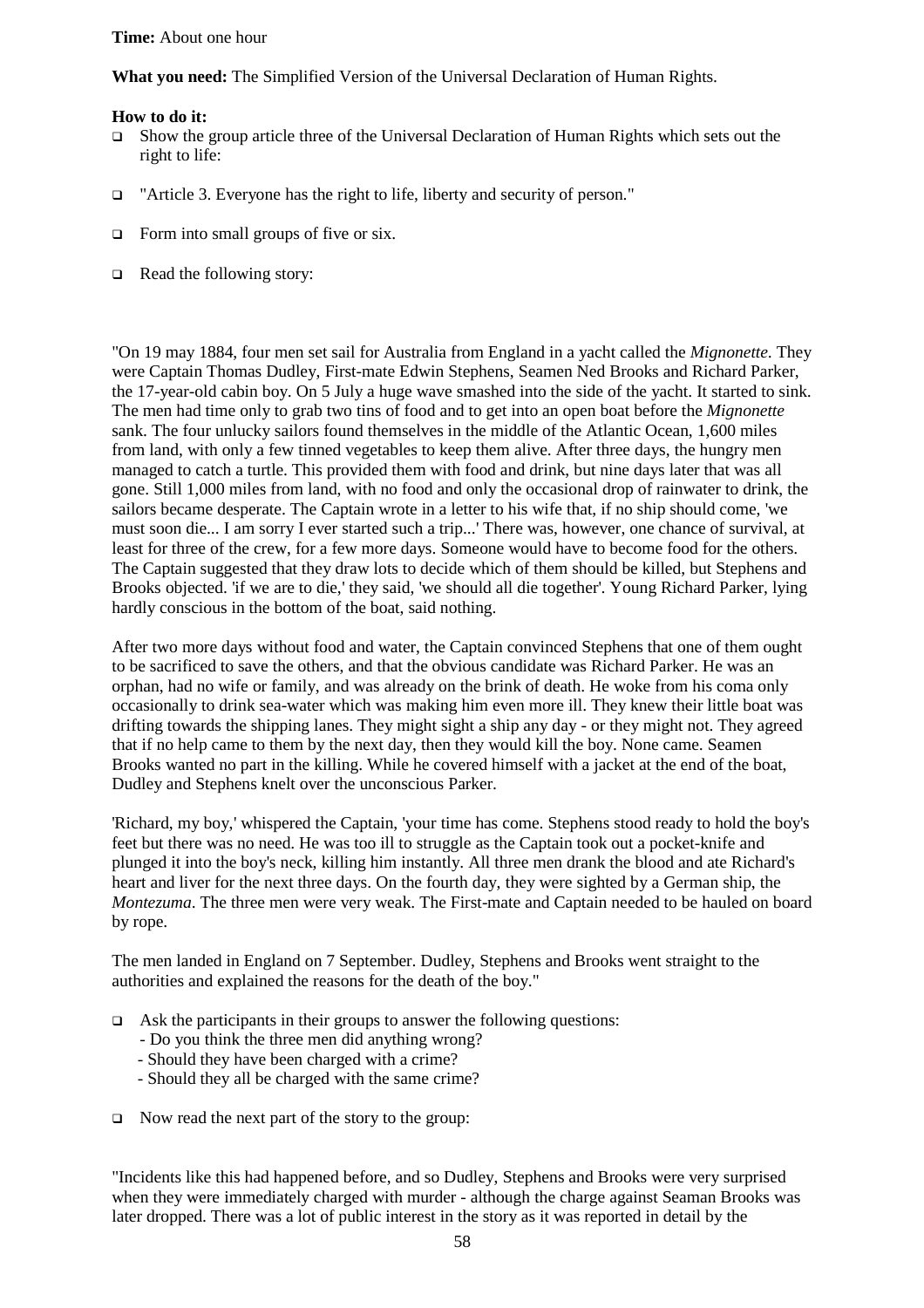**Time:** About one hour

**What you need:** The Simplified Version of the Universal Declaration of Human Rights.

**How to do it:**

- Show the group article three of the Universal Declaration of Human Rights which sets out the right to life:
- "Article 3. Everyone has the right to life, liberty and security of person."
- Form into small groups of five or six.
- Read the following story:

"On 19 may 1884, four men set sail for Australia from England in a yacht called the *Mignonette*. They were Captain Thomas Dudley, First-mate Edwin Stephens, Seamen Ned Brooks and Richard Parker, the 17-year-old cabin boy. On 5 July a huge wave smashed into the side of the yacht. It started to sink. The men had time only to grab two tins of food and to get into an open boat before the *Mignonette* sank. The four unlucky sailors found themselves in the middle of the Atlantic Ocean, 1,600 miles from land, with only a few tinned vegetables to keep them alive. After three days, the hungry men managed to catch a turtle. This provided them with food and drink, but nine days later that was all gone. Still 1,000 miles from land, with no food and only the occasional drop of rainwater to drink, the sailors became desperate. The Captain wrote in a letter to his wife that, if no ship should come, 'we must soon die... I am sorry I ever started such a trip...' There was, however, one chance of survival, at least for three of the crew, for a few more days. Someone would have to become food for the others. The Captain suggested that they draw lots to decide which of them should be killed, but Stephens and Brooks objected. 'if we are to die,' they said, 'we should all die together'. Young Richard Parker, lying hardly conscious in the bottom of the boat, said nothing.

After two more days without food and water, the Captain convinced Stephens that one of them ought to be sacrificed to save the others, and that the obvious candidate was Richard Parker. He was an orphan, had no wife or family, and was already on the brink of death. He woke from his coma only occasionally to drink sea-water which was making him even more ill. They knew their little boat was drifting towards the shipping lanes. They might sight a ship any day - or they might not. They agreed that if no help came to them by the next day, then they would kill the boy. None came. Seamen Brooks wanted no part in the killing. While he covered himself with a jacket at the end of the boat, Dudley and Stephens knelt over the unconscious Parker.

'Richard, my boy,' whispered the Captain, 'your time has come. Stephens stood ready to hold the boy's feet but there was no need. He was too ill to struggle as the Captain took out a pocket-knife and plunged it into the boy's neck, killing him instantly. All three men drank the blood and ate Richard's heart and liver for the next three days. On the fourth day, they were sighted by a German ship, the *Montezuma*. The three men were very weak. The First-mate and Captain needed to be hauled on board by rope.

The men landed in England on 7 September. Dudley, Stephens and Brooks went straight to the authorities and explained the reasons for the death of the boy."

- Ask the participants in their groups to answer the following questions:
  - Do you think the three men did anything wrong?
  - Should they have been charged with a crime?
  - Should they all be charged with the same crime?
- Now read the next part of the story to the group:

"Incidents like this had happened before, and so Dudley, Stephens and Brooks were very surprised when they were immediately charged with murder - although the charge against Seaman Brooks was later dropped. There was a lot of public interest in the story as it was reported in detail by the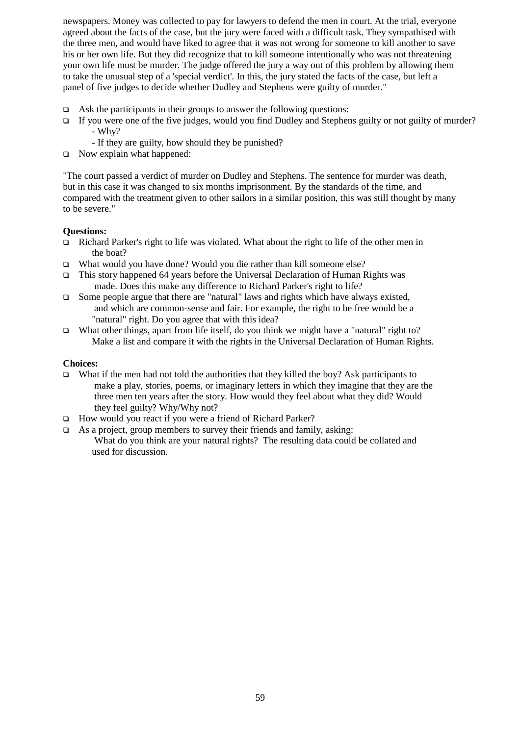newspapers. Money was collected to pay for lawyers to defend the men in court. At the trial, everyone agreed about the facts of the case, but the jury were faced with a difficult task. They sympathised with the three men, and would have liked to agree that it was not wrong for someone to kill another to save his or her own life. But they did recognize that to kill someone intentionally who was not threatening your own life must be murder. The judge offered the jury a way out of this problem by allowing them to take the unusual step of a 'special verdict'. In this, the jury stated the facts of the case, but left a panel of five judges to decide whether Dudley and Stephens were guilty of murder."

- Ask the participants in their groups to answer the following questions:
- If you were one of the five judges, would you find Dudley and Stephens guilty or not guilty of murder?
  - Why?
  - If they are guilty, how should they be punished?
- Now explain what happened:

"The court passed a verdict of murder on Dudley and Stephens. The sentence for murder was death, but in this case it was changed to six months imprisonment. By the standards of the time, and compared with the treatment given to other sailors in a similar position, this was still thought by many to be severe."

**Questions:**

- Richard Parker's right to life was violated. What about the right to life of the other men in the boat?
- What would you have done? Would you die rather than kill someone else?
- This story happened 64 years before the Universal Declaration of Human Rights was made. Does this make any difference to Richard Parker's right to life?
- Some people argue that there are "natural" laws and rights which have always existed, and which are common-sense and fair. For example, the right to be free would be a "natural" right. Do you agree that with this idea?
- What other things, apart from life itself, do you think we might have a "natural" right to? Make a list and compare it with the rights in the Universal Declaration of Human Rights.

**Choices:**

- What if the men had not told the authorities that they killed the boy? Ask participants to make a play, stories, poems, or imaginary letters in which they imagine that they are the three men ten years after the story. How would they feel about what they did? Would they feel guilty? Why/Why not?
- How would you react if you were a friend of Richard Parker?
- As a project, group members to survey their friends and family, asking:
  What do you think are your natural rights? The resulting data could be collated and used for discussion.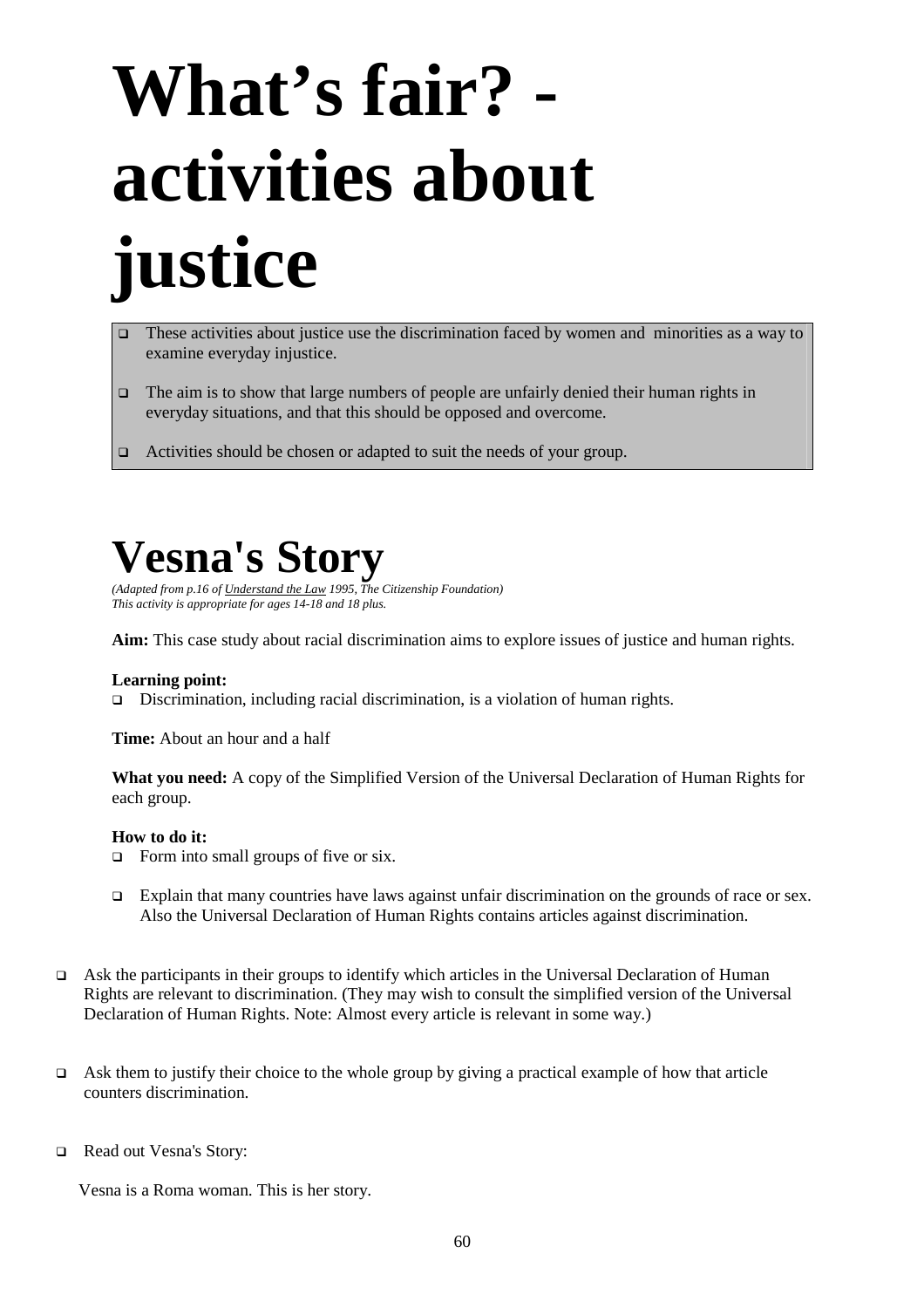# What's fair? - activities about justice

- These activities about justice use the discrimination faced by women and minorities as a way to examine everyday injustice.
- The aim is to show that large numbers of people are unfairly denied their human rights in everyday situations, and that this should be opposed and overcome.
- Activities should be chosen or adapted to suit the needs of your group.

# Vesna's Story

*(Adapted from p.16 of Understand the Law 1995, The Citizenship Foundation)*
*This activity is appropriate for ages 14-18 and 18 plus.*

**Aim:** This case study about racial discrimination aims to explore issues of justice and human rights.

**Learning point:**

- Discrimination, including racial discrimination, is a violation of human rights.

**Time:** About an hour and a half

**What you need:** A copy of the Simplified Version of the Universal Declaration of Human Rights for each group.

**How to do it:**

- Form into small groups of five or six.
- Explain that many countries have laws against unfair discrimination on the grounds of race or sex. Also the Universal Declaration of Human Rights contains articles against discrimination.
- Ask the participants in their groups to identify which articles in the Universal Declaration of Human Rights are relevant to discrimination. (They may wish to consult the simplified version of the Universal Declaration of Human Rights. Note: Almost every article is relevant in some way.)
- Ask them to justify their choice to the whole group by giving a practical example of how that article counters discrimination.
- Read out Vesna's Story:

Vesna is a Roma woman. This is her story.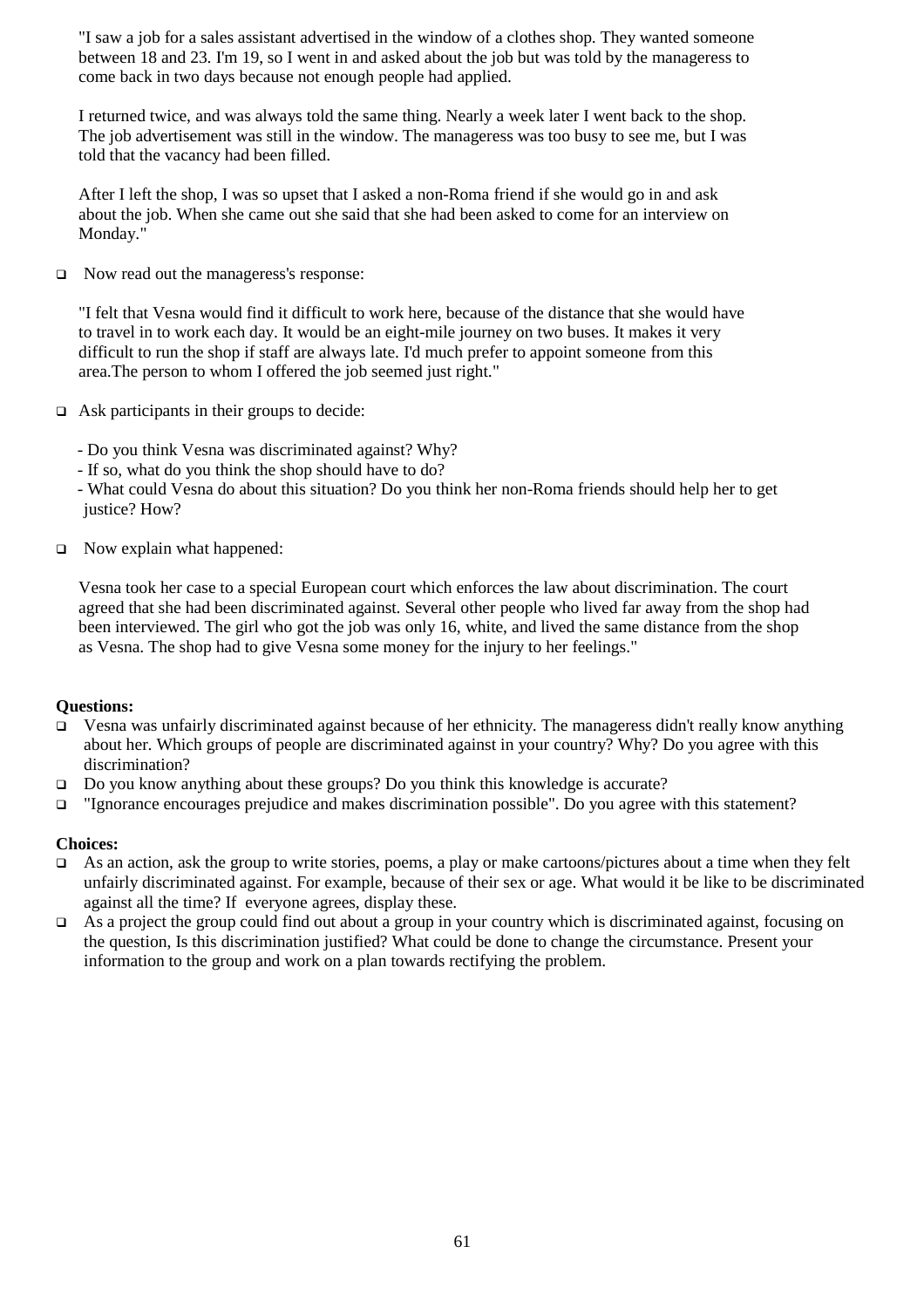"I saw a job for a sales assistant advertised in the window of a clothes shop. They wanted someone between 18 and 23. I'm 19, so I went in and asked about the job but was told by the manageress to come back in two days because not enough people had applied.

I returned twice, and was always told the same thing. Nearly a week later I went back to the shop. The job advertisement was still in the window. The manageress was too busy to see me, but I was told that the vacancy had been filled.

After I left the shop, I was so upset that I asked a non-Roma friend if she would go in and ask about the job. When she came out she said that she had been asked to come for an interview on Monday."

- Now read out the manageress's response:

"I felt that Vesna would find it difficult to work here, because of the distance that she would have to travel in to work each day. It would be an eight-mile journey on two buses. It makes it very difficult to run the shop if staff are always late. I'd much prefer to appoint someone from this area.The person to whom I offered the job seemed just right."

- Ask participants in their groups to decide:

  - Do you think Vesna was discriminated against? Why?
  - If so, what do you think the shop should have to do?
  - What could Vesna do about this situation? Do you think her non-Roma friends should help her to get justice? How?

- Now explain what happened:

Vesna took her case to a special European court which enforces the law about discrimination. The court agreed that she had been discriminated against. Several other people who lived far away from the shop had been interviewed. The girl who got the job was only 16, white, and lived the same distance from the shop as Vesna. The shop had to give Vesna some money for the injury to her feelings."

**Questions:**

- Vesna was unfairly discriminated against because of her ethnicity. The manageress didn't really know anything about her. Which groups of people are discriminated against in your country? Why? Do you agree with this discrimination?
- Do you know anything about these groups? Do you think this knowledge is accurate?
- "Ignorance encourages prejudice and makes discrimination possible". Do you agree with this statement?

**Choices:**

- As an action, ask the group to write stories, poems, a play or make cartoons/pictures about a time when they felt unfairly discriminated against. For example, because of their sex or age. What would it be like to be discriminated against all the time? If everyone agrees, display these.
- As a project the group could find out about a group in your country which is discriminated against, focusing on the question, Is this discrimination justified? What could be done to change the circumstance. Present your information to the group and work on a plan towards rectifying the problem.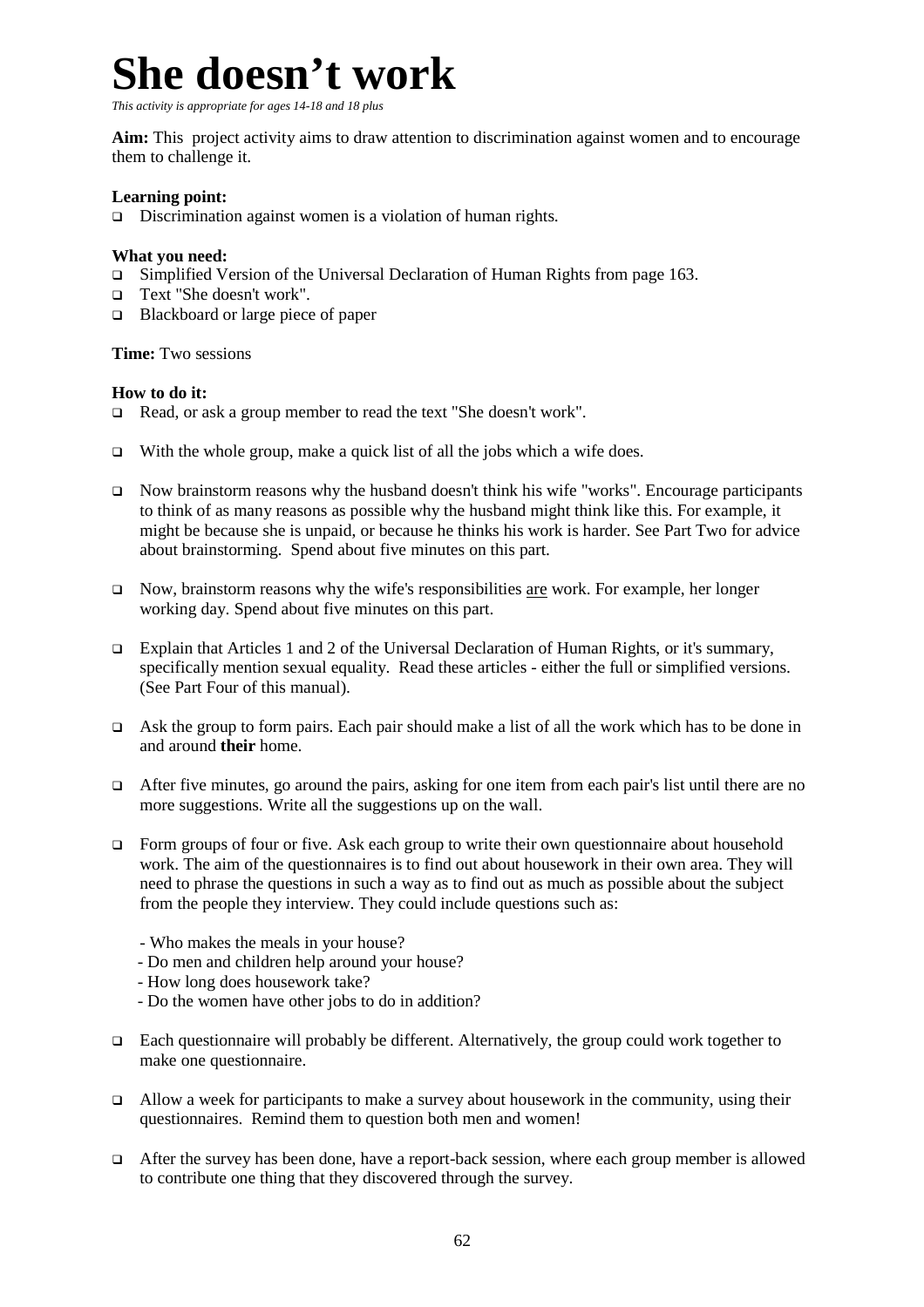# She doesn't work

*This activity is appropriate for ages 14-18 and 18 plus*

**Aim:** This project activity aims to draw attention to discrimination against women and to encourage them to challenge it.

**Learning point:**

- Discrimination against women is a violation of human rights.

**What you need:**

- Simplified Version of the Universal Declaration of Human Rights from page 163.
- Text "She doesn't work".
- Blackboard or large piece of paper

**Time:** Two sessions

**How to do it:**

- Read, or ask a group member to read the text "She doesn't work".
- With the whole group, make a quick list of all the jobs which a wife does.
- Now brainstorm reasons why the husband doesn't think his wife "works". Encourage participants to think of as many reasons as possible why the husband might think like this. For example, it might be because she is unpaid, or because he thinks his work is harder. See Part Two for advice about brainstorming. Spend about five minutes on this part.
- Now, brainstorm reasons why the wife's responsibilities <u>are</u> work. For example, her longer working day. Spend about five minutes on this part.
- Explain that Articles 1 and 2 of the Universal Declaration of Human Rights, or it's summary, specifically mention sexual equality. Read these articles - either the full or simplified versions. (See Part Four of this manual).
- Ask the group to form pairs. Each pair should make a list of all the work which has to be done in and around **their** home.
- After five minutes, go around the pairs, asking for one item from each pair's list until there are no more suggestions. Write all the suggestions up on the wall.
- Form groups of four or five. Ask each group to write their own questionnaire about household work. The aim of the questionnaires is to find out about housework in their own area. They will need to phrase the questions in such a way as to find out as much as possible about the subject from the people they interview. They could include questions such as:

  - Who makes the meals in your house?
  - Do men and children help around your house?
  - How long does housework take?
  - Do the women have other jobs to do in addition?

- Each questionnaire will probably be different. Alternatively, the group could work together to make one questionnaire.
- Allow a week for participants to make a survey about housework in the community, using their questionnaires. Remind them to question both men and women!
- After the survey has been done, have a report-back session, where each group member is allowed to contribute one thing that they discovered through the survey.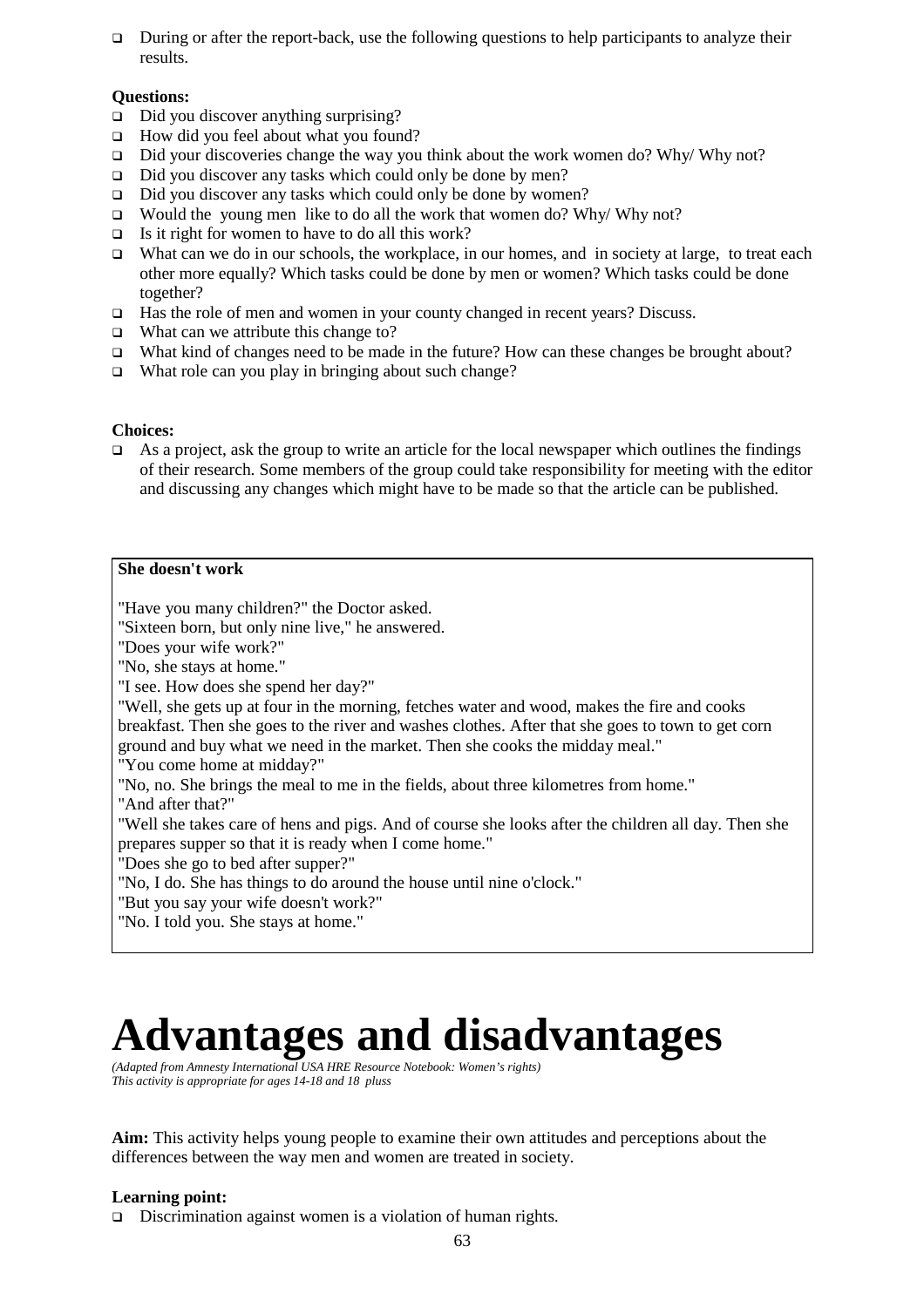- During or after the report-back, use the following questions to help participants to analyze their results.

**Questions:**

- Did you discover anything surprising?
- How did you feel about what you found?
- Did your discoveries change the way you think about the work women do? Why/ Why not?
- Did you discover any tasks which could only be done by men?
- Did you discover any tasks which could only be done by women?
- Would the young men like to do all the work that women do? Why/ Why not?
- Is it right for women to have to do all this work?
- What can we do in our schools, the workplace, in our homes, and in society at large, to treat each other more equally? Which tasks could be done by men or women? Which tasks could be done together?
- Has the role of men and women in your county changed in recent years? Discuss.
- What can we attribute this change to?
- What kind of changes need to be made in the future? How can these changes be brought about?
- What role can you play in bringing about such change?

**Choices:**

- As a project, ask the group to write an article for the local newspaper which outlines the findings of their research. Some members of the group could take responsibility for meeting with the editor and discussing any changes which might have to be made so that the article can be published.

> **She doesn't work**
>
> "Have you many children?" the Doctor asked.
> "Sixteen born, but only nine live," he answered.
> "Does your wife work?"
> "No, she stays at home."
> "I see. How does she spend her day?"
> "Well, she gets up at four in the morning, fetches water and wood, makes the fire and cooks breakfast. Then she goes to the river and washes clothes. After that she goes to town to get corn ground and buy what we need in the market. Then she cooks the midday meal."
> "You come home at midday?"
> "No, no. She brings the meal to me in the fields, about three kilometres from home."
> "And after that?"
> "Well she takes care of hens and pigs. And of course she looks after the children all day. Then she prepares supper so that it is ready when I come home."
> "Does she go to bed after supper?"
> "No, I do. She has things to do around the house until nine o'clock."
> "But you say your wife doesn't work?"
> "No. I told you. She stays at home."

# Advantages and disadvantages

*(Adapted from Amnesty International USA HRE Resource Notebook: Women's rights)*
*This activity is appropriate for ages 14-18 and 18 pluss*

**Aim:** This activity helps young people to examine their own attitudes and perceptions about the differences between the way men and women are treated in society.

**Learning point:**

- Discrimination against women is a violation of human rights.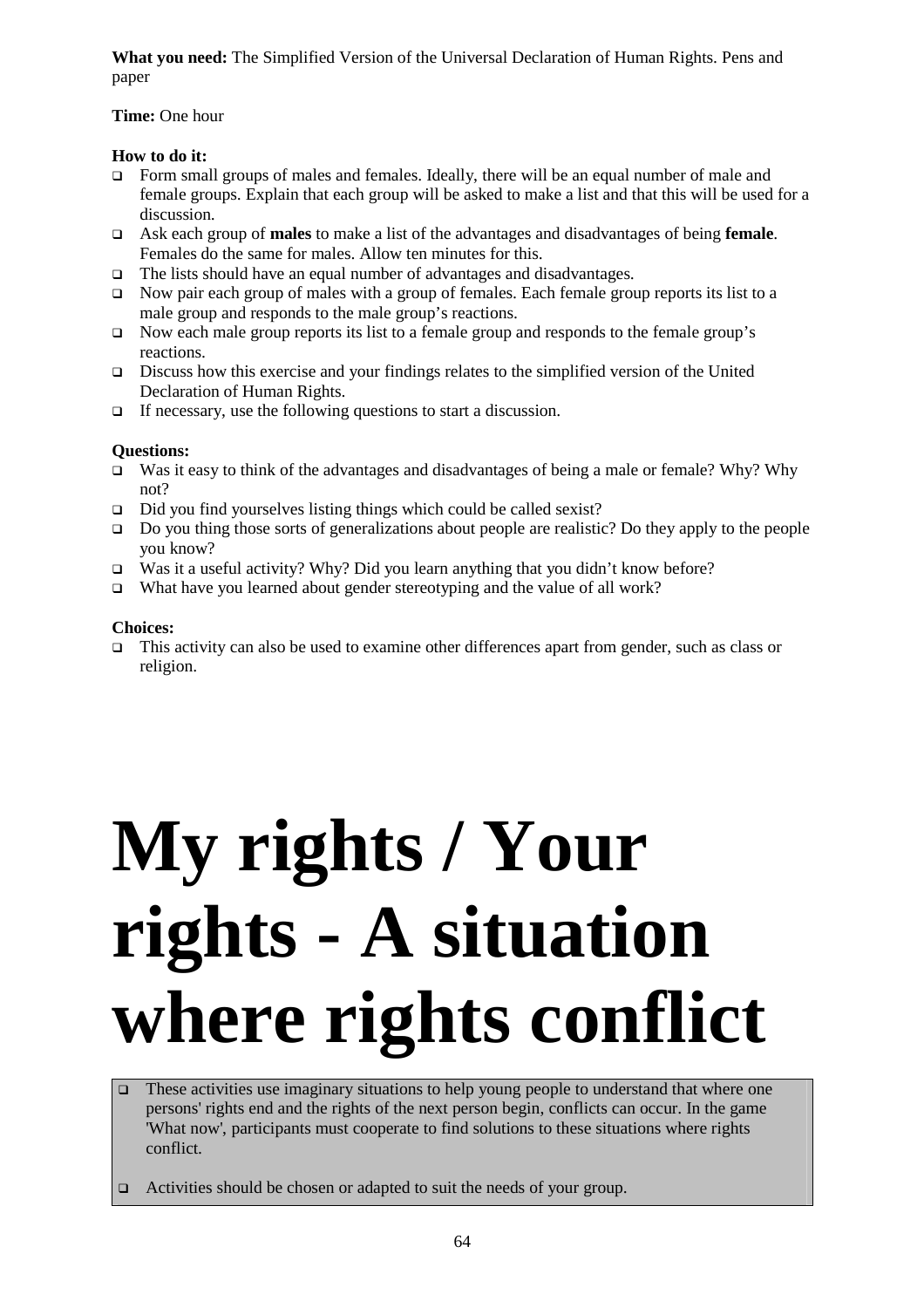**What you need:** The Simplified Version of the Universal Declaration of Human Rights. Pens and paper

**Time:** One hour

**How to do it:**

- Form small groups of males and females. Ideally, there will be an equal number of male and female groups. Explain that each group will be asked to make a list and that this will be used for a discussion.
- Ask each group of **males** to make a list of the advantages and disadvantages of being **female**. Females do the same for males. Allow ten minutes for this.
- The lists should have an equal number of advantages and disadvantages.
- Now pair each group of males with a group of females. Each female group reports its list to a male group and responds to the male group's reactions.
- Now each male group reports its list to a female group and responds to the female group's reactions.
- Discuss how this exercise and your findings relates to the simplified version of the United Declaration of Human Rights.
- If necessary, use the following questions to start a discussion.

**Questions:**

- Was it easy to think of the advantages and disadvantages of being a male or female? Why? Why not?
- Did you find yourselves listing things which could be called sexist?
- Do you thing those sorts of generalizations about people are realistic? Do they apply to the people you know?
- Was it a useful activity? Why? Did you learn anything that you didn't know before?
- What have you learned about gender stereotyping and the value of all work?

**Choices:**

- This activity can also be used to examine other differences apart from gender, such as class or religion.

# My rights / Your rights - A situation where rights conflict

- These activities use imaginary situations to help young people to understand that where one persons' rights end and the rights of the next person begin, conflicts can occur. In the game 'What now', participants must cooperate to find solutions to these situations where rights conflict.
- Activities should be chosen or adapted to suit the needs of your group.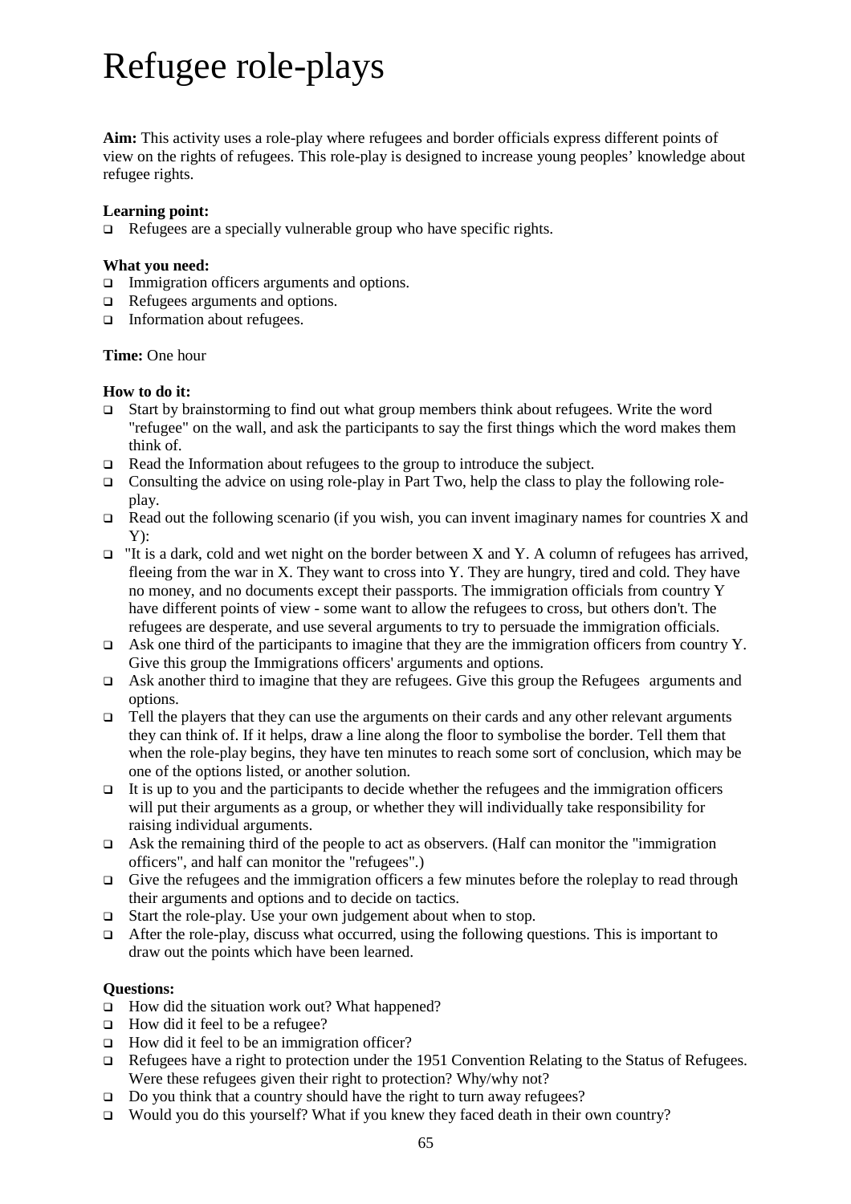# Refugee role-plays

**Aim:** This activity uses a role-play where refugees and border officials express different points of view on the rights of refugees. This role-play is designed to increase young peoples' knowledge about refugee rights.

**Learning point:**

- Refugees are a specially vulnerable group who have specific rights.

**What you need:**

- Immigration officers arguments and options.
- Refugees arguments and options.
- Information about refugees.

**Time:** One hour

**How to do it:**

- Start by brainstorming to find out what group members think about refugees. Write the word "refugee" on the wall, and ask the participants to say the first things which the word makes them think of.
- Read the Information about refugees to the group to introduce the subject.
- Consulting the advice on using role-play in Part Two, help the class to play the following role-play.
- Read out the following scenario (if you wish, you can invent imaginary names for countries X and Y):
- "It is a dark, cold and wet night on the border between X and Y. A column of refugees has arrived, fleeing from the war in X. They want to cross into Y. They are hungry, tired and cold. They have no money, and no documents except their passports. The immigration officials from country Y have different points of view - some want to allow the refugees to cross, but others don't. The refugees are desperate, and use several arguments to try to persuade the immigration officials.
- Ask one third of the participants to imagine that they are the immigration officers from country Y. Give this group the Immigrations officers' arguments and options.
- Ask another third to imagine that they are refugees. Give this group the Refugees arguments and options.
- Tell the players that they can use the arguments on their cards and any other relevant arguments they can think of. If it helps, draw a line along the floor to symbolise the border. Tell them that when the role-play begins, they have ten minutes to reach some sort of conclusion, which may be one of the options listed, or another solution.
- It is up to you and the participants to decide whether the refugees and the immigration officers will put their arguments as a group, or whether they will individually take responsibility for raising individual arguments.
- Ask the remaining third of the people to act as observers. (Half can monitor the "immigration officers", and half can monitor the "refugees".)
- Give the refugees and the immigration officers a few minutes before the roleplay to read through their arguments and options and to decide on tactics.
- Start the role-play. Use your own judgement about when to stop.
- After the role-play, discuss what occurred, using the following questions. This is important to draw out the points which have been learned.

**Questions:**

- How did the situation work out? What happened?
- How did it feel to be a refugee?
- How did it feel to be an immigration officer?
- Refugees have a right to protection under the 1951 Convention Relating to the Status of Refugees. Were these refugees given their right to protection? Why/why not?
- Do you think that a country should have the right to turn away refugees?
- Would you do this yourself? What if you knew they faced death in their own country?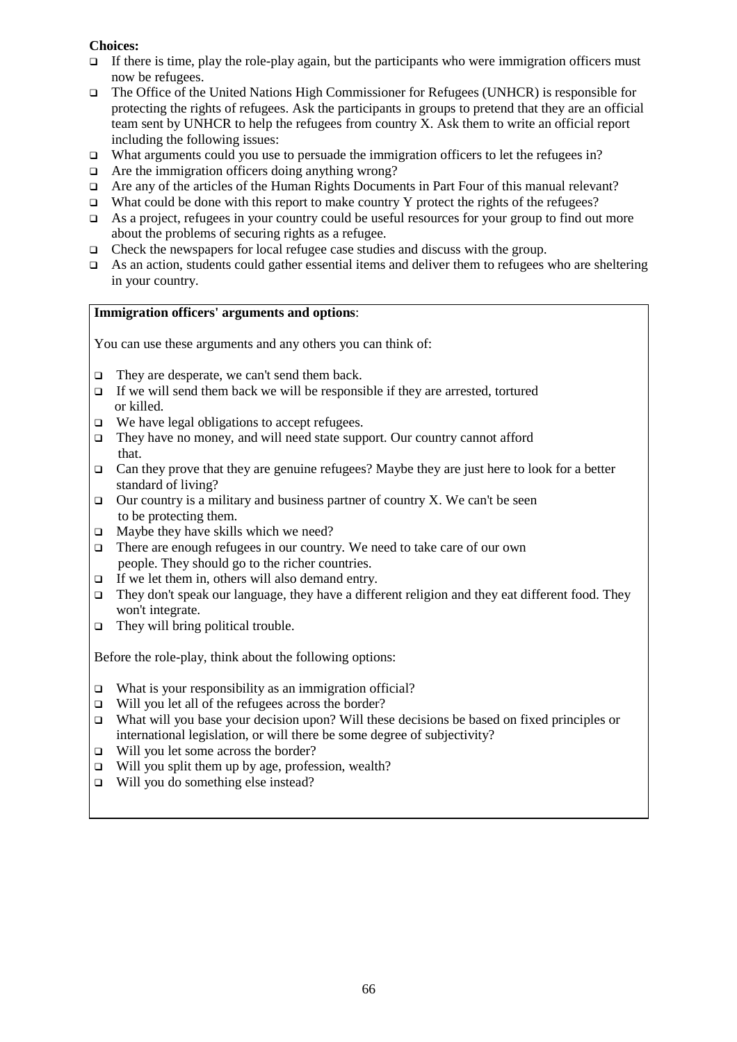**Choices:**

- If there is time, play the role-play again, but the participants who were immigration officers must now be refugees.
- The Office of the United Nations High Commissioner for Refugees (UNHCR) is responsible for protecting the rights of refugees. Ask the participants in groups to pretend that they are an official team sent by UNHCR to help the refugees from country X. Ask them to write an official report including the following issues:
- What arguments could you use to persuade the immigration officers to let the refugees in?
- Are the immigration officers doing anything wrong?
- Are any of the articles of the Human Rights Documents in Part Four of this manual relevant?
- What could be done with this report to make country Y protect the rights of the refugees?
- As a project, refugees in your country could be useful resources for your group to find out more about the problems of securing rights as a refugee.
- Check the newspapers for local refugee case studies and discuss with the group.
- As an action, students could gather essential items and deliver them to refugees who are sheltering in your country.

**Immigration officers' arguments and options**:

You can use these arguments and any others you can think of:

- They are desperate, we can't send them back.
- If we will send them back we will be responsible if they are arrested, tortured or killed.
- We have legal obligations to accept refugees.
- They have no money, and will need state support. Our country cannot afford that.
- Can they prove that they are genuine refugees? Maybe they are just here to look for a better standard of living?
- Our country is a military and business partner of country X. We can't be seen to be protecting them.
- Maybe they have skills which we need?
- There are enough refugees in our country. We need to take care of our own people. They should go to the richer countries.
- If we let them in, others will also demand entry.
- They don't speak our language, they have a different religion and they eat different food. They won't integrate.
- They will bring political trouble.

Before the role-play, think about the following options:

- What is your responsibility as an immigration official?
- Will you let all of the refugees across the border?
- What will you base your decision upon? Will these decisions be based on fixed principles or international legislation, or will there be some degree of subjectivity?
- Will you let some across the border?
- Will you split them up by age, profession, wealth?
- Will you do something else instead?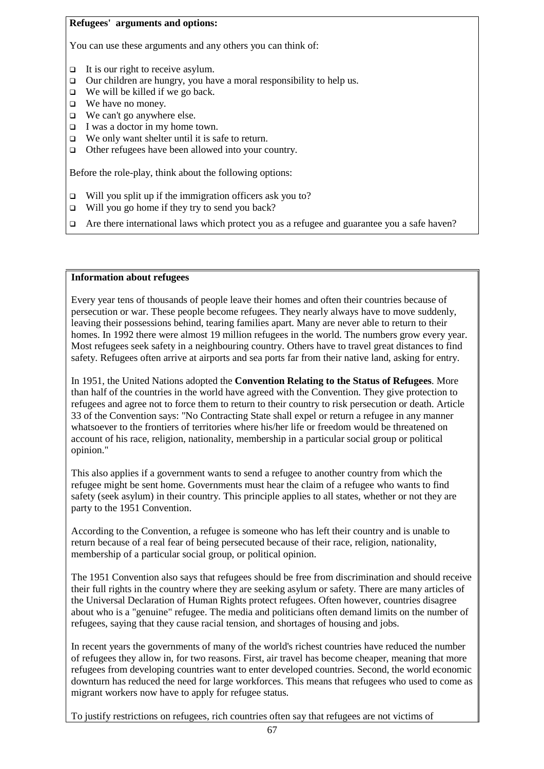**Refugees' arguments and options:**

You can use these arguments and any others you can think of:

- It is our right to receive asylum.
- Our children are hungry, you have a moral responsibility to help us.
- We will be killed if we go back.
- We have no money.
- We can't go anywhere else.
- I was a doctor in my home town.
- We only want shelter until it is safe to return.
- Other refugees have been allowed into your country.

Before the role-play, think about the following options:

- Will you split up if the immigration officers ask you to?
- Will you go home if they try to send you back?
- Are there international laws which protect you as a refugee and guarantee you a safe haven?

**Information about refugees**

Every year tens of thousands of people leave their homes and often their countries because of persecution or war. These people become refugees. They nearly always have to move suddenly, leaving their possessions behind, tearing families apart. Many are never able to return to their homes. In 1992 there were almost 19 million refugees in the world. The numbers grow every year. Most refugees seek safety in a neighbouring country. Others have to travel great distances to find safety. Refugees often arrive at airports and sea ports far from their native land, asking for entry.

In 1951, the United Nations adopted the **Convention Relating to the Status of Refugees**. More than half of the countries in the world have agreed with the Convention. They give protection to refugees and agree not to force them to return to their country to risk persecution or death. Article 33 of the Convention says: "No Contracting State shall expel or return a refugee in any manner whatsoever to the frontiers of territories where his/her life or freedom would be threatened on account of his race, religion, nationality, membership in a particular social group or political opinion."

This also applies if a government wants to send a refugee to another country from which the refugee might be sent home. Governments must hear the claim of a refugee who wants to find safety (seek asylum) in their country. This principle applies to all states, whether or not they are party to the 1951 Convention.

According to the Convention, a refugee is someone who has left their country and is unable to return because of a real fear of being persecuted because of their race, religion, nationality, membership of a particular social group, or political opinion.

The 1951 Convention also says that refugees should be free from discrimination and should receive their full rights in the country where they are seeking asylum or safety. There are many articles of the Universal Declaration of Human Rights protect refugees. Often however, countries disagree about who is a "genuine" refugee. The media and politicians often demand limits on the number of refugees, saying that they cause racial tension, and shortages of housing and jobs.

In recent years the governments of many of the world's richest countries have reduced the number of refugees they allow in, for two reasons. First, air travel has become cheaper, meaning that more refugees from developing countries want to enter developed countries. Second, the world economic downturn has reduced the need for large workforces. This means that refugees who used to come as migrant workers now have to apply for refugee status.

To justify restrictions on refugees, rich countries often say that refugees are not victims of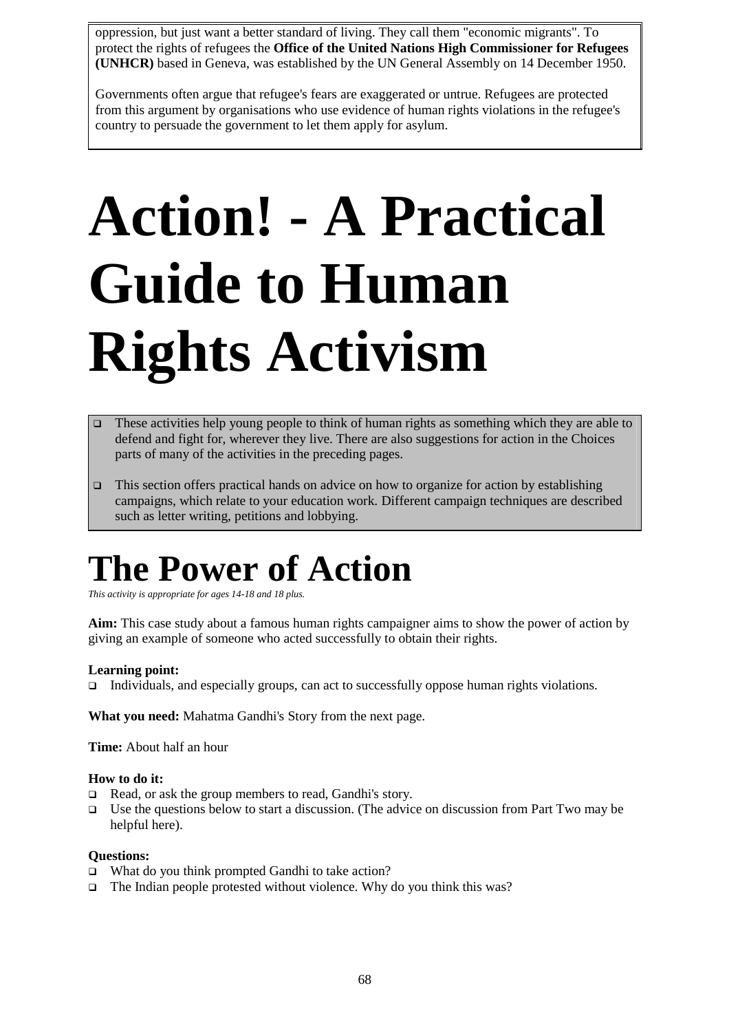oppression, but just want a better standard of living. They call them "economic migrants". To protect the rights of refugees the **Office of the United Nations High Commissioner for Refugees (UNHCR)** based in Geneva, was established by the UN General Assembly on 14 December 1950.

Governments often argue that refugee's fears are exaggerated or untrue. Refugees are protected from this argument by organisations who use evidence of human rights violations in the refugee's country to persuade the government to let them apply for asylum.

# Action! - A Practical Guide to Human Rights Activism

- These activities help young people to think of human rights as something which they are able to defend and fight for, wherever they live. There are also suggestions for action in the Choices parts of many of the activities in the preceding pages.
- This section offers practical hands on advice on how to organize for action by establishing campaigns, which relate to your education work. Different campaign techniques are described such as letter writing, petitions and lobbying.

## The Power of Action

*This activity is appropriate for ages 14-18 and 18 plus.*

**Aim:** This case study about a famous human rights campaigner aims to show the power of action by giving an example of someone who acted successfully to obtain their rights.

**Learning point:**

- Individuals, and especially groups, can act to successfully oppose human rights violations.

**What you need:** Mahatma Gandhi's Story from the next page.

**Time:** About half an hour

**How to do it:**

- Read, or ask the group members to read, Gandhi's story.
- Use the questions below to start a discussion. (The advice on discussion from Part Two may be helpful here).

**Questions:**

- What do you think prompted Gandhi to take action?
- The Indian people protested without violence. Why do you think this was?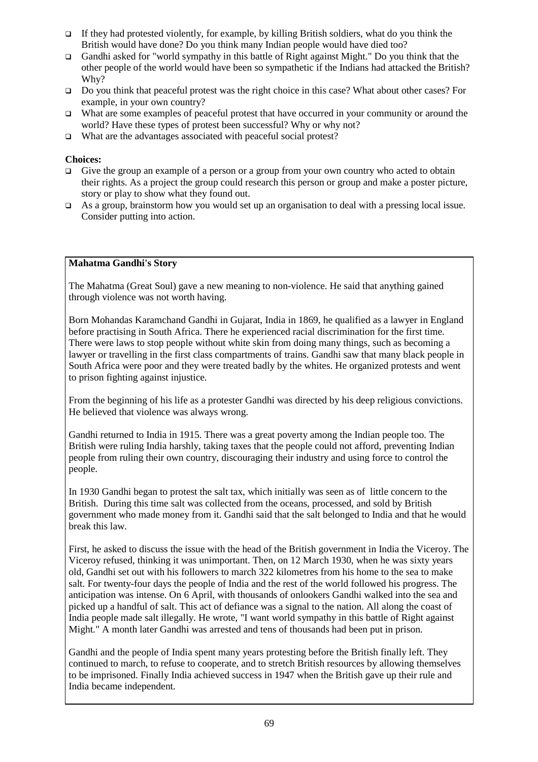- If they had protested violently, for example, by killing British soldiers, what do you think the British would have done? Do you think many Indian people would have died too?
- Gandhi asked for "world sympathy in this battle of Right against Might." Do you think that the other people of the world would have been so sympathetic if the Indians had attacked the British? Why?
- Do you think that peaceful protest was the right choice in this case? What about other cases? For example, in your own country?
- What are some examples of peaceful protest that have occurred in your community or around the world? Have these types of protest been successful? Why or why not?
- What are the advantages associated with peaceful social protest?

**Choices:**

- Give the group an example of a person or a group from your own country who acted to obtain their rights. As a project the group could research this person or group and make a poster picture, story or play to show what they found out.
- As a group, brainstorm how you would set up an organisation to deal with a pressing local issue. Consider putting into action.

**Mahatma Gandhi's Story**

The Mahatma (Great Soul) gave a new meaning to non-violence. He said that anything gained through violence was not worth having.

Born Mohandas Karamchand Gandhi in Gujarat, India in 1869, he qualified as a lawyer in England before practising in South Africa. There he experienced racial discrimination for the first time. There were laws to stop people without white skin from doing many things, such as becoming a lawyer or travelling in the first class compartments of trains. Gandhi saw that many black people in South Africa were poor and they were treated badly by the whites. He organized protests and went to prison fighting against injustice.

From the beginning of his life as a protester Gandhi was directed by his deep religious convictions. He believed that violence was always wrong.

Gandhi returned to India in 1915. There was a great poverty among the Indian people too. The British were ruling India harshly, taking taxes that the people could not afford, preventing Indian people from ruling their own country, discouraging their industry and using force to control the people.

In 1930 Gandhi began to protest the salt tax, which initially was seen as of little concern to the British. During this time salt was collected from the oceans, processed, and sold by British government who made money from it. Gandhi said that the salt belonged to India and that he would break this law.

First, he asked to discuss the issue with the head of the British government in India the Viceroy. The Viceroy refused, thinking it was unimportant. Then, on 12 March 1930, when he was sixty years old, Gandhi set out with his followers to march 322 kilometres from his home to the sea to make salt. For twenty-four days the people of India and the rest of the world followed his progress. The anticipation was intense. On 6 April, with thousands of onlookers Gandhi walked into the sea and picked up a handful of salt. This act of defiance was a signal to the nation. All along the coast of India people made salt illegally. He wrote, "I want world sympathy in this battle of Right against Might." A month later Gandhi was arrested and tens of thousands had been put in prison.

Gandhi and the people of India spent many years protesting before the British finally left. They continued to march, to refuse to cooperate, and to stretch British resources by allowing themselves to be imprisoned. Finally India achieved success in 1947 when the British gave up their rule and India became independent.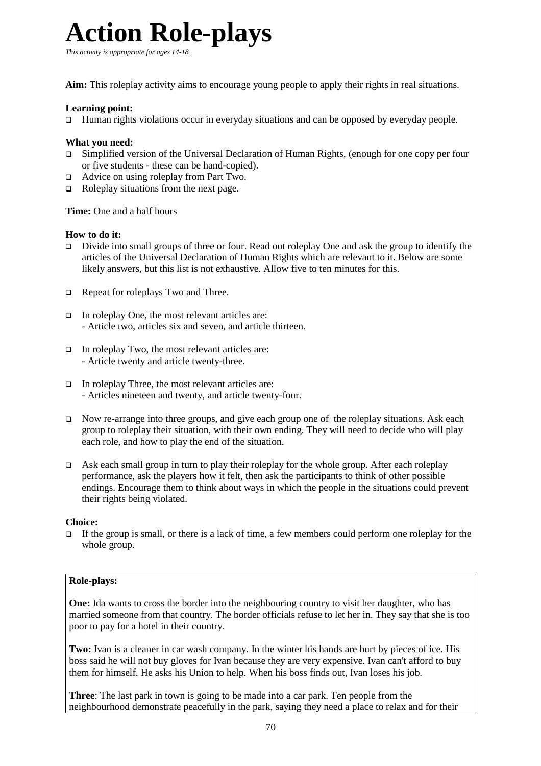# Action Role-plays

*This activity is appropriate for ages 14-18 .*

**Aim:** This roleplay activity aims to encourage young people to apply their rights in real situations.

**Learning point:**

- Human rights violations occur in everyday situations and can be opposed by everyday people.

**What you need:**

- Simplified version of the Universal Declaration of Human Rights, (enough for one copy per four or five students - these can be hand-copied).
- Advice on using roleplay from Part Two.
- Roleplay situations from the next page.

**Time:** One and a half hours

**How to do it:**

- Divide into small groups of three or four. Read out roleplay One and ask the group to identify the articles of the Universal Declaration of Human Rights which are relevant to it. Below are some likely answers, but this list is not exhaustive. Allow five to ten minutes for this.
- Repeat for roleplays Two and Three.
- In roleplay One, the most relevant articles are:
  - Article two, articles six and seven, and article thirteen.
- In roleplay Two, the most relevant articles are:
  - Article twenty and article twenty-three.
- In roleplay Three, the most relevant articles are:
  - Articles nineteen and twenty, and article twenty-four.
- Now re-arrange into three groups, and give each group one of the roleplay situations. Ask each group to roleplay their situation, with their own ending. They will need to decide who will play each role, and how to play the end of the situation.
- Ask each small group in turn to play their roleplay for the whole group. After each roleplay performance, ask the players how it felt, then ask the participants to think of other possible endings. Encourage them to think about ways in which the people in the situations could prevent their rights being violated.

**Choice:**

- If the group is small, or there is a lack of time, a few members could perform one roleplay for the whole group.

**Role-plays:**

**One:** Ida wants to cross the border into the neighbouring country to visit her daughter, who has married someone from that country. The border officials refuse to let her in. They say that she is too poor to pay for a hotel in their country.

**Two:** Ivan is a cleaner in car wash company. In the winter his hands are hurt by pieces of ice. His boss said he will not buy gloves for Ivan because they are very expensive. Ivan can't afford to buy them for himself. He asks his Union to help. When his boss finds out, Ivan loses his job.

**Three**: The last park in town is going to be made into a car park. Ten people from the neighbourhood demonstrate peacefully in the park, saying they need a place to relax and for their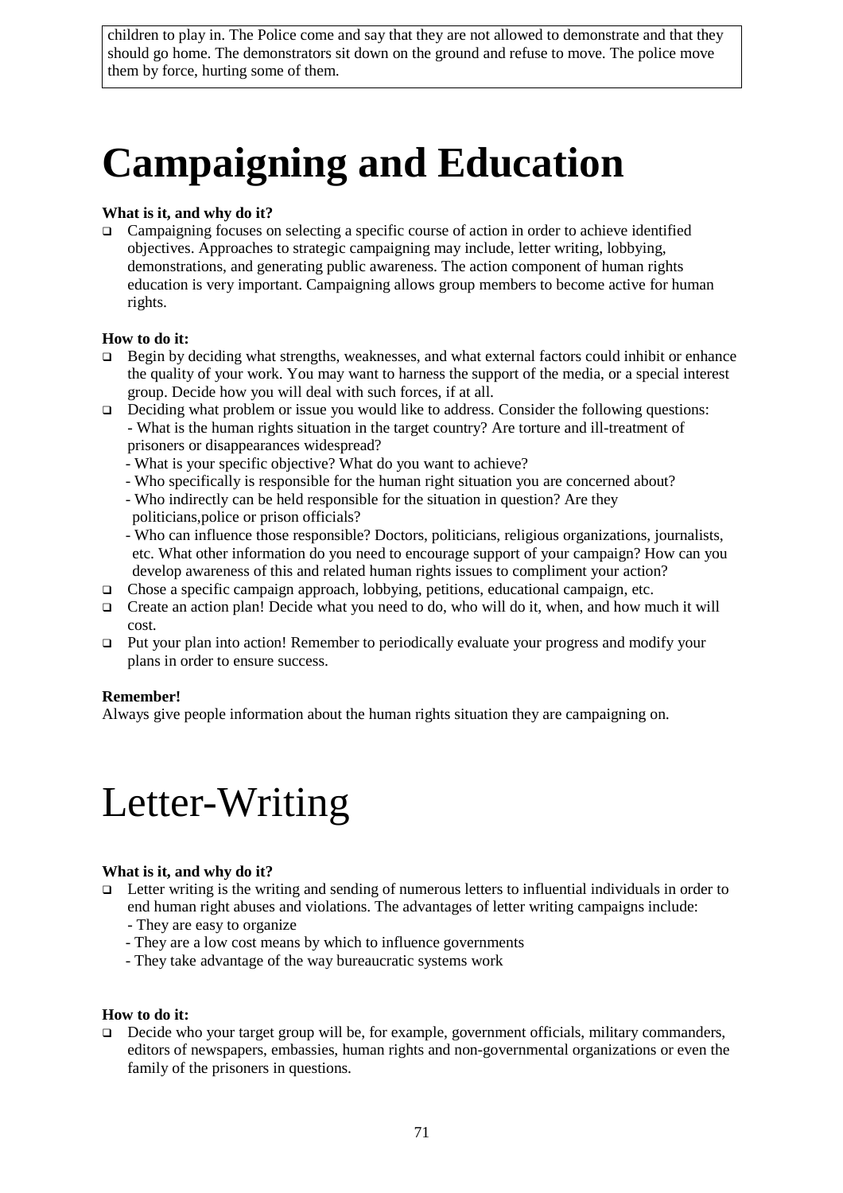children to play in. The Police come and say that they are not allowed to demonstrate and that they should go home. The demonstrators sit down on the ground and refuse to move. The police move them by force, hurting some of them.

# Campaigning and Education

**What is it, and why do it?**

- Campaigning focuses on selecting a specific course of action in order to achieve identified objectives. Approaches to strategic campaigning may include, letter writing, lobbying, demonstrations, and generating public awareness. The action component of human rights education is very important. Campaigning allows group members to become active for human rights.

**How to do it:**

- Begin by deciding what strengths, weaknesses, and what external factors could inhibit or enhance the quality of your work. You may want to harness the support of the media, or a special interest group. Decide how you will deal with such forces, if at all.
- Deciding what problem or issue you would like to address. Consider the following questions:
  - What is the human rights situation in the target country? Are torture and ill-treatment of prisoners or disappearances widespread?
  - What is your specific objective? What do you want to achieve?
  - Who specifically is responsible for the human right situation you are concerned about?
  - Who indirectly can be held responsible for the situation in question? Are they politicians,police or prison officials?
  - Who can influence those responsible? Doctors, politicians, religious organizations, journalists, etc. What other information do you need to encourage support of your campaign? How can you develop awareness of this and related human rights issues to compliment your action?
- Chose a specific campaign approach, lobbying, petitions, educational campaign, etc.
- Create an action plan! Decide what you need to do, who will do it, when, and how much it will cost.
- Put your plan into action! Remember to periodically evaluate your progress and modify your plans in order to ensure success.

**Remember!**

Always give people information about the human rights situation they are campaigning on.

# Letter-Writing

**What is it, and why do it?**

- Letter writing is the writing and sending of numerous letters to influential individuals in order to end human right abuses and violations. The advantages of letter writing campaigns include:
  - They are easy to organize
  - They are a low cost means by which to influence governments
  - They take advantage of the way bureaucratic systems work

**How to do it:**

- Decide who your target group will be, for example, government officials, military commanders, editors of newspapers, embassies, human rights and non-governmental organizations or even the family of the prisoners in questions.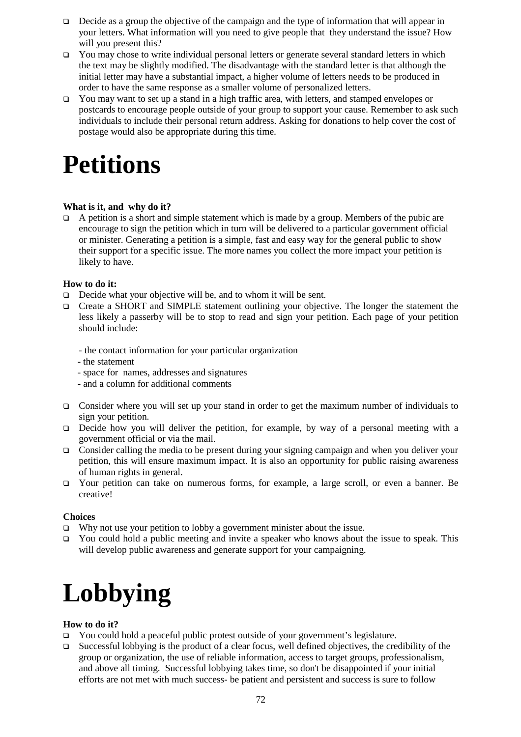- Decide as a group the objective of the campaign and the type of information that will appear in your letters. What information will you need to give people that they understand the issue? How will you present this?
- You may chose to write individual personal letters or generate several standard letters in which the text may be slightly modified. The disadvantage with the standard letter is that although the initial letter may have a substantial impact, a higher volume of letters needs to be produced in order to have the same response as a smaller volume of personalized letters.
- You may want to set up a stand in a high traffic area, with letters, and stamped envelopes or postcards to encourage people outside of your group to support your cause. Remember to ask such individuals to include their personal return address. Asking for donations to help cover the cost of postage would also be appropriate during this time.

# Petitions

**What is it, and why do it?**

- A petition is a short and simple statement which is made by a group. Members of the pubic are encourage to sign the petition which in turn will be delivered to a particular government official or minister. Generating a petition is a simple, fast and easy way for the general public to show their support for a specific issue. The more names you collect the more impact your petition is likely to have.

**How to do it:**

- Decide what your objective will be, and to whom it will be sent.
- Create a SHORT and SIMPLE statement outlining your objective. The longer the statement the less likely a passerby will be to stop to read and sign your petition. Each page of your petition should include:

  - the contact information for your particular organization
  - the statement
  - space for names, addresses and signatures
  - and a column for additional comments

- Consider where you will set up your stand in order to get the maximum number of individuals to sign your petition.
- Decide how you will deliver the petition, for example, by way of a personal meeting with a government official or via the mail.
- Consider calling the media to be present during your signing campaign and when you deliver your petition, this will ensure maximum impact. It is also an opportunity for public raising awareness of human rights in general.
- Your petition can take on numerous forms, for example, a large scroll, or even a banner. Be creative!

**Choices**

- Why not use your petition to lobby a government minister about the issue.
- You could hold a public meeting and invite a speaker who knows about the issue to speak. This will develop public awareness and generate support for your campaigning.

# Lobbying

**How to do it?**

- You could hold a peaceful public protest outside of your government's legislature.
- Successful lobbying is the product of a clear focus, well defined objectives, the credibility of the group or organization, the use of reliable information, access to target groups, professionalism, and above all timing. Successful lobbying takes time, so don't be disappointed if your initial efforts are not met with much success- be patient and persistent and success is sure to follow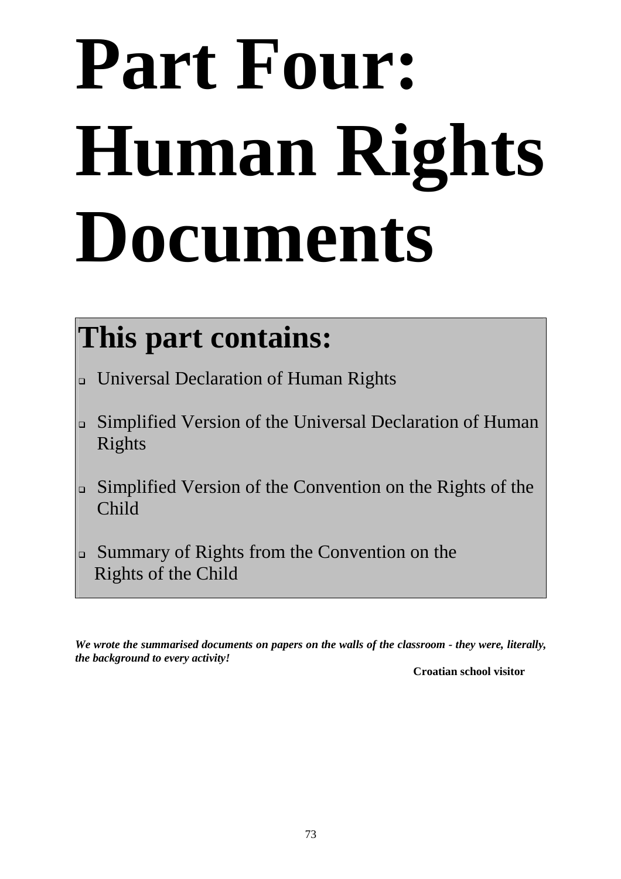# Part Four: Human Rights Documents

## This part contains:

- Universal Declaration of Human Rights
- Simplified Version of the Universal Declaration of Human Rights
- Simplified Version of the Convention on the Rights of the Child
- Summary of Rights from the Convention on the Rights of the Child

***We wrote the summarised documents on papers on the walls of the classroom - they were, literally, the background to every activity!***

**Croatian school visitor**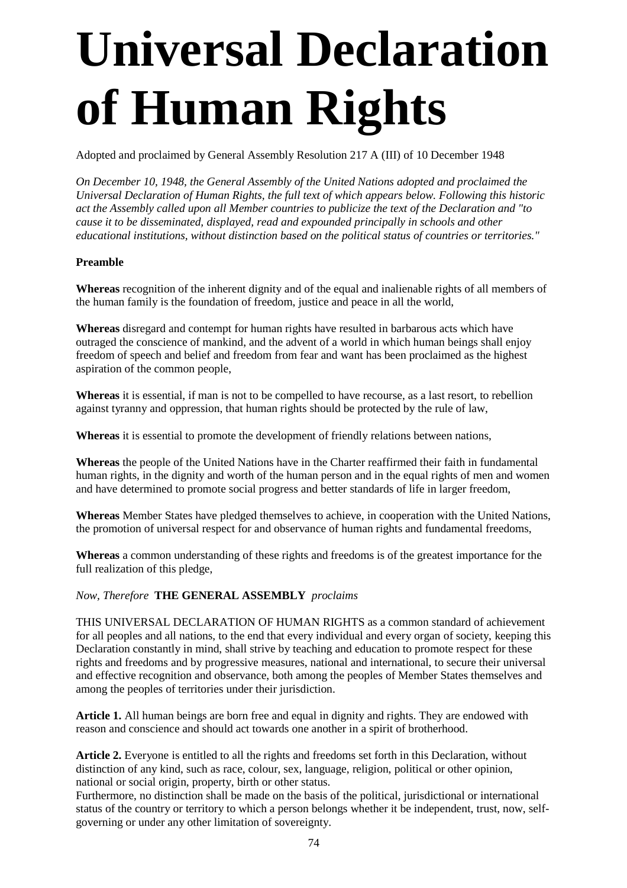# Universal Declaration of Human Rights

Adopted and proclaimed by General Assembly Resolution 217 A (III) of 10 December 1948

*On December 10, 1948, the General Assembly of the United Nations adopted and proclaimed the Universal Declaration of Human Rights, the full text of which appears below. Following this historic act the Assembly called upon all Member countries to publicize the text of the Declaration and "to cause it to be disseminated, displayed, read and expounded principally in schools and other educational institutions, without distinction based on the political status of countries or territories."*

**Preamble**

**Whereas** recognition of the inherent dignity and of the equal and inalienable rights of all members of the human family is the foundation of freedom, justice and peace in all the world,

**Whereas** disregard and contempt for human rights have resulted in barbarous acts which have outraged the conscience of mankind, and the advent of a world in which human beings shall enjoy freedom of speech and belief and freedom from fear and want has been proclaimed as the highest aspiration of the common people,

**Whereas** it is essential, if man is not to be compelled to have recourse, as a last resort, to rebellion against tyranny and oppression, that human rights should be protected by the rule of law,

**Whereas** it is essential to promote the development of friendly relations between nations,

**Whereas** the people of the United Nations have in the Charter reaffirmed their faith in fundamental human rights, in the dignity and worth of the human person and in the equal rights of men and women and have determined to promote social progress and better standards of life in larger freedom,

**Whereas** Member States have pledged themselves to achieve, in cooperation with the United Nations, the promotion of universal respect for and observance of human rights and fundamental freedoms,

**Whereas** a common understanding of these rights and freedoms is of the greatest importance for the full realization of this pledge,

*Now, Therefore* **THE GENERAL ASSEMBLY** *proclaims*

THIS UNIVERSAL DECLARATION OF HUMAN RIGHTS as a common standard of achievement for all peoples and all nations, to the end that every individual and every organ of society, keeping this Declaration constantly in mind, shall strive by teaching and education to promote respect for these rights and freedoms and by progressive measures, national and international, to secure their universal and effective recognition and observance, both among the peoples of Member States themselves and among the peoples of territories under their jurisdiction.

**Article 1.** All human beings are born free and equal in dignity and rights. They are endowed with reason and conscience and should act towards one another in a spirit of brotherhood.

**Article 2.** Everyone is entitled to all the rights and freedoms set forth in this Declaration, without distinction of any kind, such as race, colour, sex, language, religion, political or other opinion, national or social origin, property, birth or other status.
Furthermore, no distinction shall be made on the basis of the political, jurisdictional or international status of the country or territory to which a person belongs whether it be independent, trust, now, self-governing or under any other limitation of sovereignty.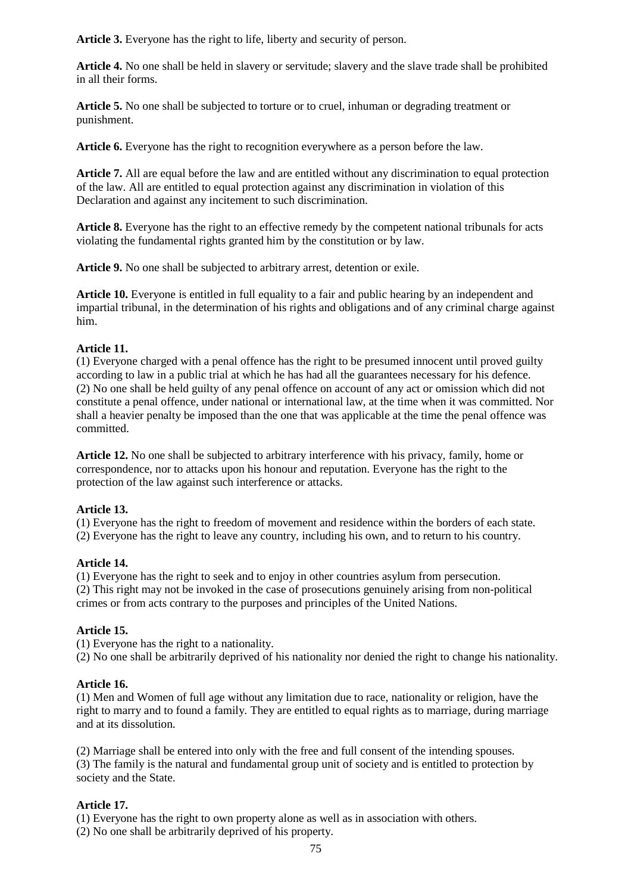**Article 3.** Everyone has the right to life, liberty and security of person.

**Article 4.** No one shall be held in slavery or servitude; slavery and the slave trade shall be prohibited in all their forms.

**Article 5.** No one shall be subjected to torture or to cruel, inhuman or degrading treatment or punishment.

**Article 6.** Everyone has the right to recognition everywhere as a person before the law.

**Article 7.** All are equal before the law and are entitled without any discrimination to equal protection of the law. All are entitled to equal protection against any discrimination in violation of this Declaration and against any incitement to such discrimination.

**Article 8.** Everyone has the right to an effective remedy by the competent national tribunals for acts violating the fundamental rights granted him by the constitution or by law.

**Article 9.** No one shall be subjected to arbitrary arrest, detention or exile.

**Article 10.** Everyone is entitled in full equality to a fair and public hearing by an independent and impartial tribunal, in the determination of his rights and obligations and of any criminal charge against him.

**Article 11.**
(1) Everyone charged with a penal offence has the right to be presumed innocent until proved guilty according to law in a public trial at which he has had all the guarantees necessary for his defence.
(2) No one shall be held guilty of any penal offence on account of any act or omission which did not constitute a penal offence, under national or international law, at the time when it was committed. Nor shall a heavier penalty be imposed than the one that was applicable at the time the penal offence was committed.

**Article 12.** No one shall be subjected to arbitrary interference with his privacy, family, home or correspondence, nor to attacks upon his honour and reputation. Everyone has the right to the protection of the law against such interference or attacks.

**Article 13.**
(1) Everyone has the right to freedom of movement and residence within the borders of each state.
(2) Everyone has the right to leave any country, including his own, and to return to his country.

**Article 14.**
(1) Everyone has the right to seek and to enjoy in other countries asylum from persecution.
(2) This right may not be invoked in the case of prosecutions genuinely arising from non-political crimes or from acts contrary to the purposes and principles of the United Nations.

**Article 15.**
(1) Everyone has the right to a nationality.
(2) No one shall be arbitrarily deprived of his nationality nor denied the right to change his nationality.

**Article 16.**
(1) Men and Women of full age without any limitation due to race, nationality or religion, have the right to marry and to found a family. They are entitled to equal rights as to marriage, during marriage and at its dissolution.

(2) Marriage shall be entered into only with the free and full consent of the intending spouses.
(3) The family is the natural and fundamental group unit of society and is entitled to protection by society and the State.

**Article 17.**
(1) Everyone has the right to own property alone as well as in association with others.
(2) No one shall be arbitrarily deprived of his property.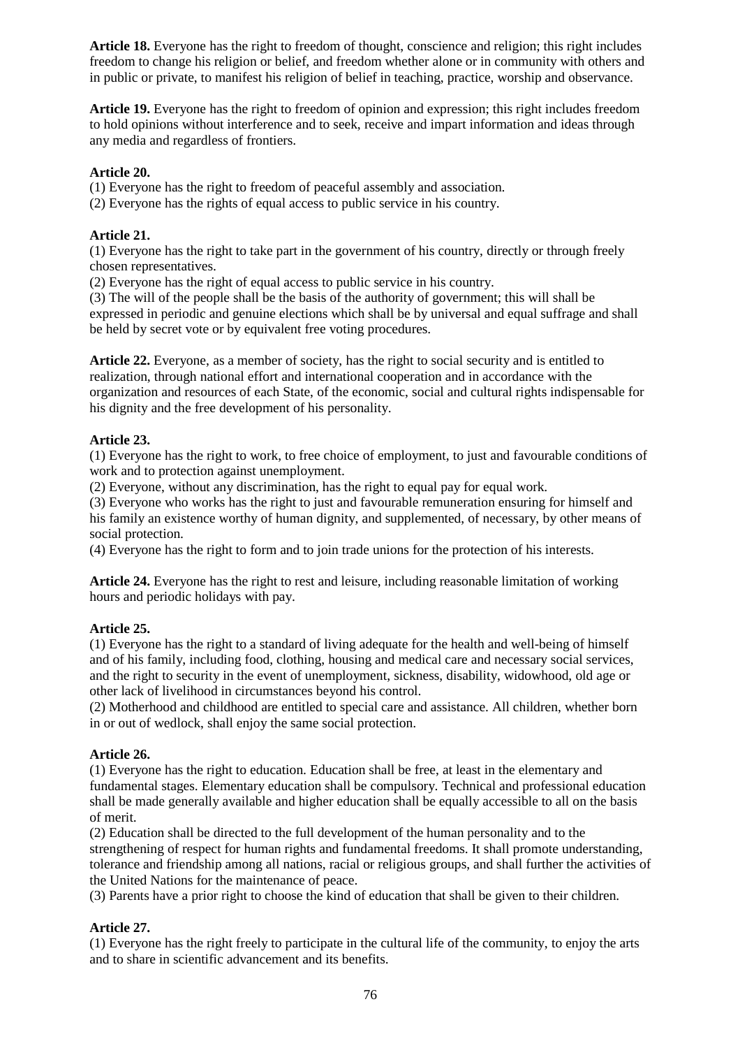**Article 18.** Everyone has the right to freedom of thought, conscience and religion; this right includes freedom to change his religion or belief, and freedom whether alone or in community with others and in public or private, to manifest his religion of belief in teaching, practice, worship and observance.

**Article 19.** Everyone has the right to freedom of opinion and expression; this right includes freedom to hold opinions without interference and to seek, receive and impart information and ideas through any media and regardless of frontiers.

**Article 20.**

(1) Everyone has the right to freedom of peaceful assembly and association.

(2) Everyone has the rights of equal access to public service in his country.

**Article 21.**

(1) Everyone has the right to take part in the government of his country, directly or through freely chosen representatives.

(2) Everyone has the right of equal access to public service in his country.

(3) The will of the people shall be the basis of the authority of government; this will shall be expressed in periodic and genuine elections which shall be by universal and equal suffrage and shall be held by secret vote or by equivalent free voting procedures.

**Article 22.** Everyone, as a member of society, has the right to social security and is entitled to realization, through national effort and international cooperation and in accordance with the organization and resources of each State, of the economic, social and cultural rights indispensable for his dignity and the free development of his personality.

**Article 23.**

(1) Everyone has the right to work, to free choice of employment, to just and favourable conditions of work and to protection against unemployment.

(2) Everyone, without any discrimination, has the right to equal pay for equal work.

(3) Everyone who works has the right to just and favourable remuneration ensuring for himself and his family an existence worthy of human dignity, and supplemented, of necessary, by other means of social protection.

(4) Everyone has the right to form and to join trade unions for the protection of his interests.

**Article 24.** Everyone has the right to rest and leisure, including reasonable limitation of working hours and periodic holidays with pay.

**Article 25.**

(1) Everyone has the right to a standard of living adequate for the health and well-being of himself and of his family, including food, clothing, housing and medical care and necessary social services, and the right to security in the event of unemployment, sickness, disability, widowhood, old age or other lack of livelihood in circumstances beyond his control.

(2) Motherhood and childhood are entitled to special care and assistance. All children, whether born in or out of wedlock, shall enjoy the same social protection.

**Article 26.**

(1) Everyone has the right to education. Education shall be free, at least in the elementary and fundamental stages. Elementary education shall be compulsory. Technical and professional education shall be made generally available and higher education shall be equally accessible to all on the basis of merit.

(2) Education shall be directed to the full development of the human personality and to the strengthening of respect for human rights and fundamental freedoms. It shall promote understanding, tolerance and friendship among all nations, racial or religious groups, and shall further the activities of the United Nations for the maintenance of peace.

(3) Parents have a prior right to choose the kind of education that shall be given to their children.

**Article 27.**

(1) Everyone has the right freely to participate in the cultural life of the community, to enjoy the arts and to share in scientific advancement and its benefits.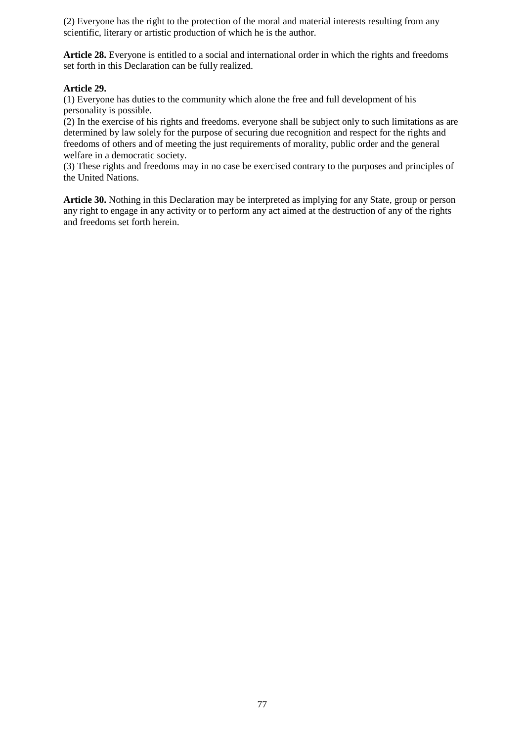(2) Everyone has the right to the protection of the moral and material interests resulting from any scientific, literary or artistic production of which he is the author.

**Article 28.** Everyone is entitled to a social and international order in which the rights and freedoms set forth in this Declaration can be fully realized.

**Article 29.**

(1) Everyone has duties to the community which alone the free and full development of his personality is possible.

(2) In the exercise of his rights and freedoms. everyone shall be subject only to such limitations as are determined by law solely for the purpose of securing due recognition and respect for the rights and freedoms of others and of meeting the just requirements of morality, public order and the general welfare in a democratic society.

(3) These rights and freedoms may in no case be exercised contrary to the purposes and principles of the United Nations.

**Article 30.** Nothing in this Declaration may be interpreted as implying for any State, group or person any right to engage in any activity or to perform any act aimed at the destruction of any of the rights and freedoms set forth herein.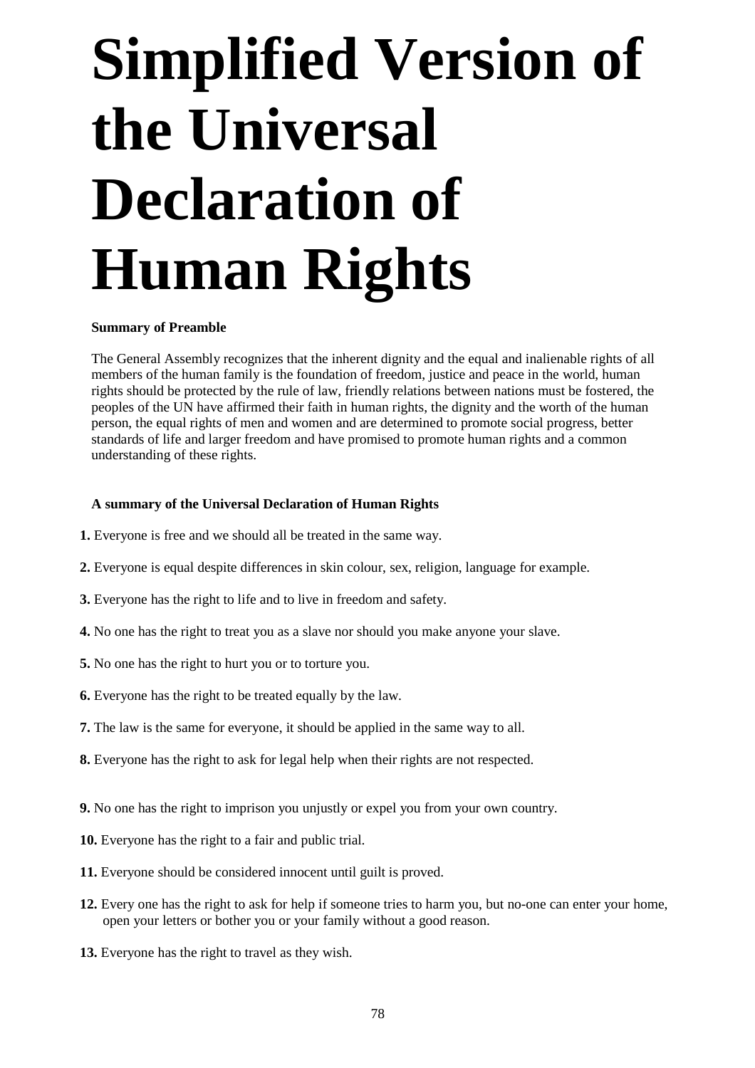# Simplified Version of the Universal Declaration of Human Rights

**Summary of Preamble**

The General Assembly recognizes that the inherent dignity and the equal and inalienable rights of all members of the human family is the foundation of freedom, justice and peace in the world, human rights should be protected by the rule of law, friendly relations between nations must be fostered, the peoples of the UN have affirmed their faith in human rights, the dignity and the worth of the human person, the equal rights of men and women and are determined to promote social progress, better standards of life and larger freedom and have promised to promote human rights and a common understanding of these rights.

**A summary of the Universal Declaration of Human Rights**

**1.** Everyone is free and we should all be treated in the same way.

**2.** Everyone is equal despite differences in skin colour, sex, religion, language for example.

**3.** Everyone has the right to life and to live in freedom and safety.

**4.** No one has the right to treat you as a slave nor should you make anyone your slave.

**5.** No one has the right to hurt you or to torture you.

**6.** Everyone has the right to be treated equally by the law.

**7.** The law is the same for everyone, it should be applied in the same way to all.

**8.** Everyone has the right to ask for legal help when their rights are not respected.

**9.** No one has the right to imprison you unjustly or expel you from your own country.

**10.** Everyone has the right to a fair and public trial.

**11.** Everyone should be considered innocent until guilt is proved.

**12.** Every one has the right to ask for help if someone tries to harm you, but no-one can enter your home, open your letters or bother you or your family without a good reason.

**13.** Everyone has the right to travel as they wish.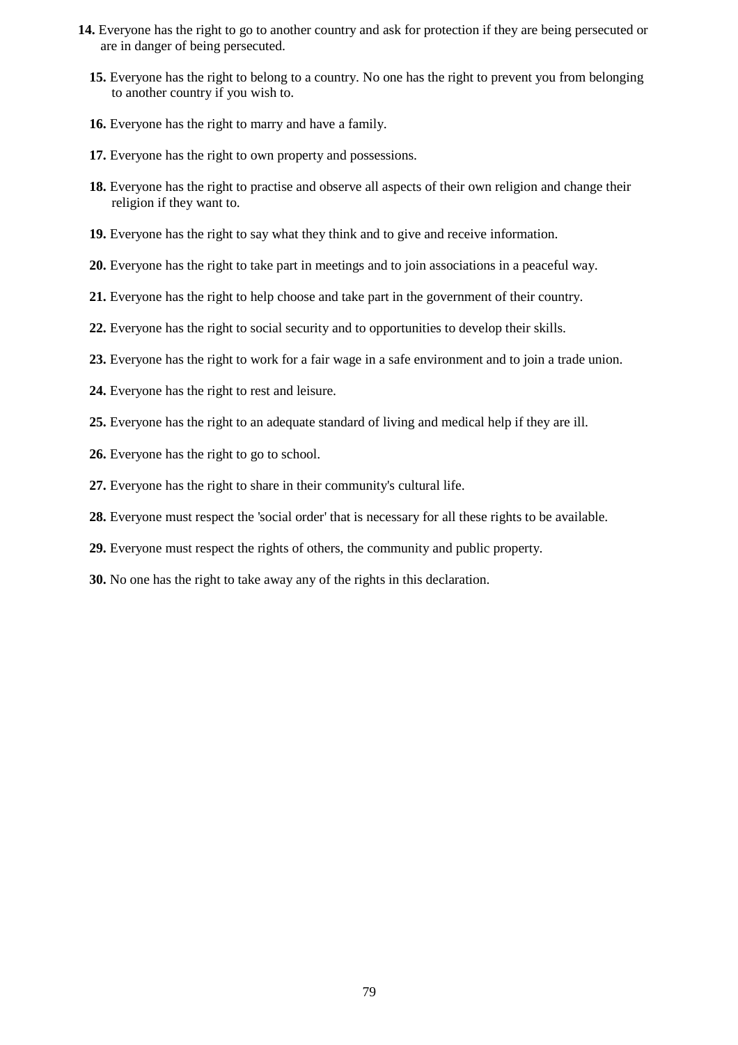**14.** Everyone has the right to go to another country and ask for protection if they are being persecuted or are in danger of being persecuted.

**15.** Everyone has the right to belong to a country. No one has the right to prevent you from belonging to another country if you wish to.

**16.** Everyone has the right to marry and have a family.

**17.** Everyone has the right to own property and possessions.

**18.** Everyone has the right to practise and observe all aspects of their own religion and change their religion if they want to.

**19.** Everyone has the right to say what they think and to give and receive information.

**20.** Everyone has the right to take part in meetings and to join associations in a peaceful way.

**21.** Everyone has the right to help choose and take part in the government of their country.

**22.** Everyone has the right to social security and to opportunities to develop their skills.

**23.** Everyone has the right to work for a fair wage in a safe environment and to join a trade union.

**24.** Everyone has the right to rest and leisure.

**25.** Everyone has the right to an adequate standard of living and medical help if they are ill.

**26.** Everyone has the right to go to school.

**27.** Everyone has the right to share in their community's cultural life.

**28.** Everyone must respect the 'social order' that is necessary for all these rights to be available.

**29.** Everyone must respect the rights of others, the community and public property.

**30.** No one has the right to take away any of the rights in this declaration.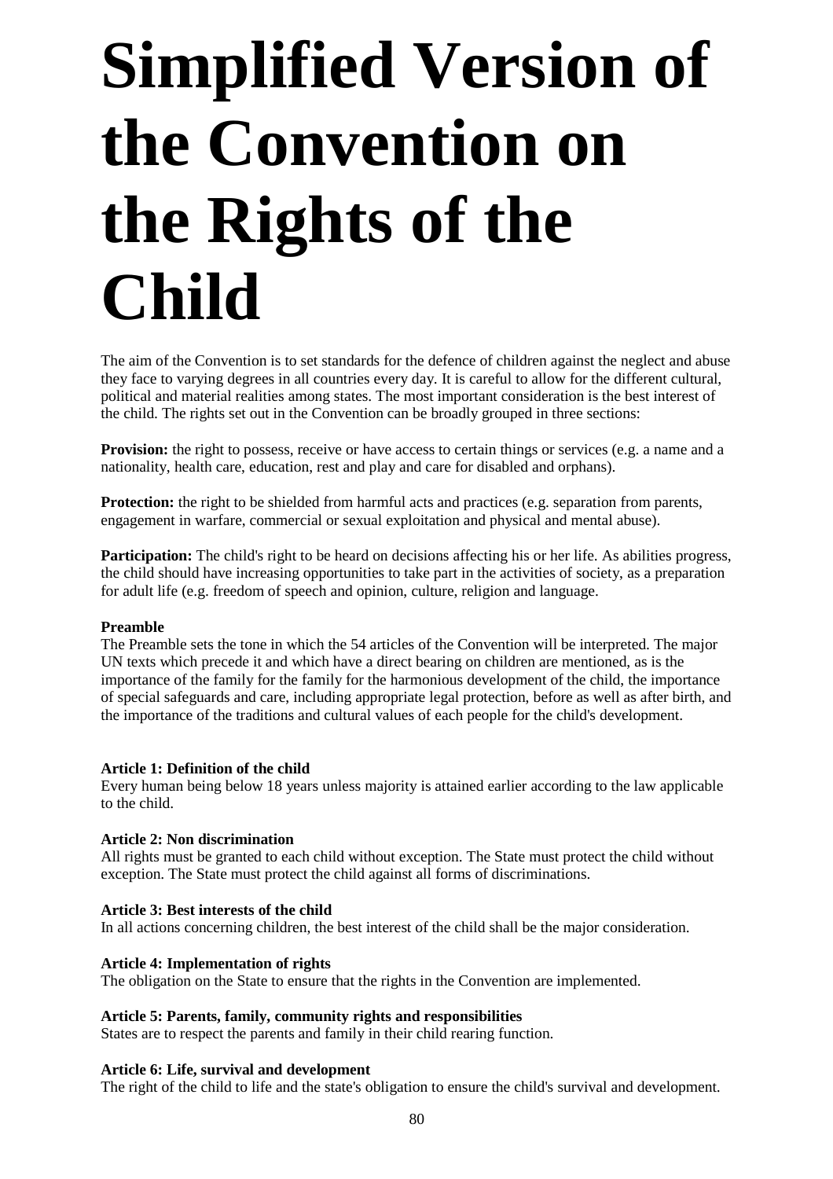# Simplified Version of the Convention on the Rights of the Child

The aim of the Convention is to set standards for the defence of children against the neglect and abuse they face to varying degrees in all countries every day. It is careful to allow for the different cultural, political and material realities among states. The most important consideration is the best interest of the child. The rights set out in the Convention can be broadly grouped in three sections:

**Provision:** the right to possess, receive or have access to certain things or services (e.g. a name and a nationality, health care, education, rest and play and care for disabled and orphans).

**Protection:** the right to be shielded from harmful acts and practices (e.g. separation from parents, engagement in warfare, commercial or sexual exploitation and physical and mental abuse).

**Participation:** The child's right to be heard on decisions affecting his or her life. As abilities progress, the child should have increasing opportunities to take part in the activities of society, as a preparation for adult life (e.g. freedom of speech and opinion, culture, religion and language.

**Preamble**
The Preamble sets the tone in which the 54 articles of the Convention will be interpreted. The major UN texts which precede it and which have a direct bearing on children are mentioned, as is the importance of the family for the family for the harmonious development of the child, the importance of special safeguards and care, including appropriate legal protection, before as well as after birth, and the importance of the traditions and cultural values of each people for the child's development.

**Article 1: Definition of the child**
Every human being below 18 years unless majority is attained earlier according to the law applicable to the child.

**Article 2: Non discrimination**
All rights must be granted to each child without exception. The State must protect the child without exception. The State must protect the child against all forms of discriminations.

**Article 3: Best interests of the child**
In all actions concerning children, the best interest of the child shall be the major consideration.

**Article 4: Implementation of rights**
The obligation on the State to ensure that the rights in the Convention are implemented.

**Article 5: Parents, family, community rights and responsibilities**
States are to respect the parents and family in their child rearing function.

**Article 6: Life, survival and development**
The right of the child to life and the state's obligation to ensure the child's survival and development.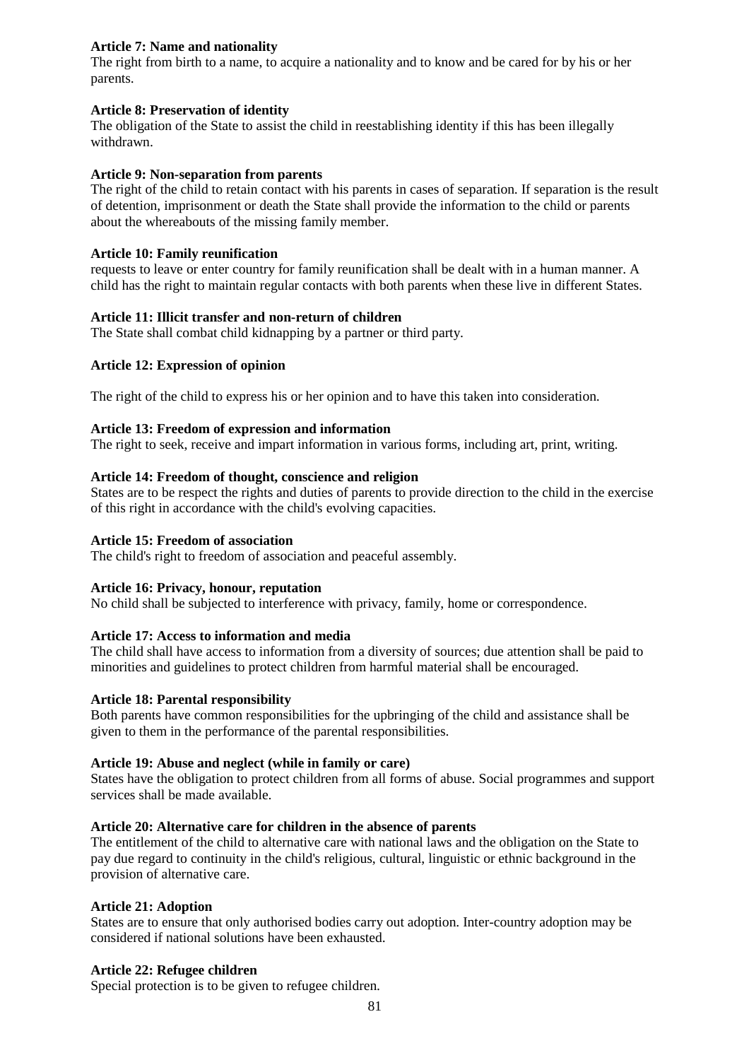**Article 7: Name and nationality**
The right from birth to a name, to acquire a nationality and to know and be cared for by his or her parents.

**Article 8: Preservation of identity**
The obligation of the State to assist the child in reestablishing identity if this has been illegally withdrawn.

**Article 9: Non-separation from parents**
The right of the child to retain contact with his parents in cases of separation. If separation is the result of detention, imprisonment or death the State shall provide the information to the child or parents about the whereabouts of the missing family member.

**Article 10: Family reunification**
requests to leave or enter country for family reunification shall be dealt with in a human manner. A child has the right to maintain regular contacts with both parents when these live in different States.

**Article 11: Illicit transfer and non-return of children**
The State shall combat child kidnapping by a partner or third party.

**Article 12: Expression of opinion**

The right of the child to express his or her opinion and to have this taken into consideration.

**Article 13: Freedom of expression and information**
The right to seek, receive and impart information in various forms, including art, print, writing.

**Article 14: Freedom of thought, conscience and religion**
States are to be respect the rights and duties of parents to provide direction to the child in the exercise of this right in accordance with the child's evolving capacities.

**Article 15: Freedom of association**
The child's right to freedom of association and peaceful assembly.

**Article 16: Privacy, honour, reputation**
No child shall be subjected to interference with privacy, family, home or correspondence.

**Article 17: Access to information and media**
The child shall have access to information from a diversity of sources; due attention shall be paid to minorities and guidelines to protect children from harmful material shall be encouraged.

**Article 18: Parental responsibility**
Both parents have common responsibilities for the upbringing of the child and assistance shall be given to them in the performance of the parental responsibilities.

**Article 19: Abuse and neglect (while in family or care)**
States have the obligation to protect children from all forms of abuse. Social programmes and support services shall be made available.

**Article 20: Alternative care for children in the absence of parents**
The entitlement of the child to alternative care with national laws and the obligation on the State to pay due regard to continuity in the child's religious, cultural, linguistic or ethnic background in the provision of alternative care.

**Article 21: Adoption**
States are to ensure that only authorised bodies carry out adoption. Inter-country adoption may be considered if national solutions have been exhausted.

**Article 22: Refugee children**
Special protection is to be given to refugee children.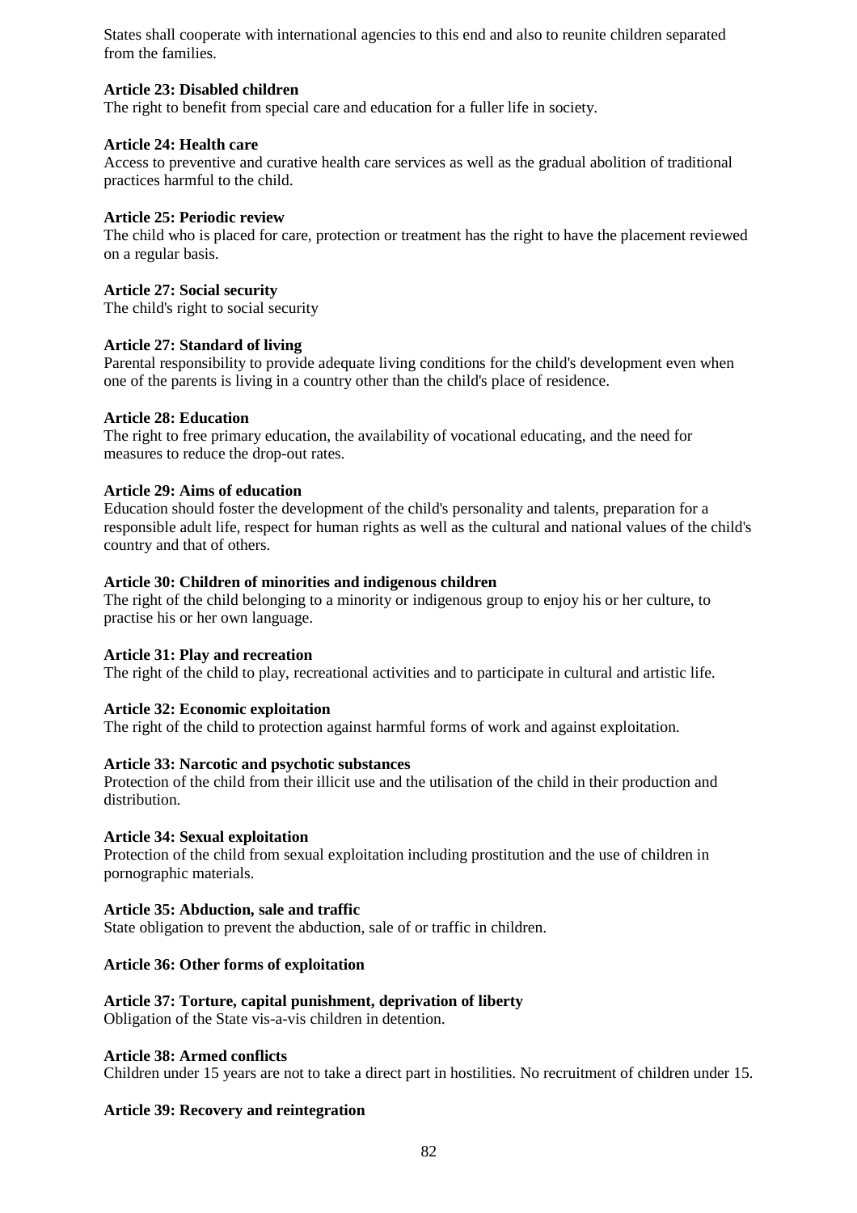States shall cooperate with international agencies to this end and also to reunite children separated from the families.

**Article 23: Disabled children**
The right to benefit from special care and education for a fuller life in society.

**Article 24: Health care**
Access to preventive and curative health care services as well as the gradual abolition of traditional practices harmful to the child.

**Article 25: Periodic review**
The child who is placed for care, protection or treatment has the right to have the placement reviewed on a regular basis.

**Article 27: Social security**
The child's right to social security

**Article 27: Standard of living**
Parental responsibility to provide adequate living conditions for the child's development even when one of the parents is living in a country other than the child's place of residence.

**Article 28: Education**
The right to free primary education, the availability of vocational educating, and the need for measures to reduce the drop-out rates.

**Article 29: Aims of education**
Education should foster the development of the child's personality and talents, preparation for a responsible adult life, respect for human rights as well as the cultural and national values of the child's country and that of others.

**Article 30: Children of minorities and indigenous children**
The right of the child belonging to a minority or indigenous group to enjoy his or her culture, to practise his or her own language.

**Article 31: Play and recreation**
The right of the child to play, recreational activities and to participate in cultural and artistic life.

**Article 32: Economic exploitation**
The right of the child to protection against harmful forms of work and against exploitation.

**Article 33: Narcotic and psychotic substances**
Protection of the child from their illicit use and the utilisation of the child in their production and distribution.

**Article 34: Sexual exploitation**
Protection of the child from sexual exploitation including prostitution and the use of children in pornographic materials.

**Article 35: Abduction, sale and traffic**
State obligation to prevent the abduction, sale of or traffic in children.

**Article 36: Other forms of exploitation**

**Article 37: Torture, capital punishment, deprivation of liberty**
Obligation of the State vis-a-vis children in detention.

**Article 38: Armed conflicts**
Children under 15 years are not to take a direct part in hostilities. No recruitment of children under 15.

**Article 39: Recovery and reintegration**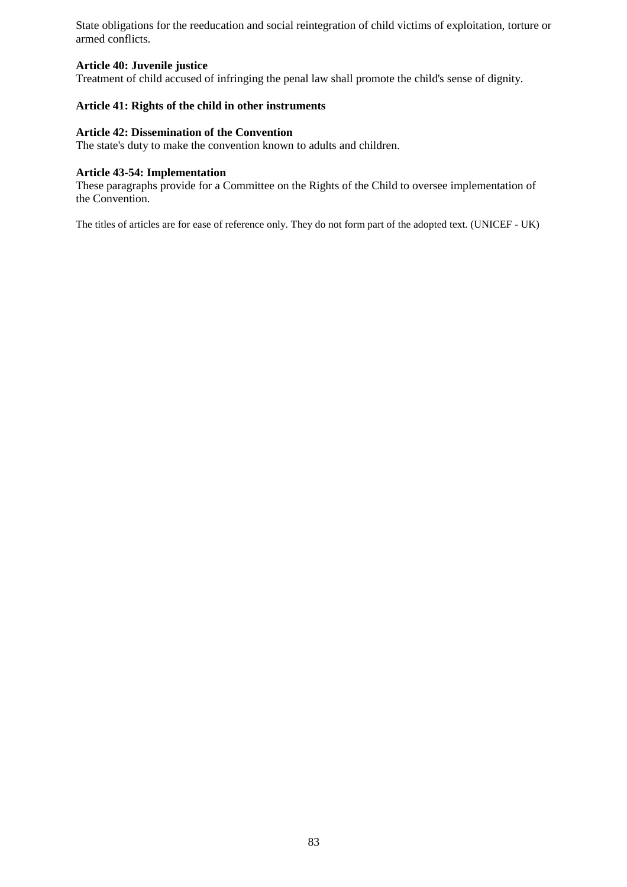State obligations for the reeducation and social reintegration of child victims of exploitation, torture or armed conflicts.

**Article 40: Juvenile justice**
Treatment of child accused of infringing the penal law shall promote the child's sense of dignity.

**Article 41: Rights of the child in other instruments**

**Article 42: Dissemination of the Convention**
The state's duty to make the convention known to adults and children.

**Article 43-54: Implementation**
These paragraphs provide for a Committee on the Rights of the Child to oversee implementation of the Convention.

The titles of articles are for ease of reference only. They do not form part of the adopted text. (UNICEF - UK)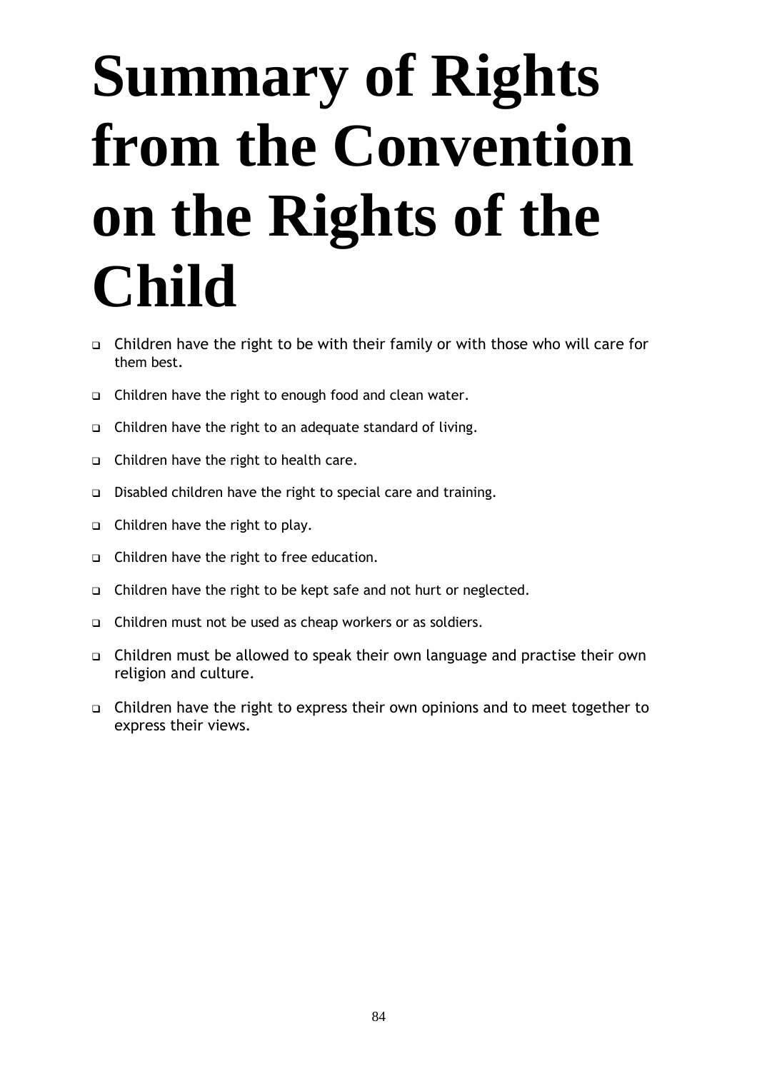# Summary of Rights from the Convention on the Rights of the Child

- Children have the right to be with their family or with those who will care for them best.
- Children have the right to enough food and clean water.
- Children have the right to an adequate standard of living.
- Children have the right to health care.
- Disabled children have the right to special care and training.
- Children have the right to play.
- Children have the right to free education.
- Children have the right to be kept safe and not hurt or neglected.
- Children must not be used as cheap workers or as soldiers.
- Children must be allowed to speak their own language and practise their own religion and culture.
- Children have the right to express their own opinions and to meet together to express their views.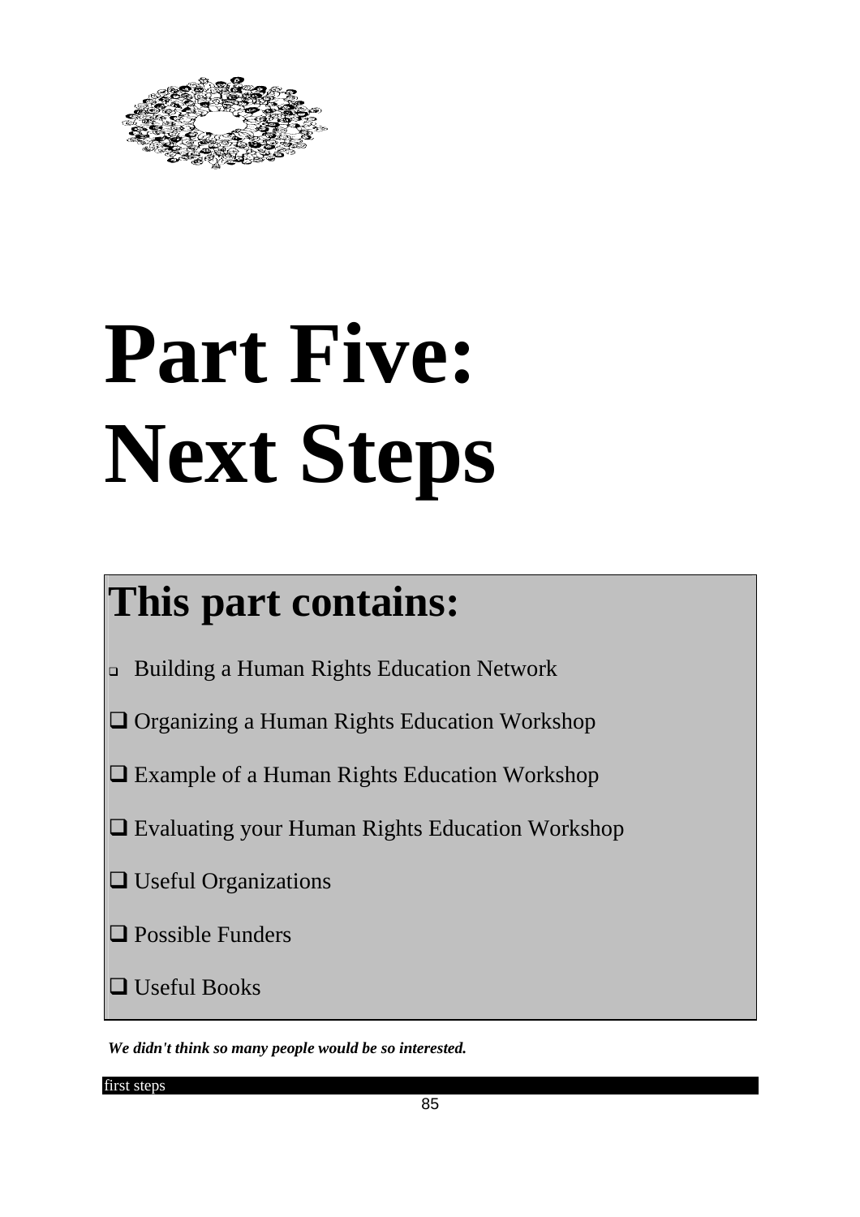# Part Five: Next Steps

## This part contains:

- Building a Human Rights Education Network
- Organizing a Human Rights Education Workshop
- Example of a Human Rights Education Workshop
- Evaluating your Human Rights Education Workshop
- Useful Organizations
- Possible Funders
- Useful Books

***We didn't think so many people would be so interested.***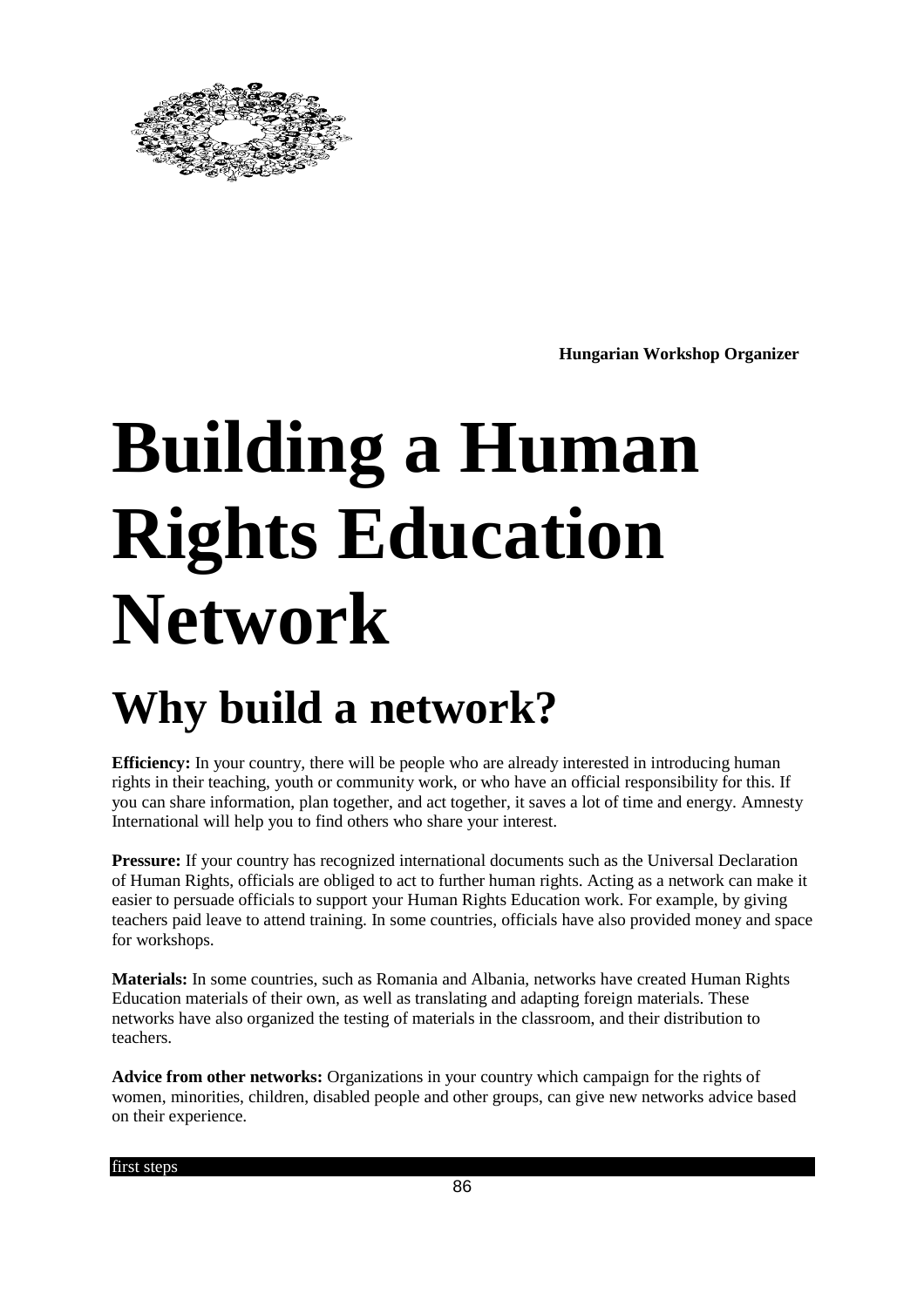**Hungarian Workshop Organizer**

# Building a Human Rights Education Network

## Why build a network?

**Efficiency:** In your country, there will be people who are already interested in introducing human rights in their teaching, youth or community work, or who have an official responsibility for this. If you can share information, plan together, and act together, it saves a lot of time and energy. Amnesty International will help you to find others who share your interest.

**Pressure:** If your country has recognized international documents such as the Universal Declaration of Human Rights, officials are obliged to act to further human rights. Acting as a network can make it easier to persuade officials to support your Human Rights Education work. For example, by giving teachers paid leave to attend training. In some countries, officials have also provided money and space for workshops.

**Materials:** In some countries, such as Romania and Albania, networks have created Human Rights Education materials of their own, as well as translating and adapting foreign materials. These networks have also organized the testing of materials in the classroom, and their distribution to teachers.

**Advice from other networks:** Organizations in your country which campaign for the rights of women, minorities, children, disabled people and other groups, can give new networks advice based on their experience.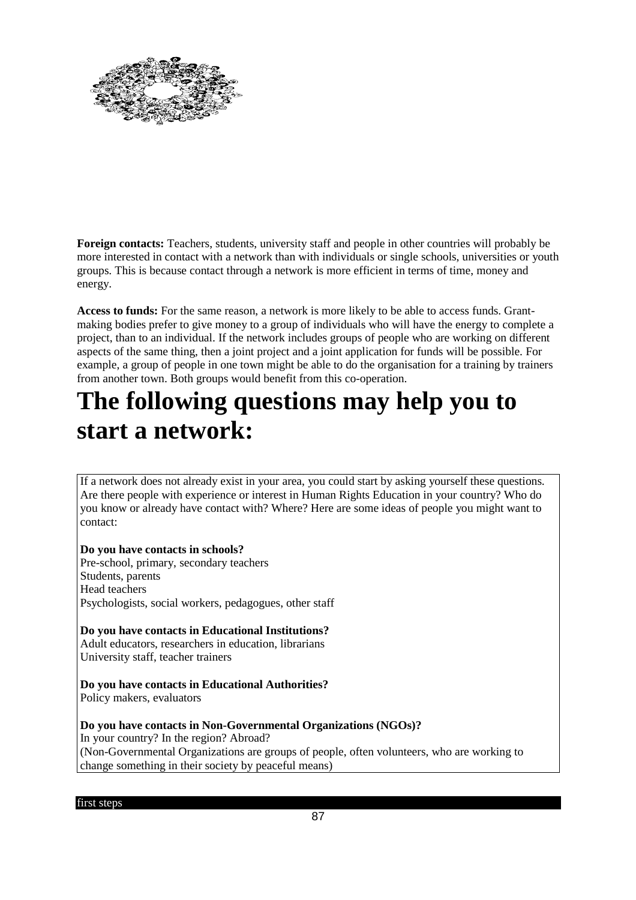**Foreign contacts:** Teachers, students, university staff and people in other countries will probably be more interested in contact with a network than with individuals or single schools, universities or youth groups. This is because contact through a network is more efficient in terms of time, money and energy.

**Access to funds:** For the same reason, a network is more likely to be able to access funds. Grant-making bodies prefer to give money to a group of individuals who will have the energy to complete a project, than to an individual. If the network includes groups of people who are working on different aspects of the same thing, then a joint project and a joint application for funds will be possible. For example, a group of people in one town might be able to do the organisation for a training by trainers from another town. Both groups would benefit from this co-operation.

# The following questions may help you to start a network:

If a network does not already exist in your area, you could start by asking yourself these questions. Are there people with experience or interest in Human Rights Education in your country? Who do you know or already have contact with? Where? Here are some ideas of people you might want to contact:

**Do you have contacts in schools?**
Pre-school, primary, secondary teachers
Students, parents
Head teachers
Psychologists, social workers, pedagogues, other staff

**Do you have contacts in Educational Institutions?**
Adult educators, researchers in education, librarians
University staff, teacher trainers

**Do you have contacts in Educational Authorities?**
Policy makers, evaluators

**Do you have contacts in Non-Governmental Organizations (NGOs)?**
In your country? In the region? Abroad?
(Non-Governmental Organizations are groups of people, often volunteers, who are working to change something in their society by peaceful means)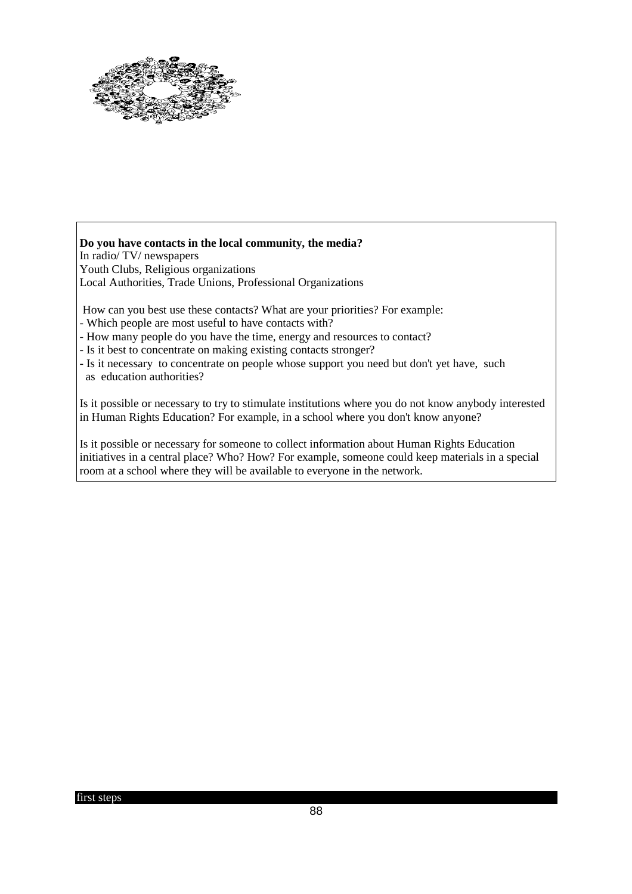**Do you have contacts in the local community, the media?**
In radio/ TV/ newspapers
Youth Clubs, Religious organizations
Local Authorities, Trade Unions, Professional Organizations

How can you best use these contacts? What are your priorities? For example:

- Which people are most useful to have contacts with?
- How many people do you have the time, energy and resources to contact?
- Is it best to concentrate on making existing contacts stronger?
- Is it necessary to concentrate on people whose support you need but don't yet have, such as education authorities?

Is it possible or necessary to try to stimulate institutions where you do not know anybody interested in Human Rights Education? For example, in a school where you don't know anyone?

Is it possible or necessary for someone to collect information about Human Rights Education initiatives in a central place? Who? How? For example, someone could keep materials in a special room at a school where they will be available to everyone in the network.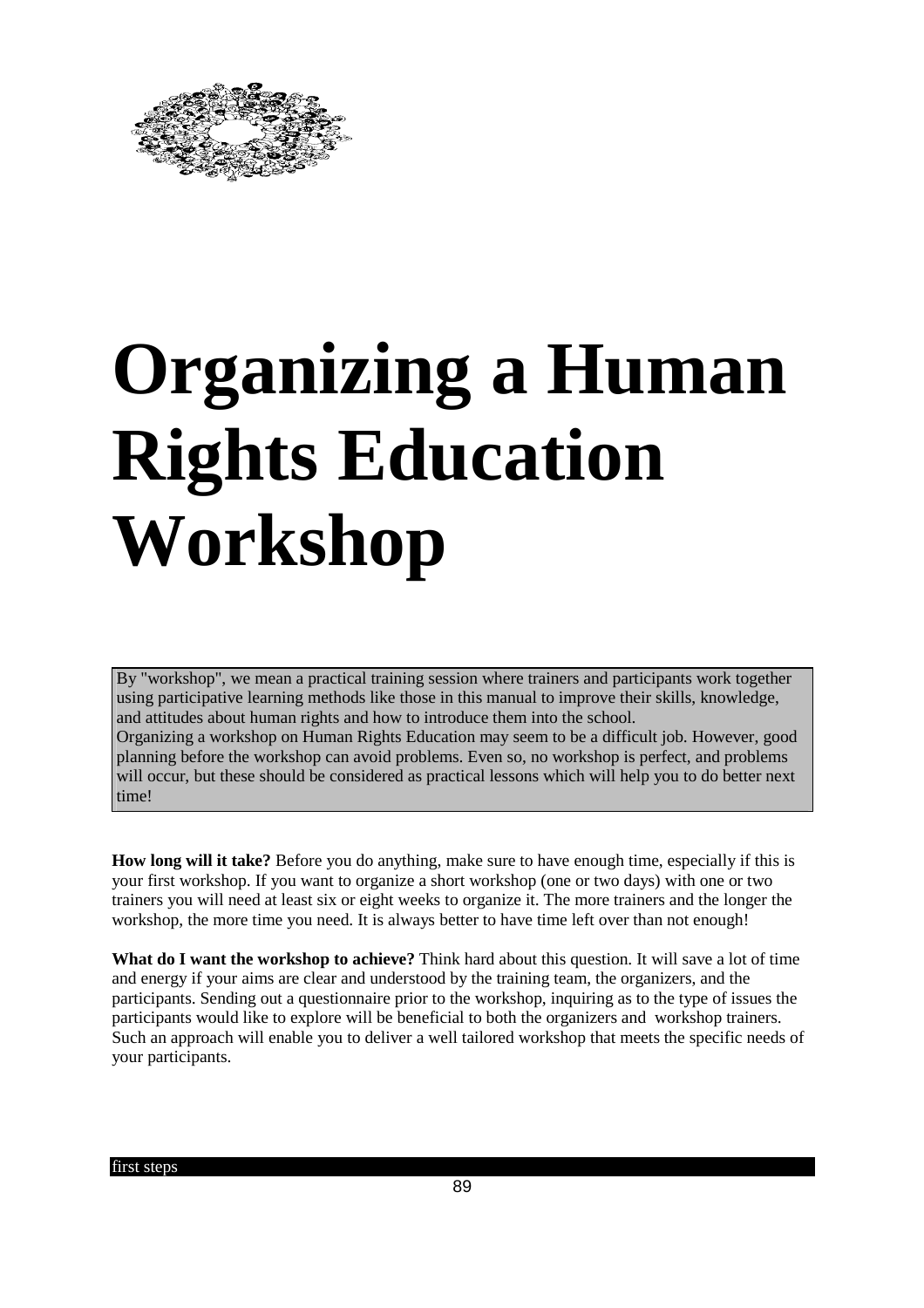# Organizing a Human Rights Education Workshop

By "workshop", we mean a practical training session where trainers and participants work together using participative learning methods like those in this manual to improve their skills, knowledge, and attitudes about human rights and how to introduce them into the school.
Organizing a workshop on Human Rights Education may seem to be a difficult job. However, good planning before the workshop can avoid problems. Even so, no workshop is perfect, and problems will occur, but these should be considered as practical lessons which will help you to do better next time!

**How long will it take?** Before you do anything, make sure to have enough time, especially if this is your first workshop. If you want to organize a short workshop (one or two days) with one or two trainers you will need at least six or eight weeks to organize it. The more trainers and the longer the workshop, the more time you need. It is always better to have time left over than not enough!

**What do I want the workshop to achieve?** Think hard about this question. It will save a lot of time and energy if your aims are clear and understood by the training team, the organizers, and the participants. Sending out a questionnaire prior to the workshop, inquiring as to the type of issues the participants would like to explore will be beneficial to both the organizers and workshop trainers. Such an approach will enable you to deliver a well tailored workshop that meets the specific needs of your participants.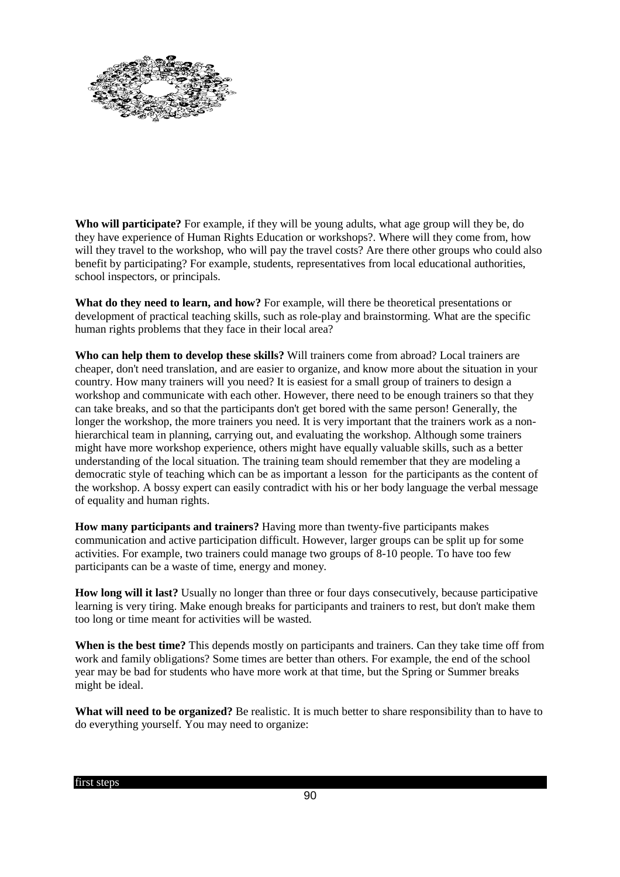**Who will participate?** For example, if they will be young adults, what age group will they be, do they have experience of Human Rights Education or workshops?. Where will they come from, how will they travel to the workshop, who will pay the travel costs? Are there other groups who could also benefit by participating? For example, students, representatives from local educational authorities, school inspectors, or principals.

**What do they need to learn, and how?** For example, will there be theoretical presentations or development of practical teaching skills, such as role-play and brainstorming. What are the specific human rights problems that they face in their local area?

**Who can help them to develop these skills?** Will trainers come from abroad? Local trainers are cheaper, don't need translation, and are easier to organize, and know more about the situation in your country. How many trainers will you need? It is easiest for a small group of trainers to design a workshop and communicate with each other. However, there need to be enough trainers so that they can take breaks, and so that the participants don't get bored with the same person! Generally, the longer the workshop, the more trainers you need. It is very important that the trainers work as a non-hierarchical team in planning, carrying out, and evaluating the workshop. Although some trainers might have more workshop experience, others might have equally valuable skills, such as a better understanding of the local situation. The training team should remember that they are modeling a democratic style of teaching which can be as important a lesson for the participants as the content of the workshop. A bossy expert can easily contradict with his or her body language the verbal message of equality and human rights.

**How many participants and trainers?** Having more than twenty-five participants makes communication and active participation difficult. However, larger groups can be split up for some activities. For example, two trainers could manage two groups of 8-10 people. To have too few participants can be a waste of time, energy and money.

**How long will it last?** Usually no longer than three or four days consecutively, because participative learning is very tiring. Make enough breaks for participants and trainers to rest, but don't make them too long or time meant for activities will be wasted.

**When is the best time?** This depends mostly on participants and trainers. Can they take time off from work and family obligations? Some times are better than others. For example, the end of the school year may be bad for students who have more work at that time, but the Spring or Summer breaks might be ideal.

**What will need to be organized?** Be realistic. It is much better to share responsibility than to have to do everything yourself. You may need to organize: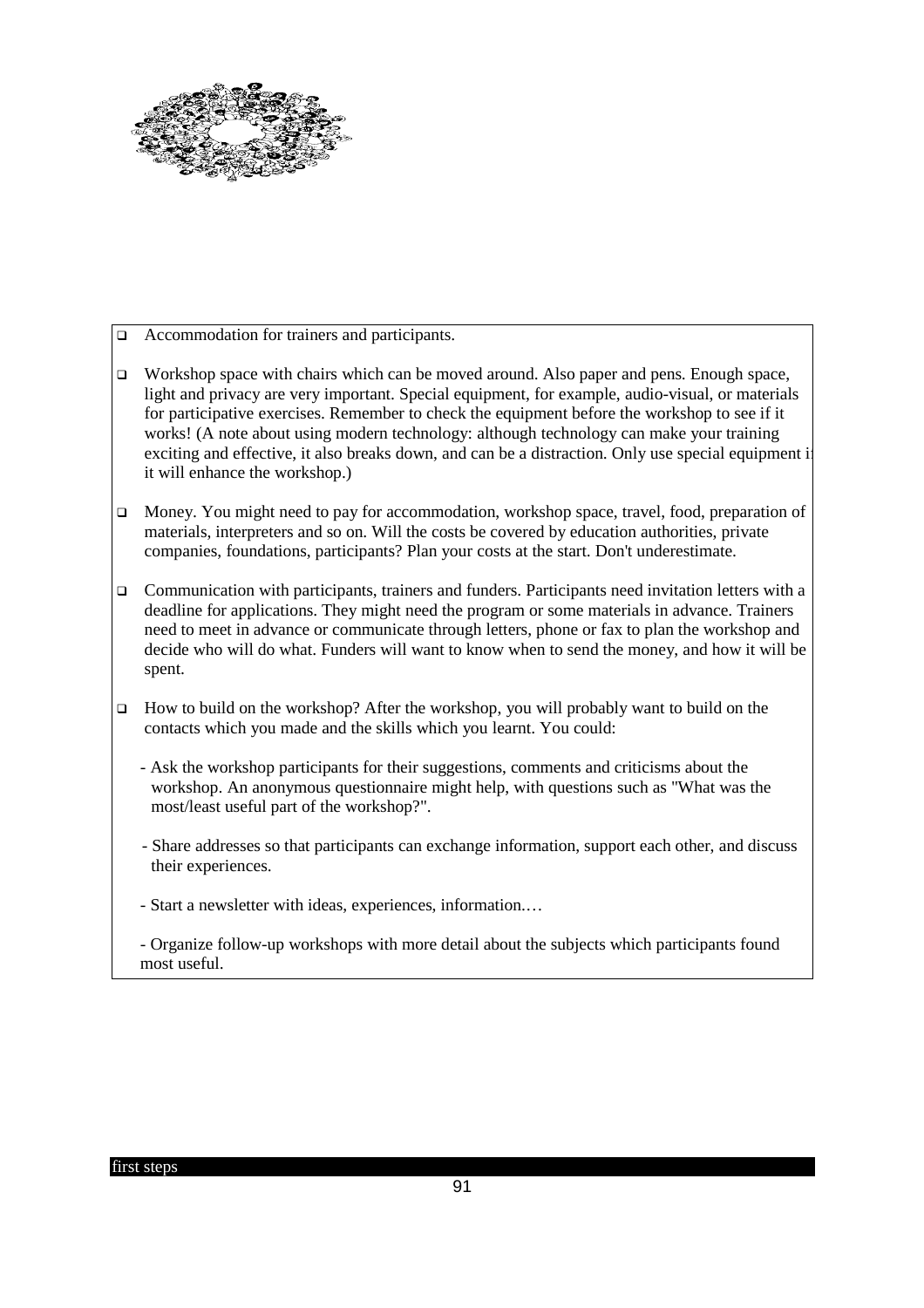- Accommodation for trainers and participants.

- Workshop space with chairs which can be moved around. Also paper and pens. Enough space, light and privacy are very important. Special equipment, for example, audio-visual, or materials for participative exercises. Remember to check the equipment before the workshop to see if it works! (A note about using modern technology: although technology can make your training exciting and effective, it also breaks down, and can be a distraction. Only use special equipment if it will enhance the workshop.)

- Money. You might need to pay for accommodation, workshop space, travel, food, preparation of materials, interpreters and so on. Will the costs be covered by education authorities, private companies, foundations, participants? Plan your costs at the start. Don't underestimate.

- Communication with participants, trainers and funders. Participants need invitation letters with a deadline for applications. They might need the program or some materials in advance. Trainers need to meet in advance or communicate through letters, phone or fax to plan the workshop and decide who will do what. Funders will want to know when to send the money, and how it will be spent.

- How to build on the workshop? After the workshop, you will probably want to build on the contacts which you made and the skills which you learnt. You could:

  - Ask the workshop participants for their suggestions, comments and criticisms about the workshop. An anonymous questionnaire might help, with questions such as "What was the most/least useful part of the workshop?".

  - Share addresses so that participants can exchange information, support each other, and discuss their experiences.

  - Start a newsletter with ideas, experiences, information.…

  - Organize follow-up workshops with more detail about the subjects which participants found most useful.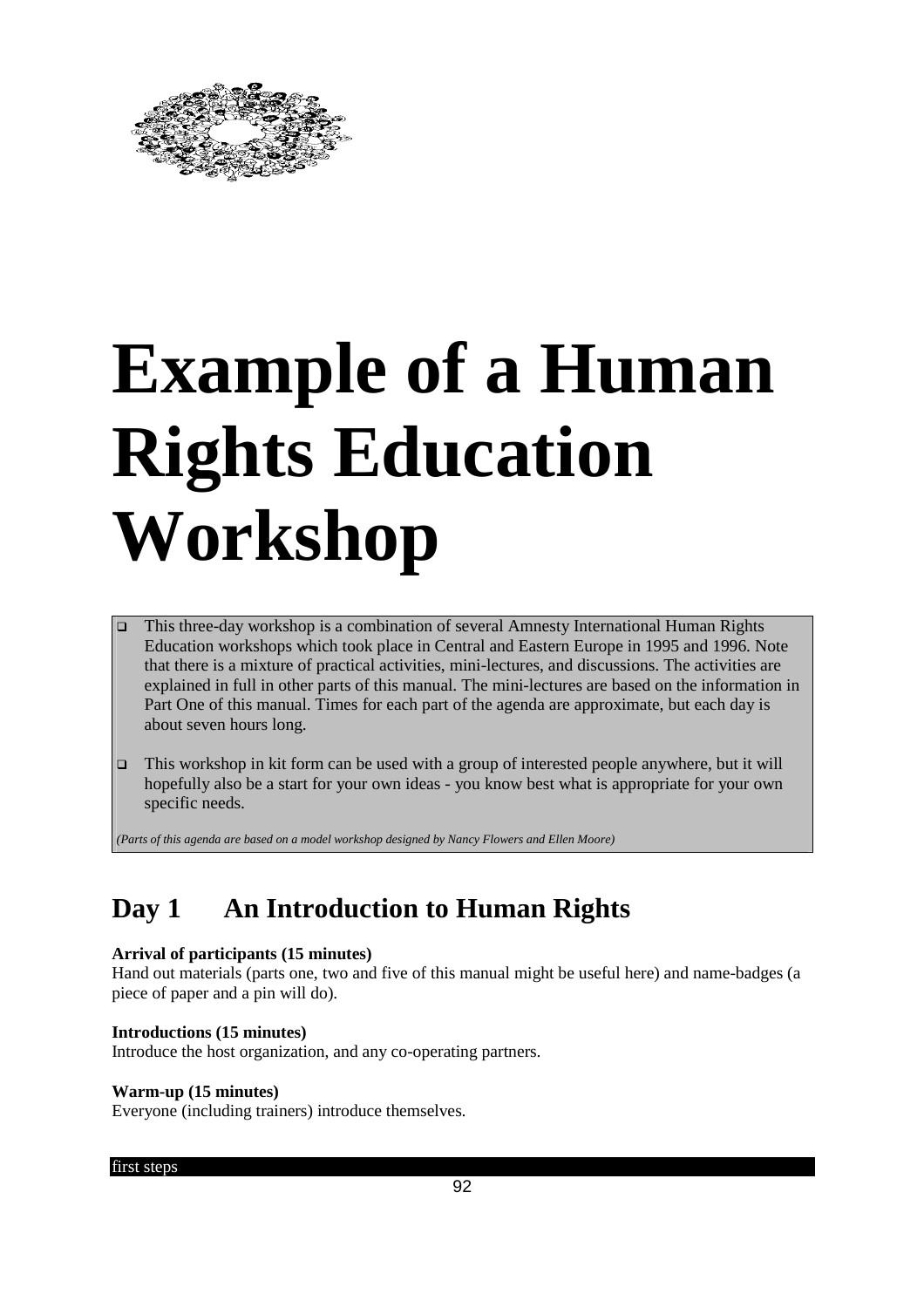# Example of a Human Rights Education Workshop

- This three-day workshop is a combination of several Amnesty International Human Rights Education workshops which took place in Central and Eastern Europe in 1995 and 1996. Note that there is a mixture of practical activities, mini-lectures, and discussions. The activities are explained in full in other parts of this manual. The mini-lectures are based on the information in Part One of this manual. Times for each part of the agenda are approximate, but each day is about seven hours long.

- This workshop in kit form can be used with a group of interested people anywhere, but it will hopefully also be a start for your own ideas - you know best what is appropriate for your own specific needs.

*(Parts of this agenda are based on a model workshop designed by Nancy Flowers and Ellen Moore)*

## Day 1 An Introduction to Human Rights

**Arrival of participants (15 minutes)**
Hand out materials (parts one, two and five of this manual might be useful here) and name-badges (a piece of paper and a pin will do).

**Introductions (15 minutes)**
Introduce the host organization, and any co-operating partners.

**Warm-up (15 minutes)**
Everyone (including trainers) introduce themselves.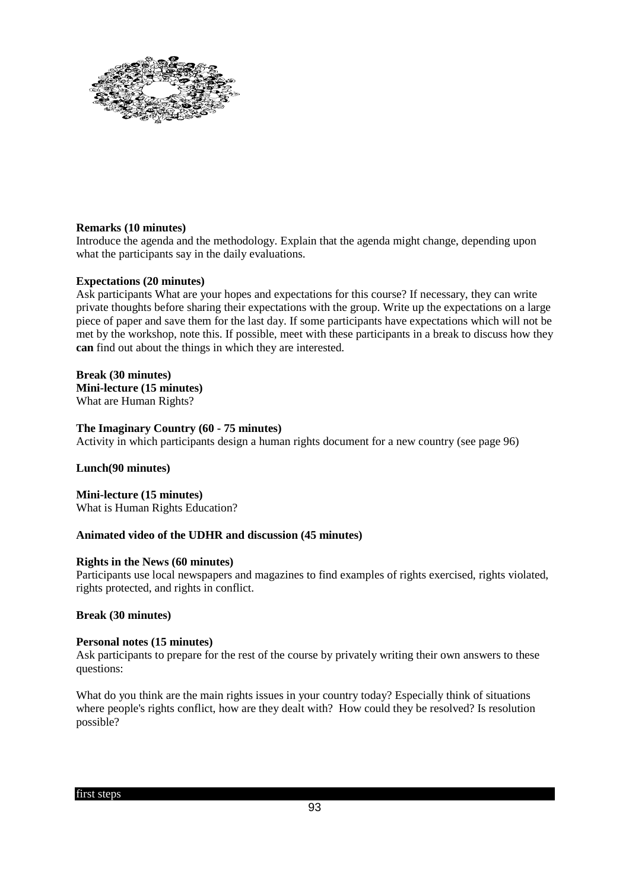**Remarks (10 minutes)**
Introduce the agenda and the methodology. Explain that the agenda might change, depending upon what the participants say in the daily evaluations.

**Expectations (20 minutes)**
Ask participants What are your hopes and expectations for this course? If necessary, they can write private thoughts before sharing their expectations with the group. Write up the expectations on a large piece of paper and save them for the last day. If some participants have expectations which will not be met by the workshop, note this. If possible, meet with these participants in a break to discuss how they **can** find out about the things in which they are interested.

**Break (30 minutes)**
**Mini-lecture (15 minutes)**
What are Human Rights?

**The Imaginary Country (60 - 75 minutes)**
Activity in which participants design a human rights document for a new country (see page 96)

**Lunch(90 minutes)**

**Mini-lecture (15 minutes)**
What is Human Rights Education?

**Animated video of the UDHR and discussion (45 minutes)**

**Rights in the News (60 minutes)**
Participants use local newspapers and magazines to find examples of rights exercised, rights violated, rights protected, and rights in conflict.

**Break (30 minutes)**

**Personal notes (15 minutes)**
Ask participants to prepare for the rest of the course by privately writing their own answers to these questions:

What do you think are the main rights issues in your country today? Especially think of situations where people's rights conflict, how are they dealt with? How could they be resolved? Is resolution possible?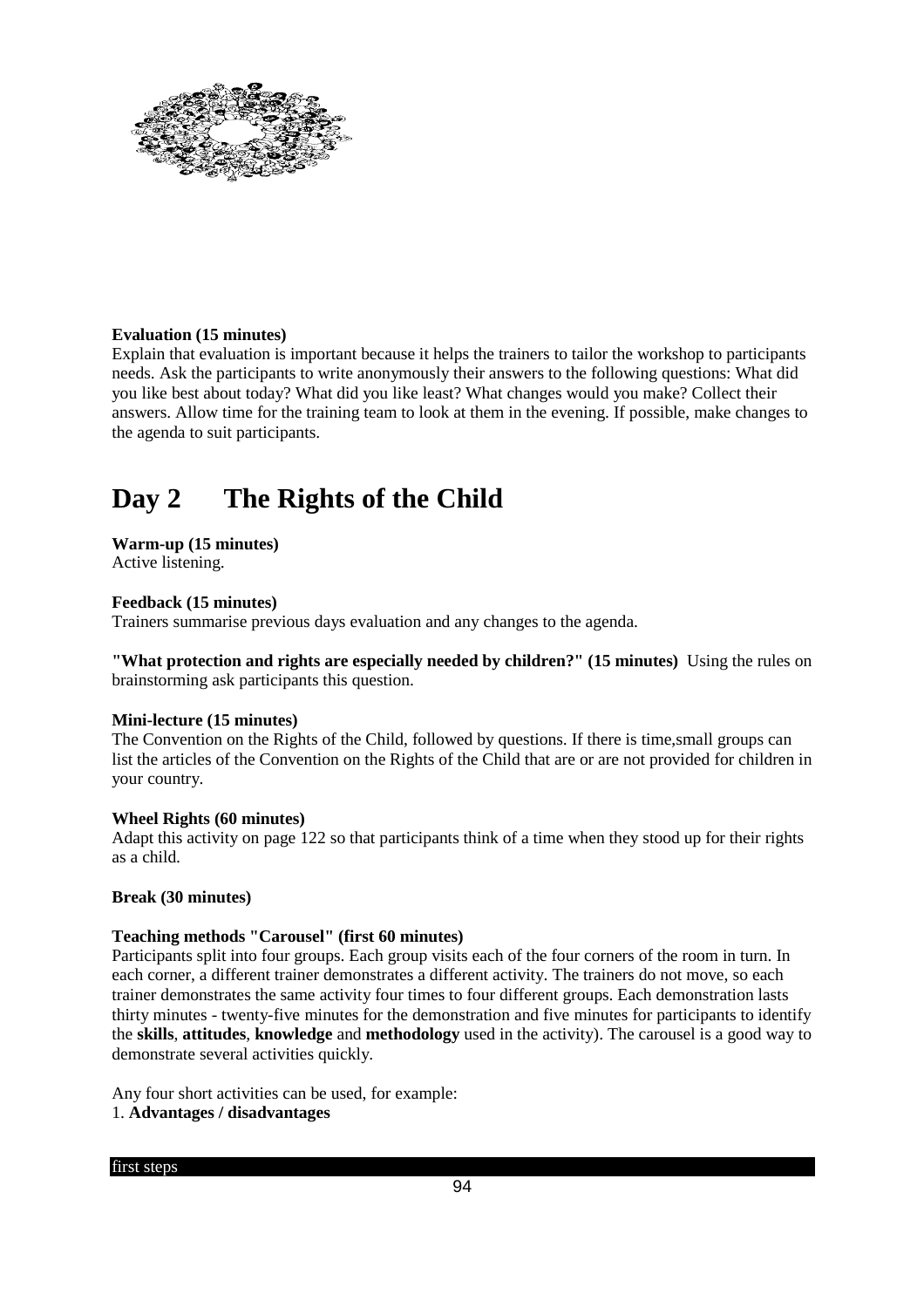**Evaluation (15 minutes)**
Explain that evaluation is important because it helps the trainers to tailor the workshop to participants needs. Ask the participants to write anonymously their answers to the following questions: What did you like best about today? What did you like least? What changes would you make? Collect their answers. Allow time for the training team to look at them in the evening. If possible, make changes to the agenda to suit participants.

# Day 2 The Rights of the Child

**Warm-up (15 minutes)**
Active listening.

**Feedback (15 minutes)**
Trainers summarise previous days evaluation and any changes to the agenda.

**"What protection and rights are especially needed by children?" (15 minutes)** Using the rules on brainstorming ask participants this question.

**Mini-lecture (15 minutes)**
The Convention on the Rights of the Child, followed by questions. If there is time,small groups can list the articles of the Convention on the Rights of the Child that are or are not provided for children in your country.

**Wheel Rights (60 minutes)**
Adapt this activity on page 122 so that participants think of a time when they stood up for their rights as a child.

**Break (30 minutes)**

**Teaching methods "Carousel" (first 60 minutes)**
Participants split into four groups. Each group visits each of the four corners of the room in turn. In each corner, a different trainer demonstrates a different activity. The trainers do not move, so each trainer demonstrates the same activity four times to four different groups. Each demonstration lasts thirty minutes - twenty-five minutes for the demonstration and five minutes for participants to identify the **skills**, **attitudes**, **knowledge** and **methodology** used in the activity). The carousel is a good way to demonstrate several activities quickly.

Any four short activities can be used, for example:
1. **Advantages / disadvantages**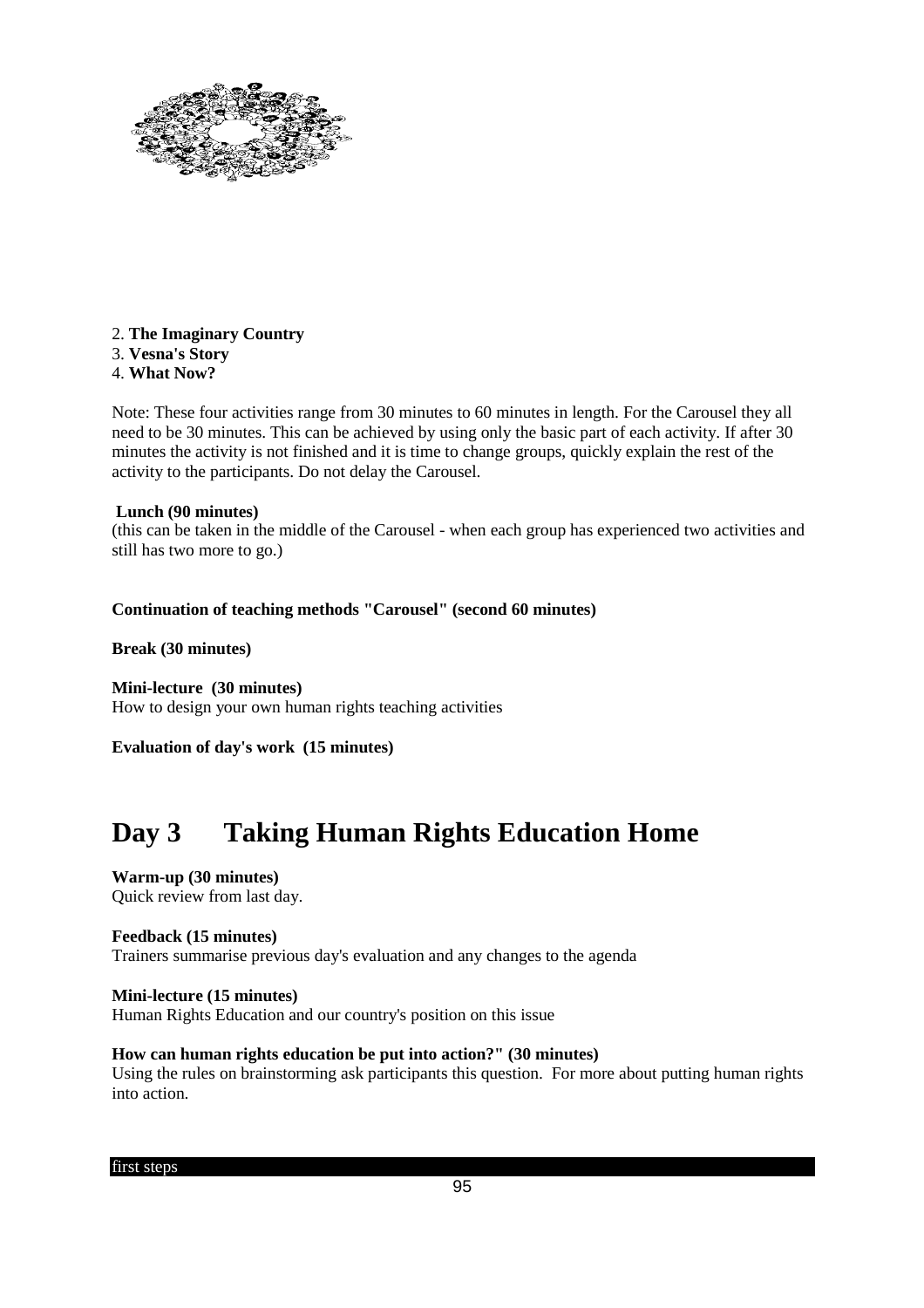2. **The Imaginary Country**
3. **Vesna's Story**
4. **What Now?**

Note: These four activities range from 30 minutes to 60 minutes in length. For the Carousel they all need to be 30 minutes. This can be achieved by using only the basic part of each activity. If after 30 minutes the activity is not finished and it is time to change groups, quickly explain the rest of the activity to the participants. Do not delay the Carousel.

**Lunch (90 minutes)**
(this can be taken in the middle of the Carousel - when each group has experienced two activities and still has two more to go.)

**Continuation of teaching methods "Carousel" (second 60 minutes)**

**Break (30 minutes)**

**Mini-lecture (30 minutes)**
How to design your own human rights teaching activities

**Evaluation of day's work (15 minutes)**

# Day 3 Taking Human Rights Education Home

**Warm-up (30 minutes)**
Quick review from last day.

**Feedback (15 minutes)**
Trainers summarise previous day's evaluation and any changes to the agenda

**Mini-lecture (15 minutes)**
Human Rights Education and our country's position on this issue

**How can human rights education be put into action?" (30 minutes)**
Using the rules on brainstorming ask participants this question. For more about putting human rights into action.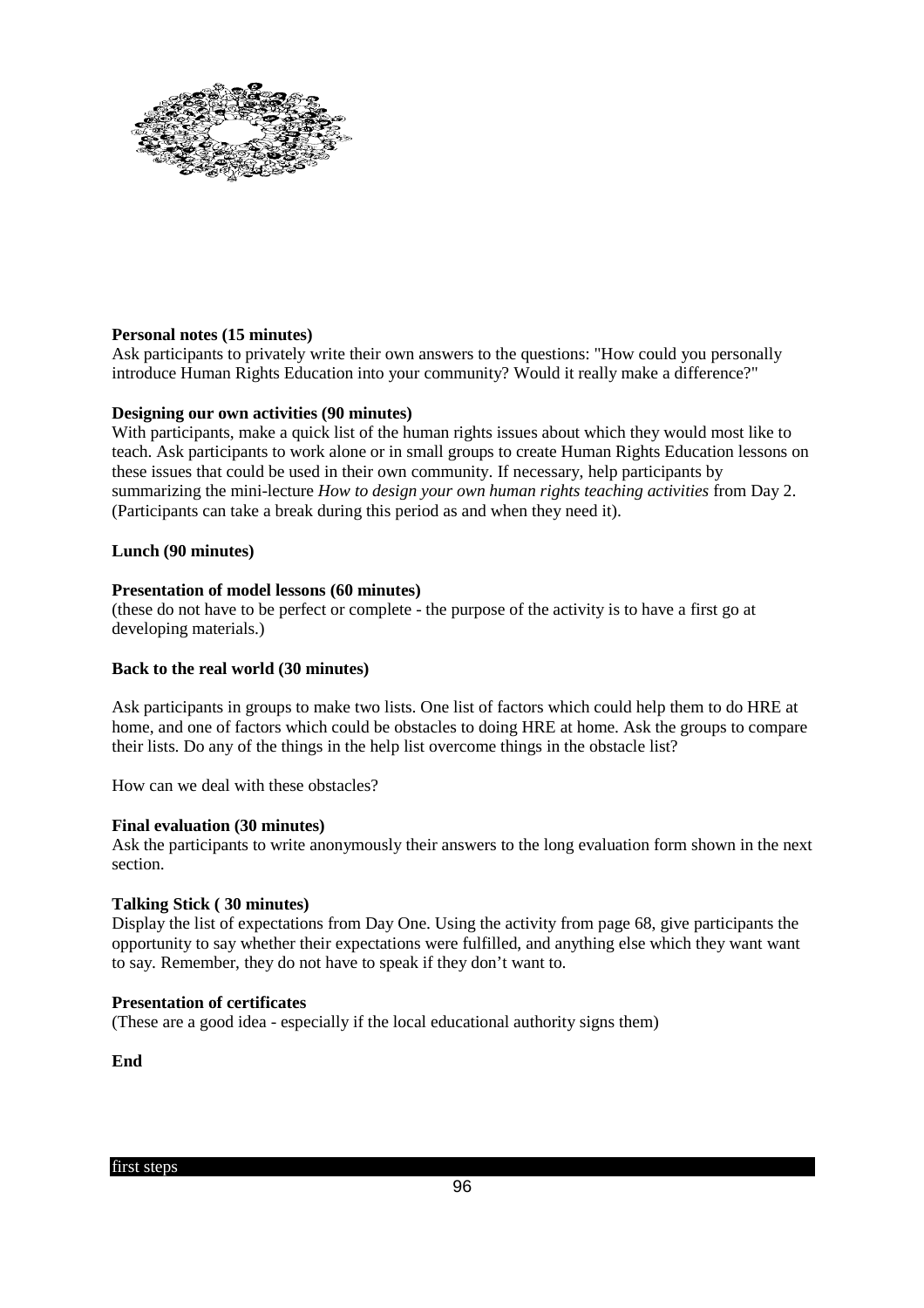**Personal notes (15 minutes)**
Ask participants to privately write their own answers to the questions: "How could you personally introduce Human Rights Education into your community? Would it really make a difference?"

**Designing our own activities (90 minutes)**
With participants, make a quick list of the human rights issues about which they would most like to teach. Ask participants to work alone or in small groups to create Human Rights Education lessons on these issues that could be used in their own community. If necessary, help participants by summarizing the mini-lecture *How to design your own human rights teaching activities* from Day 2. (Participants can take a break during this period as and when they need it).

**Lunch (90 minutes)**

**Presentation of model lessons (60 minutes)**
(these do not have to be perfect or complete - the purpose of the activity is to have a first go at developing materials.)

**Back to the real world (30 minutes)**

Ask participants in groups to make two lists. One list of factors which could help them to do HRE at home, and one of factors which could be obstacles to doing HRE at home. Ask the groups to compare their lists. Do any of the things in the help list overcome things in the obstacle list?

How can we deal with these obstacles?

**Final evaluation (30 minutes)**
Ask the participants to write anonymously their answers to the long evaluation form shown in the next section.

**Talking Stick ( 30 minutes)**
Display the list of expectations from Day One. Using the activity from page 68, give participants the opportunity to say whether their expectations were fulfilled, and anything else which they want want to say. Remember, they do not have to speak if they don't want to.

**Presentation of certificates**
(These are a good idea - especially if the local educational authority signs them)

**End**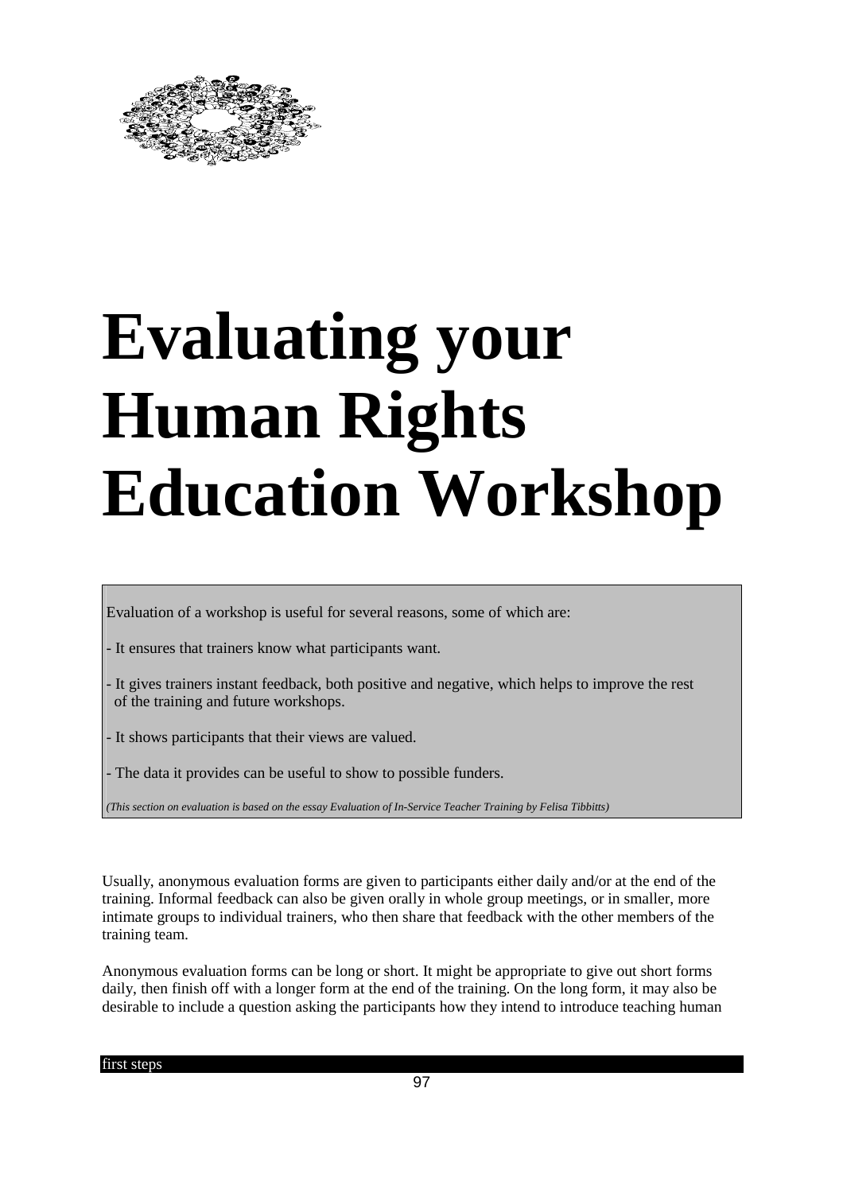# Evaluating your Human Rights Education Workshop

Evaluation of a workshop is useful for several reasons, some of which are:

- It ensures that trainers know what participants want.
- It gives trainers instant feedback, both positive and negative, which helps to improve the rest of the training and future workshops.
- It shows participants that their views are valued.
- The data it provides can be useful to show to possible funders.

*(This section on evaluation is based on the essay Evaluation of In-Service Teacher Training by Felisa Tibbitts)*

Usually, anonymous evaluation forms are given to participants either daily and/or at the end of the training. Informal feedback can also be given orally in whole group meetings, or in smaller, more intimate groups to individual trainers, who then share that feedback with the other members of the training team.

Anonymous evaluation forms can be long or short. It might be appropriate to give out short forms daily, then finish off with a longer form at the end of the training. On the long form, it may also be desirable to include a question asking the participants how they intend to introduce teaching human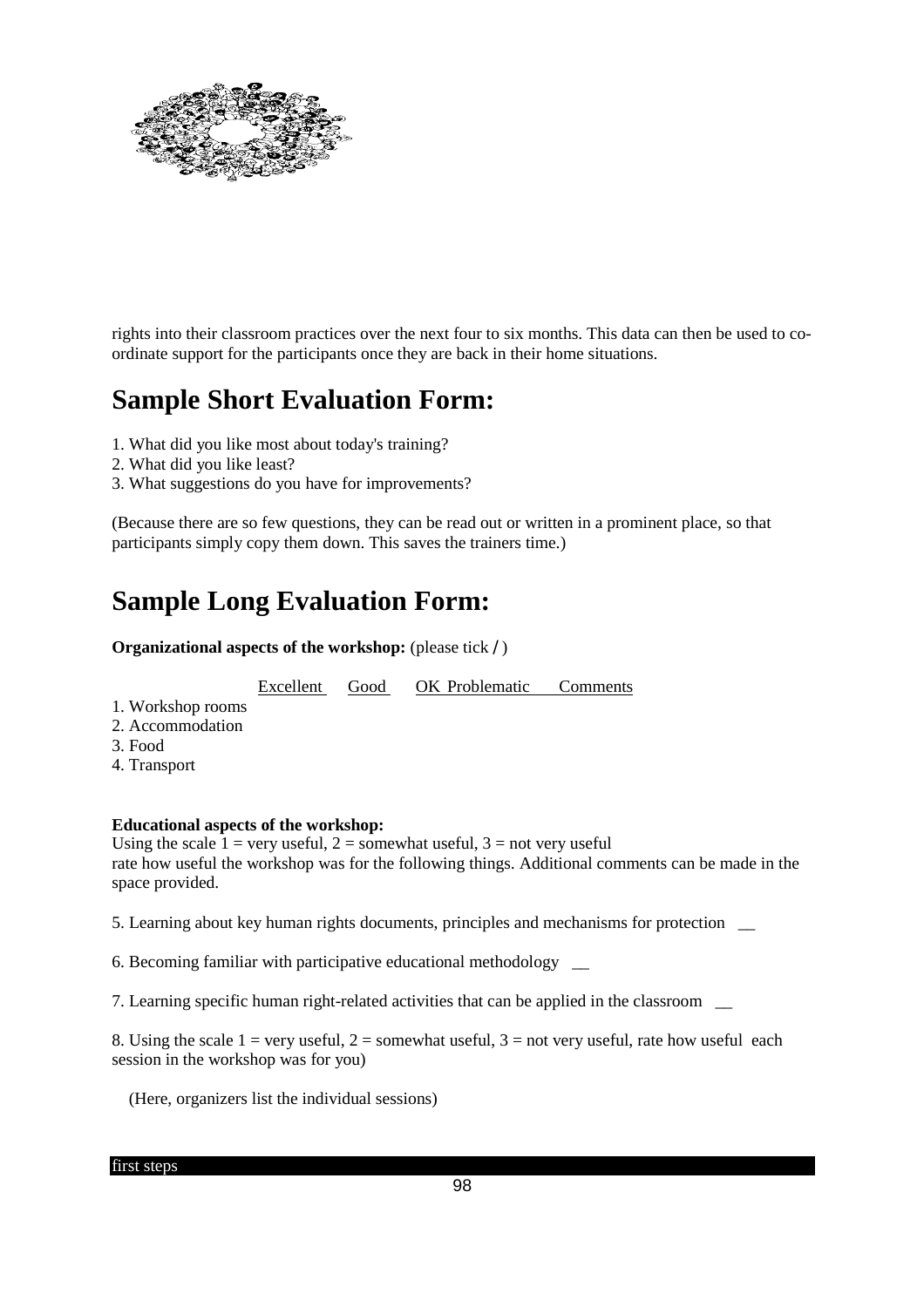rights into their classroom practices over the next four to six months. This data can then be used to co-ordinate support for the participants once they are back in their home situations.

## Sample Short Evaluation Form:

1. What did you like most about today's training?
2. What did you like least?
3. What suggestions do you have for improvements?

(Because there are so few questions, they can be read out or written in a prominent place, so that participants simply copy them down. This saves the trainers time.)

## Sample Long Evaluation Form:

**Organizational aspects of the workshop:** (please tick / )

| | Excellent | Good | OK | Problematic | Comments |
|---|---|---|---|---|---|
| 1. Workshop rooms | | | | | |
| 2. Accommodation | | | | | |
| 3. Food | | | | | |
| 4. Transport | | | | | |

**Educational aspects of the workshop:**
Using the scale 1 = very useful, 2 = somewhat useful, 3 = not very useful
rate how useful the workshop was for the following things. Additional comments can be made in the space provided.

5. Learning about key human rights documents, principles and mechanisms for protection \_\_

6. Becoming familiar with participative educational methodology \_\_

7. Learning specific human right-related activities that can be applied in the classroom \_\_

8. Using the scale 1 = very useful, 2 = somewhat useful, 3 = not very useful, rate how useful each session in the workshop was for you)

(Here, organizers list the individual sessions)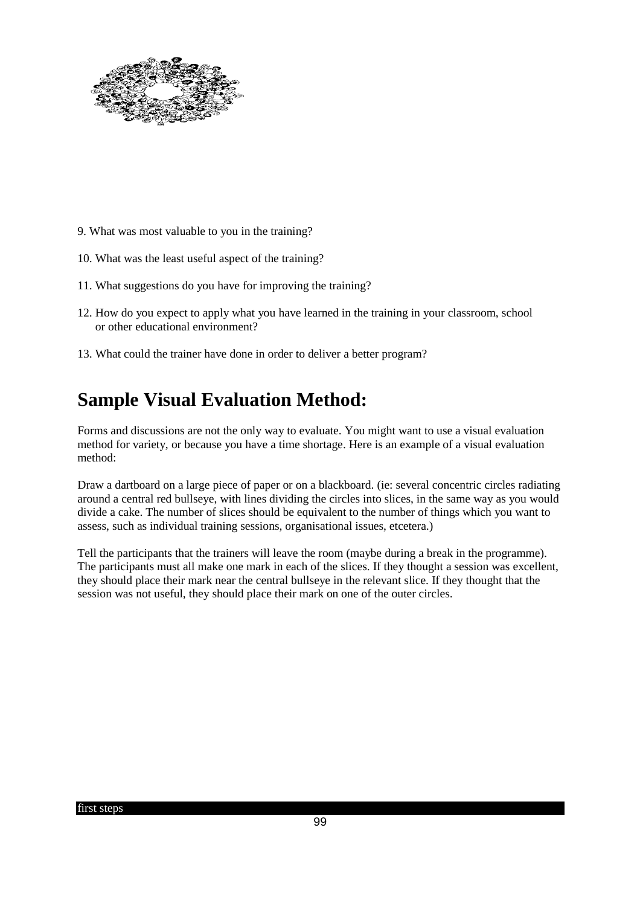9. What was most valuable to you in the training?

10. What was the least useful aspect of the training?

11. What suggestions do you have for improving the training?

12. How do you expect to apply what you have learned in the training in your classroom, school or other educational environment?

13. What could the trainer have done in order to deliver a better program?

# Sample Visual Evaluation Method:

Forms and discussions are not the only way to evaluate. You might want to use a visual evaluation method for variety, or because you have a time shortage. Here is an example of a visual evaluation method:

Draw a dartboard on a large piece of paper or on a blackboard. (ie: several concentric circles radiating around a central red bullseye, with lines dividing the circles into slices, in the same way as you would divide a cake. The number of slices should be equivalent to the number of things which you want to assess, such as individual training sessions, organisational issues, etcetera.)

Tell the participants that the trainers will leave the room (maybe during a break in the programme). The participants must all make one mark in each of the slices. If they thought a session was excellent, they should place their mark near the central bullseye in the relevant slice. If they thought that the session was not useful, they should place their mark on one of the outer circles.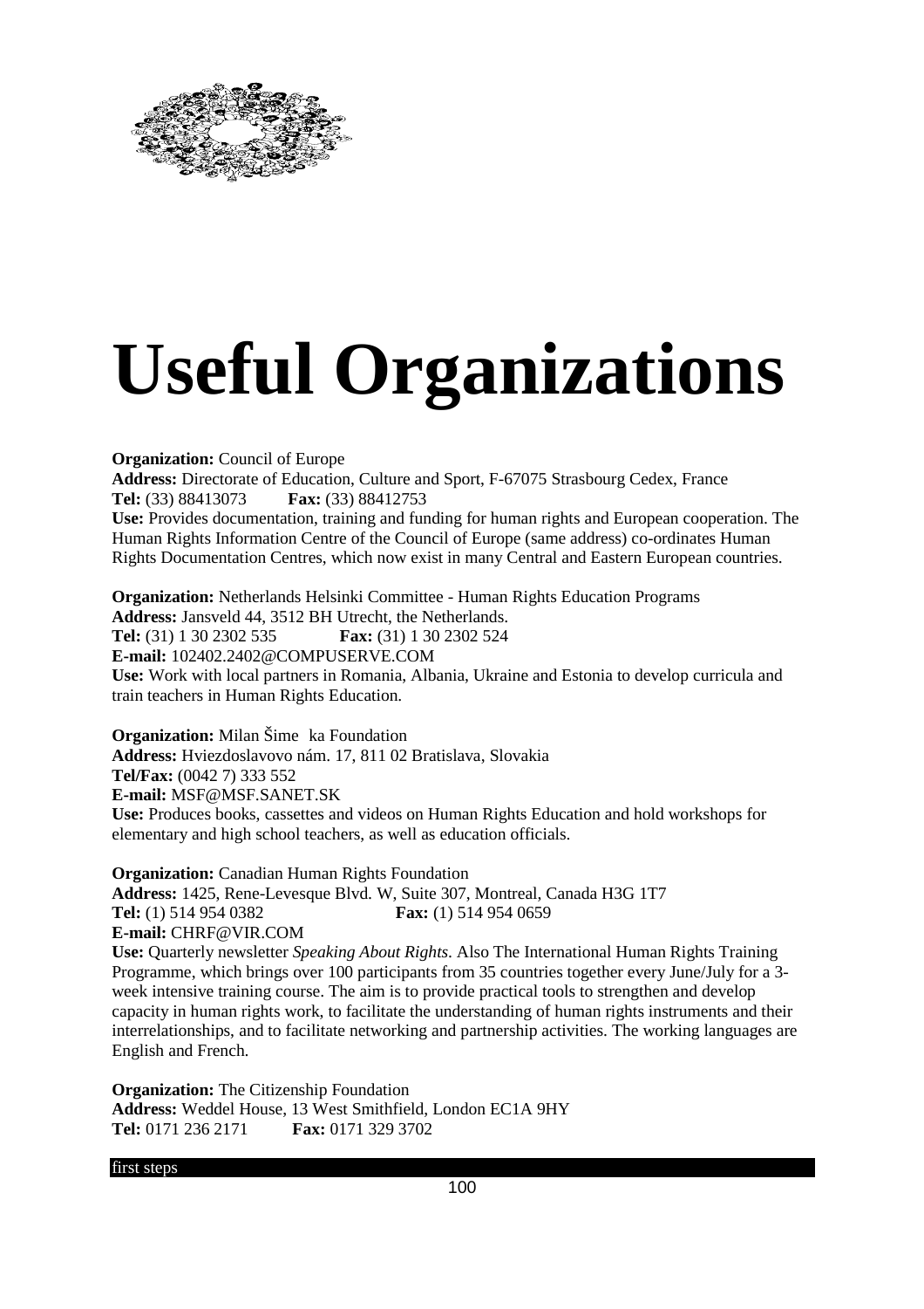# Useful Organizations

**Organization:** Council of Europe
**Address:** Directorate of Education, Culture and Sport, F-67075 Strasbourg Cedex, France
**Tel:** (33) 88413073 **Fax:** (33) 88412753
**Use:** Provides documentation, training and funding for human rights and European cooperation. The Human Rights Information Centre of the Council of Europe (same address) co-ordinates Human Rights Documentation Centres, which now exist in many Central and Eastern European countries.

**Organization:** Netherlands Helsinki Committee - Human Rights Education Programs
**Address:** Jansveld 44, 3512 BH Utrecht, the Netherlands.
**Tel:** (31) 1 30 2302 535 **Fax:** (31) 1 30 2302 524
**E-mail:** 102402.2402@COMPUSERVE.COM
**Use:** Work with local partners in Romania, Albania, Ukraine and Estonia to develop curricula and train teachers in Human Rights Education.

**Organization:** Milan Šime ka Foundation
**Address:** Hviezdoslavovo nám. 17, 811 02 Bratislava, Slovakia
**Tel/Fax:** (0042 7) 333 552
**E-mail:** MSF@MSF.SANET.SK
**Use:** Produces books, cassettes and videos on Human Rights Education and hold workshops for elementary and high school teachers, as well as education officials.

**Organization:** Canadian Human Rights Foundation
**Address:** 1425, Rene-Levesque Blvd. W, Suite 307, Montreal, Canada H3G 1T7
**Tel:** (1) 514 954 0382 **Fax:** (1) 514 954 0659
**E-mail:** CHRF@VIR.COM
**Use:** Quarterly newsletter *Speaking About Rights*. Also The International Human Rights Training Programme, which brings over 100 participants from 35 countries together every June/July for a 3-week intensive training course. The aim is to provide practical tools to strengthen and develop capacity in human rights work, to facilitate the understanding of human rights instruments and their interrelationships, and to facilitate networking and partnership activities. The working languages are English and French.

**Organization:** The Citizenship Foundation
**Address:** Weddel House, 13 West Smithfield, London EC1A 9HY
**Tel:** 0171 236 2171 **Fax:** 0171 329 3702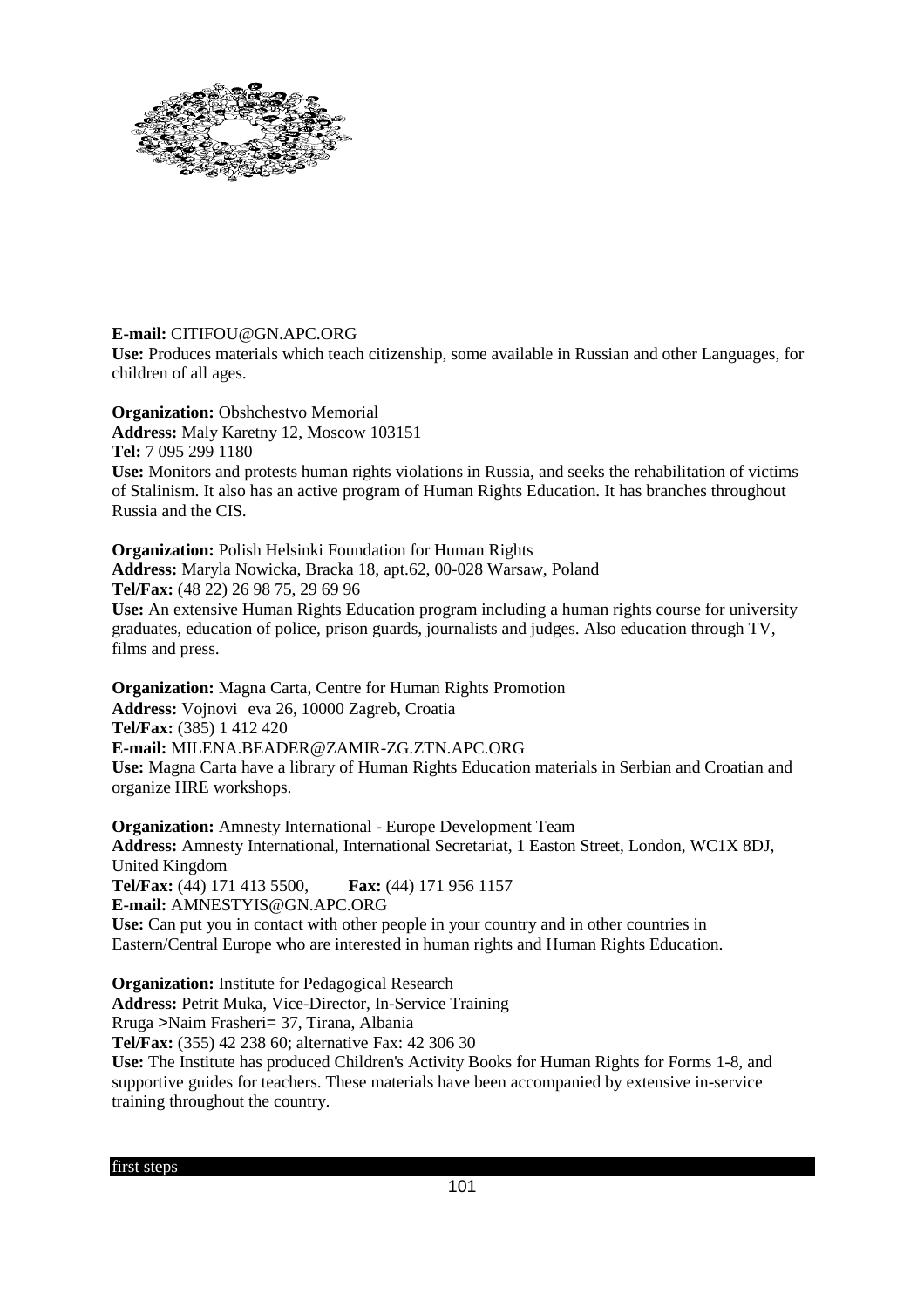**E-mail:** CITIFOU@GN.APC.ORG
**Use:** Produces materials which teach citizenship, some available in Russian and other Languages, for children of all ages.

**Organization:** Obshchestvo Memorial
**Address:** Maly Karetny 12, Moscow 103151
**Tel:** 7 095 299 1180
**Use:** Monitors and protests human rights violations in Russia, and seeks the rehabilitation of victims of Stalinism. It also has an active program of Human Rights Education. It has branches throughout Russia and the CIS.

**Organization:** Polish Helsinki Foundation for Human Rights
**Address:** Maryla Nowicka, Bracka 18, apt.62, 00-028 Warsaw, Poland
**Tel/Fax:** (48 22) 26 98 75, 29 69 96
**Use:** An extensive Human Rights Education program including a human rights course for university graduates, education of police, prison guards, journalists and judges. Also education through TV, films and press.

**Organization:** Magna Carta, Centre for Human Rights Promotion
**Address:** Vojnovi eva 26, 10000 Zagreb, Croatia
**Tel/Fax:** (385) 1 412 420
**E-mail:** MILENA.BEADER@ZAMIR-ZG.ZTN.APC.ORG
**Use:** Magna Carta have a library of Human Rights Education materials in Serbian and Croatian and organize HRE workshops.

**Organization:** Amnesty International - Europe Development Team
**Address:** Amnesty International, International Secretariat, 1 Easton Street, London, WC1X 8DJ, United Kingdom
**Tel/Fax:** (44) 171 413 5500, **Fax:** (44) 171 956 1157
**E-mail:** AMNESTYIS@GN.APC.ORG
**Use:** Can put you in contact with other people in your country and in other countries in Eastern/Central Europe who are interested in human rights and Human Rights Education.

**Organization:** Institute for Pedagogical Research
**Address:** Petrit Muka, Vice-Director, In-Service Training
Rruga >Naim Frasheri= 37, Tirana, Albania
**Tel/Fax:** (355) 42 238 60; alternative Fax: 42 306 30
**Use:** The Institute has produced Children's Activity Books for Human Rights for Forms 1-8, and supportive guides for teachers. These materials have been accompanied by extensive in-service training throughout the country.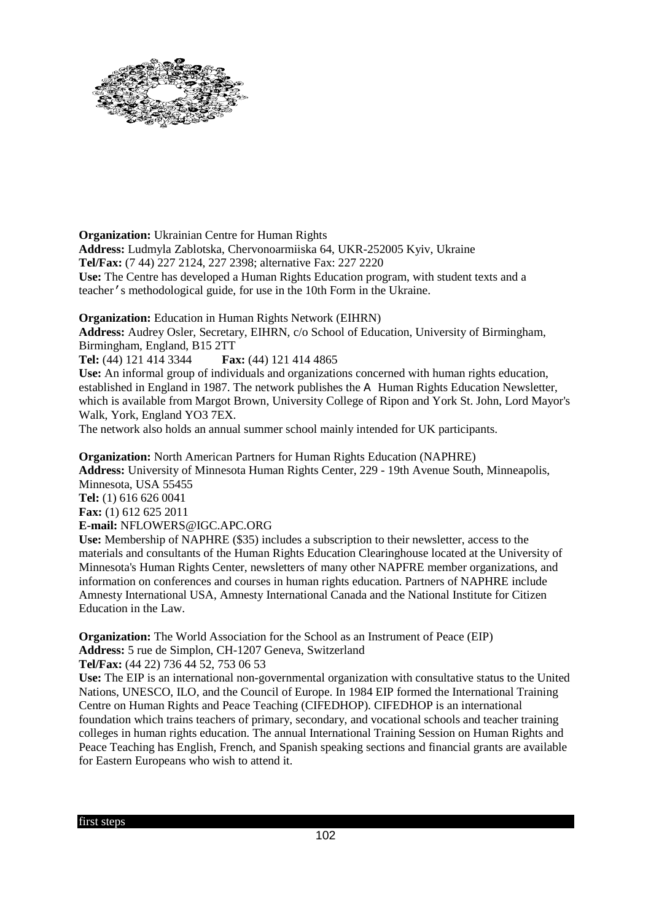**Organization:** Ukrainian Centre for Human Rights
**Address:** Ludmyla Zablotska, Chervonoarmiiska 64, UKR-252005 Kyiv, Ukraine
**Tel/Fax:** (7 44) 227 2124, 227 2398; alternative Fax: 227 2220
**Use:** The Centre has developed a Human Rights Education program, with student texts and a teacher's methodological guide, for use in the 10th Form in the Ukraine.

**Organization:** Education in Human Rights Network (EIHRN)
**Address:** Audrey Osler, Secretary, EIHRN, c/o School of Education, University of Birmingham, Birmingham, England, B15 2TT
**Tel:** (44) 121 414 3344 **Fax:** (44) 121 414 4865
**Use:** An informal group of individuals and organizations concerned with human rights education, established in England in 1987. The network publishes the A Human Rights Education Newsletter, which is available from Margot Brown, University College of Ripon and York St. John, Lord Mayor's Walk, York, England YO3 7EX.
The network also holds an annual summer school mainly intended for UK participants.

**Organization:** North American Partners for Human Rights Education (NAPHRE)
**Address:** University of Minnesota Human Rights Center, 229 - 19th Avenue South, Minneapolis, Minnesota, USA 55455
**Tel:** (1) 616 626 0041
**Fax:** (1) 612 625 2011
**E-mail:** NFLOWERS@IGC.APC.ORG
**Use:** Membership of NAPHRE ($35) includes a subscription to their newsletter, access to the materials and consultants of the Human Rights Education Clearinghouse located at the University of Minnesota's Human Rights Center, newsletters of many other NAPFRE member organizations, and information on conferences and courses in human rights education. Partners of NAPHRE include Amnesty International USA, Amnesty International Canada and the National Institute for Citizen Education in the Law.

**Organization:** The World Association for the School as an Instrument of Peace (EIP)
**Address:** 5 rue de Simplon, CH-1207 Geneva, Switzerland
**Tel/Fax:** (44 22) 736 44 52, 753 06 53
**Use:** The EIP is an international non-governmental organization with consultative status to the United Nations, UNESCO, ILO, and the Council of Europe. In 1984 EIP formed the International Training Centre on Human Rights and Peace Teaching (CIFEDHOP). CIFEDHOP is an international foundation which trains teachers of primary, secondary, and vocational schools and teacher training colleges in human rights education. The annual International Training Session on Human Rights and Peace Teaching has English, French, and Spanish speaking sections and financial grants are available for Eastern Europeans who wish to attend it.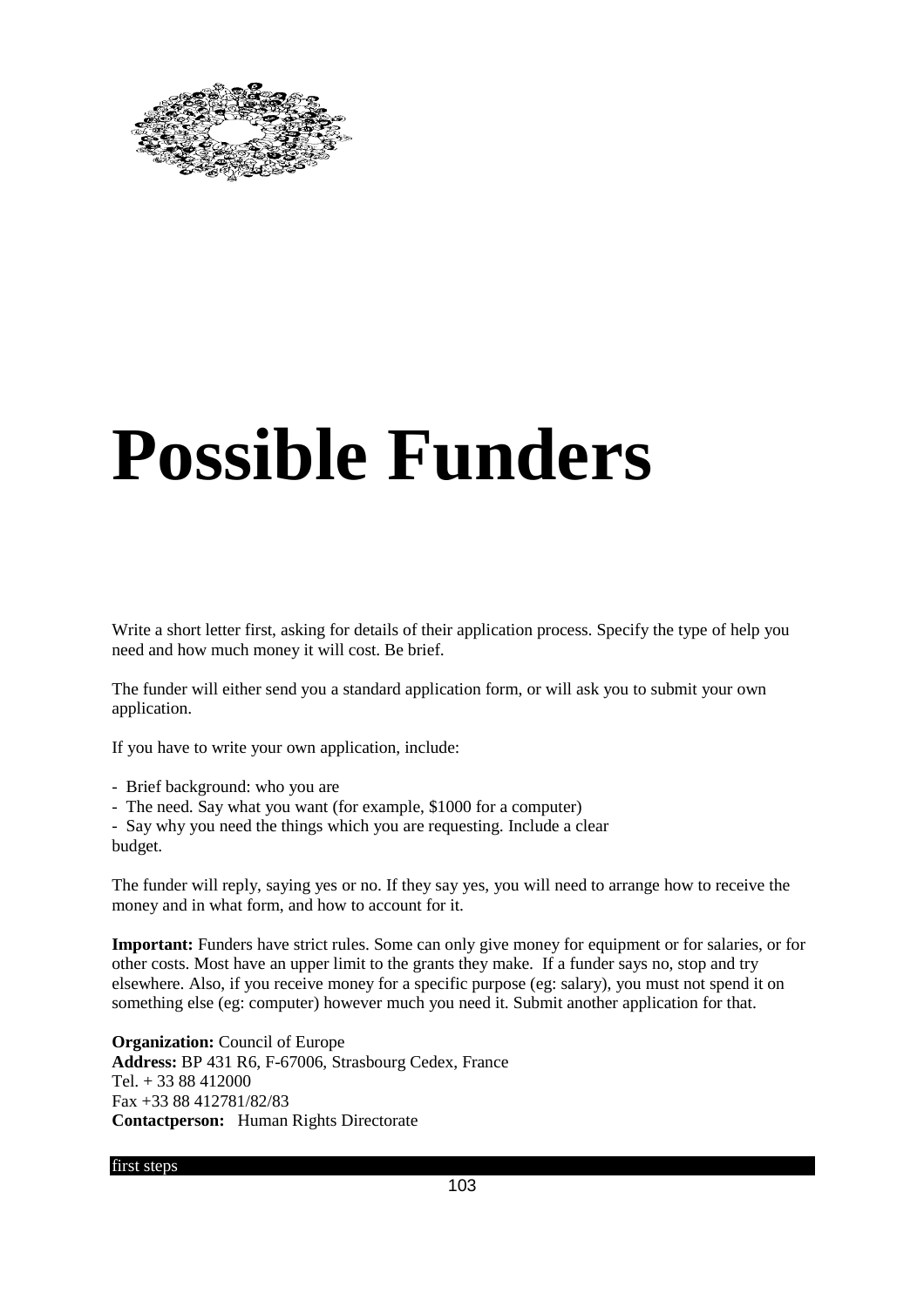# Possible Funders

Write a short letter first, asking for details of their application process. Specify the type of help you need and how much money it will cost. Be brief.

The funder will either send you a standard application form, or will ask you to submit your own application.

If you have to write your own application, include:

- Brief background: who you are
- The need. Say what you want (for example, $1000 for a computer)
- Say why you need the things which you are requesting. Include a clear budget.

The funder will reply, saying yes or no. If they say yes, you will need to arrange how to receive the money and in what form, and how to account for it.

**Important:** Funders have strict rules. Some can only give money for equipment or for salaries, or for other costs. Most have an upper limit to the grants they make. If a funder says no, stop and try elsewhere. Also, if you receive money for a specific purpose (eg: salary), you must not spend it on something else (eg: computer) however much you need it. Submit another application for that.

**Organization:** Council of Europe
**Address:** BP 431 R6, F-67006, Strasbourg Cedex, France
Tel. + 33 88 412000
Fax +33 88 412781/82/83
**Contactperson:** Human Rights Directorate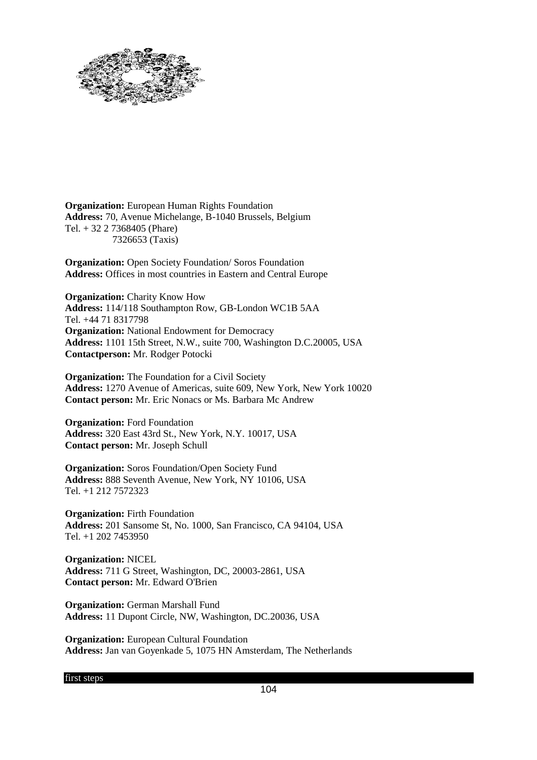**Organization:** European Human Rights Foundation
**Address:** 70, Avenue Michelange, B-1040 Brussels, Belgium
Tel. + 32 2 7368405 (Phare)
7326653 (Taxis)

**Organization:** Open Society Foundation/ Soros Foundation
**Address:** Offices in most countries in Eastern and Central Europe

**Organization:** Charity Know How
**Address:** 114/118 Southampton Row, GB-London WC1B 5AA
Tel. +44 71 8317798
**Organization:** National Endowment for Democracy
**Address:** 1101 15th Street, N.W., suite 700, Washington D.C.20005, USA
**Contactperson:** Mr. Rodger Potocki

**Organization:** The Foundation for a Civil Society
**Address:** 1270 Avenue of Americas, suite 609, New York, New York 10020
**Contact person:** Mr. Eric Nonacs or Ms. Barbara Mc Andrew

**Organization:** Ford Foundation
**Address:** 320 East 43rd St., New York, N.Y. 10017, USA
**Contact person:** Mr. Joseph Schull

**Organization:** Soros Foundation/Open Society Fund
**Address:** 888 Seventh Avenue, New York, NY 10106, USA
Tel. +1 212 7572323

**Organization:** Firth Foundation
**Address:** 201 Sansome St, No. 1000, San Francisco, CA 94104, USA
Tel. +1 202 7453950

**Organization:** NICEL
**Address:** 711 G Street, Washington, DC, 20003-2861, USA
**Contact person:** Mr. Edward O'Brien

**Organization:** German Marshall Fund
**Address:** 11 Dupont Circle, NW, Washington, DC.20036, USA

**Organization:** European Cultural Foundation
**Address:** Jan van Goyenkade 5, 1075 HN Amsterdam, The Netherlands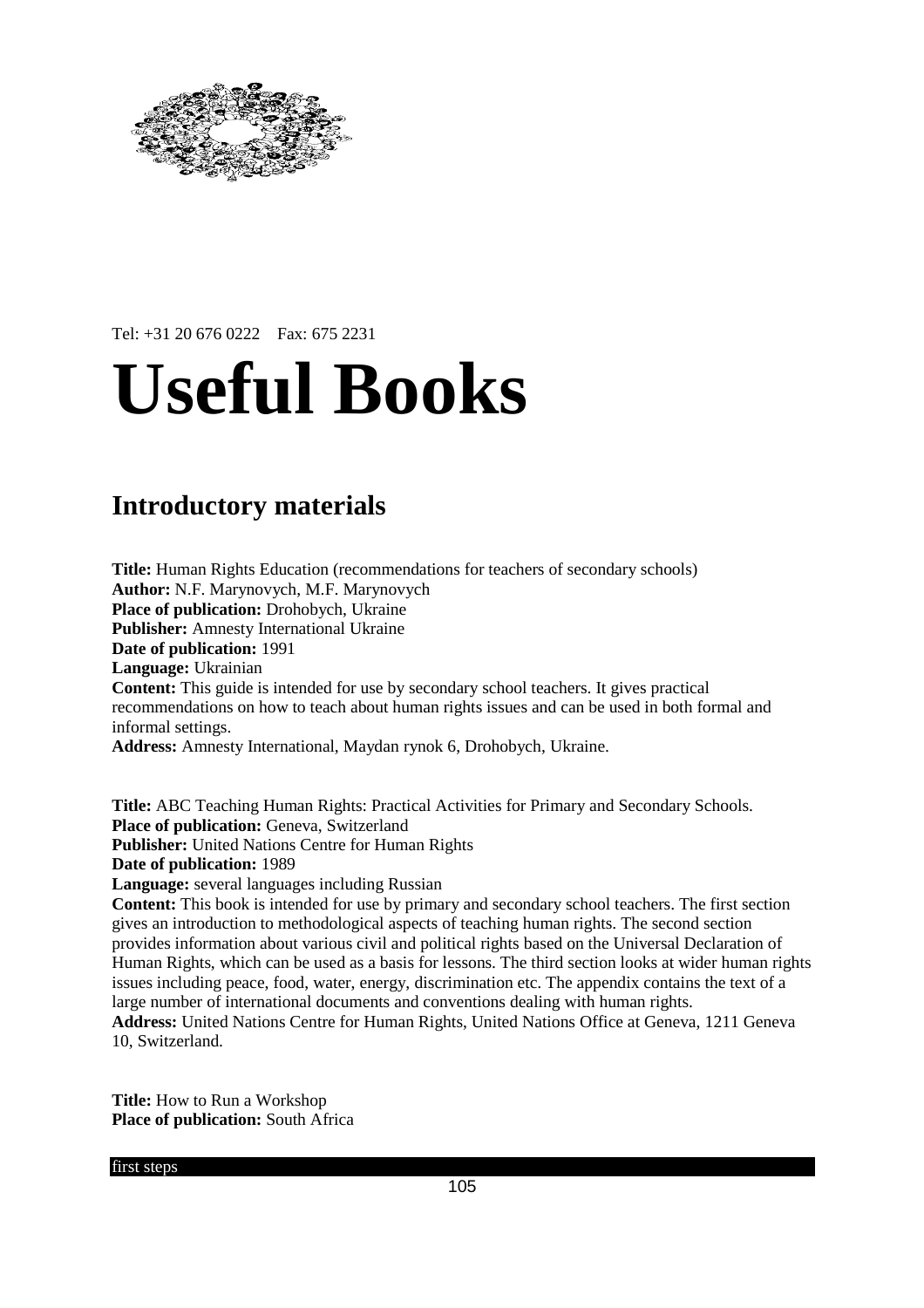Tel: +31 20 676 0222    Fax: 675 2231

# Useful Books

## Introductory materials

**Title:** Human Rights Education (recommendations for teachers of secondary schools)
**Author:** N.F. Marynovych, M.F. Marynovych
**Place of publication:** Drohobych, Ukraine
**Publisher:** Amnesty International Ukraine
**Date of publication:** 1991
**Language:** Ukrainian
**Content:** This guide is intended for use by secondary school teachers. It gives practical recommendations on how to teach about human rights issues and can be used in both formal and informal settings.
**Address:** Amnesty International, Maydan rynok 6, Drohobych, Ukraine.

**Title:** ABC Teaching Human Rights: Practical Activities for Primary and Secondary Schools.
**Place of publication:** Geneva, Switzerland
**Publisher:** United Nations Centre for Human Rights
**Date of publication:** 1989
**Language:** several languages including Russian
**Content:** This book is intended for use by primary and secondary school teachers. The first section gives an introduction to methodological aspects of teaching human rights. The second section provides information about various civil and political rights based on the Universal Declaration of Human Rights, which can be used as a basis for lessons. The third section looks at wider human rights issues including peace, food, water, energy, discrimination etc. The appendix contains the text of a large number of international documents and conventions dealing with human rights.
**Address:** United Nations Centre for Human Rights, United Nations Office at Geneva, 1211 Geneva 10, Switzerland.

**Title:** How to Run a Workshop
**Place of publication:** South Africa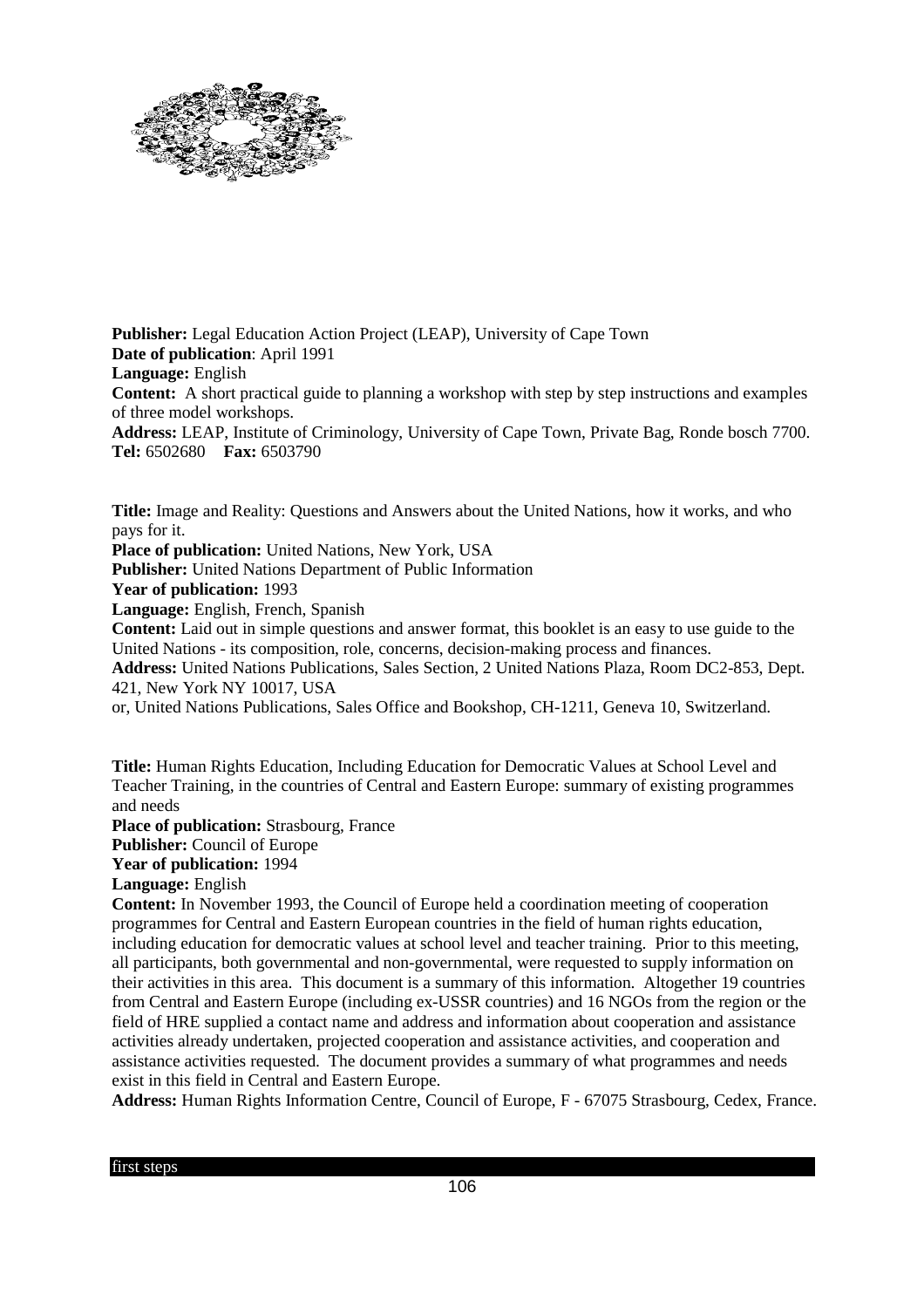**Publisher:** Legal Education Action Project (LEAP), University of Cape Town
**Date of publication**: April 1991
**Language:** English
**Content:** A short practical guide to planning a workshop with step by step instructions and examples of three model workshops.
**Address:** LEAP, Institute of Criminology, University of Cape Town, Private Bag, Ronde bosch 7700.
**Tel:** 6502680 **Fax:** 6503790

**Title:** Image and Reality: Questions and Answers about the United Nations, how it works, and who pays for it.
**Place of publication:** United Nations, New York, USA
**Publisher:** United Nations Department of Public Information
**Year of publication:** 1993
**Language:** English, French, Spanish
**Content:** Laid out in simple questions and answer format, this booklet is an easy to use guide to the United Nations - its composition, role, concerns, decision-making process and finances.
**Address:** United Nations Publications, Sales Section, 2 United Nations Plaza, Room DC2-853, Dept. 421, New York NY 10017, USA
or, United Nations Publications, Sales Office and Bookshop, CH-1211, Geneva 10, Switzerland.

**Title:** Human Rights Education, Including Education for Democratic Values at School Level and Teacher Training, in the countries of Central and Eastern Europe: summary of existing programmes and needs
**Place of publication:** Strasbourg, France
**Publisher:** Council of Europe
**Year of publication:** 1994
**Language:** English
**Content:** In November 1993, the Council of Europe held a coordination meeting of cooperation programmes for Central and Eastern European countries in the field of human rights education, including education for democratic values at school level and teacher training. Prior to this meeting, all participants, both governmental and non-governmental, were requested to supply information on their activities in this area. This document is a summary of this information. Altogether 19 countries from Central and Eastern Europe (including ex-USSR countries) and 16 NGOs from the region or the field of HRE supplied a contact name and address and information about cooperation and assistance activities already undertaken, projected cooperation and assistance activities, and cooperation and assistance activities requested. The document provides a summary of what programmes and needs exist in this field in Central and Eastern Europe.
**Address:** Human Rights Information Centre, Council of Europe, F - 67075 Strasbourg, Cedex, France.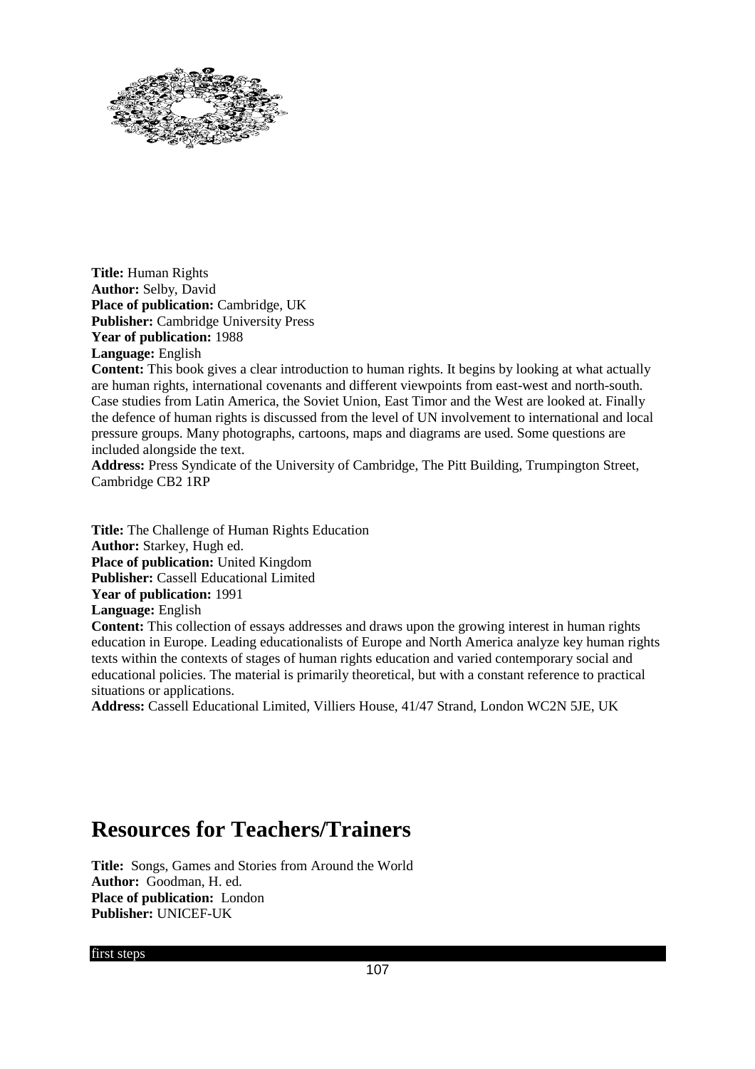**Title:** Human Rights
**Author:** Selby, David
**Place of publication:** Cambridge, UK
**Publisher:** Cambridge University Press
**Year of publication:** 1988
**Language:** English
**Content:** This book gives a clear introduction to human rights. It begins by looking at what actually are human rights, international covenants and different viewpoints from east-west and north-south. Case studies from Latin America, the Soviet Union, East Timor and the West are looked at. Finally the defence of human rights is discussed from the level of UN involvement to international and local pressure groups. Many photographs, cartoons, maps and diagrams are used. Some questions are included alongside the text.
**Address:** Press Syndicate of the University of Cambridge, The Pitt Building, Trumpington Street, Cambridge CB2 1RP

**Title:** The Challenge of Human Rights Education
**Author:** Starkey, Hugh ed.
**Place of publication:** United Kingdom
**Publisher:** Cassell Educational Limited
**Year of publication:** 1991
**Language:** English
**Content:** This collection of essays addresses and draws upon the growing interest in human rights education in Europe. Leading educationalists of Europe and North America analyze key human rights texts within the contexts of stages of human rights education and varied contemporary social and educational policies. The material is primarily theoretical, but with a constant reference to practical situations or applications.
**Address:** Cassell Educational Limited, Villiers House, 41/47 Strand, London WC2N 5JE, UK

## Resources for Teachers/Trainers

**Title:** Songs, Games and Stories from Around the World
**Author:** Goodman, H. ed.
**Place of publication:** London
**Publisher:** UNICEF-UK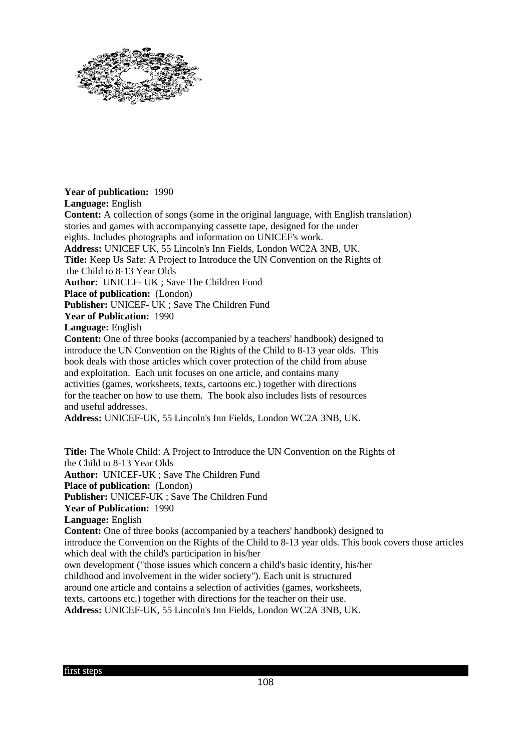**Year of publication:** 1990
**Language:** English
**Content:** A collection of songs (some in the original language, with English translation) stories and games with accompanying cassette tape, designed for the under eights. Includes photographs and information on UNICEF's work.
**Address:** UNICEF UK, 55 Lincoln's Inn Fields, London WC2A 3NB, UK.

**Title:** Keep Us Safe: A Project to Introduce the UN Convention on the Rights of the Child to 8-13 Year Olds
**Author:** UNICEF- UK ; Save The Children Fund
**Place of publication:** (London)
**Publisher:** UNICEF- UK ; Save The Children Fund
**Year of Publication:** 1990
**Language:** English
**Content:** One of three books (accompanied by a teachers' handbook) designed to introduce the UN Convention on the Rights of the Child to 8-13 year olds. This book deals with those articles which cover protection of the child from abuse and exploitation. Each unit focuses on one article, and contains many activities (games, worksheets, texts, cartoons etc.) together with directions for the teacher on how to use them. The book also includes lists of resources and useful addresses.
**Address:** UNICEF-UK, 55 Lincoln's Inn Fields, London WC2A 3NB, UK.

**Title:** The Whole Child: A Project to Introduce the UN Convention on the Rights of the Child to 8-13 Year Olds
**Author:** UNICEF-UK ; Save The Children Fund
**Place of publication:** (London)
**Publisher:** UNICEF-UK ; Save The Children Fund
**Year of Publication:** 1990
**Language:** English
**Content:** One of three books (accompanied by a teachers' handbook) designed to introduce the Convention on the Rights of the Child to 8-13 year olds. This book covers those articles which deal with the child's participation in his/her own development ("those issues which concern a child's basic identity, his/her childhood and involvement in the wider society"). Each unit is structured around one article and contains a selection of activities (games, worksheets, texts, cartoons etc.) together with directions for the teacher on their use.
**Address:** UNICEF-UK, 55 Lincoln's Inn Fields, London WC2A 3NB, UK.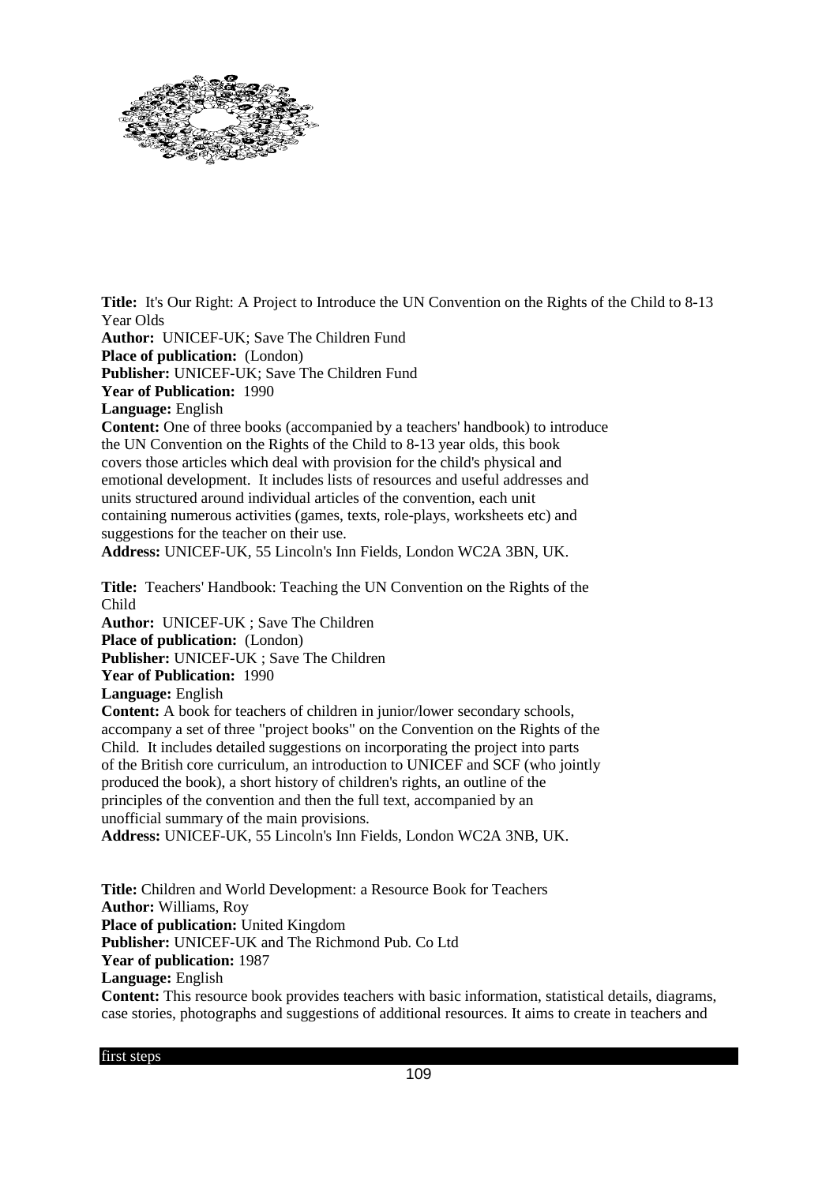**Title:** It's Our Right: A Project to Introduce the UN Convention on the Rights of the Child to 8-13 Year Olds
**Author:** UNICEF-UK; Save The Children Fund
**Place of publication:** (London)
**Publisher:** UNICEF-UK; Save The Children Fund
**Year of Publication:** 1990
**Language:** English
**Content:** One of three books (accompanied by a teachers' handbook) to introduce the UN Convention on the Rights of the Child to 8-13 year olds, this book covers those articles which deal with provision for the child's physical and emotional development. It includes lists of resources and useful addresses and units structured around individual articles of the convention, each unit containing numerous activities (games, texts, role-plays, worksheets etc) and suggestions for the teacher on their use.
**Address:** UNICEF-UK, 55 Lincoln's Inn Fields, London WC2A 3BN, UK.

**Title:** Teachers' Handbook: Teaching the UN Convention on the Rights of the Child
**Author:** UNICEF-UK ; Save The Children
**Place of publication:** (London)
**Publisher:** UNICEF-UK ; Save The Children
**Year of Publication:** 1990
**Language:** English
**Content:** A book for teachers of children in junior/lower secondary schools, accompany a set of three "project books" on the Convention on the Rights of the Child. It includes detailed suggestions on incorporating the project into parts of the British core curriculum, an introduction to UNICEF and SCF (who jointly produced the book), a short history of children's rights, an outline of the principles of the convention and then the full text, accompanied by an unofficial summary of the main provisions.
**Address:** UNICEF-UK, 55 Lincoln's Inn Fields, London WC2A 3NB, UK.

**Title:** Children and World Development: a Resource Book for Teachers
**Author:** Williams, Roy
**Place of publication:** United Kingdom
**Publisher:** UNICEF-UK and The Richmond Pub. Co Ltd
**Year of publication:** 1987
**Language:** English
**Content:** This resource book provides teachers with basic information, statistical details, diagrams, case stories, photographs and suggestions of additional resources. It aims to create in teachers and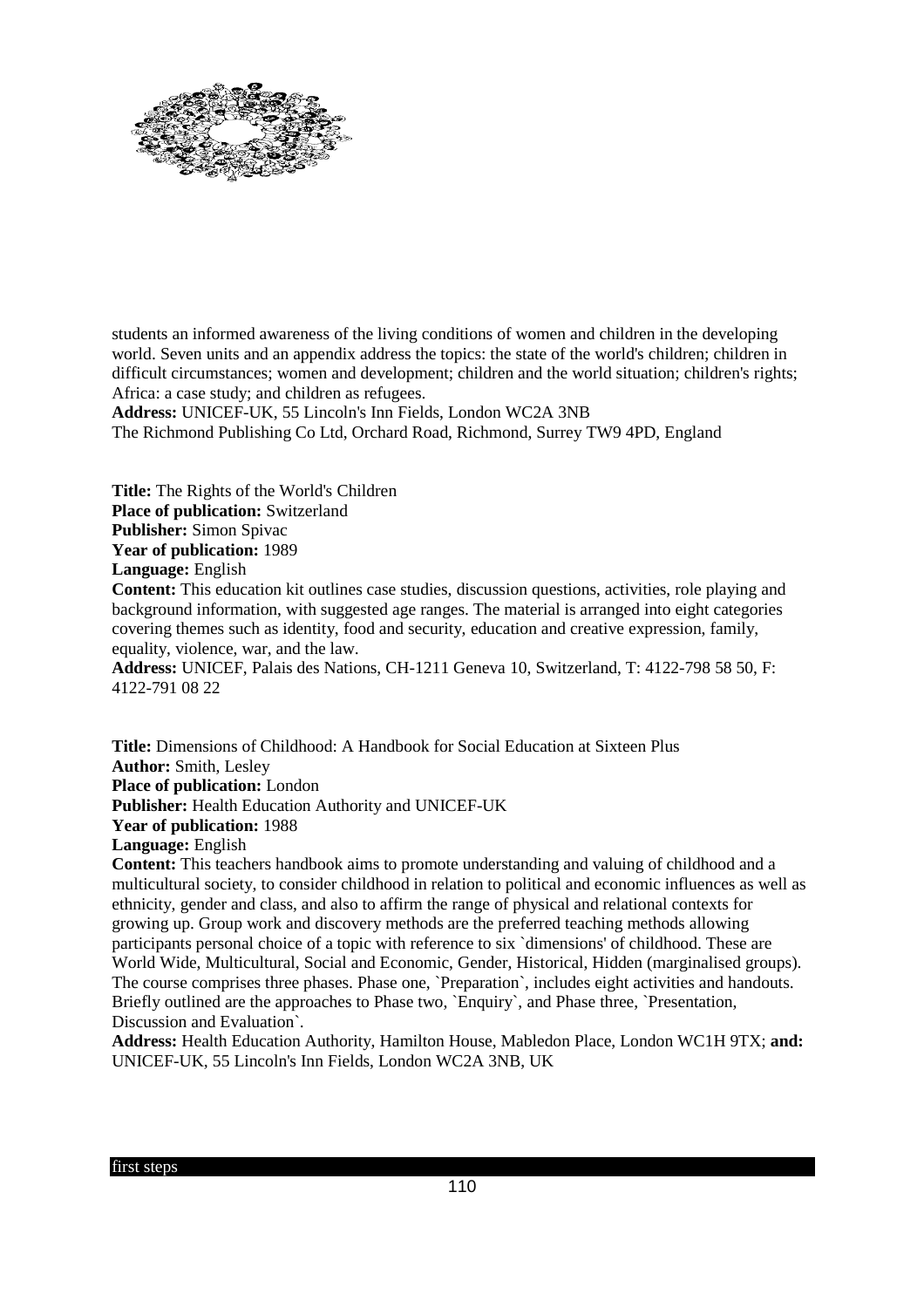students an informed awareness of the living conditions of women and children in the developing world. Seven units and an appendix address the topics: the state of the world's children; children in difficult circumstances; women and development; children and the world situation; children's rights; Africa: a case study; and children as refugees.
**Address:** UNICEF-UK, 55 Lincoln's Inn Fields, London WC2A 3NB
The Richmond Publishing Co Ltd, Orchard Road, Richmond, Surrey TW9 4PD, England

**Title:** The Rights of the World's Children
**Place of publication:** Switzerland
**Publisher:** Simon Spivac
**Year of publication:** 1989
**Language:** English
**Content:** This education kit outlines case studies, discussion questions, activities, role playing and background information, with suggested age ranges. The material is arranged into eight categories covering themes such as identity, food and security, education and creative expression, family, equality, violence, war, and the law.
**Address:** UNICEF, Palais des Nations, CH-1211 Geneva 10, Switzerland, T: 4122-798 58 50, F: 4122-791 08 22

**Title:** Dimensions of Childhood: A Handbook for Social Education at Sixteen Plus
**Author:** Smith, Lesley
**Place of publication:** London
**Publisher:** Health Education Authority and UNICEF-UK
**Year of publication:** 1988
**Language:** English
**Content:** This teachers handbook aims to promote understanding and valuing of childhood and a multicultural society, to consider childhood in relation to political and economic influences as well as ethnicity, gender and class, and also to affirm the range of physical and relational contexts for growing up. Group work and discovery methods are the preferred teaching methods allowing participants personal choice of a topic with reference to six `dimensions' of childhood. These are World Wide, Multicultural, Social and Economic, Gender, Historical, Hidden (marginalised groups). The course comprises three phases. Phase one, `Preparation`, includes eight activities and handouts. Briefly outlined are the approaches to Phase two, `Enquiry`, and Phase three, `Presentation, Discussion and Evaluation`.
**Address:** Health Education Authority, Hamilton House, Mabledon Place, London WC1H 9TX; **and:** UNICEF-UK, 55 Lincoln's Inn Fields, London WC2A 3NB, UK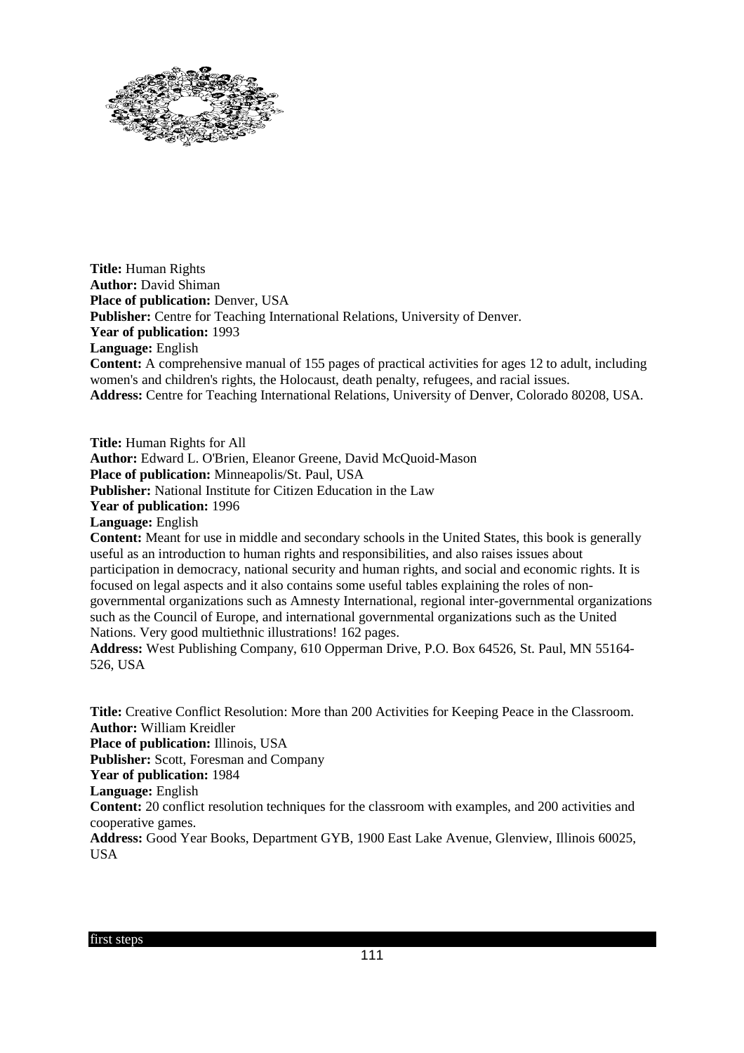**Title:** Human Rights
**Author:** David Shiman
**Place of publication:** Denver, USA
**Publisher:** Centre for Teaching International Relations, University of Denver.
**Year of publication:** 1993
**Language:** English
**Content:** A comprehensive manual of 155 pages of practical activities for ages 12 to adult, including women's and children's rights, the Holocaust, death penalty, refugees, and racial issues.
**Address:** Centre for Teaching International Relations, University of Denver, Colorado 80208, USA.

**Title:** Human Rights for All
**Author:** Edward L. O'Brien, Eleanor Greene, David McQuoid-Mason
**Place of publication:** Minneapolis/St. Paul, USA
**Publisher:** National Institute for Citizen Education in the Law
**Year of publication:** 1996
**Language:** English
**Content:** Meant for use in middle and secondary schools in the United States, this book is generally useful as an introduction to human rights and responsibilities, and also raises issues about participation in democracy, national security and human rights, and social and economic rights. It is focused on legal aspects and it also contains some useful tables explaining the roles of non-governmental organizations such as Amnesty International, regional inter-governmental organizations such as the Council of Europe, and international governmental organizations such as the United Nations. Very good multiethnic illustrations! 162 pages.
**Address:** West Publishing Company, 610 Opperman Drive, P.O. Box 64526, St. Paul, MN 55164-526, USA

**Title:** Creative Conflict Resolution: More than 200 Activities for Keeping Peace in the Classroom.
**Author:** William Kreidler
**Place of publication:** Illinois, USA
**Publisher:** Scott, Foresman and Company
**Year of publication:** 1984
**Language:** English
**Content:** 20 conflict resolution techniques for the classroom with examples, and 200 activities and cooperative games.
**Address:** Good Year Books, Department GYB, 1900 East Lake Avenue, Glenview, Illinois 60025, USA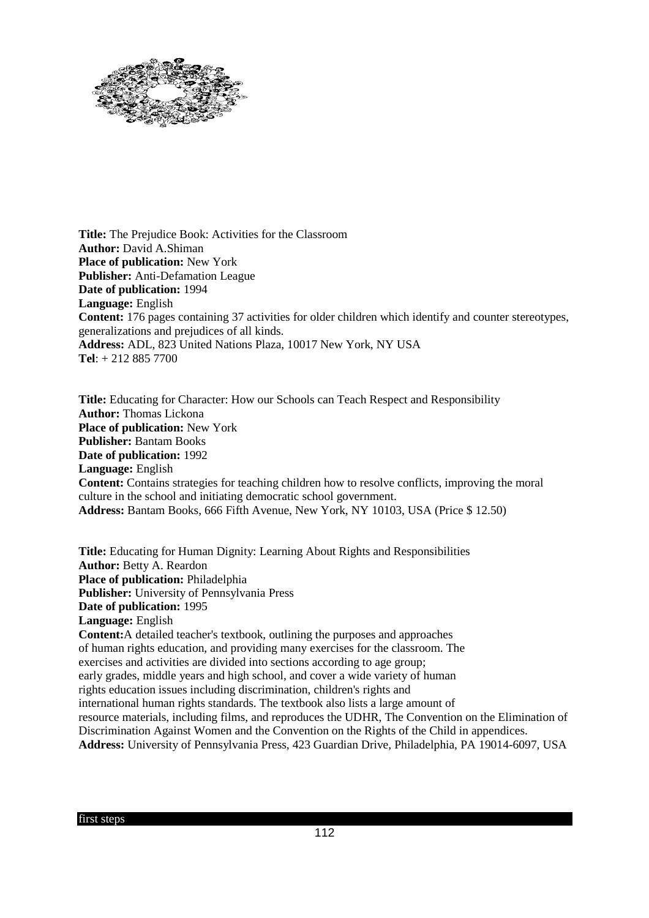**Title:** The Prejudice Book: Activities for the Classroom
**Author:** David A.Shiman
**Place of publication:** New York
**Publisher:** Anti-Defamation League
**Date of publication:** 1994
**Language:** English
**Content:** 176 pages containing 37 activities for older children which identify and counter stereotypes, generalizations and prejudices of all kinds.
**Address:** ADL, 823 United Nations Plaza, 10017 New York, NY USA
**Tel**: + 212 885 7700

**Title:** Educating for Character: How our Schools can Teach Respect and Responsibility
**Author:** Thomas Lickona
**Place of publication:** New York
**Publisher:** Bantam Books
**Date of publication:** 1992
**Language:** English
**Content:** Contains strategies for teaching children how to resolve conflicts, improving the moral culture in the school and initiating democratic school government.
**Address:** Bantam Books, 666 Fifth Avenue, New York, NY 10103, USA (Price $ 12.50)

**Title:** Educating for Human Dignity: Learning About Rights and Responsibilities
**Author:** Betty A. Reardon
**Place of publication:** Philadelphia
**Publisher:** University of Pennsylvania Press
**Date of publication:** 1995
**Language:** English
**Content:**A detailed teacher's textbook, outlining the purposes and approaches of human rights education, and providing many exercises for the classroom. The exercises and activities are divided into sections according to age group; early grades, middle years and high school, and cover a wide variety of human rights education issues including discrimination, children's rights and international human rights standards. The textbook also lists a large amount of resource materials, including films, and reproduces the UDHR, The Convention on the Elimination of Discrimination Against Women and the Convention on the Rights of the Child in appendices.
**Address:** University of Pennsylvania Press, 423 Guardian Drive, Philadelphia, PA 19014-6097, USA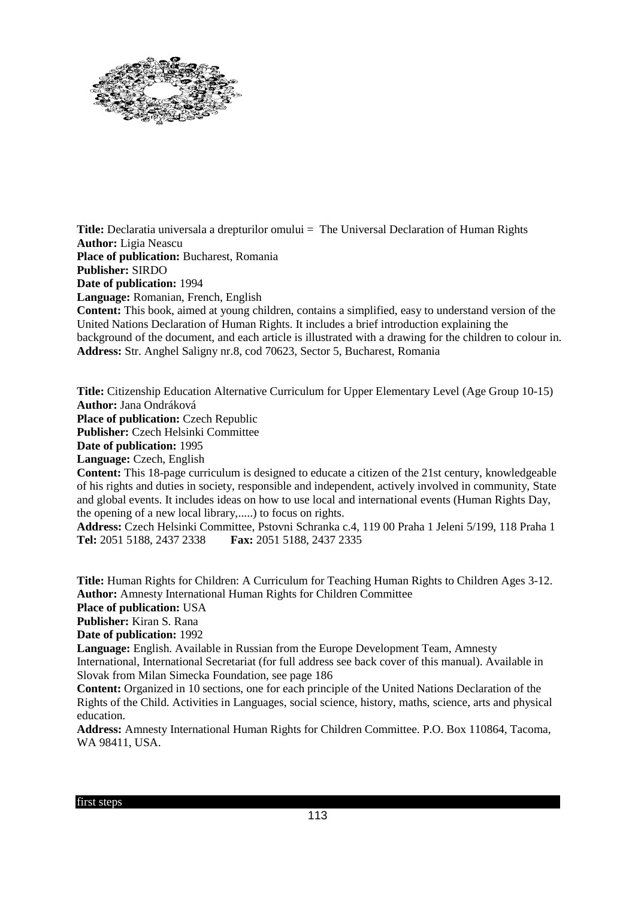**Title:** Declaratia universala a drepturilor omului = The Universal Declaration of Human Rights
**Author:** Ligia Neascu
**Place of publication:** Bucharest, Romania
**Publisher:** SIRDO
**Date of publication:** 1994
**Language:** Romanian, French, English
**Content:** This book, aimed at young children, contains a simplified, easy to understand version of the United Nations Declaration of Human Rights. It includes a brief introduction explaining the background of the document, and each article is illustrated with a drawing for the children to colour in.
**Address:** Str. Anghel Saligny nr.8, cod 70623, Sector 5, Bucharest, Romania

**Title:** Citizenship Education Alternative Curriculum for Upper Elementary Level (Age Group 10-15)
**Author:** Jana Ondráková
**Place of publication:** Czech Republic
**Publisher:** Czech Helsinki Committee
**Date of publication:** 1995
**Language:** Czech, English
**Content:** This 18-page curriculum is designed to educate a citizen of the 21st century, knowledgeable of his rights and duties in society, responsible and independent, actively involved in community, State and global events. It includes ideas on how to use local and international events (Human Rights Day, the opening of a new local library,.....) to focus on rights.
**Address:** Czech Helsinki Committee, Pstovni Schranka c.4, 119 00 Praha 1 Jeleni 5/199, 118 Praha 1
**Tel:** 2051 5188, 2437 2338 **Fax:** 2051 5188, 2437 2335

**Title:** Human Rights for Children: A Curriculum for Teaching Human Rights to Children Ages 3-12.
**Author:** Amnesty International Human Rights for Children Committee
**Place of publication:** USA
**Publisher:** Kiran S. Rana
**Date of publication:** 1992
**Language:** English. Available in Russian from the Europe Development Team, Amnesty International, International Secretariat (for full address see back cover of this manual). Available in Slovak from Milan Simecka Foundation, see page 186
**Content:** Organized in 10 sections, one for each principle of the United Nations Declaration of the Rights of the Child. Activities in Languages, social science, history, maths, science, arts and physical education.
**Address:** Amnesty International Human Rights for Children Committee. P.O. Box 110864, Tacoma, WA 98411, USA.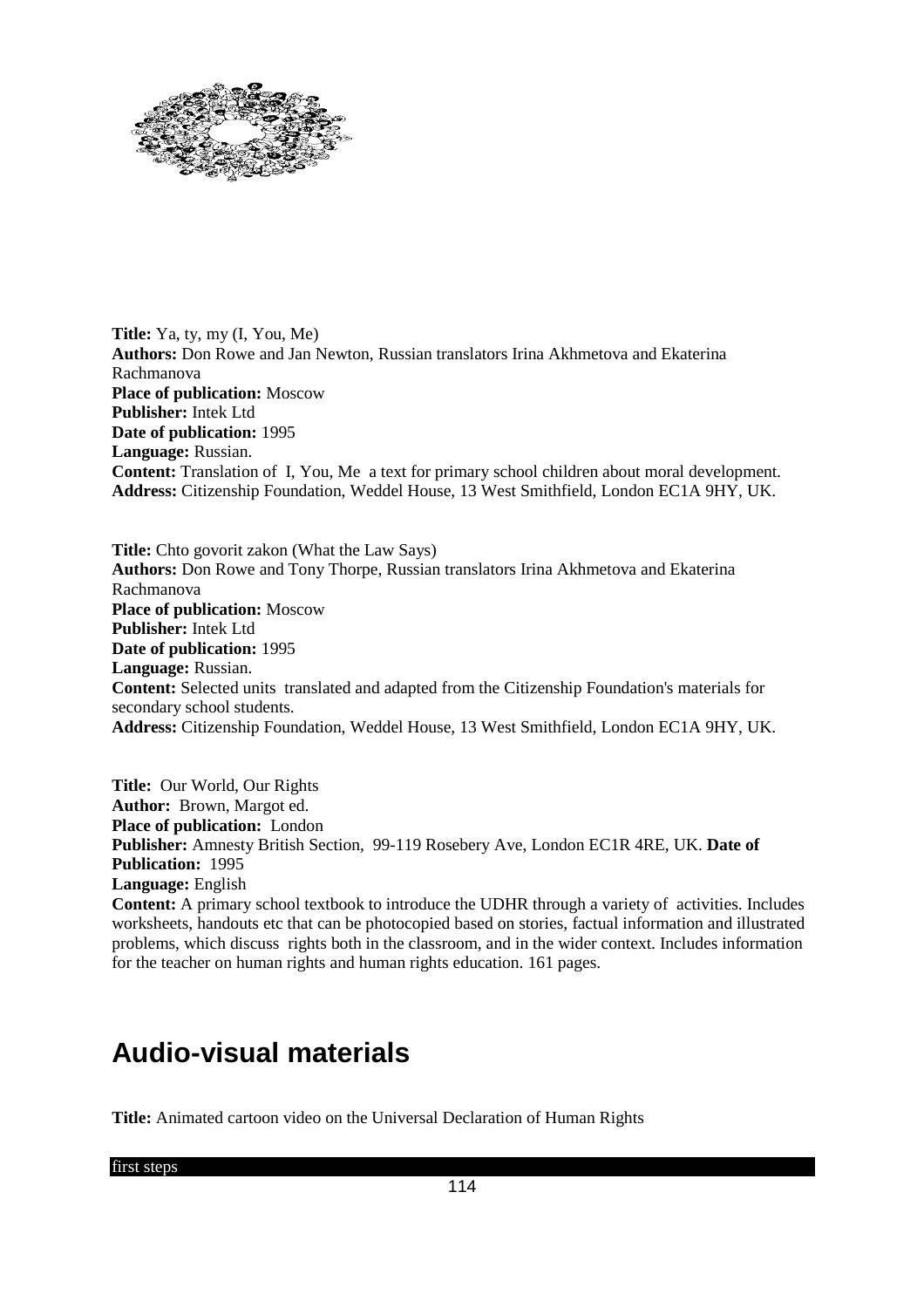**Title:** Ya, ty, my (I, You, Me)
**Authors:** Don Rowe and Jan Newton, Russian translators Irina Akhmetova and Ekaterina Rachmanova
**Place of publication:** Moscow
**Publisher:** Intek Ltd
**Date of publication:** 1995
**Language:** Russian.
**Content:** Translation of I, You, Me a text for primary school children about moral development.
**Address:** Citizenship Foundation, Weddel House, 13 West Smithfield, London EC1A 9HY, UK.

**Title:** Chto govorit zakon (What the Law Says)
**Authors:** Don Rowe and Tony Thorpe, Russian translators Irina Akhmetova and Ekaterina Rachmanova
**Place of publication:** Moscow
**Publisher:** Intek Ltd
**Date of publication:** 1995
**Language:** Russian.
**Content:** Selected units translated and adapted from the Citizenship Foundation's materials for secondary school students.
**Address:** Citizenship Foundation, Weddel House, 13 West Smithfield, London EC1A 9HY, UK.

**Title:** Our World, Our Rights
**Author:** Brown, Margot ed.
**Place of publication:** London
**Publisher:** Amnesty British Section, 99-119 Rosebery Ave, London EC1R 4RE, UK. **Date of Publication:** 1995
**Language:** English
**Content:** A primary school textbook to introduce the UDHR through a variety of activities. Includes worksheets, handouts etc that can be photocopied based on stories, factual information and illustrated problems, which discuss rights both in the classroom, and in the wider context. Includes information for the teacher on human rights and human rights education. 161 pages.

# Audio-visual materials

**Title:** Animated cartoon video on the Universal Declaration of Human Rights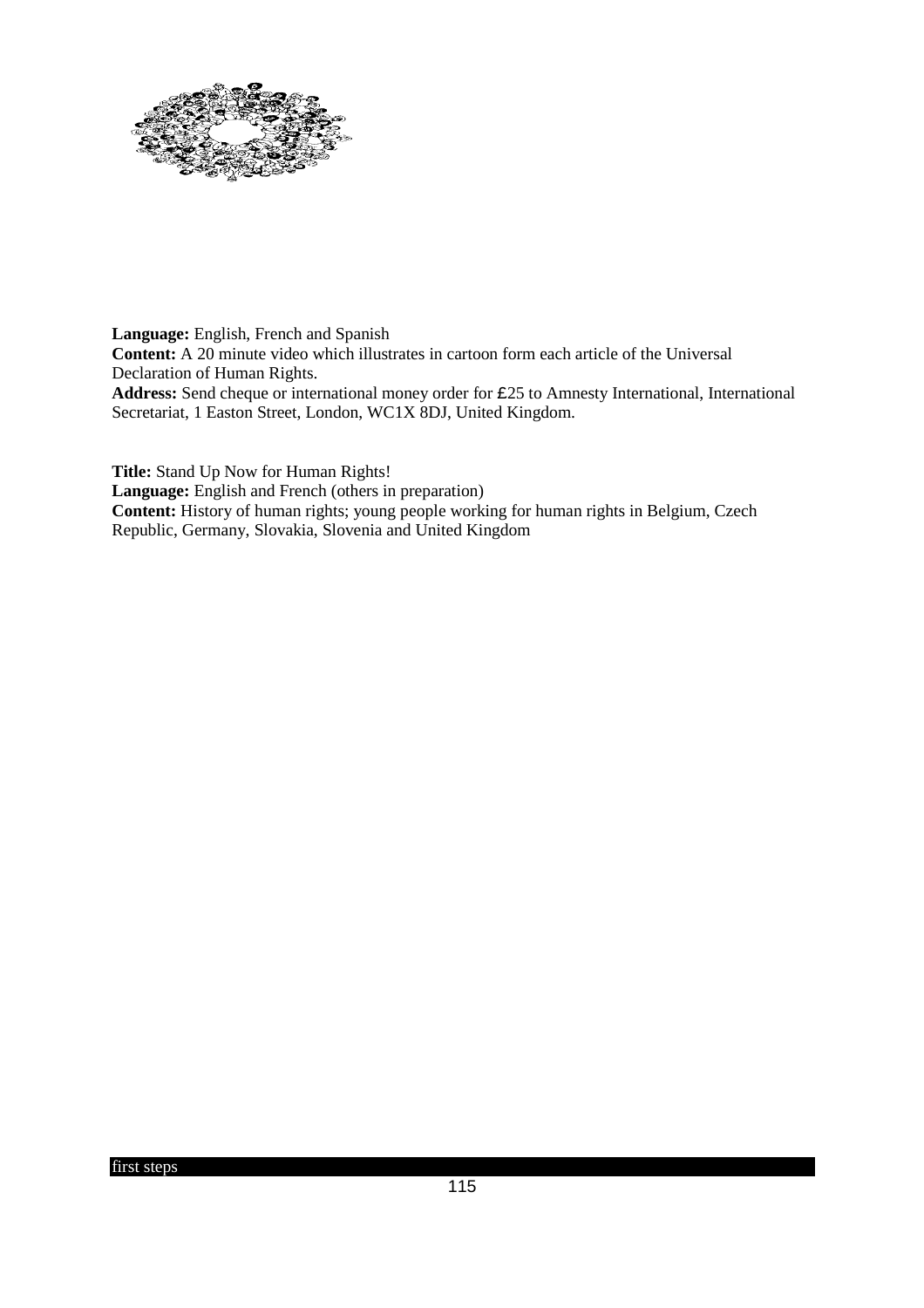**Language:** English, French and Spanish
**Content:** A 20 minute video which illustrates in cartoon form each article of the Universal Declaration of Human Rights.
**Address:** Send cheque or international money order for £25 to Amnesty International, International Secretariat, 1 Easton Street, London, WC1X 8DJ, United Kingdom.

**Title:** Stand Up Now for Human Rights!
**Language:** English and French (others in preparation)
**Content:** History of human rights; young people working for human rights in Belgium, Czech Republic, Germany, Slovakia, Slovenia and United Kingdom